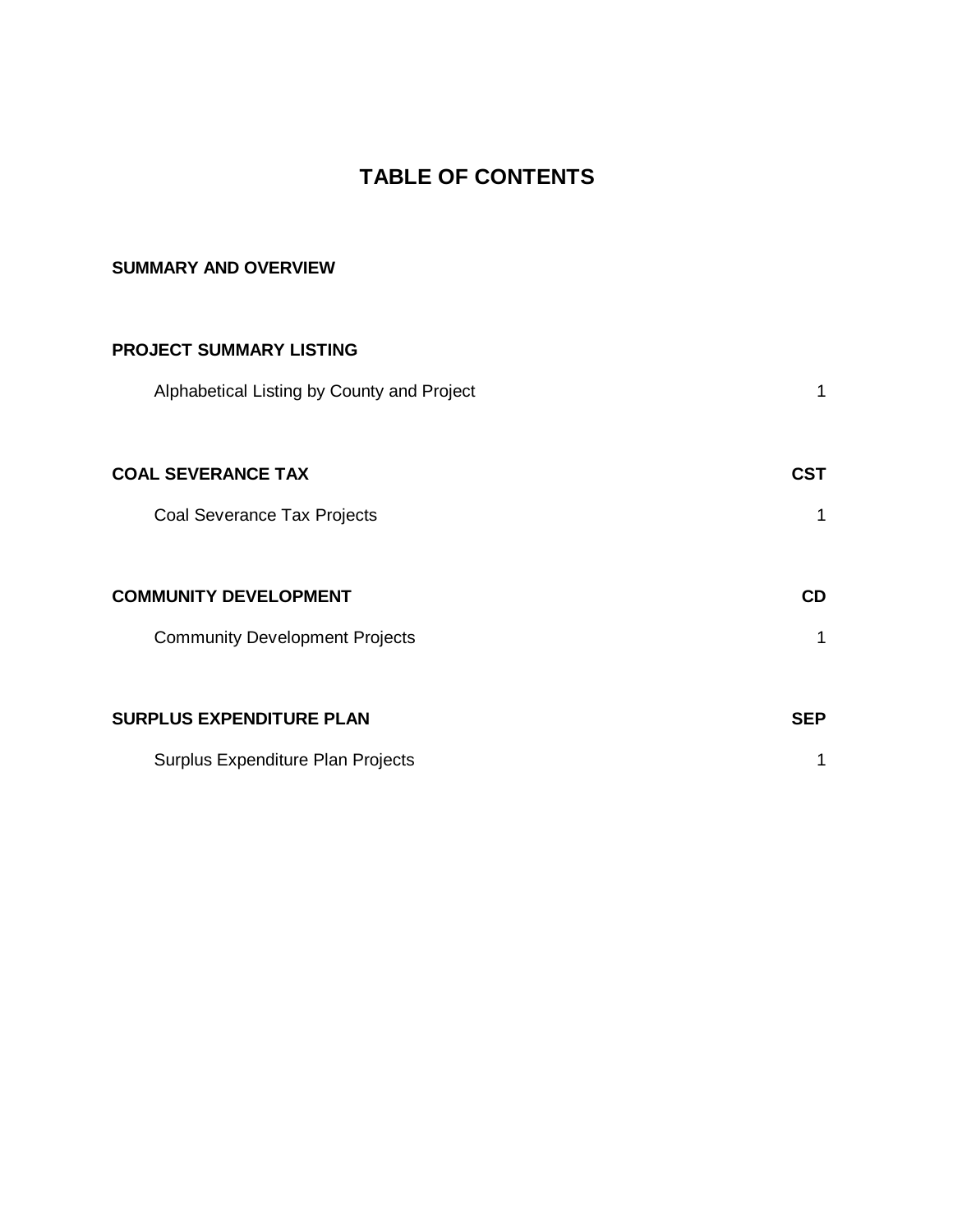# TABLE OF CONTENTS

| | |
|---|---|
| **SUMMARY AND OVERVIEW** | |
| | |
| **PROJECT SUMMARY LISTING** | |
| Alphabetical Listing by County and Project | 1 |
| | |
| **COAL SEVERANCE TAX** | **CST** |
| Coal Severance Tax Projects | 1 |
| | |
| **COMMUNITY DEVELOPMENT** | **CD** |
| Community Development Projects | 1 |
| | |
| **SURPLUS EXPENDITURE PLAN** | **SEP** |
| Surplus Expenditure Plan Projects | 1 |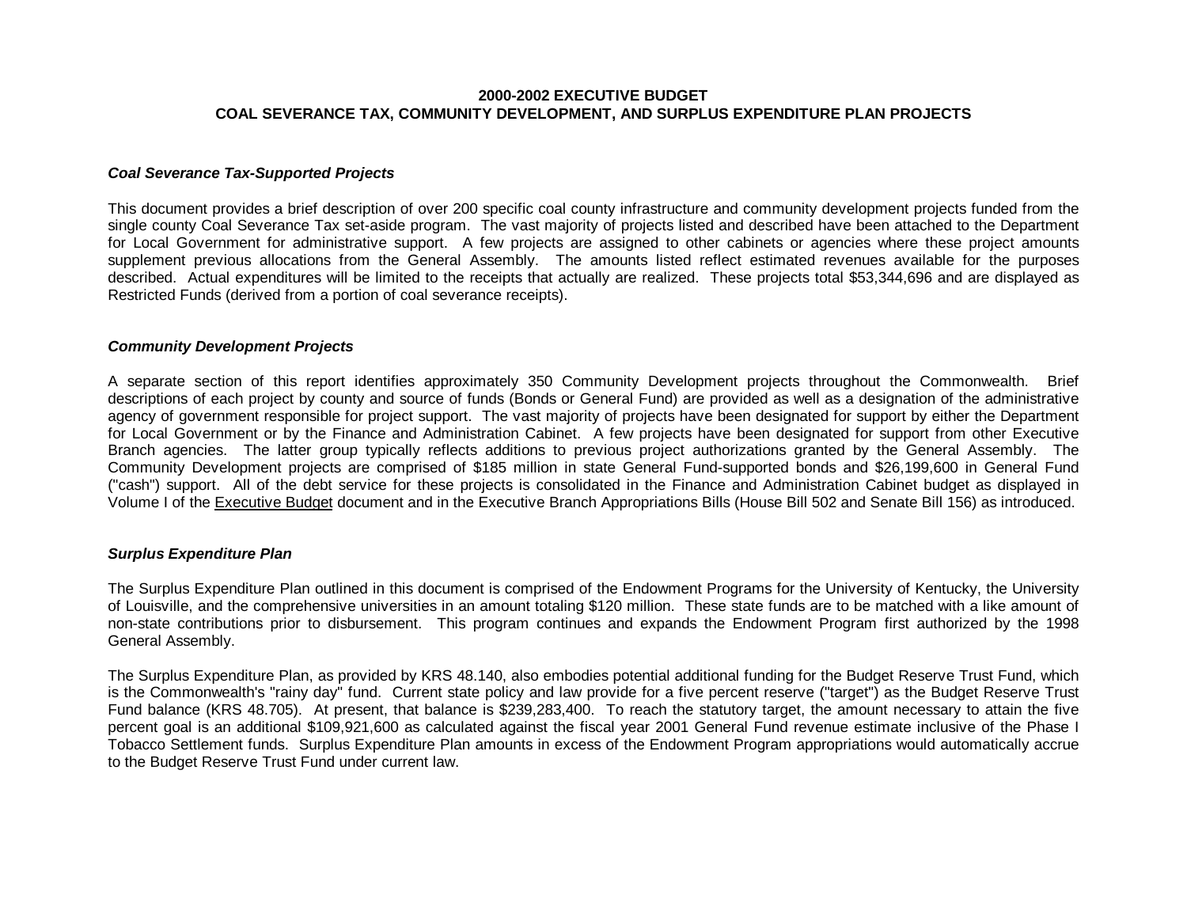# 2000-2002 EXECUTIVE BUDGET
# COAL SEVERANCE TAX, COMMUNITY DEVELOPMENT, AND SURPLUS EXPENDITURE PLAN PROJECTS

### *Coal Severance Tax-Supported Projects*

This document provides a brief description of over 200 specific coal county infrastructure and community development projects funded from the single county Coal Severance Tax set-aside program. The vast majority of projects listed and described have been attached to the Department for Local Government for administrative support. A few projects are assigned to other cabinets or agencies where these project amounts supplement previous allocations from the General Assembly. The amounts listed reflect estimated revenues available for the purposes described. Actual expenditures will be limited to the receipts that actually are realized. These projects total $53,344,696 and are displayed as Restricted Funds (derived from a portion of coal severance receipts).

### *Community Development Projects*

A separate section of this report identifies approximately 350 Community Development projects throughout the Commonwealth. Brief descriptions of each project by county and source of funds (Bonds or General Fund) are provided as well as a designation of the administrative agency of government responsible for project support. The vast majority of projects have been designated for support by either the Department for Local Government or by the Finance and Administration Cabinet. A few projects have been designated for support from other Executive Branch agencies. The latter group typically reflects additions to previous project authorizations granted by the General Assembly. The Community Development projects are comprised of $185 million in state General Fund-supported bonds and $26,199,600 in General Fund ("cash") support. All of the debt service for these projects is consolidated in the Finance and Administration Cabinet budget as displayed in Volume I of the Executive Budget document and in the Executive Branch Appropriations Bills (House Bill 502 and Senate Bill 156) as introduced.

### *Surplus Expenditure Plan*

The Surplus Expenditure Plan outlined in this document is comprised of the Endowment Programs for the University of Kentucky, the University of Louisville, and the comprehensive universities in an amount totaling $120 million. These state funds are to be matched with a like amount of non-state contributions prior to disbursement. This program continues and expands the Endowment Program first authorized by the 1998 General Assembly.

The Surplus Expenditure Plan, as provided by KRS 48.140, also embodies potential additional funding for the Budget Reserve Trust Fund, which is the Commonwealth's "rainy day" fund. Current state policy and law provide for a five percent reserve ("target") as the Budget Reserve Trust Fund balance (KRS 48.705). At present, that balance is $239,283,400. To reach the statutory target, the amount necessary to attain the five percent goal is an additional $109,921,600 as calculated against the fiscal year 2001 General Fund revenue estimate inclusive of the Phase I Tobacco Settlement funds. Surplus Expenditure Plan amounts in excess of the Endowment Program appropriations would automatically accrue to the Budget Reserve Trust Fund under current law.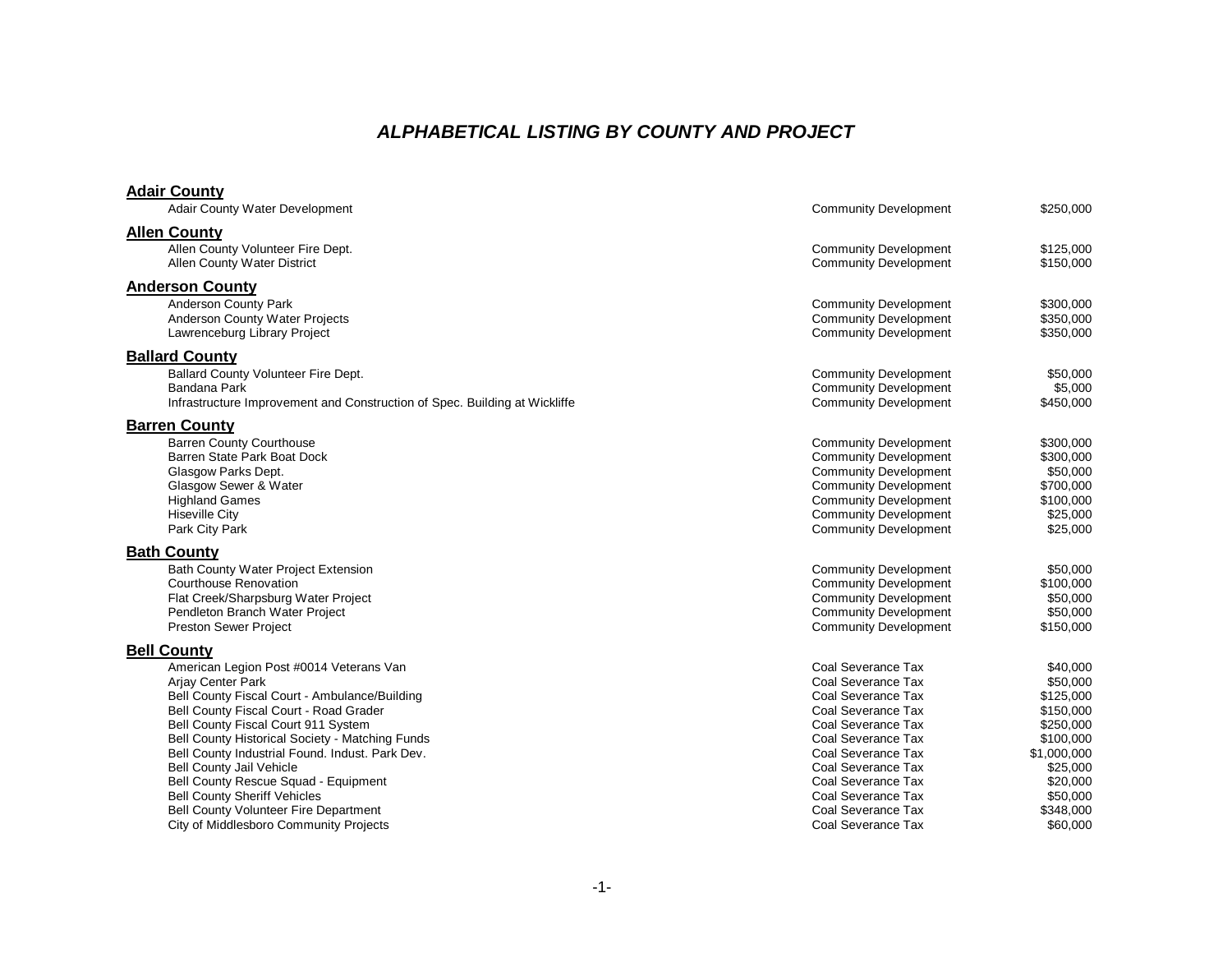# *ALPHABETICAL LISTING BY COUNTY AND PROJECT*

## Adair County

| Project | Fund | Amount |
|---|---|---|
| Adair County Water Development | Community Development | $250,000 |

## Allen County

| Project | Fund | Amount |
|---|---|---|
| Allen County Volunteer Fire Dept. | Community Development | $125,000 |
| Allen County Water District | Community Development | $150,000 |

## Anderson County

| Project | Fund | Amount |
|---|---|---|
| Anderson County Park | Community Development | $300,000 |
| Anderson County Water Projects | Community Development | $350,000 |
| Lawrenceburg Library Project | Community Development | $350,000 |

## Ballard County

| Project | Fund | Amount |
|---|---|---|
| Ballard County Volunteer Fire Dept. | Community Development | $50,000 |
| Bandana Park | Community Development | $5,000 |
| Infrastructure Improvement and Construction of Spec. Building at Wickliffe | Community Development | $450,000 |

## Barren County

| Project | Fund | Amount |
|---|---|---|
| Barren County Courthouse | Community Development | $300,000 |
| Barren State Park Boat Dock | Community Development | $300,000 |
| Glasgow Parks Dept. | Community Development | $50,000 |
| Glasgow Sewer & Water | Community Development | $700,000 |
| Highland Games | Community Development | $100,000 |
| Hiseville City | Community Development | $25,000 |
| Park City Park | Community Development | $25,000 |

## Bath County

| Project | Fund | Amount |
|---|---|---|
| Bath County Water Project Extension | Community Development | $50,000 |
| Courthouse Renovation | Community Development | $100,000 |
| Flat Creek/Sharpsburg Water Project | Community Development | $50,000 |
| Pendleton Branch Water Project | Community Development | $50,000 |
| Preston Sewer Project | Community Development | $150,000 |

## Bell County

| Project | Fund | Amount |
|---|---|---|
| American Legion Post #0014 Veterans Van | Coal Severance Tax | $40,000 |
| Arjay Center Park | Coal Severance Tax | $50,000 |
| Bell County Fiscal Court - Ambulance/Building | Coal Severance Tax | $125,000 |
| Bell County Fiscal Court - Road Grader | Coal Severance Tax | $150,000 |
| Bell County Fiscal Court 911 System | Coal Severance Tax | $250,000 |
| Bell County Historical Society - Matching Funds | Coal Severance Tax | $100,000 |
| Bell County Industrial Found. Indust. Park Dev. | Coal Severance Tax | $1,000,000 |
| Bell County Jail Vehicle | Coal Severance Tax | $25,000 |
| Bell County Rescue Squad - Equipment | Coal Severance Tax | $20,000 |
| Bell County Sheriff Vehicles | Coal Severance Tax | $50,000 |
| Bell County Volunteer Fire Department | Coal Severance Tax | $348,000 |
| City of Middlesboro Community Projects | Coal Severance Tax | $60,000 |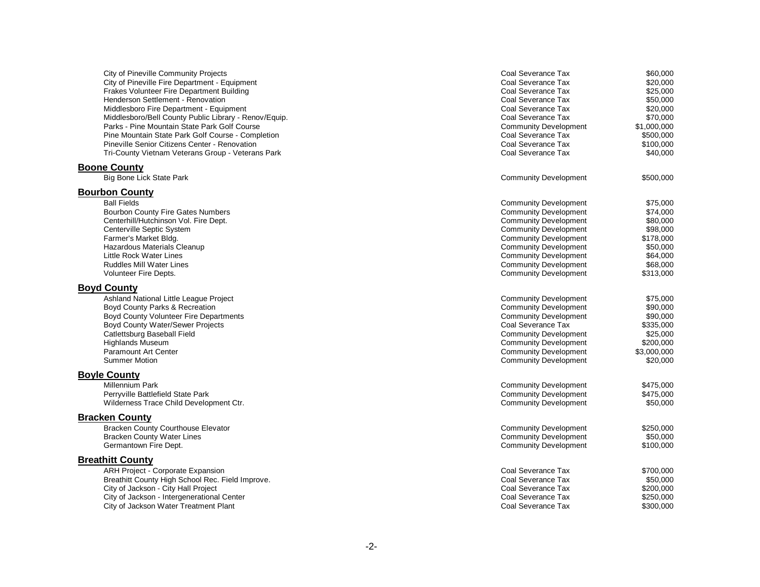| | | |
|---|---|---|
| City of Pineville Community Projects | Coal Severance Tax | $60,000 |
| City of Pineville Fire Department - Equipment | Coal Severance Tax | $20,000 |
| Frakes Volunteer Fire Department Building | Coal Severance Tax | $25,000 |
| Henderson Settlement - Renovation | Coal Severance Tax | $50,000 |
| Middlesboro Fire Department - Equipment | Coal Severance Tax | $20,000 |
| Middlesboro/Bell County Public Library - Renov/Equip. | Coal Severance Tax | $70,000 |
| Parks - Pine Mountain State Park Golf Course | Community Development | $1,000,000 |
| Pine Mountain State Park Golf Course - Completion | Coal Severance Tax | $500,000 |
| Pineville Senior Citizens Center - Renovation | Coal Severance Tax | $100,000 |
| Tri-County Vietnam Veterans Group - Veterans Park | Coal Severance Tax | $40,000 |

## Boone County

| | | |
|---|---|---|
| Big Bone Lick State Park | Community Development | $500,000 |

## Bourbon County

| | | |
|---|---|---|
| Ball Fields | Community Development | $75,000 |
| Bourbon County Fire Gates Numbers | Community Development | $74,000 |
| Centerhill/Hutchinson Vol. Fire Dept. | Community Development | $80,000 |
| Centerville Septic System | Community Development | $98,000 |
| Farmer's Market Bldg. | Community Development | $178,000 |
| Hazardous Materials Cleanup | Community Development | $50,000 |
| Little Rock Water Lines | Community Development | $64,000 |
| Ruddles Mill Water Lines | Community Development | $68,000 |
| Volunteer Fire Depts. | Community Development | $313,000 |

## Boyd County

| | | |
|---|---|---|
| Ashland National Little League Project | Community Development | $75,000 |
| Boyd County Parks & Recreation | Community Development | $90,000 |
| Boyd County Volunteer Fire Departments | Community Development | $90,000 |
| Boyd County Water/Sewer Projects | Coal Severance Tax | $335,000 |
| Catlettsburg Baseball Field | Community Development | $25,000 |
| Highlands Museum | Community Development | $200,000 |
| Paramount Art Center | Community Development | $3,000,000 |
| Summer Motion | Community Development | $20,000 |

## Boyle County

| | | |
|---|---|---|
| Millennium Park | Community Development | $475,000 |
| Perryville Battlefield State Park | Community Development | $475,000 |
| Wilderness Trace Child Development Ctr. | Community Development | $50,000 |

## Bracken County

| | | |
|---|---|---|
| Bracken County Courthouse Elevator | Community Development | $250,000 |
| Bracken County Water Lines | Community Development | $50,000 |
| Germantown Fire Dept. | Community Development | $100,000 |

## Breathitt County

| | | |
|---|---|---|
| ARH Project - Corporate Expansion | Coal Severance Tax | $700,000 |
| Breathitt County High School Rec. Field Improve. | Coal Severance Tax | $50,000 |
| City of Jackson - City Hall Project | Coal Severance Tax | $200,000 |
| City of Jackson - Intergenerational Center | Coal Severance Tax | $250,000 |
| City of Jackson Water Treatment Plant | Coal Severance Tax | $300,000 |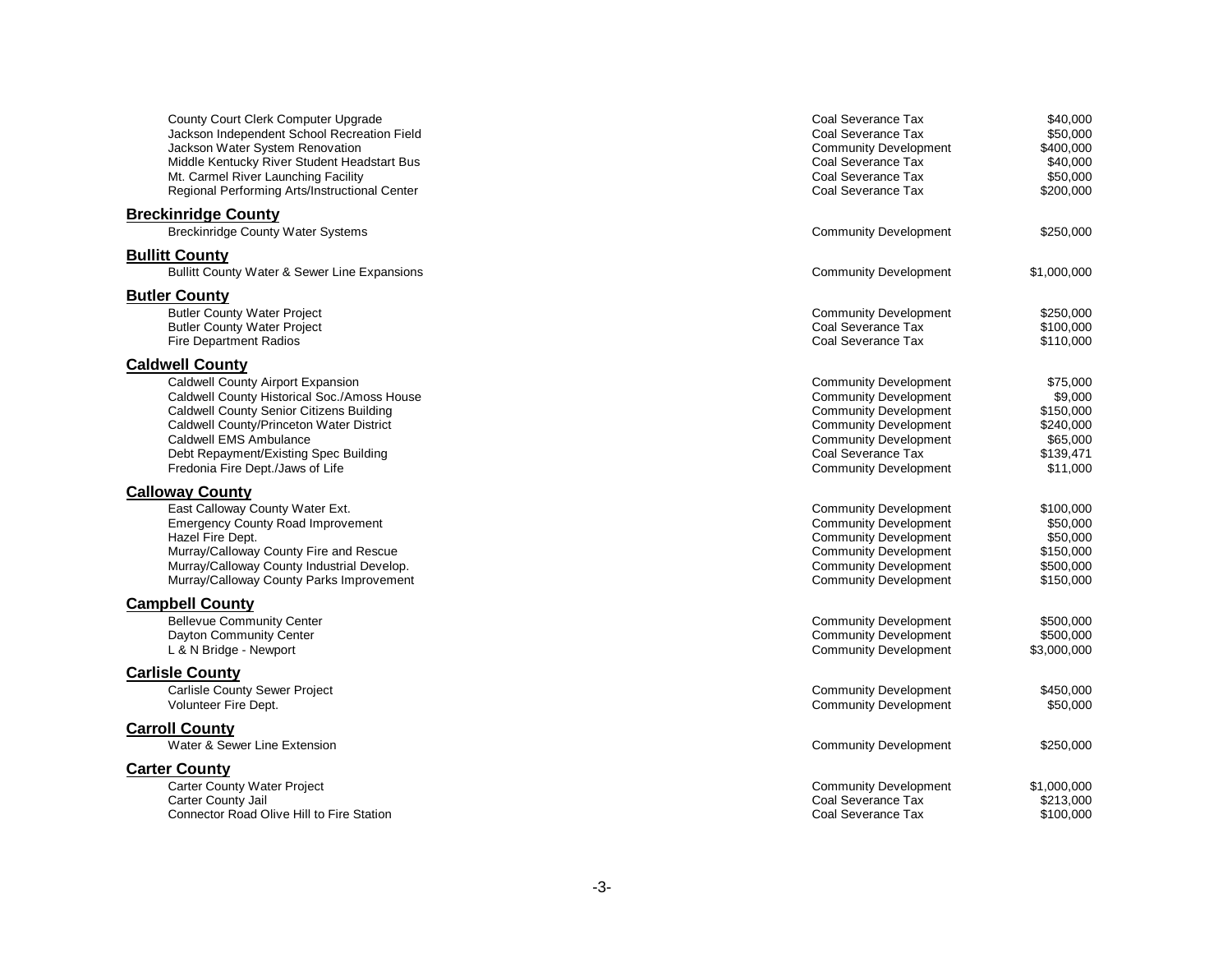| | | |
|---|---|---|
| County Court Clerk Computer Upgrade | Coal Severance Tax | $40,000 |
| Jackson Independent School Recreation Field | Coal Severance Tax | $50,000 |
| Jackson Water System Renovation | Community Development | $400,000 |
| Middle Kentucky River Student Headstart Bus | Coal Severance Tax | $40,000 |
| Mt. Carmel River Launching Facility | Coal Severance Tax | $50,000 |
| Regional Performing Arts/Instructional Center | Coal Severance Tax | $200,000 |

## Breckinridge County

| | | |
|---|---|---|
| Breckinridge County Water Systems | Community Development | $250,000 |

## Bullitt County

| | | |
|---|---|---|
| Bullitt County Water & Sewer Line Expansions | Community Development | $1,000,000 |

## Butler County

| | | |
|---|---|---|
| Butler County Water Project | Community Development | $250,000 |
| Butler County Water Project | Coal Severance Tax | $100,000 |
| Fire Department Radios | Coal Severance Tax | $110,000 |

## Caldwell County

| | | |
|---|---|---|
| Caldwell County Airport Expansion | Community Development | $75,000 |
| Caldwell County Historical Soc./Amoss House | Community Development | $9,000 |
| Caldwell County Senior Citizens Building | Community Development | $150,000 |
| Caldwell County/Princeton Water District | Community Development | $240,000 |
| Caldwell EMS Ambulance | Community Development | $65,000 |
| Debt Repayment/Existing Spec Building | Coal Severance Tax | $139,471 |
| Fredonia Fire Dept./Jaws of Life | Community Development | $11,000 |

## Calloway County

| | | |
|---|---|---|
| East Calloway County Water Ext. | Community Development | $100,000 |
| Emergency County Road Improvement | Community Development | $50,000 |
| Hazel Fire Dept. | Community Development | $50,000 |
| Murray/Calloway County Fire and Rescue | Community Development | $150,000 |
| Murray/Calloway County Industrial Develop. | Community Development | $500,000 |
| Murray/Calloway County Parks Improvement | Community Development | $150,000 |

## Campbell County

| | | |
|---|---|---|
| Bellevue Community Center | Community Development | $500,000 |
| Dayton Community Center | Community Development | $500,000 |
| L & N Bridge - Newport | Community Development | $3,000,000 |

## Carlisle County

| | | |
|---|---|---|
| Carlisle County Sewer Project | Community Development | $450,000 |
| Volunteer Fire Dept. | Community Development | $50,000 |

## Carroll County

| | | |
|---|---|---|
| Water & Sewer Line Extension | Community Development | $250,000 |

## Carter County

| | | |
|---|---|---|
| Carter County Water Project | Community Development | $1,000,000 |
| Carter County Jail | Coal Severance Tax | $213,000 |
| Connector Road Olive Hill to Fire Station | Coal Severance Tax | $100,000 |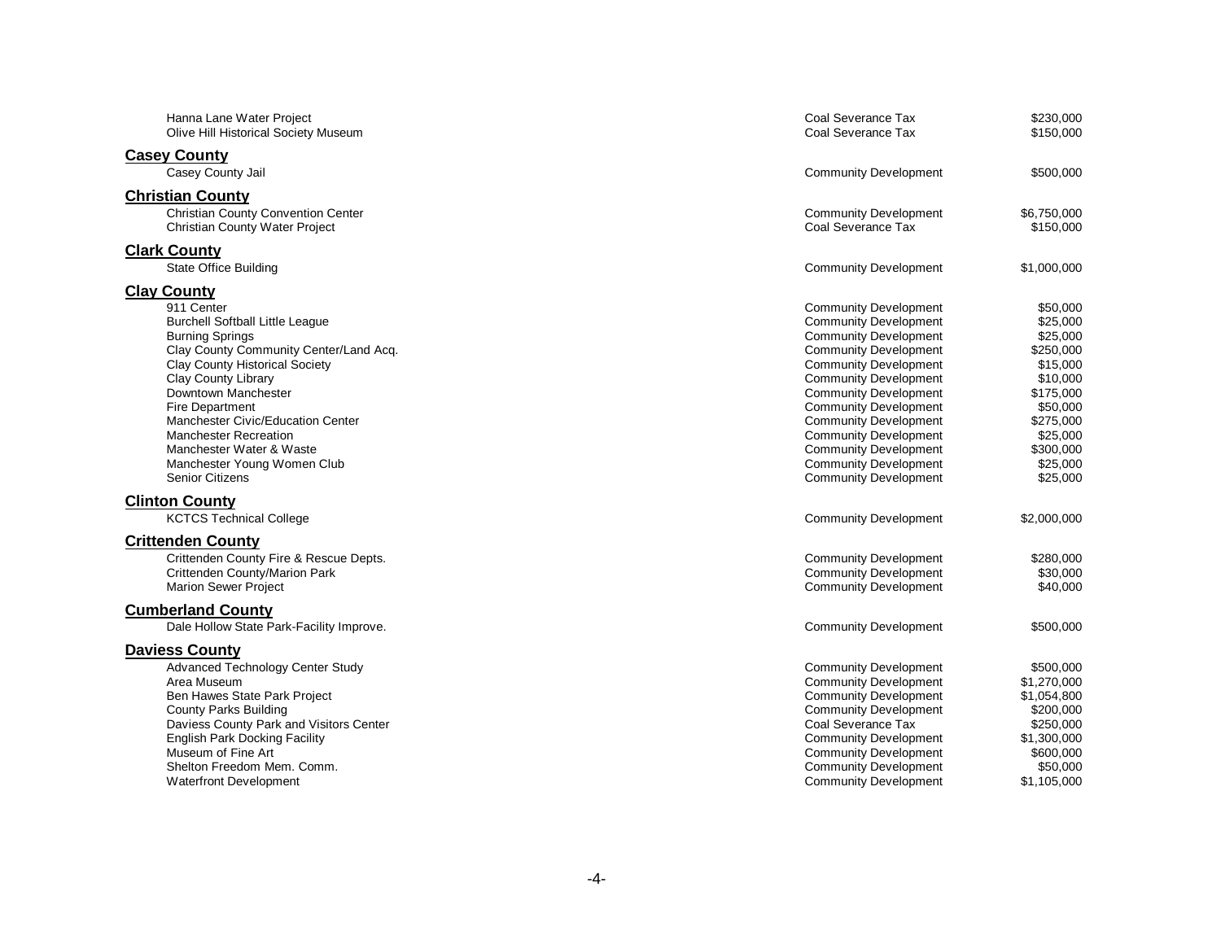| | | |
|---|---|---|
| Hanna Lane Water Project | Coal Severance Tax | $230,000 |
| Olive Hill Historical Society Museum | Coal Severance Tax | $150,000 |

**Casey County**

| | | |
|---|---|---|
| Casey County Jail | Community Development | $500,000 |

**Christian County**

| | | |
|---|---|---|
| Christian County Convention Center | Community Development | $6,750,000 |
| Christian County Water Project | Coal Severance Tax | $150,000 |

**Clark County**

| | | |
|---|---|---|
| State Office Building | Community Development | $1,000,000 |

**Clay County**

| | | |
|---|---|---|
| 911 Center | Community Development | $50,000 |
| Burchell Softball Little League | Community Development | $25,000 |
| Burning Springs | Community Development | $25,000 |
| Clay County Community Center/Land Acq. | Community Development | $250,000 |
| Clay County Historical Society | Community Development | $15,000 |
| Clay County Library | Community Development | $10,000 |
| Downtown Manchester | Community Development | $175,000 |
| Fire Department | Community Development | $50,000 |
| Manchester Civic/Education Center | Community Development | $275,000 |
| Manchester Recreation | Community Development | $25,000 |
| Manchester Water & Waste | Community Development | $300,000 |
| Manchester Young Women Club | Community Development | $25,000 |
| Senior Citizens | Community Development | $25,000 |

**Clinton County**

| | | |
|---|---|---|
| KCTCS Technical College | Community Development | $2,000,000 |

**Crittenden County**

| | | |
|---|---|---|
| Crittenden County Fire & Rescue Depts. | Community Development | $280,000 |
| Crittenden County/Marion Park | Community Development | $30,000 |
| Marion Sewer Project | Community Development | $40,000 |

**Cumberland County**

| | | |
|---|---|---|
| Dale Hollow State Park-Facility Improve. | Community Development | $500,000 |

**Daviess County**

| | | |
|---|---|---|
| Advanced Technology Center Study | Community Development | $500,000 |
| Area Museum | Community Development | $1,270,000 |
| Ben Hawes State Park Project | Community Development | $1,054,800 |
| County Parks Building | Community Development | $200,000 |
| Daviess County Park and Visitors Center | Coal Severance Tax | $250,000 |
| English Park Docking Facility | Community Development | $1,300,000 |
| Museum of Fine Art | Community Development | $600,000 |
| Shelton Freedom Mem. Comm. | Community Development | $50,000 |
| Waterfront Development | Community Development | $1,105,000 |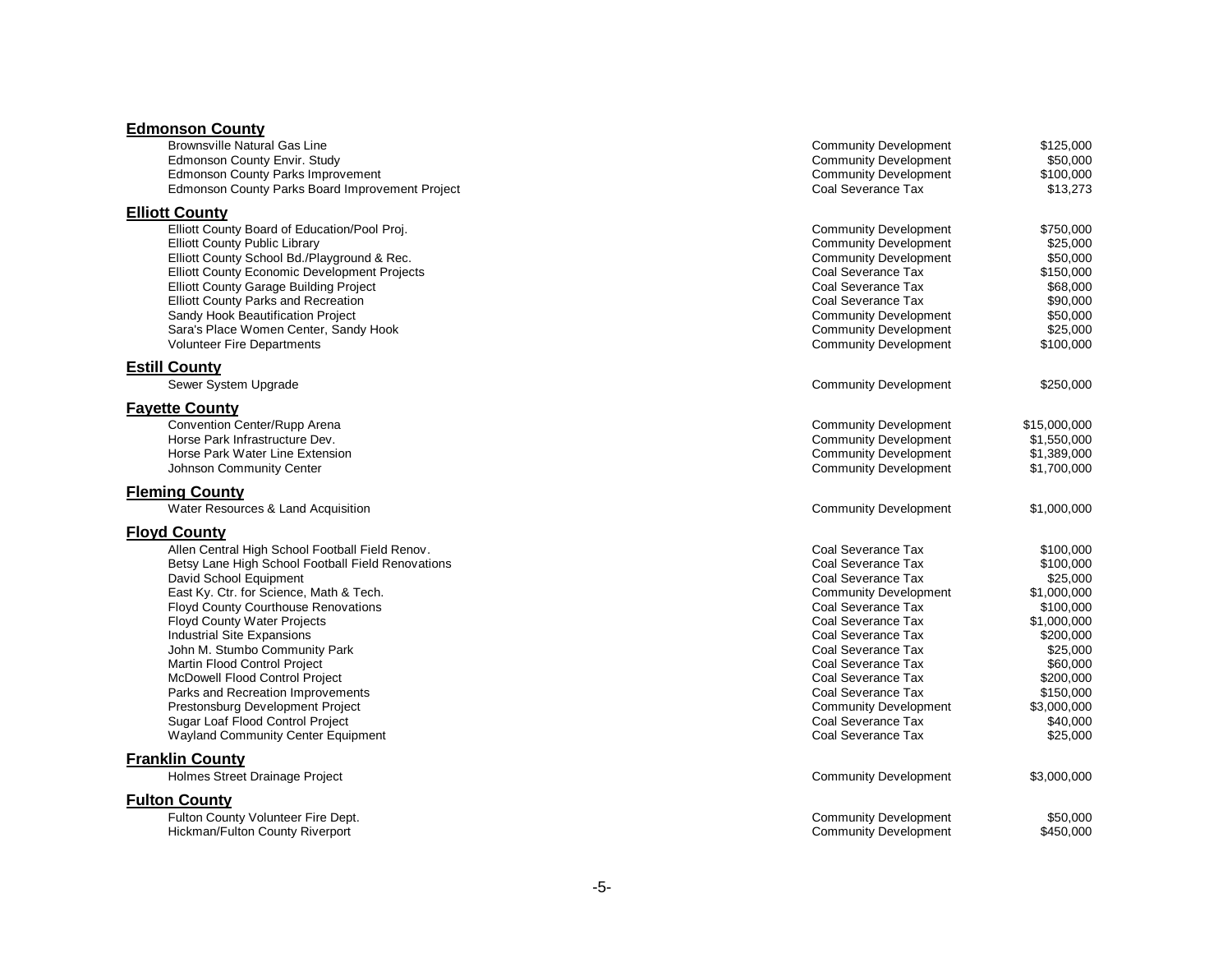## Edmonson County

| | | |
|---|---|---|
| Brownsville Natural Gas Line | Community Development | $125,000 |
| Edmonson County Envir. Study | Community Development | $50,000 |
| Edmonson County Parks Improvement | Community Development | $100,000 |
| Edmonson County Parks Board Improvement Project | Coal Severance Tax | $13,273 |

## Elliott County

| | | |
|---|---|---|
| Elliott County Board of Education/Pool Proj. | Community Development | $750,000 |
| Elliott County Public Library | Community Development | $25,000 |
| Elliott County School Bd./Playground & Rec. | Community Development | $50,000 |
| Elliott County Economic Development Projects | Coal Severance Tax | $150,000 |
| Elliott County Garage Building Project | Coal Severance Tax | $68,000 |
| Elliott County Parks and Recreation | Coal Severance Tax | $90,000 |
| Sandy Hook Beautification Project | Community Development | $50,000 |
| Sara's Place Women Center, Sandy Hook | Community Development | $25,000 |
| Volunteer Fire Departments | Community Development | $100,000 |

## Estill County

| | | |
|---|---|---|
| Sewer System Upgrade | Community Development | $250,000 |

## Fayette County

| | | |
|---|---|---|
| Convention Center/Rupp Arena | Community Development | $15,000,000 |
| Horse Park Infrastructure Dev. | Community Development | $1,550,000 |
| Horse Park Water Line Extension | Community Development | $1,389,000 |
| Johnson Community Center | Community Development | $1,700,000 |

## Fleming County

| | | |
|---|---|---|
| Water Resources & Land Acquisition | Community Development | $1,000,000 |

## Floyd County

| | | |
|---|---|---|
| Allen Central High School Football Field Renov. | Coal Severance Tax | $100,000 |
| Betsy Lane High School Football Field Renovations | Coal Severance Tax | $100,000 |
| David School Equipment | Coal Severance Tax | $25,000 |
| East Ky. Ctr. for Science, Math & Tech. | Community Development | $1,000,000 |
| Floyd County Courthouse Renovations | Coal Severance Tax | $100,000 |
| Floyd County Water Projects | Coal Severance Tax | $1,000,000 |
| Industrial Site Expansions | Coal Severance Tax | $200,000 |
| John M. Stumbo Community Park | Coal Severance Tax | $25,000 |
| Martin Flood Control Project | Coal Severance Tax | $60,000 |
| McDowell Flood Control Project | Coal Severance Tax | $200,000 |
| Parks and Recreation Improvements | Coal Severance Tax | $150,000 |
| Prestonsburg Development Project | Community Development | $3,000,000 |
| Sugar Loaf Flood Control Project | Coal Severance Tax | $40,000 |
| Wayland Community Center Equipment | Coal Severance Tax | $25,000 |

## Franklin County

| | | |
|---|---|---|
| Holmes Street Drainage Project | Community Development | $3,000,000 |

## Fulton County

| | | |
|---|---|---|
| Fulton County Volunteer Fire Dept. | Community Development | $50,000 |
| Hickman/Fulton County Riverport | Community Development | $450,000 |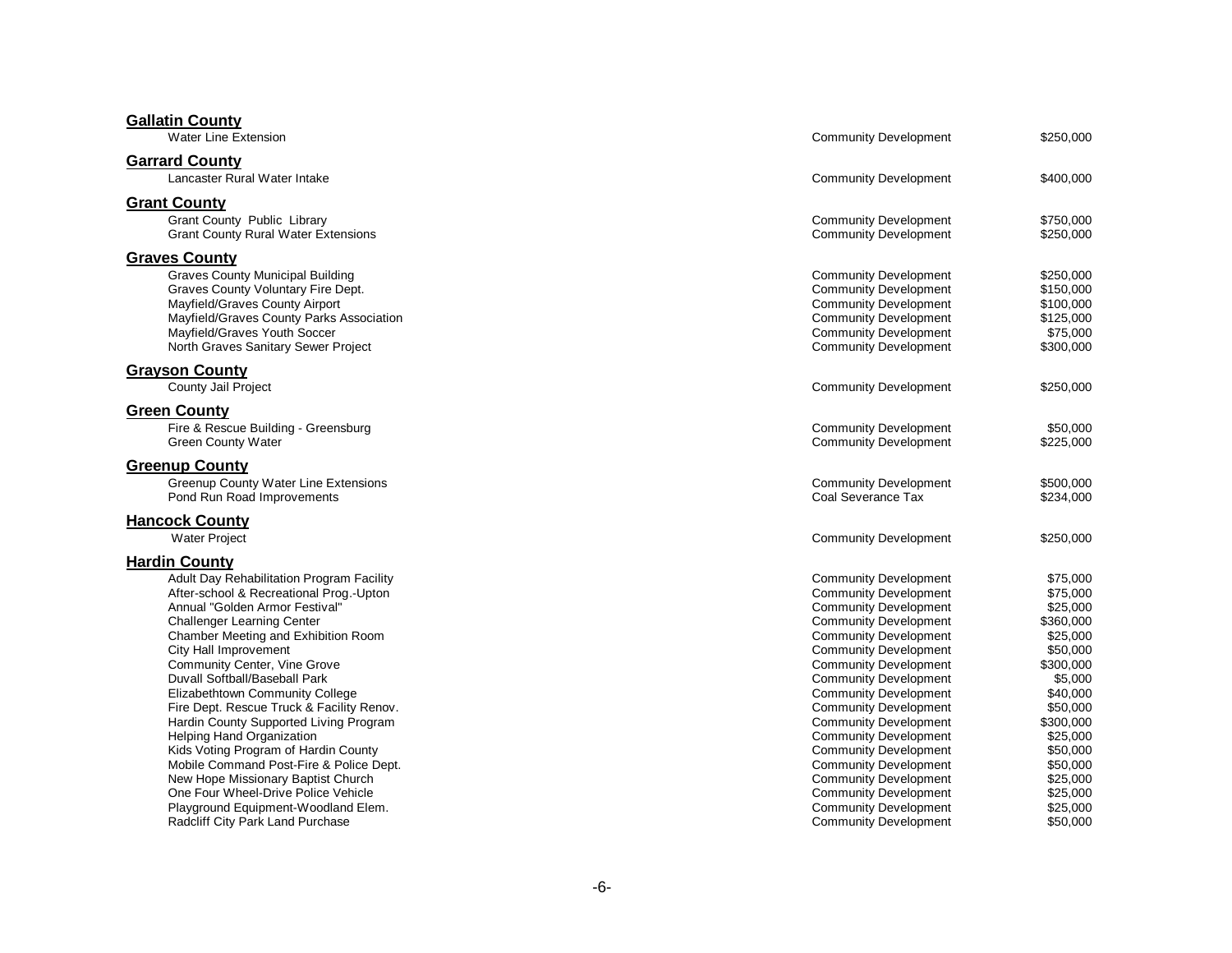## Gallatin County

| | | |
|---|---|---|
| Water Line Extension | Community Development | $250,000 |

## Garrard County

| | | |
|---|---|---|
| Lancaster Rural Water Intake | Community Development | $400,000 |

## Grant County

| | | |
|---|---|---|
| Grant County Public Library | Community Development | $750,000 |
| Grant County Rural Water Extensions | Community Development | $250,000 |

## Graves County

| | | |
|---|---|---|
| Graves County Municipal Building | Community Development | $250,000 |
| Graves County Voluntary Fire Dept. | Community Development | $150,000 |
| Mayfield/Graves County Airport | Community Development | $100,000 |
| Mayfield/Graves County Parks Association | Community Development | $125,000 |
| Mayfield/Graves Youth Soccer | Community Development | $75,000 |
| North Graves Sanitary Sewer Project | Community Development | $300,000 |

## Grayson County

| | | |
|---|---|---|
| County Jail Project | Community Development | $250,000 |

## Green County

| | | |
|---|---|---|
| Fire & Rescue Building - Greensburg | Community Development | $50,000 |
| Green County Water | Community Development | $225,000 |

## Greenup County

| | | |
|---|---|---|
| Greenup County Water Line Extensions | Community Development | $500,000 |
| Pond Run Road Improvements | Coal Severance Tax | $234,000 |

## Hancock County

| | | |
|---|---|---|
| Water Project | Community Development | $250,000 |

## Hardin County

| | | |
|---|---|---|
| Adult Day Rehabilitation Program Facility | Community Development | $75,000 |
| After-school & Recreational Prog.-Upton | Community Development | $75,000 |
| Annual "Golden Armor Festival" | Community Development | $25,000 |
| Challenger Learning Center | Community Development | $360,000 |
| Chamber Meeting and Exhibition Room | Community Development | $25,000 |
| City Hall Improvement | Community Development | $50,000 |
| Community Center, Vine Grove | Community Development | $300,000 |
| Duvall Softball/Baseball Park | Community Development | $5,000 |
| Elizabethtown Community College | Community Development | $40,000 |
| Fire Dept. Rescue Truck & Facility Renov. | Community Development | $50,000 |
| Hardin County Supported Living Program | Community Development | $300,000 |
| Helping Hand Organization | Community Development | $25,000 |
| Kids Voting Program of Hardin County | Community Development | $50,000 |
| Mobile Command Post-Fire & Police Dept. | Community Development | $50,000 |
| New Hope Missionary Baptist Church | Community Development | $25,000 |
| One Four Wheel-Drive Police Vehicle | Community Development | $25,000 |
| Playground Equipment-Woodland Elem. | Community Development | $25,000 |
| Radcliff City Park Land Purchase | Community Development | $50,000 |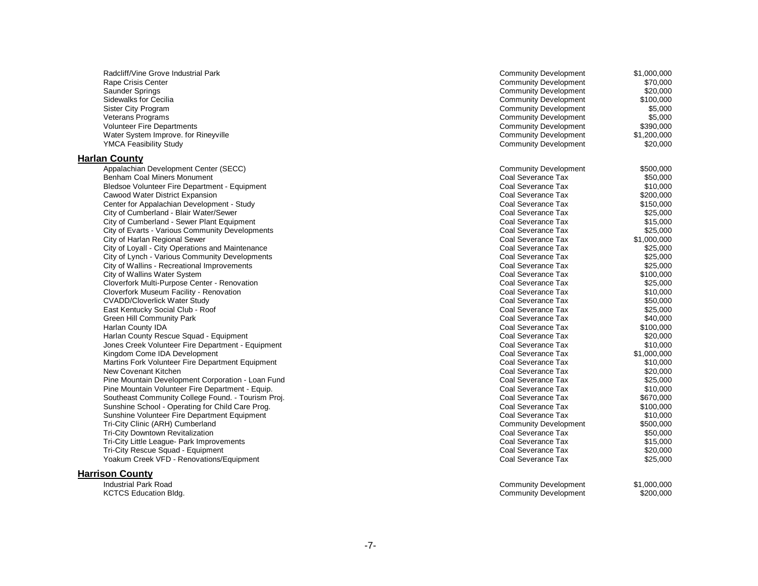| | | |
|---|---|---|
| Radcliff/Vine Grove Industrial Park | Community Development | $1,000,000 |
| Rape Crisis Center | Community Development | $70,000 |
| Saunder Springs | Community Development | $20,000 |
| Sidewalks for Cecilia | Community Development | $100,000 |
| Sister City Program | Community Development | $5,000 |
| Veterans Programs | Community Development | $5,000 |
| Volunteer Fire Departments | Community Development | $390,000 |
| Water System Improve. for Rineyville | Community Development | $1,200,000 |
| YMCA Feasibility Study | Community Development | $20,000 |

## Harlan County

| | | |
|---|---|---|
| Appalachian Development Center (SECC) | Community Development | $500,000 |
| Benham Coal Miners Monument | Coal Severance Tax | $50,000 |
| Bledsoe Volunteer Fire Department - Equipment | Coal Severance Tax | $10,000 |
| Cawood Water District Expansion | Coal Severance Tax | $200,000 |
| Center for Appalachian Development - Study | Coal Severance Tax | $150,000 |
| City of Cumberland - Blair Water/Sewer | Coal Severance Tax | $25,000 |
| City of Cumberland - Sewer Plant Equipment | Coal Severance Tax | $15,000 |
| City of Evarts - Various Community Developments | Coal Severance Tax | $25,000 |
| City of Harlan Regional Sewer | Coal Severance Tax | $1,000,000 |
| City of Loyall - City Operations and Maintenance | Coal Severance Tax | $25,000 |
| City of Lynch - Various Community Developments | Coal Severance Tax | $25,000 |
| City of Wallins - Recreational Improvements | Coal Severance Tax | $25,000 |
| City of Wallins Water System | Coal Severance Tax | $100,000 |
| Cloverfork Multi-Purpose Center - Renovation | Coal Severance Tax | $25,000 |
| Cloverfork Museum Facility - Renovation | Coal Severance Tax | $10,000 |
| CVADD/Cloverlick Water Study | Coal Severance Tax | $50,000 |
| East Kentucky Social Club - Roof | Coal Severance Tax | $25,000 |
| Green Hill Community Park | Coal Severance Tax | $40,000 |
| Harlan County IDA | Coal Severance Tax | $100,000 |
| Harlan County Rescue Squad - Equipment | Coal Severance Tax | $20,000 |
| Jones Creek Volunteer Fire Department - Equipment | Coal Severance Tax | $10,000 |
| Kingdom Come IDA Development | Coal Severance Tax | $1,000,000 |
| Martins Fork Volunteer Fire Department Equipment | Coal Severance Tax | $10,000 |
| New Covenant Kitchen | Coal Severance Tax | $20,000 |
| Pine Mountain Development Corporation - Loan Fund | Coal Severance Tax | $25,000 |
| Pine Mountain Volunteer Fire Department - Equip. | Coal Severance Tax | $10,000 |
| Southeast Community College Found. - Tourism Proj. | Coal Severance Tax | $670,000 |
| Sunshine School - Operating for Child Care Prog. | Coal Severance Tax | $100,000 |
| Sunshine Volunteer Fire Department Equipment | Coal Severance Tax | $10,000 |
| Tri-City Clinic (ARH) Cumberland | Community Development | $500,000 |
| Tri-City Downtown Revitalization | Coal Severance Tax | $50,000 |
| Tri-City Little League- Park Improvements | Coal Severance Tax | $15,000 |
| Tri-City Rescue Squad - Equipment | Coal Severance Tax | $20,000 |
| Yoakum Creek VFD - Renovations/Equipment | Coal Severance Tax | $25,000 |

## Harrison County

| | | |
|---|---|---|
| Industrial Park Road | Community Development | $1,000,000 |
| KCTCS Education Bldg. | Community Development | $200,000 |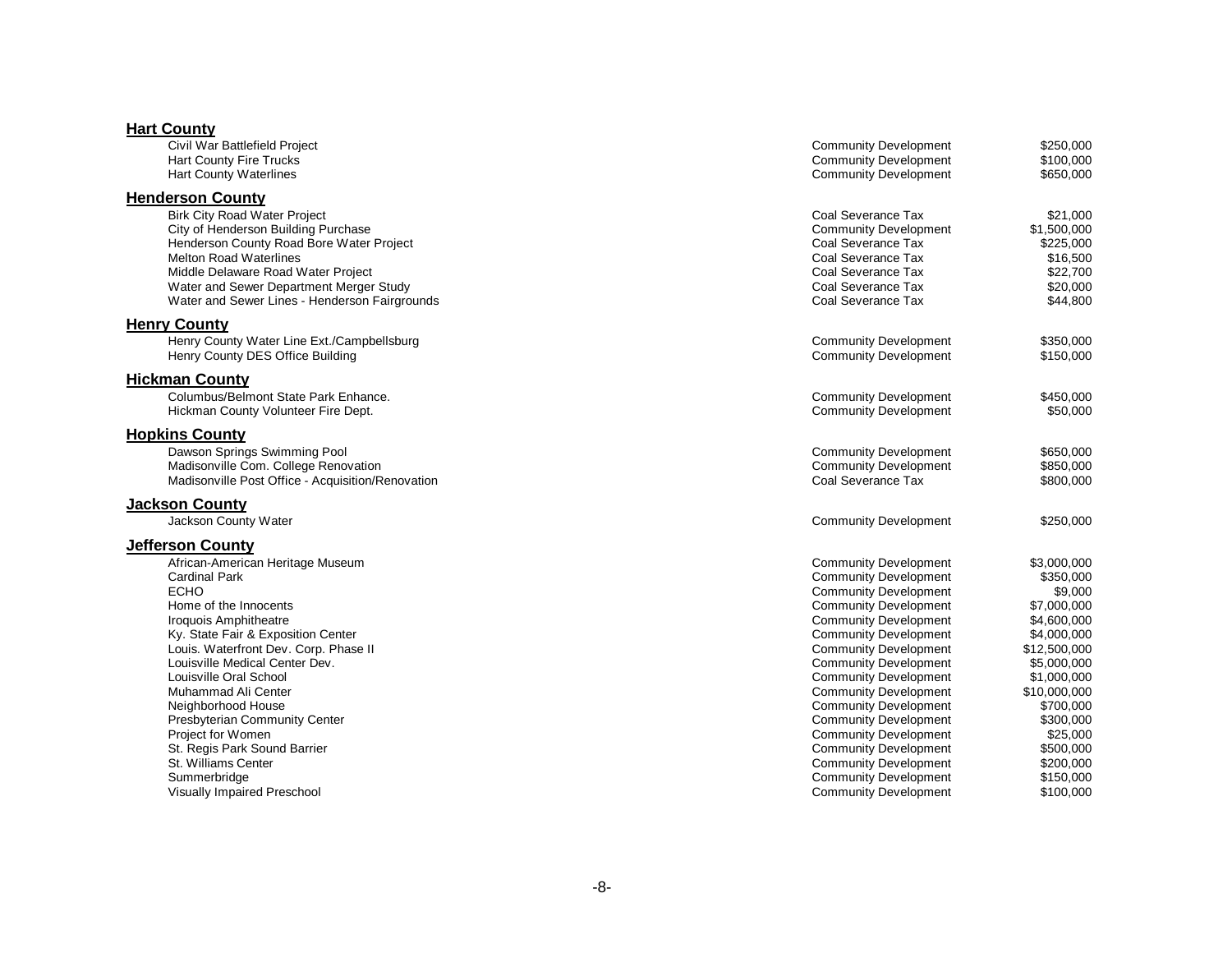## Hart County

| Project | Fund Source | Amount |
|---|---|---|
| Civil War Battlefield Project | Community Development | $250,000 |
| Hart County Fire Trucks | Community Development | $100,000 |
| Hart County Waterlines | Community Development | $650,000 |

## Henderson County

| Project | Fund Source | Amount |
|---|---|---|
| Birk City Road Water Project | Coal Severance Tax | $21,000 |
| City of Henderson Building Purchase | Community Development | $1,500,000 |
| Henderson County Road Bore Water Project | Coal Severance Tax | $225,000 |
| Melton Road Waterlines | Coal Severance Tax | $16,500 |
| Middle Delaware Road Water Project | Coal Severance Tax | $22,700 |
| Water and Sewer Department Merger Study | Coal Severance Tax | $20,000 |
| Water and Sewer Lines - Henderson Fairgrounds | Coal Severance Tax | $44,800 |

## Henry County

| Project | Fund Source | Amount |
|---|---|---|
| Henry County Water Line Ext./Campbellsburg | Community Development | $350,000 |
| Henry County DES Office Building | Community Development | $150,000 |

## Hickman County

| Project | Fund Source | Amount |
|---|---|---|
| Columbus/Belmont State Park Enhance. | Community Development | $450,000 |
| Hickman County Volunteer Fire Dept. | Community Development | $50,000 |

## Hopkins County

| Project | Fund Source | Amount |
|---|---|---|
| Dawson Springs Swimming Pool | Community Development | $650,000 |
| Madisonville Com. College Renovation | Community Development | $850,000 |
| Madisonville Post Office - Acquisition/Renovation | Coal Severance Tax | $800,000 |

## Jackson County

| Project | Fund Source | Amount |
|---|---|---|
| Jackson County Water | Community Development | $250,000 |

## Jefferson County

| Project | Fund Source | Amount |
|---|---|---|
| African-American Heritage Museum | Community Development | $3,000,000 |
| Cardinal Park | Community Development | $350,000 |
| ECHO | Community Development | $9,000 |
| Home of the Innocents | Community Development | $7,000,000 |
| Iroquois Amphitheatre | Community Development | $4,600,000 |
| Ky. State Fair & Exposition Center | Community Development | $4,000,000 |
| Louis. Waterfront Dev. Corp. Phase II | Community Development | $12,500,000 |
| Louisville Medical Center Dev. | Community Development | $5,000,000 |
| Louisville Oral School | Community Development | $1,000,000 |
| Muhammad Ali Center | Community Development | $10,000,000 |
| Neighborhood House | Community Development | $700,000 |
| Presbyterian Community Center | Community Development | $300,000 |
| Project for Women | Community Development | $25,000 |
| St. Regis Park Sound Barrier | Community Development | $500,000 |
| St. Williams Center | Community Development | $200,000 |
| Summerbridge | Community Development | $150,000 |
| Visually Impaired Preschool | Community Development | $100,000 |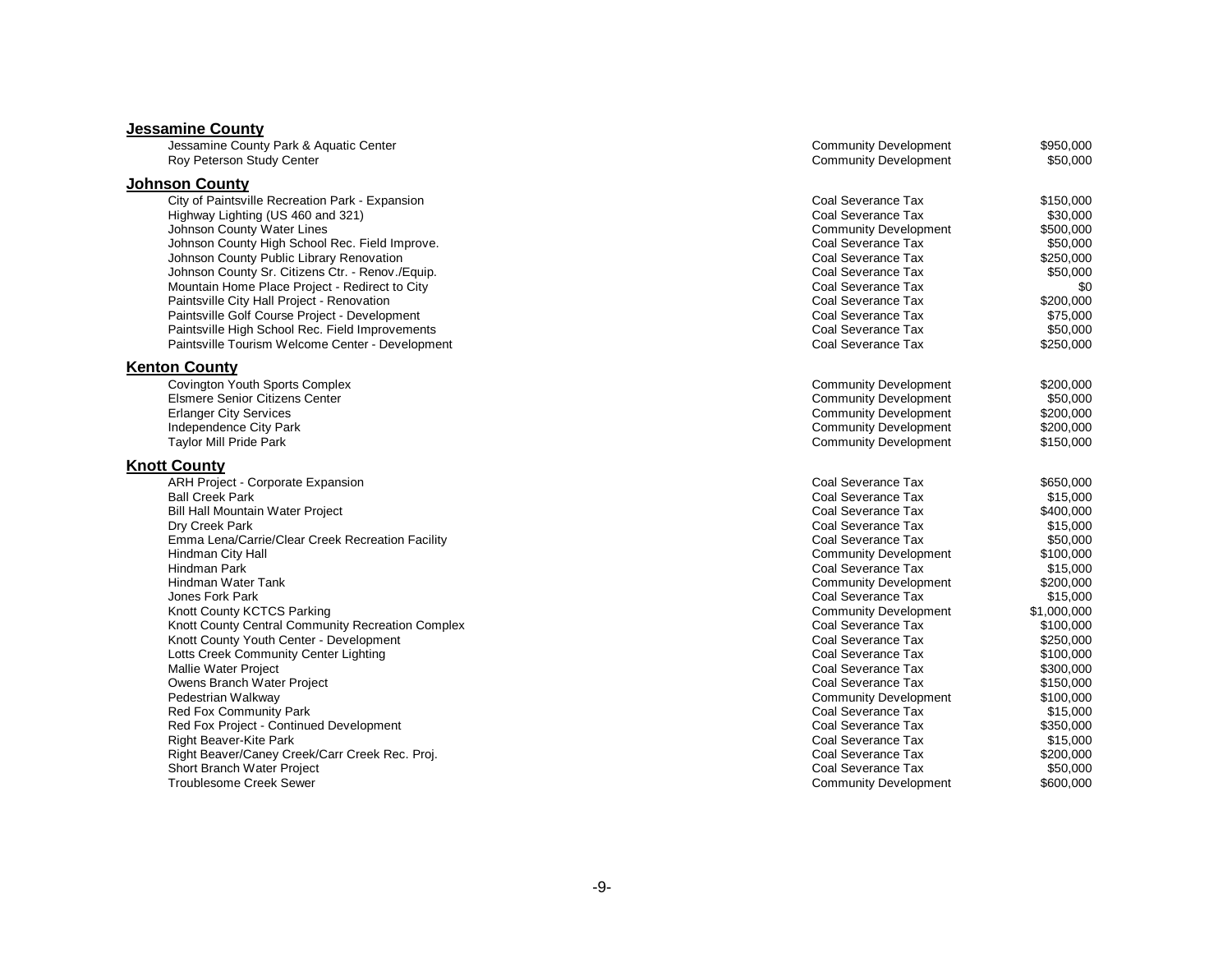### Jessamine County

| Project | Source | Amount |
|---|---|---|
| Jessamine County Park & Aquatic Center | Community Development | $950,000 |
| Roy Peterson Study Center | Community Development | $50,000 |

### Johnson County

| Project | Source | Amount |
|---|---|---|
| City of Paintsville Recreation Park - Expansion | Coal Severance Tax | $150,000 |
| Highway Lighting (US 460 and 321) | Coal Severance Tax | $30,000 |
| Johnson County Water Lines | Community Development | $500,000 |
| Johnson County High School Rec. Field Improve. | Coal Severance Tax | $50,000 |
| Johnson County Public Library Renovation | Coal Severance Tax | $250,000 |
| Johnson County Sr. Citizens Ctr. - Renov./Equip. | Coal Severance Tax | $50,000 |
| Mountain Home Place Project - Redirect to City | Coal Severance Tax | $0 |
| Paintsville City Hall Project - Renovation | Coal Severance Tax | $200,000 |
| Paintsville Golf Course Project - Development | Coal Severance Tax | $75,000 |
| Paintsville High School Rec. Field Improvements | Coal Severance Tax | $50,000 |
| Paintsville Tourism Welcome Center - Development | Coal Severance Tax | $250,000 |

### Kenton County

| Project | Source | Amount |
|---|---|---|
| Covington Youth Sports Complex | Community Development | $200,000 |
| Elsmere Senior Citizens Center | Community Development | $50,000 |
| Erlanger City Services | Community Development | $200,000 |
| Independence City Park | Community Development | $200,000 |
| Taylor Mill Pride Park | Community Development | $150,000 |

### Knott County

| Project | Source | Amount |
|---|---|---|
| ARH Project - Corporate Expansion | Coal Severance Tax | $650,000 |
| Ball Creek Park | Coal Severance Tax | $15,000 |
| Bill Hall Mountain Water Project | Coal Severance Tax | $400,000 |
| Dry Creek Park | Coal Severance Tax | $15,000 |
| Emma Lena/Carrie/Clear Creek Recreation Facility | Coal Severance Tax | $50,000 |
| Hindman City Hall | Community Development | $100,000 |
| Hindman Park | Coal Severance Tax | $15,000 |
| Hindman Water Tank | Community Development | $200,000 |
| Jones Fork Park | Coal Severance Tax | $15,000 |
| Knott County KCTCS Parking | Community Development | $1,000,000 |
| Knott County Central Community Recreation Complex | Coal Severance Tax | $100,000 |
| Knott County Youth Center - Development | Coal Severance Tax | $250,000 |
| Lotts Creek Community Center Lighting | Coal Severance Tax | $100,000 |
| Mallie Water Project | Coal Severance Tax | $300,000 |
| Owens Branch Water Project | Coal Severance Tax | $150,000 |
| Pedestrian Walkway | Community Development | $100,000 |
| Red Fox Community Park | Coal Severance Tax | $15,000 |
| Red Fox Project - Continued Development | Coal Severance Tax | $350,000 |
| Right Beaver-Kite Park | Coal Severance Tax | $15,000 |
| Right Beaver/Caney Creek/Carr Creek Rec. Proj. | Coal Severance Tax | $200,000 |
| Short Branch Water Project | Coal Severance Tax | $50,000 |
| Troublesome Creek Sewer | Community Development | $600,000 |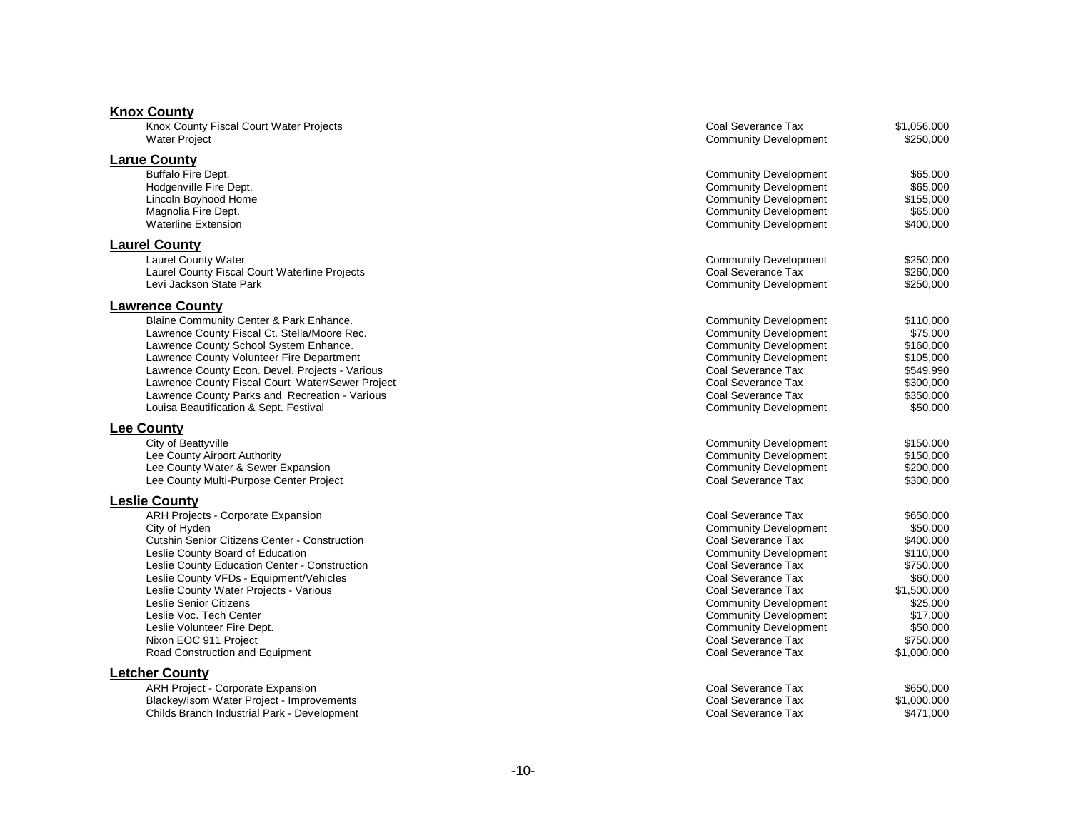## Knox County

| Project | Source | Amount |
|---|---|---|
| Knox County Fiscal Court Water Projects | Coal Severance Tax | $1,056,000 |
| Water Project | Community Development | $250,000 |

## Larue County

| Project | Source | Amount |
|---|---|---|
| Buffalo Fire Dept. | Community Development | $65,000 |
| Hodgenville Fire Dept. | Community Development | $65,000 |
| Lincoln Boyhood Home | Community Development | $155,000 |
| Magnolia Fire Dept. | Community Development | $65,000 |
| Waterline Extension | Community Development | $400,000 |

## Laurel County

| Project | Source | Amount |
|---|---|---|
| Laurel County Water | Community Development | $250,000 |
| Laurel County Fiscal Court Waterline Projects | Coal Severance Tax | $260,000 |
| Levi Jackson State Park | Community Development | $250,000 |

## Lawrence County

| Project | Source | Amount |
|---|---|---|
| Blaine Community Center & Park Enhance. | Community Development | $110,000 |
| Lawrence County Fiscal Ct. Stella/Moore Rec. | Community Development | $75,000 |
| Lawrence County School System Enhance. | Community Development | $160,000 |
| Lawrence County Volunteer Fire Department | Community Development | $105,000 |
| Lawrence County Econ. Devel. Projects - Various | Coal Severance Tax | $549,990 |
| Lawrence County Fiscal Court Water/Sewer Project | Coal Severance Tax | $300,000 |
| Lawrence County Parks and Recreation - Various | Coal Severance Tax | $350,000 |
| Louisa Beautification & Sept. Festival | Community Development | $50,000 |

## Lee County

| Project | Source | Amount |
|---|---|---|
| City of Beattyville | Community Development | $150,000 |
| Lee County Airport Authority | Community Development | $150,000 |
| Lee County Water & Sewer Expansion | Community Development | $200,000 |
| Lee County Multi-Purpose Center Project | Coal Severance Tax | $300,000 |

## Leslie County

| Project | Source | Amount |
|---|---|---|
| ARH Projects - Corporate Expansion | Coal Severance Tax | $650,000 |
| City of Hyden | Community Development | $50,000 |
| Cutshin Senior Citizens Center - Construction | Coal Severance Tax | $400,000 |
| Leslie County Board of Education | Community Development | $110,000 |
| Leslie County Education Center - Construction | Coal Severance Tax | $750,000 |
| Leslie County VFDs - Equipment/Vehicles | Coal Severance Tax | $60,000 |
| Leslie County Water Projects - Various | Coal Severance Tax | $1,500,000 |
| Leslie Senior Citizens | Community Development | $25,000 |
| Leslie Voc. Tech Center | Community Development | $17,000 |
| Leslie Volunteer Fire Dept. | Community Development | $50,000 |
| Nixon EOC 911 Project | Coal Severance Tax | $750,000 |
| Road Construction and Equipment | Coal Severance Tax | $1,000,000 |

## Letcher County

| Project | Source | Amount |
|---|---|---|
| ARH Project - Corporate Expansion | Coal Severance Tax | $650,000 |
| Blackey/Isom Water Project - Improvements | Coal Severance Tax | $1,000,000 |
| Childs Branch Industrial Park - Development | Coal Severance Tax | $471,000 |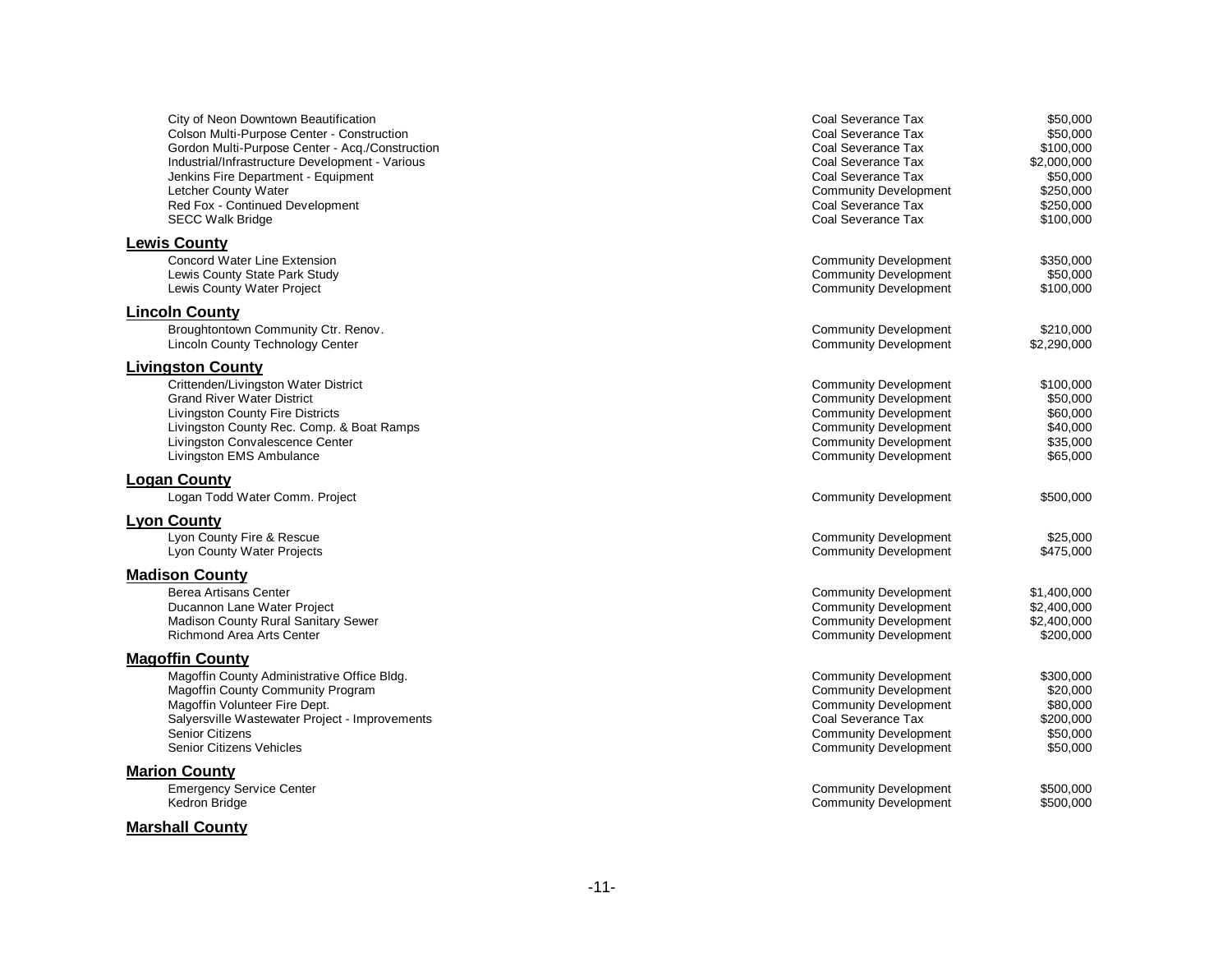| Project | Fund Source | Amount |
|---|---|---|
| City of Neon Downtown Beautification | Coal Severance Tax | $50,000 |
| Colson Multi-Purpose Center - Construction | Coal Severance Tax | $50,000 |
| Gordon Multi-Purpose Center - Acq./Construction | Coal Severance Tax | $100,000 |
| Industrial/Infrastructure Development - Various | Coal Severance Tax | $2,000,000 |
| Jenkins Fire Department - Equipment | Coal Severance Tax | $50,000 |
| Letcher County Water | Community Development | $250,000 |
| Red Fox - Continued Development | Coal Severance Tax | $250,000 |
| SECC Walk Bridge | Coal Severance Tax | $100,000 |

## Lewis County

| Project | Fund Source | Amount |
|---|---|---|
| Concord Water Line Extension | Community Development | $350,000 |
| Lewis County State Park Study | Community Development | $50,000 |
| Lewis County Water Project | Community Development | $100,000 |

## Lincoln County

| Project | Fund Source | Amount |
|---|---|---|
| Broughtontown Community Ctr. Renov. | Community Development | $210,000 |
| Lincoln County Technology Center | Community Development | $2,290,000 |

## Livingston County

| Project | Fund Source | Amount |
|---|---|---|
| Crittenden/Livingston Water District | Community Development | $100,000 |
| Grand River Water District | Community Development | $50,000 |
| Livingston County Fire Districts | Community Development | $60,000 |
| Livingston County Rec. Comp. & Boat Ramps | Community Development | $40,000 |
| Livingston Convalescence Center | Community Development | $35,000 |
| Livingston EMS Ambulance | Community Development | $65,000 |

## Logan County

| Project | Fund Source | Amount |
|---|---|---|
| Logan Todd Water Comm. Project | Community Development | $500,000 |

## Lyon County

| Project | Fund Source | Amount |
|---|---|---|
| Lyon County Fire & Rescue | Community Development | $25,000 |
| Lyon County Water Projects | Community Development | $475,000 |

## Madison County

| Project | Fund Source | Amount |
|---|---|---|
| Berea Artisans Center | Community Development | $1,400,000 |
| Ducannon Lane Water Project | Community Development | $2,400,000 |
| Madison County Rural Sanitary Sewer | Community Development | $2,400,000 |
| Richmond Area Arts Center | Community Development | $200,000 |

## Magoffin County

| Project | Fund Source | Amount |
|---|---|---|
| Magoffin County Administrative Office Bldg. | Community Development | $300,000 |
| Magoffin County Community Program | Community Development | $20,000 |
| Magoffin Volunteer Fire Dept. | Community Development | $80,000 |
| Salyersville Wastewater Project - Improvements | Coal Severance Tax | $200,000 |
| Senior Citizens | Community Development | $50,000 |
| Senior Citizens Vehicles | Community Development | $50,000 |

## Marion County

| Project | Fund Source | Amount |
|---|---|---|
| Emergency Service Center | Community Development | $500,000 |
| Kedron Bridge | Community Development | $500,000 |

## Marshall County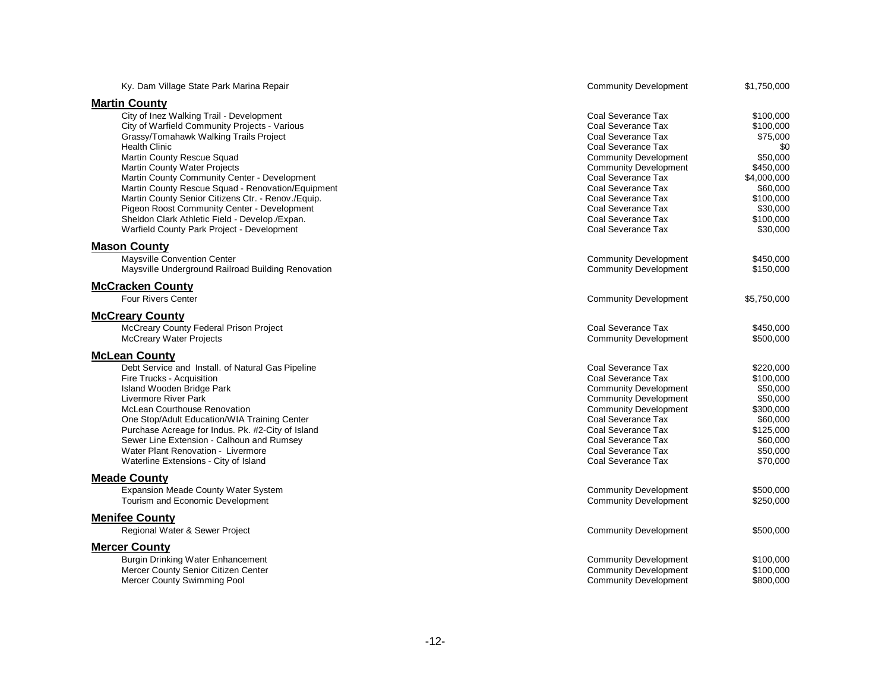| Project | Fund Source | Amount |
|---|---|---|
| Ky. Dam Village State Park Marina Repair | Community Development | $1,750,000 |

## Martin County

| Project | Fund Source | Amount |
|---|---|---|
| City of Inez Walking Trail - Development | Coal Severance Tax | $100,000 |
| City of Warfield Community Projects - Various | Coal Severance Tax | $100,000 |
| Grassy/Tomahawk Walking Trails Project | Coal Severance Tax | $75,000 |
| Health Clinic | Coal Severance Tax | $0 |
| Martin County Rescue Squad | Community Development | $50,000 |
| Martin County Water Projects | Community Development | $450,000 |
| Martin County Community Center - Development | Coal Severance Tax | $4,000,000 |
| Martin County Rescue Squad - Renovation/Equipment | Coal Severance Tax | $60,000 |
| Martin County Senior Citizens Ctr. - Renov./Equip. | Coal Severance Tax | $100,000 |
| Pigeon Roost Community Center - Development | Coal Severance Tax | $30,000 |
| Sheldon Clark Athletic Field - Develop./Expan. | Coal Severance Tax | $100,000 |
| Warfield County Park Project - Development | Coal Severance Tax | $30,000 |

## Mason County

| Project | Fund Source | Amount |
|---|---|---|
| Maysville Convention Center | Community Development | $450,000 |
| Maysville Underground Railroad Building Renovation | Community Development | $150,000 |

## McCracken County

| Project | Fund Source | Amount |
|---|---|---|
| Four Rivers Center | Community Development | $5,750,000 |

## McCreary County

| Project | Fund Source | Amount |
|---|---|---|
| McCreary County Federal Prison Project | Coal Severance Tax | $450,000 |
| McCreary Water Projects | Community Development | $500,000 |

## McLean County

| Project | Fund Source | Amount |
|---|---|---|
| Debt Service and Install. of Natural Gas Pipeline | Coal Severance Tax | $220,000 |
| Fire Trucks - Acquisition | Coal Severance Tax | $100,000 |
| Island Wooden Bridge Park | Community Development | $50,000 |
| Livermore River Park | Community Development | $50,000 |
| McLean Courthouse Renovation | Community Development | $300,000 |
| One Stop/Adult Education/WIA Training Center | Coal Severance Tax | $60,000 |
| Purchase Acreage for Indus. Pk. #2-City of Island | Coal Severance Tax | $125,000 |
| Sewer Line Extension - Calhoun and Rumsey | Coal Severance Tax | $60,000 |
| Water Plant Renovation - Livermore | Coal Severance Tax | $50,000 |
| Waterline Extensions - City of Island | Coal Severance Tax | $70,000 |

## Meade County

| Project | Fund Source | Amount |
|---|---|---|
| Expansion Meade County Water System | Community Development | $500,000 |
| Tourism and Economic Development | Community Development | $250,000 |

## Menifee County

| Project | Fund Source | Amount |
|---|---|---|
| Regional Water & Sewer Project | Community Development | $500,000 |

## Mercer County

| Project | Fund Source | Amount |
|---|---|---|
| Burgin Drinking Water Enhancement | Community Development | $100,000 |
| Mercer County Senior Citizen Center | Community Development | $100,000 |
| Mercer County Swimming Pool | Community Development | $800,000 |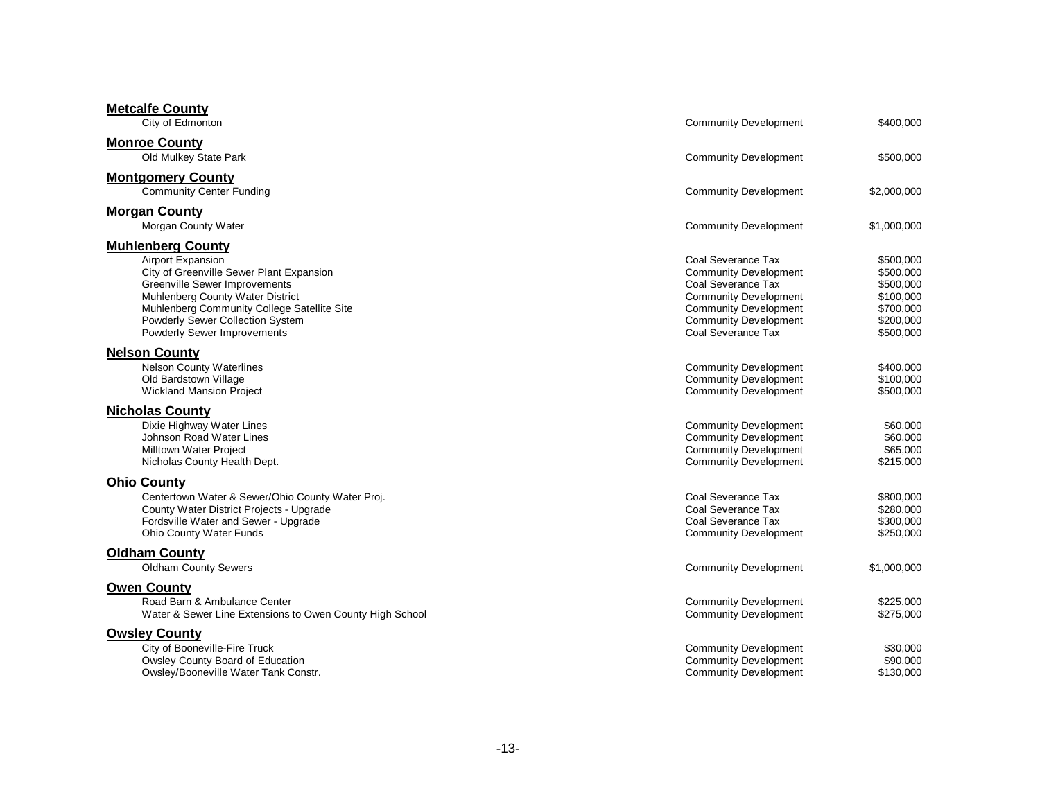**Metcalfe County**

| | | |
|---|---|---|
| City of Edmonton | Community Development | $400,000 |

**Monroe County**

| | | |
|---|---|---|
| Old Mulkey State Park | Community Development | $500,000 |

**Montgomery County**

| | | |
|---|---|---|
| Community Center Funding | Community Development | $2,000,000 |

**Morgan County**

| | | |
|---|---|---|
| Morgan County Water | Community Development | $1,000,000 |

**Muhlenberg County**

| | | |
|---|---|---|
| Airport Expansion | Coal Severance Tax | $500,000 |
| City of Greenville Sewer Plant Expansion | Community Development | $500,000 |
| Greenville Sewer Improvements | Coal Severance Tax | $500,000 |
| Muhlenberg County Water District | Community Development | $100,000 |
| Muhlenberg Community College Satellite Site | Community Development | $700,000 |
| Powderly Sewer Collection System | Community Development | $200,000 |
| Powderly Sewer Improvements | Coal Severance Tax | $500,000 |

**Nelson County**

| | | |
|---|---|---|
| Nelson County Waterlines | Community Development | $400,000 |
| Old Bardstown Village | Community Development | $100,000 |
| Wickland Mansion Project | Community Development | $500,000 |

**Nicholas County**

| | | |
|---|---|---|
| Dixie Highway Water Lines | Community Development | $60,000 |
| Johnson Road Water Lines | Community Development | $60,000 |
| Milltown Water Project | Community Development | $65,000 |
| Nicholas County Health Dept. | Community Development | $215,000 |

**Ohio County**

| | | |
|---|---|---|
| Centertown Water & Sewer/Ohio County Water Proj. | Coal Severance Tax | $800,000 |
| County Water District Projects - Upgrade | Coal Severance Tax | $280,000 |
| Fordsville Water and Sewer - Upgrade | Coal Severance Tax | $300,000 |
| Ohio County Water Funds | Community Development | $250,000 |

**Oldham County**

| | | |
|---|---|---|
| Oldham County Sewers | Community Development | $1,000,000 |

**Owen County**

| | | |
|---|---|---|
| Road Barn & Ambulance Center | Community Development | $225,000 |
| Water & Sewer Line Extensions to Owen County High School | Community Development | $275,000 |

**Owsley County**

| | | |
|---|---|---|
| City of Booneville-Fire Truck | Community Development | $30,000 |
| Owsley County Board of Education | Community Development | $90,000 |
| Owsley/Booneville Water Tank Constr. | Community Development | $130,000 |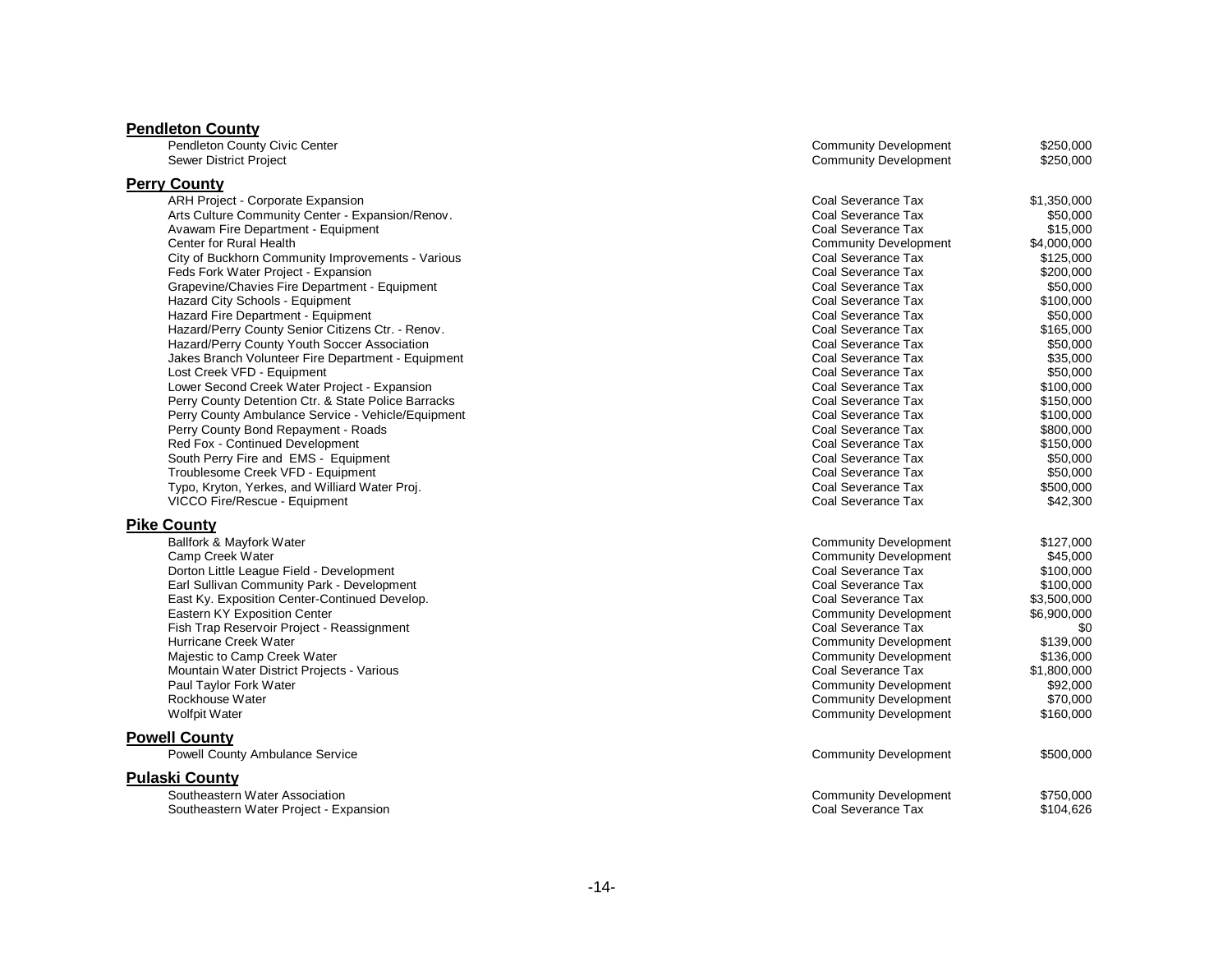## Pendleton County

| | | |
|---|---|---|
| Pendleton County Civic Center | Community Development | $250,000 |
| Sewer District Project | Community Development | $250,000 |

## Perry County

| | | |
|---|---|---|
| ARH Project - Corporate Expansion | Coal Severance Tax | $1,350,000 |
| Arts Culture Community Center - Expansion/Renov. | Coal Severance Tax | $50,000 |
| Avawam Fire Department - Equipment | Coal Severance Tax | $15,000 |
| Center for Rural Health | Community Development | $4,000,000 |
| City of Buckhorn Community Improvements - Various | Coal Severance Tax | $125,000 |
| Feds Fork Water Project - Expansion | Coal Severance Tax | $200,000 |
| Grapevine/Chavies Fire Department - Equipment | Coal Severance Tax | $50,000 |
| Hazard City Schools - Equipment | Coal Severance Tax | $100,000 |
| Hazard Fire Department - Equipment | Coal Severance Tax | $50,000 |
| Hazard/Perry County Senior Citizens Ctr. - Renov. | Coal Severance Tax | $165,000 |
| Hazard/Perry County Youth Soccer Association | Coal Severance Tax | $50,000 |
| Jakes Branch Volunteer Fire Department - Equipment | Coal Severance Tax | $35,000 |
| Lost Creek VFD - Equipment | Coal Severance Tax | $50,000 |
| Lower Second Creek Water Project - Expansion | Coal Severance Tax | $100,000 |
| Perry County Detention Ctr. & State Police Barracks | Coal Severance Tax | $150,000 |
| Perry County Ambulance Service - Vehicle/Equipment | Coal Severance Tax | $100,000 |
| Perry County Bond Repayment - Roads | Coal Severance Tax | $800,000 |
| Red Fox - Continued Development | Coal Severance Tax | $150,000 |
| South Perry Fire and EMS - Equipment | Coal Severance Tax | $50,000 |
| Troublesome Creek VFD - Equipment | Coal Severance Tax | $50,000 |
| Typo, Kryton, Yerkes, and Williard Water Proj. | Coal Severance Tax | $500,000 |
| VICCO Fire/Rescue - Equipment | Coal Severance Tax | $42,300 |

## Pike County

| | | |
|---|---|---|
| Ballfork & Mayfork Water | Community Development | $127,000 |
| Camp Creek Water | Community Development | $45,000 |
| Dorton Little League Field - Development | Coal Severance Tax | $100,000 |
| Earl Sullivan Community Park - Development | Coal Severance Tax | $100,000 |
| East Ky. Exposition Center-Continued Develop. | Coal Severance Tax | $3,500,000 |
| Eastern KY Exposition Center | Community Development | $6,900,000 |
| Fish Trap Reservoir Project - Reassignment | Coal Severance Tax | $0 |
| Hurricane Creek Water | Community Development | $139,000 |
| Majestic to Camp Creek Water | Community Development | $136,000 |
| Mountain Water District Projects - Various | Coal Severance Tax | $1,800,000 |
| Paul Taylor Fork Water | Community Development | $92,000 |
| Rockhouse Water | Community Development | $70,000 |
| Wolfpit Water | Community Development | $160,000 |

## Powell County

| | | |
|---|---|---|
| Powell County Ambulance Service | Community Development | $500,000 |

## Pulaski County

| | | |
|---|---|---|
| Southeastern Water Association | Community Development | $750,000 |
| Southeastern Water Project - Expansion | Coal Severance Tax | $104,626 |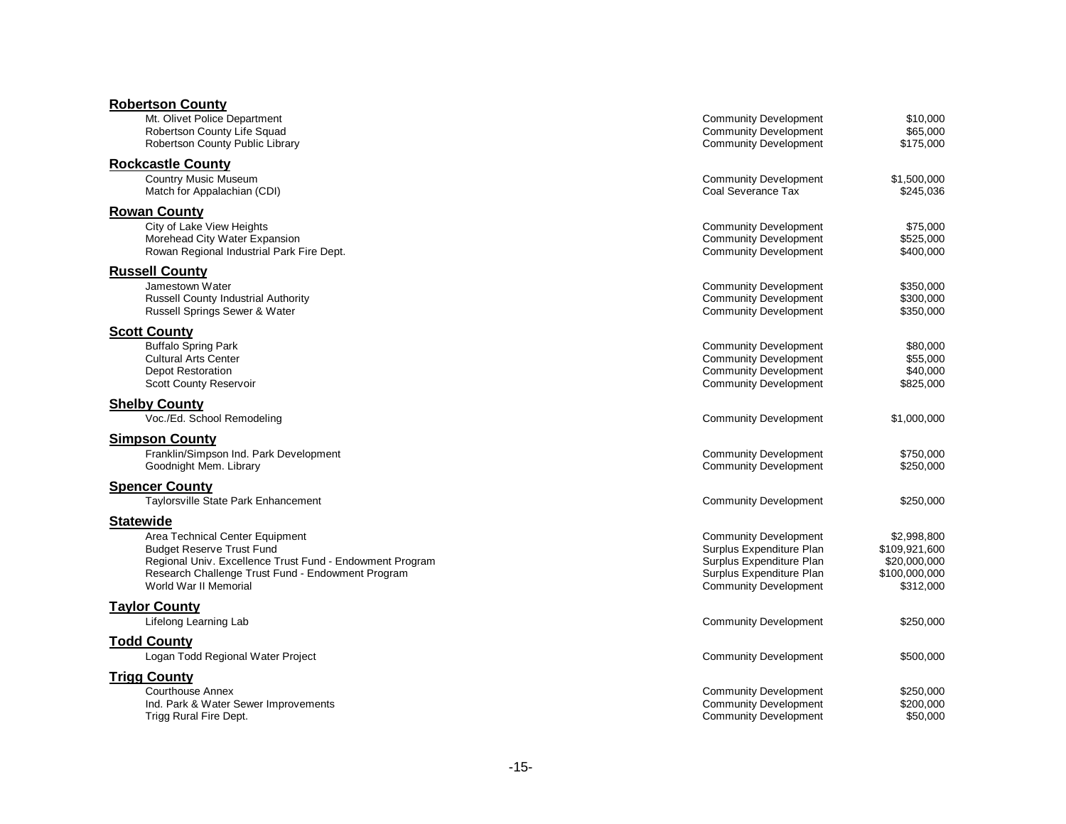**Robertson County**

| | | |
|---|---|---|
| Mt. Olivet Police Department | Community Development | $10,000 |
| Robertson County Life Squad | Community Development | $65,000 |
| Robertson County Public Library | Community Development | $175,000 |

**Rockcastle County**

| | | |
|---|---|---|
| Country Music Museum | Community Development | $1,500,000 |
| Match for Appalachian (CDI) | Coal Severance Tax | $245,036 |

**Rowan County**

| | | |
|---|---|---|
| City of Lake View Heights | Community Development | $75,000 |
| Morehead City Water Expansion | Community Development | $525,000 |
| Rowan Regional Industrial Park Fire Dept. | Community Development | $400,000 |

**Russell County**

| | | |
|---|---|---|
| Jamestown Water | Community Development | $350,000 |
| Russell County Industrial Authority | Community Development | $300,000 |
| Russell Springs Sewer & Water | Community Development | $350,000 |

**Scott County**

| | | |
|---|---|---|
| Buffalo Spring Park | Community Development | $80,000 |
| Cultural Arts Center | Community Development | $55,000 |
| Depot Restoration | Community Development | $40,000 |
| Scott County Reservoir | Community Development | $825,000 |

**Shelby County**

| | | |
|---|---|---|
| Voc./Ed. School Remodeling | Community Development | $1,000,000 |

**Simpson County**

| | | |
|---|---|---|
| Franklin/Simpson Ind. Park Development | Community Development | $750,000 |
| Goodnight Mem. Library | Community Development | $250,000 |

**Spencer County**

| | | |
|---|---|---|
| Taylorsville State Park Enhancement | Community Development | $250,000 |

**Statewide**

| | | |
|---|---|---|
| Area Technical Center Equipment | Community Development | $2,998,800 |
| Budget Reserve Trust Fund | Surplus Expenditure Plan | $109,921,600 |
| Regional Univ. Excellence Trust Fund - Endowment Program | Surplus Expenditure Plan | $20,000,000 |
| Research Challenge Trust Fund - Endowment Program | Surplus Expenditure Plan | $100,000,000 |
| World War II Memorial | Community Development | $312,000 |

**Taylor County**

| | | |
|---|---|---|
| Lifelong Learning Lab | Community Development | $250,000 |

**Todd County**

| | | |
|---|---|---|
| Logan Todd Regional Water Project | Community Development | $500,000 |

**Trigg County**

| | | |
|---|---|---|
| Courthouse Annex | Community Development | $250,000 |
| Ind. Park & Water Sewer Improvements | Community Development | $200,000 |
| Trigg Rural Fire Dept. | Community Development | $50,000 |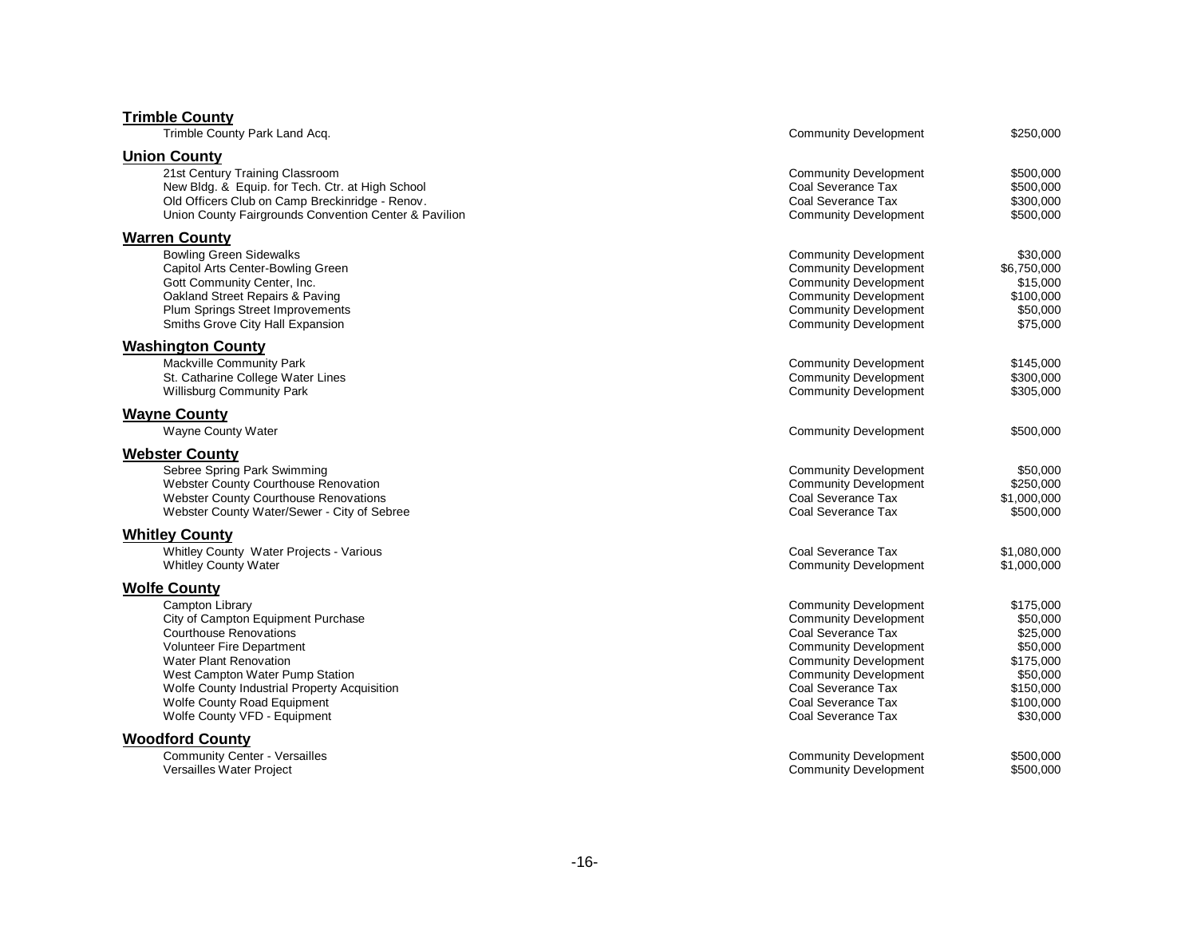**Trimble County**

| | | |
|---|---|---|
| Trimble County Park Land Acq. | Community Development | $250,000 |

**Union County**

| | | |
|---|---|---|
| 21st Century Training Classroom | Community Development | $500,000 |
| New Bldg. & Equip. for Tech. Ctr. at High School | Coal Severance Tax | $500,000 |
| Old Officers Club on Camp Breckinridge - Renov. | Coal Severance Tax | $300,000 |
| Union County Fairgrounds Convention Center & Pavilion | Community Development | $500,000 |

**Warren County**

| | | |
|---|---|---|
| Bowling Green Sidewalks | Community Development | $30,000 |
| Capitol Arts Center-Bowling Green | Community Development | $6,750,000 |
| Gott Community Center, Inc. | Community Development | $15,000 |
| Oakland Street Repairs & Paving | Community Development | $100,000 |
| Plum Springs Street Improvements | Community Development | $50,000 |
| Smiths Grove City Hall Expansion | Community Development | $75,000 |

**Washington County**

| | | |
|---|---|---|
| Mackville Community Park | Community Development | $145,000 |
| St. Catharine College Water Lines | Community Development | $300,000 |
| Willisburg Community Park | Community Development | $305,000 |

**Wayne County**

| | | |
|---|---|---|
| Wayne County Water | Community Development | $500,000 |

**Webster County**

| | | |
|---|---|---|
| Sebree Spring Park Swimming | Community Development | $50,000 |
| Webster County Courthouse Renovation | Community Development | $250,000 |
| Webster County Courthouse Renovations | Coal Severance Tax | $1,000,000 |
| Webster County Water/Sewer - City of Sebree | Coal Severance Tax | $500,000 |

**Whitley County**

| | | |
|---|---|---|
| Whitley County Water Projects - Various | Coal Severance Tax | $1,080,000 |
| Whitley County Water | Community Development | $1,000,000 |

**Wolfe County**

| | | |
|---|---|---|
| Campton Library | Community Development | $175,000 |
| City of Campton Equipment Purchase | Community Development | $50,000 |
| Courthouse Renovations | Coal Severance Tax | $25,000 |
| Volunteer Fire Department | Community Development | $50,000 |
| Water Plant Renovation | Community Development | $175,000 |
| West Campton Water Pump Station | Community Development | $50,000 |
| Wolfe County Industrial Property Acquisition | Coal Severance Tax | $150,000 |
| Wolfe County Road Equipment | Coal Severance Tax | $100,000 |
| Wolfe County VFD - Equipment | Coal Severance Tax | $30,000 |

**Woodford County**

| | | |
|---|---|---|
| Community Center - Versailles | Community Development | $500,000 |
| Versailles Water Project | Community Development | $500,000 |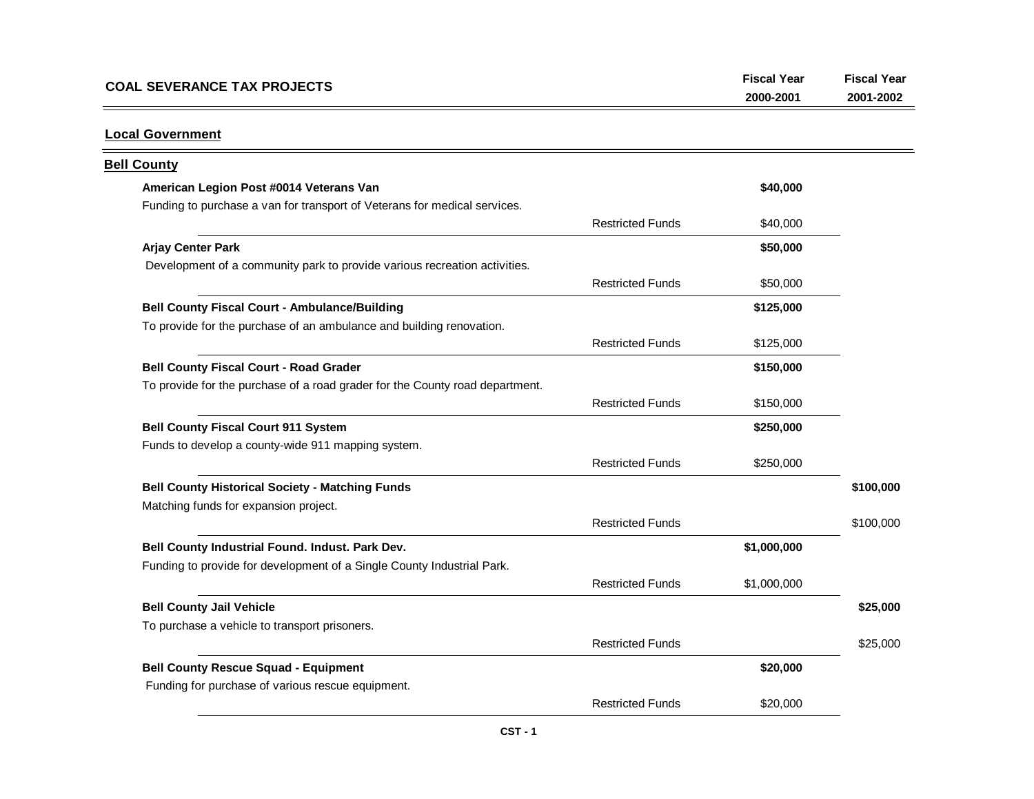## COAL SEVERANCE TAX PROJECTS

| | | Fiscal Year 2000-2001 | Fiscal Year 2001-2002 |
|---|---|---|---|

### Local Government

#### Bell County

| Project | | Fiscal Year 2000-2001 | Fiscal Year 2001-2002 |
|---|---|---|---|
| **American Legion Post #0014 Veterans Van** | | **$40,000** | |
| Funding to purchase a van for transport of Veterans for medical services. | | | |
| | Restricted Funds | $40,000 | |
| **Arjay Center Park** | | **$50,000** | |
| Development of a community park to provide various recreation activities. | | | |
| | Restricted Funds | $50,000 | |
| **Bell County Fiscal Court - Ambulance/Building** | | **$125,000** | |
| To provide for the purchase of an ambulance and building renovation. | | | |
| | Restricted Funds | $125,000 | |
| **Bell County Fiscal Court - Road Grader** | | **$150,000** | |
| To provide for the purchase of a road grader for the County road department. | | | |
| | Restricted Funds | $150,000 | |
| **Bell County Fiscal Court 911 System** | | **$250,000** | |
| Funds to develop a county-wide 911 mapping system. | | | |
| | Restricted Funds | $250,000 | |
| **Bell County Historical Society - Matching Funds** | | | **$100,000** |
| Matching funds for expansion project. | | | |
| | Restricted Funds | | $100,000 |
| **Bell County Industrial Found. Indust. Park Dev.** | | **$1,000,000** | |
| Funding to provide for development of a Single County Industrial Park. | | | |
| | Restricted Funds | $1,000,000 | |
| **Bell County Jail Vehicle** | | | **$25,000** |
| To purchase a vehicle to transport prisoners. | | | |
| | Restricted Funds | | $25,000 |
| **Bell County Rescue Squad - Equipment** | | **$20,000** | |
| Funding for purchase of various rescue equipment. | | | |
| | Restricted Funds | $20,000 | |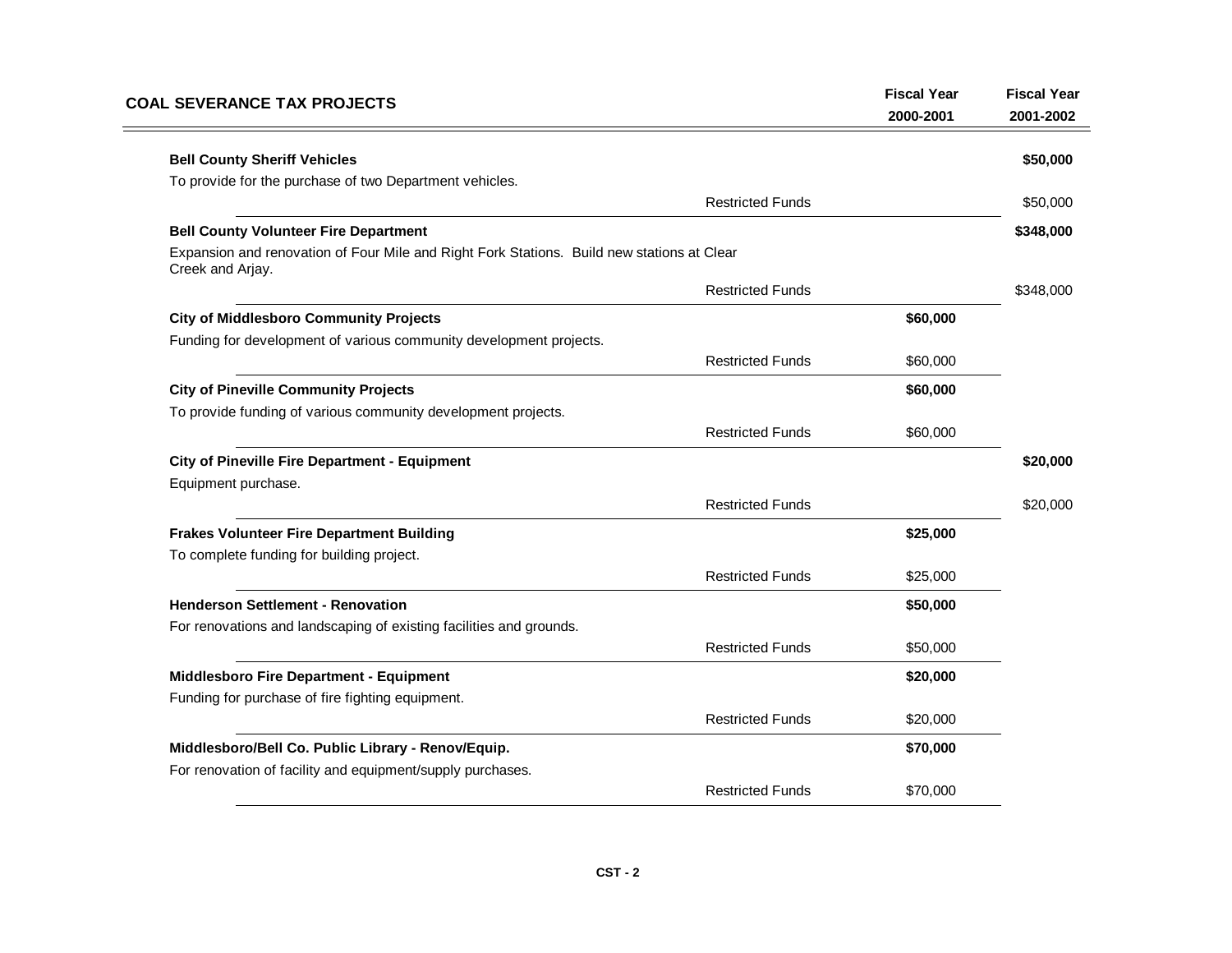## COAL SEVERANCE TAX PROJECTS

| | | Fiscal Year 2000-2001 | Fiscal Year 2001-2002 |
|---|---|---|---|
| **Bell County Sheriff Vehicles** | | | **$50,000** |
| To provide for the purchase of two Department vehicles. | | | |
| | Restricted Funds | | $50,000 |
| **Bell County Volunteer Fire Department** | | | **$348,000** |
| Expansion and renovation of Four Mile and Right Fork Stations. Build new stations at Clear Creek and Arjay. | | | |
| | Restricted Funds | | $348,000 |
| **City of Middlesboro Community Projects** | | **$60,000** | |
| Funding for development of various community development projects. | | | |
| | Restricted Funds | $60,000 | |
| **City of Pineville Community Projects** | | **$60,000** | |
| To provide funding of various community development projects. | | | |
| | Restricted Funds | $60,000 | |
| **City of Pineville Fire Department - Equipment** | | | **$20,000** |
| Equipment purchase. | | | |
| | Restricted Funds | | $20,000 |
| **Frakes Volunteer Fire Department Building** | | **$25,000** | |
| To complete funding for building project. | | | |
| | Restricted Funds | $25,000 | |
| **Henderson Settlement - Renovation** | | **$50,000** | |
| For renovations and landscaping of existing facilities and grounds. | | | |
| | Restricted Funds | $50,000 | |
| **Middlesboro Fire Department - Equipment** | | **$20,000** | |
| Funding for purchase of fire fighting equipment. | | | |
| | Restricted Funds | $20,000 | |
| **Middlesboro/Bell Co. Public Library - Renov/Equip.** | | **$70,000** | |
| For renovation of facility and equipment/supply purchases. | | | |
| | Restricted Funds | $70,000 | |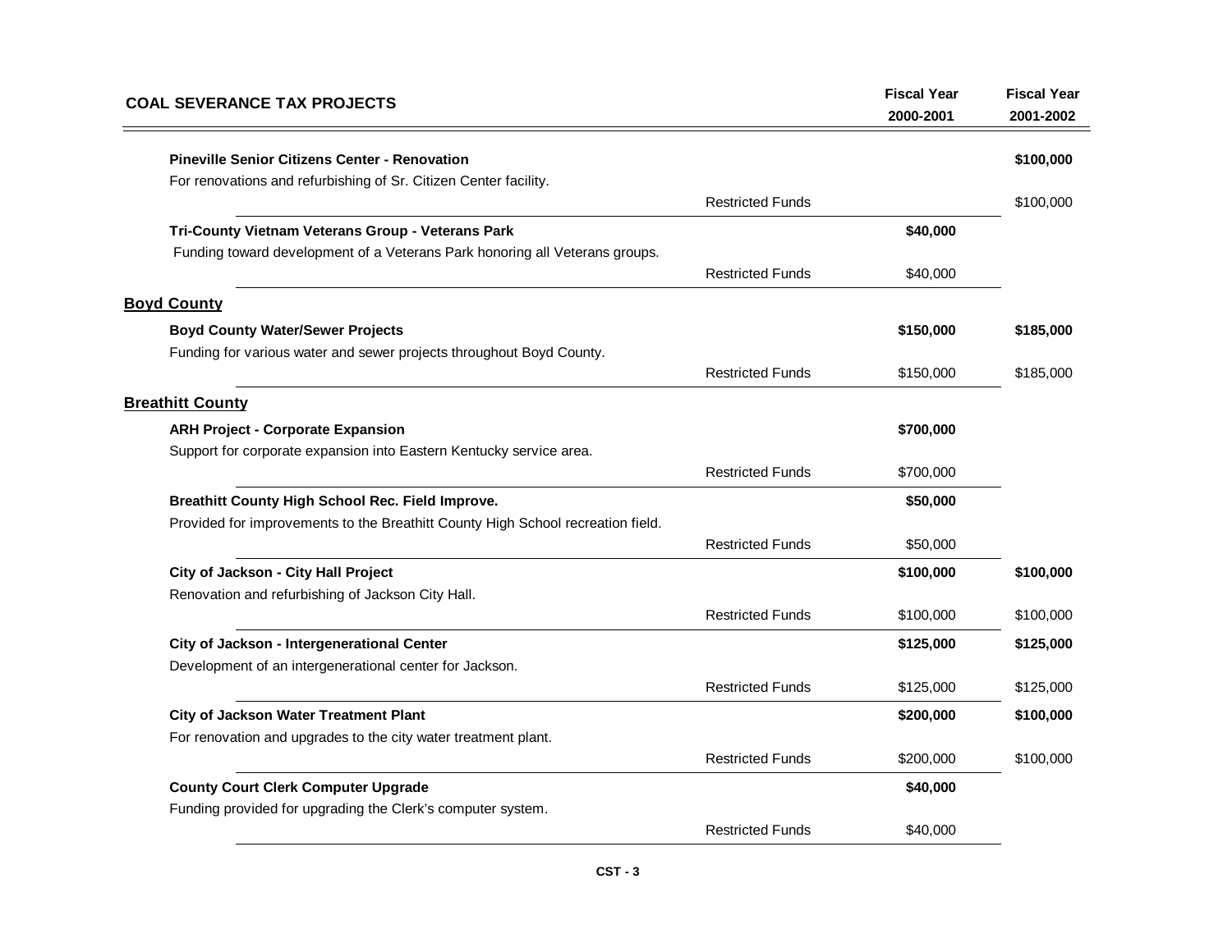| COAL SEVERANCE TAX PROJECTS | | Fiscal Year 2000-2001 | Fiscal Year 2001-2002 |
|---|---|---|---|
| **Pineville Senior Citizens Center - Renovation** | | | **$100,000** |
| For renovations and refurbishing of Sr. Citizen Center facility. | | | |
| | Restricted Funds | | $100,000 |
| **Tri-County Vietnam Veterans Group - Veterans Park** | | **$40,000** | |
| Funding toward development of a Veterans Park honoring all Veterans groups. | | | |
| | Restricted Funds | $40,000 | |
| **Boyd County** | | | |
| **Boyd County Water/Sewer Projects** | | **$150,000** | **$185,000** |
| Funding for various water and sewer projects throughout Boyd County. | | | |
| | Restricted Funds | $150,000 | $185,000 |
| **Breathitt County** | | | |
| **ARH Project - Corporate Expansion** | | **$700,000** | |
| Support for corporate expansion into Eastern Kentucky service area. | | | |
| | Restricted Funds | $700,000 | |
| **Breathitt County High School Rec. Field Improve.** | | **$50,000** | |
| Provided for improvements to the Breathitt County High School recreation field. | | | |
| | Restricted Funds | $50,000 | |
| **City of Jackson - City Hall Project** | | **$100,000** | **$100,000** |
| Renovation and refurbishing of Jackson City Hall. | | | |
| | Restricted Funds | $100,000 | $100,000 |
| **City of Jackson - Intergenerational Center** | | **$125,000** | **$125,000** |
| Development of an intergenerational center for Jackson. | | | |
| | Restricted Funds | $125,000 | $125,000 |
| **City of Jackson Water Treatment Plant** | | **$200,000** | **$100,000** |
| For renovation and upgrades to the city water treatment plant. | | | |
| | Restricted Funds | $200,000 | $100,000 |
| **County Court Clerk Computer Upgrade** | | **$40,000** | |
| Funding provided for upgrading the Clerk's computer system. | | | |
| | Restricted Funds | $40,000 | |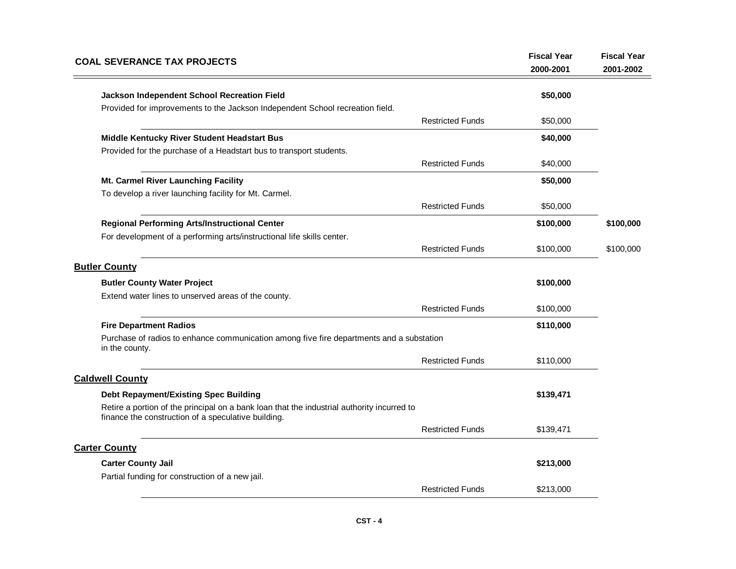| COAL SEVERANCE TAX PROJECTS | | Fiscal Year 2000-2001 | Fiscal Year 2001-2002 |
|---|---|---|---|
| **Jackson Independent School Recreation Field** | | **$50,000** | |
| Provided for improvements to the Jackson Independent School recreation field. | | | |
| | Restricted Funds | $50,000 | |
| **Middle Kentucky River Student Headstart Bus** | | **$40,000** | |
| Provided for the purchase of a Headstart bus to transport students. | | | |
| | Restricted Funds | $40,000 | |
| **Mt. Carmel River Launching Facility** | | **$50,000** | |
| To develop a river launching facility for Mt. Carmel. | | | |
| | Restricted Funds | $50,000 | |
| **Regional Performing Arts/Instructional Center** | | **$100,000** | **$100,000** |
| For development of a performing arts/instructional life skills center. | | | |
| | Restricted Funds | $100,000 | $100,000 |
| **Butler County** | | | |
| **Butler County Water Project** | | **$100,000** | |
| Extend water lines to unserved areas of the county. | | | |
| | Restricted Funds | $100,000 | |
| **Fire Department Radios** | | **$110,000** | |
| Purchase of radios to enhance communication among five fire departments and a substation in the county. | | | |
| | Restricted Funds | $110,000 | |
| **Caldwell County** | | | |
| **Debt Repayment/Existing Spec Building** | | **$139,471** | |
| Retire a portion of the principal on a bank loan that the industrial authority incurred to finance the construction of a speculative building. | | | |
| | Restricted Funds | $139,471 | |
| **Carter County** | | | |
| **Carter County Jail** | | **$213,000** | |
| Partial funding for construction of a new jail. | | | |
| | Restricted Funds | $213,000 | |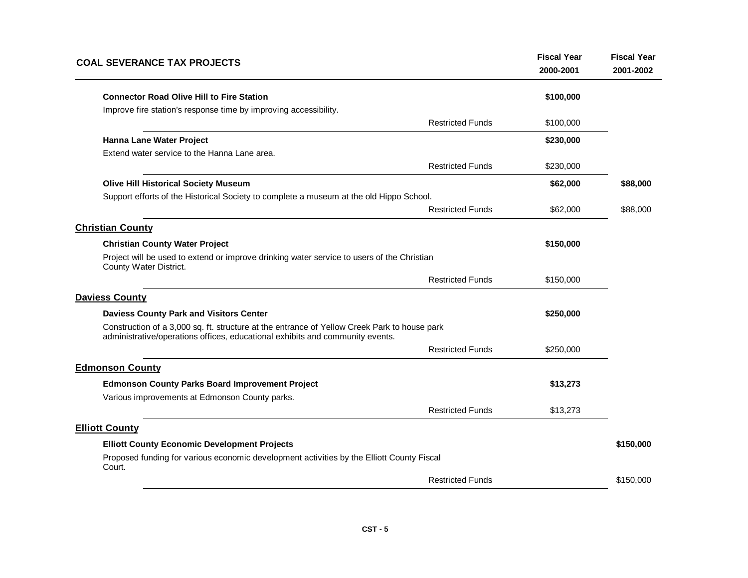| COAL SEVERANCE TAX PROJECTS | | Fiscal Year 2000-2001 | Fiscal Year 2001-2002 |
|---|---|---|---|
| **Connector Road Olive Hill to Fire Station** | | **$100,000** | |
| Improve fire station's response time by improving accessibility. | | | |
| | Restricted Funds | $100,000 | |
| **Hanna Lane Water Project** | | **$230,000** | |
| Extend water service to the Hanna Lane area. | | | |
| | Restricted Funds | $230,000 | |
| **Olive Hill Historical Society Museum** | | **$62,000** | **$88,000** |
| Support efforts of the Historical Society to complete a museum at the old Hippo School. | | | |
| | Restricted Funds | $62,000 | $88,000 |
| **Christian County** | | | |
| **Christian County Water Project** | | **$150,000** | |
| Project will be used to extend or improve drinking water service to users of the Christian County Water District. | | | |
| | Restricted Funds | $150,000 | |
| **Daviess County** | | | |
| **Daviess County Park and Visitors Center** | | **$250,000** | |
| Construction of a 3,000 sq. ft. structure at the entrance of Yellow Creek Park to house park administrative/operations offices, educational exhibits and community events. | | | |
| | Restricted Funds | $250,000 | |
| **Edmonson County** | | | |
| **Edmonson County Parks Board Improvement Project** | | **$13,273** | |
| Various improvements at Edmonson County parks. | | | |
| | Restricted Funds | $13,273 | |
| **Elliott County** | | | |
| **Elliott County Economic Development Projects** | | | **$150,000** |
| Proposed funding for various economic development activities by the Elliott County Fiscal Court. | | | |
| | Restricted Funds | | $150,000 |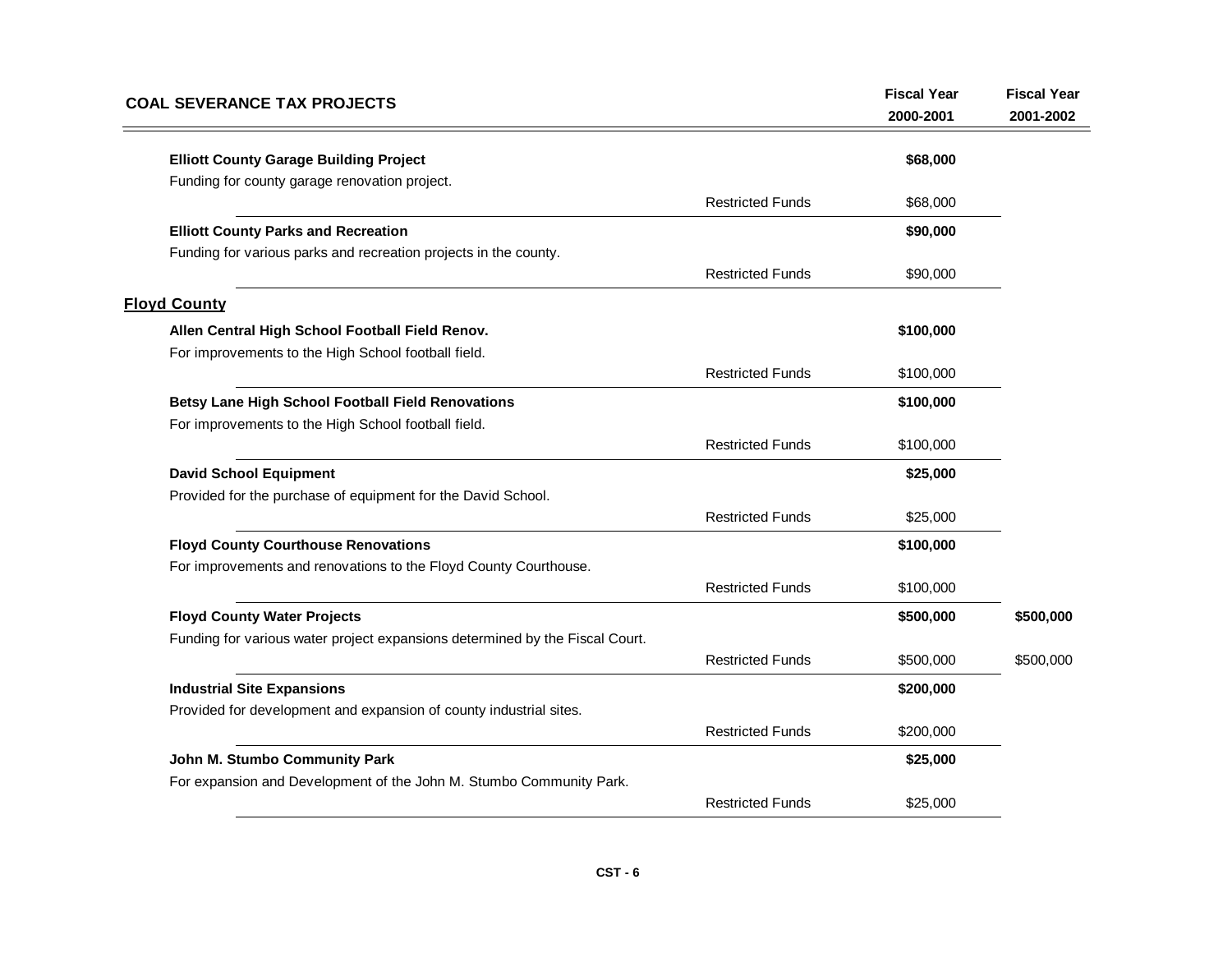| COAL SEVERANCE TAX PROJECTS | | Fiscal Year 2000-2001 | Fiscal Year 2001-2002 |
|---|---|---|---|
| **Elliott County Garage Building Project** | | **$68,000** | |
| Funding for county garage renovation project. | | | |
| | Restricted Funds | $68,000 | |
| **Elliott County Parks and Recreation** | | **$90,000** | |
| Funding for various parks and recreation projects in the county. | | | |
| | Restricted Funds | $90,000 | |
| **Floyd County** | | | |
| **Allen Central High School Football Field Renov.** | | **$100,000** | |
| For improvements to the High School football field. | | | |
| | Restricted Funds | $100,000 | |
| **Betsy Lane High School Football Field Renovations** | | **$100,000** | |
| For improvements to the High School football field. | | | |
| | Restricted Funds | $100,000 | |
| **David School Equipment** | | **$25,000** | |
| Provided for the purchase of equipment for the David School. | | | |
| | Restricted Funds | $25,000 | |
| **Floyd County Courthouse Renovations** | | **$100,000** | |
| For improvements and renovations to the Floyd County Courthouse. | | | |
| | Restricted Funds | $100,000 | |
| **Floyd County Water Projects** | | **$500,000** | **$500,000** |
| Funding for various water project expansions determined by the Fiscal Court. | | | |
| | Restricted Funds | $500,000 | $500,000 |
| **Industrial Site Expansions** | | **$200,000** | |
| Provided for development and expansion of county industrial sites. | | | |
| | Restricted Funds | $200,000 | |
| **John M. Stumbo Community Park** | | **$25,000** | |
| For expansion and Development of the John M. Stumbo Community Park. | | | |
| | Restricted Funds | $25,000 | |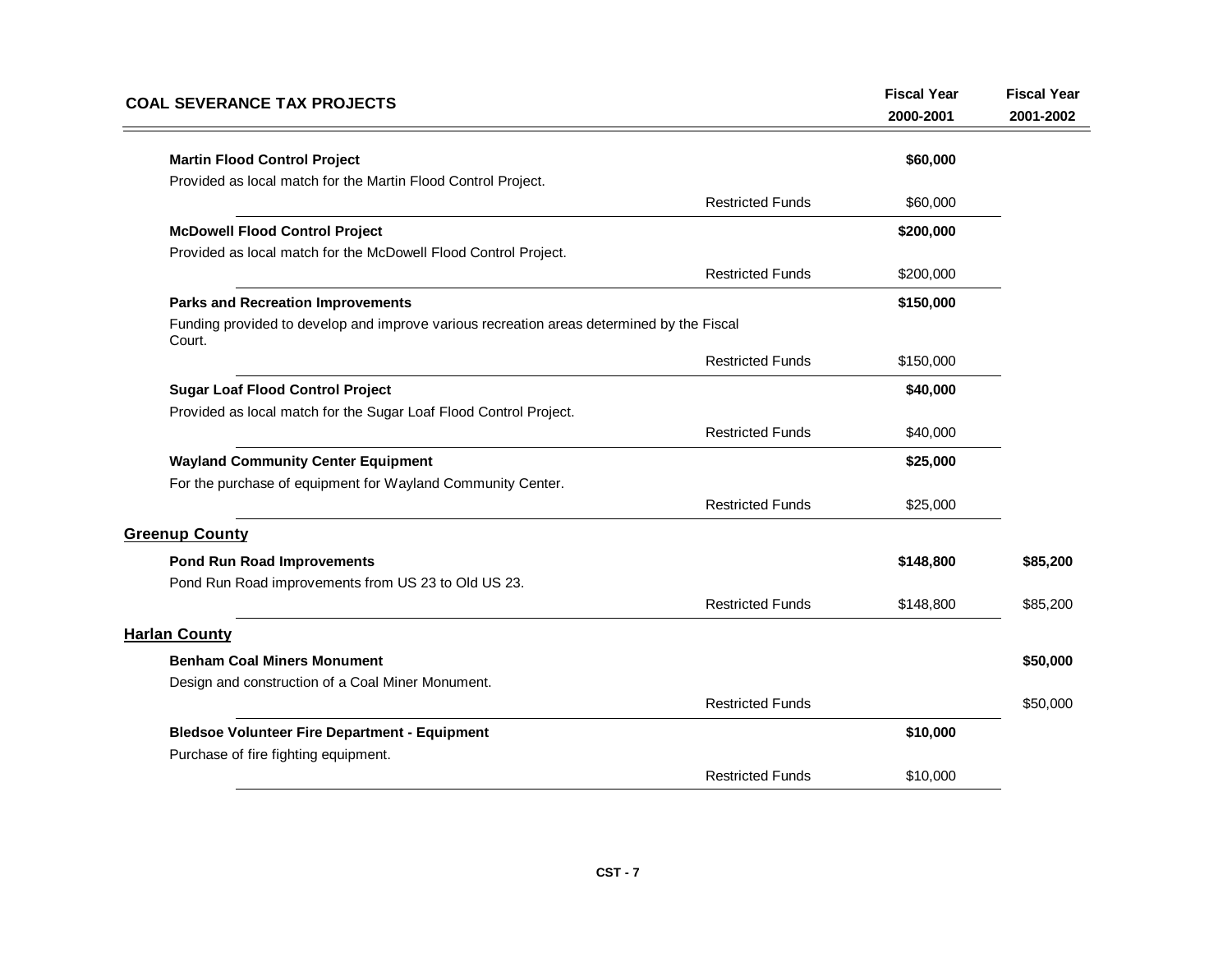## COAL SEVERANCE TAX PROJECTS

| | | Fiscal Year 2000-2001 | Fiscal Year 2001-2002 |
|---|---|---|---|
| **Martin Flood Control Project** | | **$60,000** | |
| Provided as local match for the Martin Flood Control Project. | | | |
| | Restricted Funds | $60,000 | |
| **McDowell Flood Control Project** | | **$200,000** | |
| Provided as local match for the McDowell Flood Control Project. | | | |
| | Restricted Funds | $200,000 | |
| **Parks and Recreation Improvements** | | **$150,000** | |
| Funding provided to develop and improve various recreation areas determined by the Fiscal Court. | | | |
| | Restricted Funds | $150,000 | |
| **Sugar Loaf Flood Control Project** | | **$40,000** | |
| Provided as local match for the Sugar Loaf Flood Control Project. | | | |
| | Restricted Funds | $40,000 | |
| **Wayland Community Center Equipment** | | **$25,000** | |
| For the purchase of equipment for Wayland Community Center. | | | |
| | Restricted Funds | $25,000 | |
| **Greenup County** | | | |
| **Pond Run Road Improvements** | | **$148,800** | **$85,200** |
| Pond Run Road improvements from US 23 to Old US 23. | | | |
| | Restricted Funds | $148,800 | $85,200 |
| **Harlan County** | | | |
| **Benham Coal Miners Monument** | | | **$50,000** |
| Design and construction of a Coal Miner Monument. | | | |
| | Restricted Funds | | $50,000 |
| **Bledsoe Volunteer Fire Department - Equipment** | | **$10,000** | |
| Purchase of fire fighting equipment. | | | |
| | Restricted Funds | $10,000 | |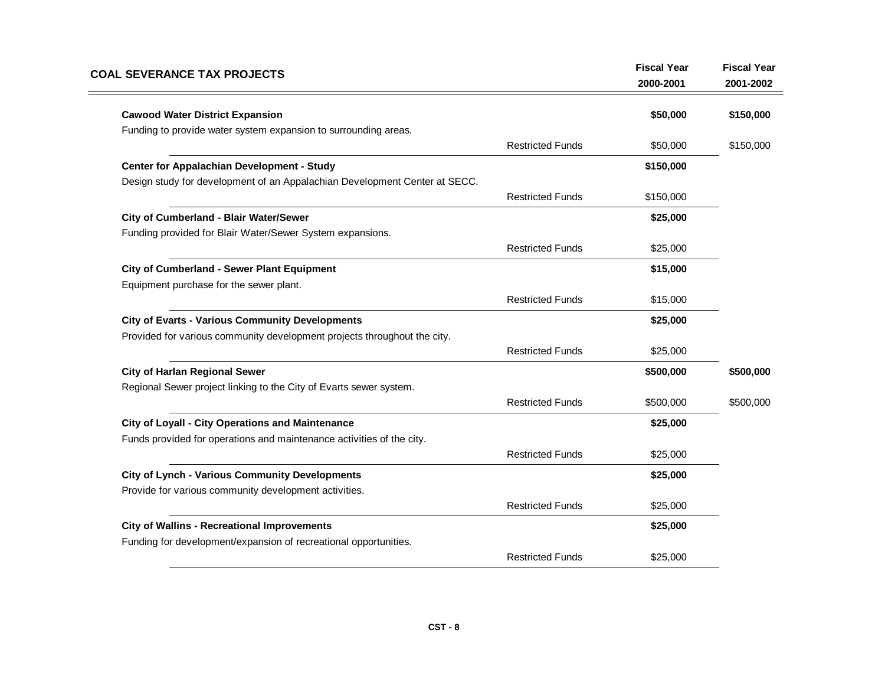| COAL SEVERANCE TAX PROJECTS | | Fiscal Year 2000-2001 | Fiscal Year 2001-2002 |
|---|---|---|---|
| **Cawood Water District Expansion** | | **$50,000** | **$150,000** |
| Funding to provide water system expansion to surrounding areas. | | | |
| | Restricted Funds | $50,000 | $150,000 |
| **Center for Appalachian Development - Study** | | **$150,000** | |
| Design study for development of an Appalachian Development Center at SECC. | | | |
| | Restricted Funds | $150,000 | |
| **City of Cumberland - Blair Water/Sewer** | | **$25,000** | |
| Funding provided for Blair Water/Sewer System expansions. | | | |
| | Restricted Funds | $25,000 | |
| **City of Cumberland - Sewer Plant Equipment** | | **$15,000** | |
| Equipment purchase for the sewer plant. | | | |
| | Restricted Funds | $15,000 | |
| **City of Evarts - Various Community Developments** | | **$25,000** | |
| Provided for various community development projects throughout the city. | | | |
| | Restricted Funds | $25,000 | |
| **City of Harlan Regional Sewer** | | **$500,000** | **$500,000** |
| Regional Sewer project linking to the City of Evarts sewer system. | | | |
| | Restricted Funds | $500,000 | $500,000 |
| **City of Loyall - City Operations and Maintenance** | | **$25,000** | |
| Funds provided for operations and maintenance activities of the city. | | | |
| | Restricted Funds | $25,000 | |
| **City of Lynch - Various Community Developments** | | **$25,000** | |
| Provide for various community development activities. | | | |
| | Restricted Funds | $25,000 | |
| **City of Wallins - Recreational Improvements** | | **$25,000** | |
| Funding for development/expansion of recreational opportunities. | | | |
| | Restricted Funds | $25,000 | |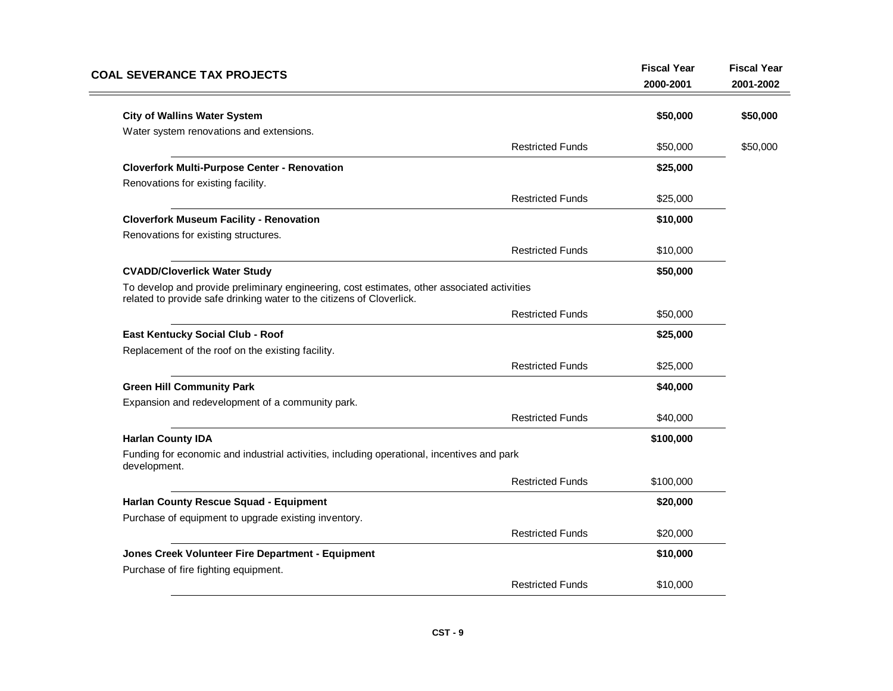## COAL SEVERANCE TAX PROJECTS

| | | Fiscal Year 2000-2001 | Fiscal Year 2001-2002 |
|---|---|---|---|
| **City of Wallins Water System** | | **$50,000** | **$50,000** |
| Water system renovations and extensions. | | | |
| | Restricted Funds | $50,000 | $50,000 |
| **Cloverfork Multi-Purpose Center - Renovation** | | **$25,000** | |
| Renovations for existing facility. | | | |
| | Restricted Funds | $25,000 | |
| **Cloverfork Museum Facility - Renovation** | | **$10,000** | |
| Renovations for existing structures. | | | |
| | Restricted Funds | $10,000 | |
| **CVADD/Cloverlick Water Study** | | **$50,000** | |
| To develop and provide preliminary engineering, cost estimates, other associated activities related to provide safe drinking water to the citizens of Cloverlick. | | | |
| | Restricted Funds | $50,000 | |
| **East Kentucky Social Club - Roof** | | **$25,000** | |
| Replacement of the roof on the existing facility. | | | |
| | Restricted Funds | $25,000 | |
| **Green Hill Community Park** | | **$40,000** | |
| Expansion and redevelopment of a community park. | | | |
| | Restricted Funds | $40,000 | |
| **Harlan County IDA** | | **$100,000** | |
| Funding for economic and industrial activities, including operational, incentives and park development. | | | |
| | Restricted Funds | $100,000 | |
| **Harlan County Rescue Squad - Equipment** | | **$20,000** | |
| Purchase of equipment to upgrade existing inventory. | | | |
| | Restricted Funds | $20,000 | |
| **Jones Creek Volunteer Fire Department - Equipment** | | **$10,000** | |
| Purchase of fire fighting equipment. | | | |
| | Restricted Funds | $10,000 | |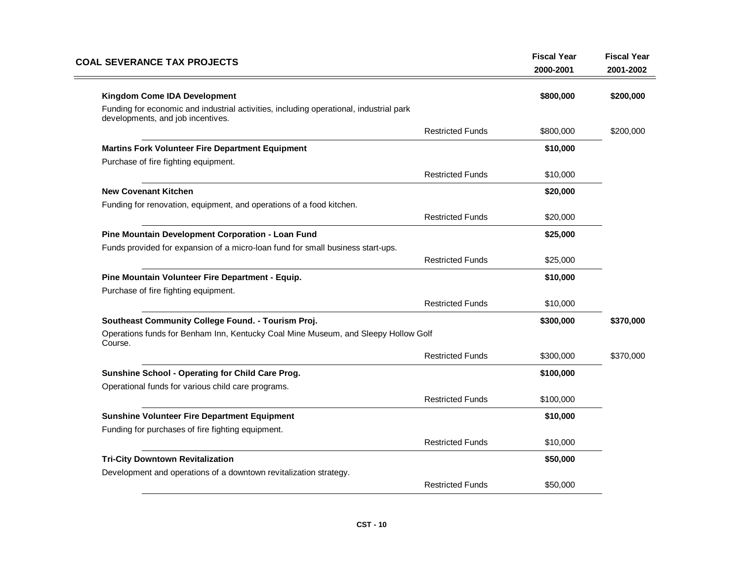## COAL SEVERANCE TAX PROJECTS

| | | Fiscal Year 2000-2001 | Fiscal Year 2001-2002 |
|---|---|---|---|
| **Kingdom Come IDA Development** | | **$800,000** | **$200,000** |
| Funding for economic and industrial activities, including operational, industrial park developments, and job incentives. | | | |
| | Restricted Funds | $800,000 | $200,000 |
| **Martins Fork Volunteer Fire Department Equipment** | | **$10,000** | |
| Purchase of fire fighting equipment. | | | |
| | Restricted Funds | $10,000 | |
| **New Covenant Kitchen** | | **$20,000** | |
| Funding for renovation, equipment, and operations of a food kitchen. | | | |
| | Restricted Funds | $20,000 | |
| **Pine Mountain Development Corporation - Loan Fund** | | **$25,000** | |
| Funds provided for expansion of a micro-loan fund for small business start-ups. | | | |
| | Restricted Funds | $25,000 | |
| **Pine Mountain Volunteer Fire Department - Equip.** | | **$10,000** | |
| Purchase of fire fighting equipment. | | | |
| | Restricted Funds | $10,000 | |
| **Southeast Community College Found. - Tourism Proj.** | | **$300,000** | **$370,000** |
| Operations funds for Benham Inn, Kentucky Coal Mine Museum, and Sleepy Hollow Golf Course. | | | |
| | Restricted Funds | $300,000 | $370,000 |
| **Sunshine School - Operating for Child Care Prog.** | | **$100,000** | |
| Operational funds for various child care programs. | | | |
| | Restricted Funds | $100,000 | |
| **Sunshine Volunteer Fire Department Equipment** | | **$10,000** | |
| Funding for purchases of fire fighting equipment. | | | |
| | Restricted Funds | $10,000 | |
| **Tri-City Downtown Revitalization** | | **$50,000** | |
| Development and operations of a downtown revitalization strategy. | | | |
| | Restricted Funds | $50,000 | |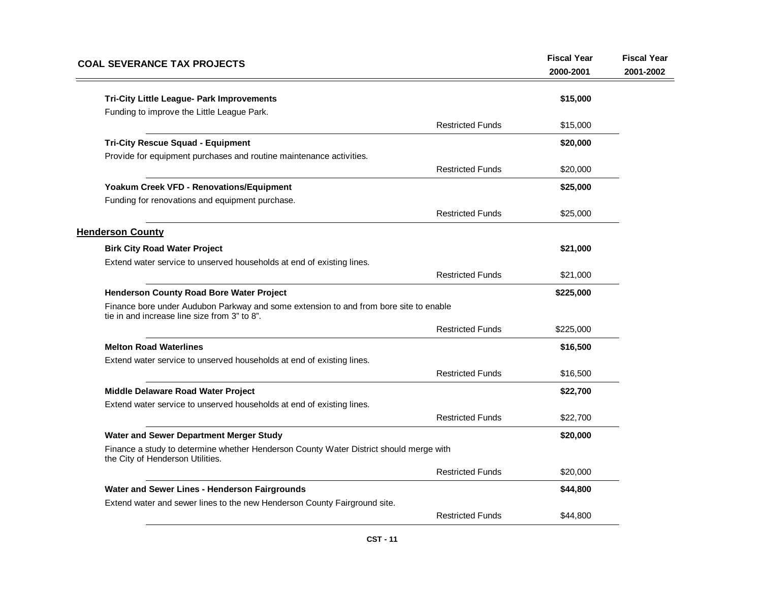| COAL SEVERANCE TAX PROJECTS | | Fiscal Year 2000-2001 | Fiscal Year 2001-2002 |
|---|---|---|---|
| **Tri-City Little League- Park Improvements** | | **$15,000** | |
| Funding to improve the Little League Park. | | | |
| | Restricted Funds | $15,000 | |
| **Tri-City Rescue Squad - Equipment** | | **$20,000** | |
| Provide for equipment purchases and routine maintenance activities. | | | |
| | Restricted Funds | $20,000 | |
| **Yoakum Creek VFD - Renovations/Equipment** | | **$25,000** | |
| Funding for renovations and equipment purchase. | | | |
| | Restricted Funds | $25,000 | |

## Henderson County

| | | Fiscal Year 2000-2001 | Fiscal Year 2001-2002 |
|---|---|---|---|
| **Birk City Road Water Project** | | **$21,000** | |
| Extend water service to unserved households at end of existing lines. | | | |
| | Restricted Funds | $21,000 | |
| **Henderson County Road Bore Water Project** | | **$225,000** | |
| Finance bore under Audubon Parkway and some extension to and from bore site to enable tie in and increase line size from 3" to 8". | | | |
| | Restricted Funds | $225,000 | |
| **Melton Road Waterlines** | | **$16,500** | |
| Extend water service to unserved households at end of existing lines. | | | |
| | Restricted Funds | $16,500 | |
| **Middle Delaware Road Water Project** | | **$22,700** | |
| Extend water service to unserved households at end of existing lines. | | | |
| | Restricted Funds | $22,700 | |
| **Water and Sewer Department Merger Study** | | **$20,000** | |
| Finance a study to determine whether Henderson County Water District should merge with the City of Henderson Utilities. | | | |
| | Restricted Funds | $20,000 | |
| **Water and Sewer Lines - Henderson Fairgrounds** | | **$44,800** | |
| Extend water and sewer lines to the new Henderson County Fairground site. | | | |
| | Restricted Funds | $44,800 | |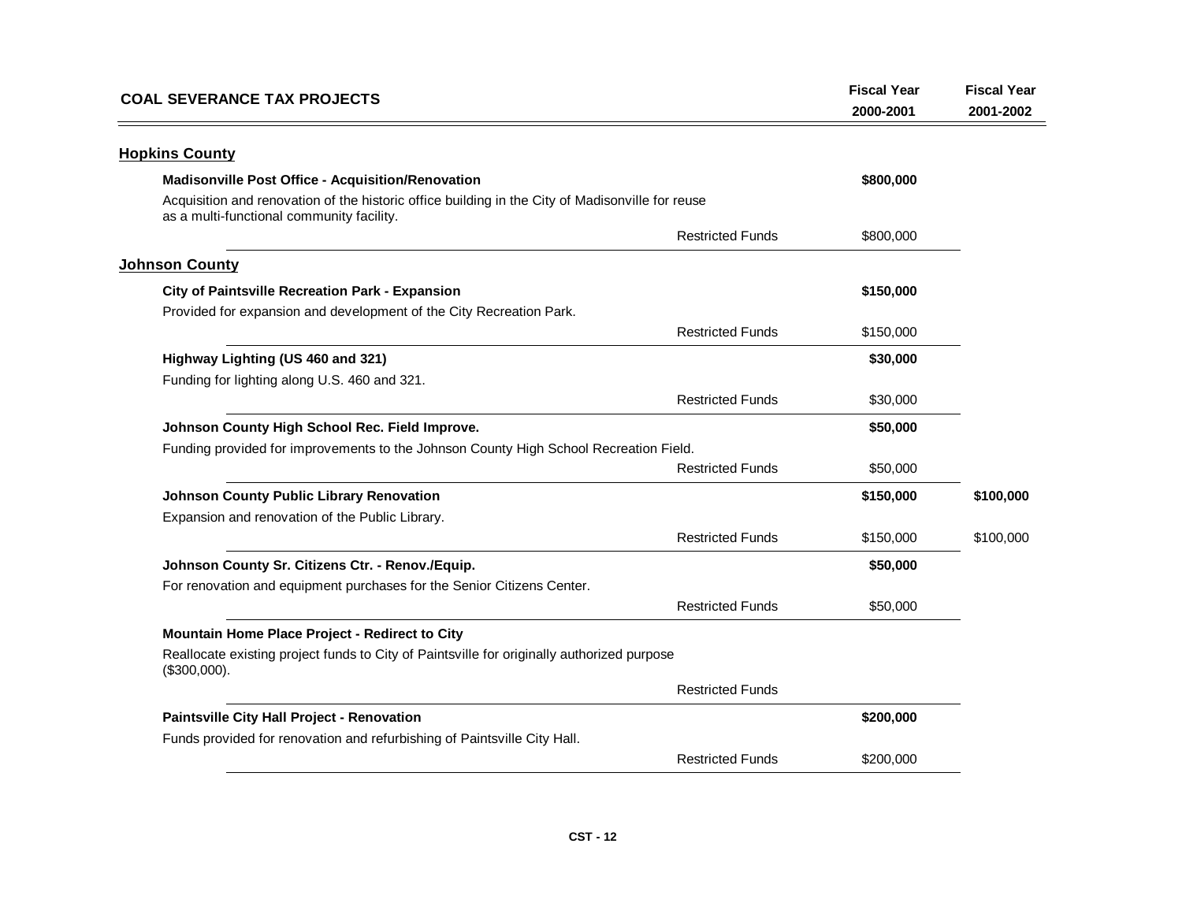| COAL SEVERANCE TAX PROJECTS | | Fiscal Year 2000-2001 | Fiscal Year 2001-2002 |
|---|---|---|---|
| **Hopkins County** | | | |
| **Madisonville Post Office - Acquisition/Renovation** | | **$800,000** | |
| Acquisition and renovation of the historic office building in the City of Madisonville for reuse as a multi-functional community facility. | | | |
| | Restricted Funds | $800,000 | |
| **Johnson County** | | | |
| **City of Paintsville Recreation Park - Expansion** | | **$150,000** | |
| Provided for expansion and development of the City Recreation Park. | | | |
| | Restricted Funds | $150,000 | |
| **Highway Lighting (US 460 and 321)** | | **$30,000** | |
| Funding for lighting along U.S. 460 and 321. | | | |
| | Restricted Funds | $30,000 | |
| **Johnson County High School Rec. Field Improve.** | | **$50,000** | |
| Funding provided for improvements to the Johnson County High School Recreation Field. | | | |
| | Restricted Funds | $50,000 | |
| **Johnson County Public Library Renovation** | | **$150,000** | **$100,000** |
| Expansion and renovation of the Public Library. | | | |
| | Restricted Funds | $150,000 | $100,000 |
| **Johnson County Sr. Citizens Ctr. - Renov./Equip.** | | **$50,000** | |
| For renovation and equipment purchases for the Senior Citizens Center. | | | |
| | Restricted Funds | $50,000 | |
| **Mountain Home Place Project - Redirect to City** | | | |
| Reallocate existing project funds to City of Paintsville for originally authorized purpose ($300,000). | | | |
| | Restricted Funds | | |
| **Paintsville City Hall Project - Renovation** | | **$200,000** | |
| Funds provided for renovation and refurbishing of Paintsville City Hall. | | | |
| | Restricted Funds | $200,000 | |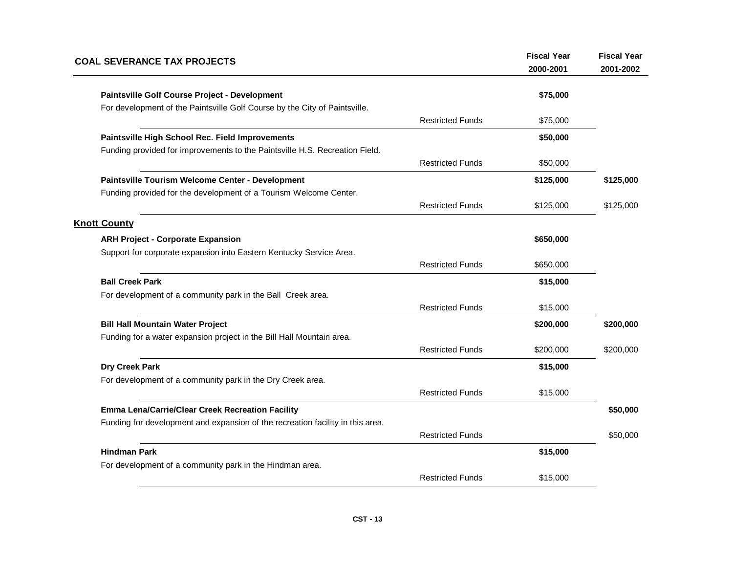## COAL SEVERANCE TAX PROJECTS

| | | Fiscal Year 2000-2001 | Fiscal Year 2001-2002 |
|---|---|---|---|
| **Paintsville Golf Course Project - Development** | | **$75,000** | |
| For development of the Paintsville Golf Course by the City of Paintsville. | | | |
| | Restricted Funds | $75,000 | |
| **Paintsville High School Rec. Field Improvements** | | **$50,000** | |
| Funding provided for improvements to the Paintsville H.S. Recreation Field. | | | |
| | Restricted Funds | $50,000 | |
| **Paintsville Tourism Welcome Center - Development** | | **$125,000** | **$125,000** |
| Funding provided for the development of a Tourism Welcome Center. | | | |
| | Restricted Funds | $125,000 | $125,000 |

### Knott County

| | | Fiscal Year 2000-2001 | Fiscal Year 2001-2002 |
|---|---|---|---|
| **ARH Project - Corporate Expansion** | | **$650,000** | |
| Support for corporate expansion into Eastern Kentucky Service Area. | | | |
| | Restricted Funds | $650,000 | |
| **Ball Creek Park** | | **$15,000** | |
| For development of a community park in the Ball Creek area. | | | |
| | Restricted Funds | $15,000 | |
| **Bill Hall Mountain Water Project** | | **$200,000** | **$200,000** |
| Funding for a water expansion project in the Bill Hall Mountain area. | | | |
| | Restricted Funds | $200,000 | $200,000 |
| **Dry Creek Park** | | **$15,000** | |
| For development of a community park in the Dry Creek area. | | | |
| | Restricted Funds | $15,000 | |
| **Emma Lena/Carrie/Clear Creek Recreation Facility** | | | **$50,000** |
| Funding for development and expansion of the recreation facility in this area. | | | |
| | Restricted Funds | | $50,000 |
| **Hindman Park** | | **$15,000** | |
| For development of a community park in the Hindman area. | | | |
| | Restricted Funds | $15,000 | |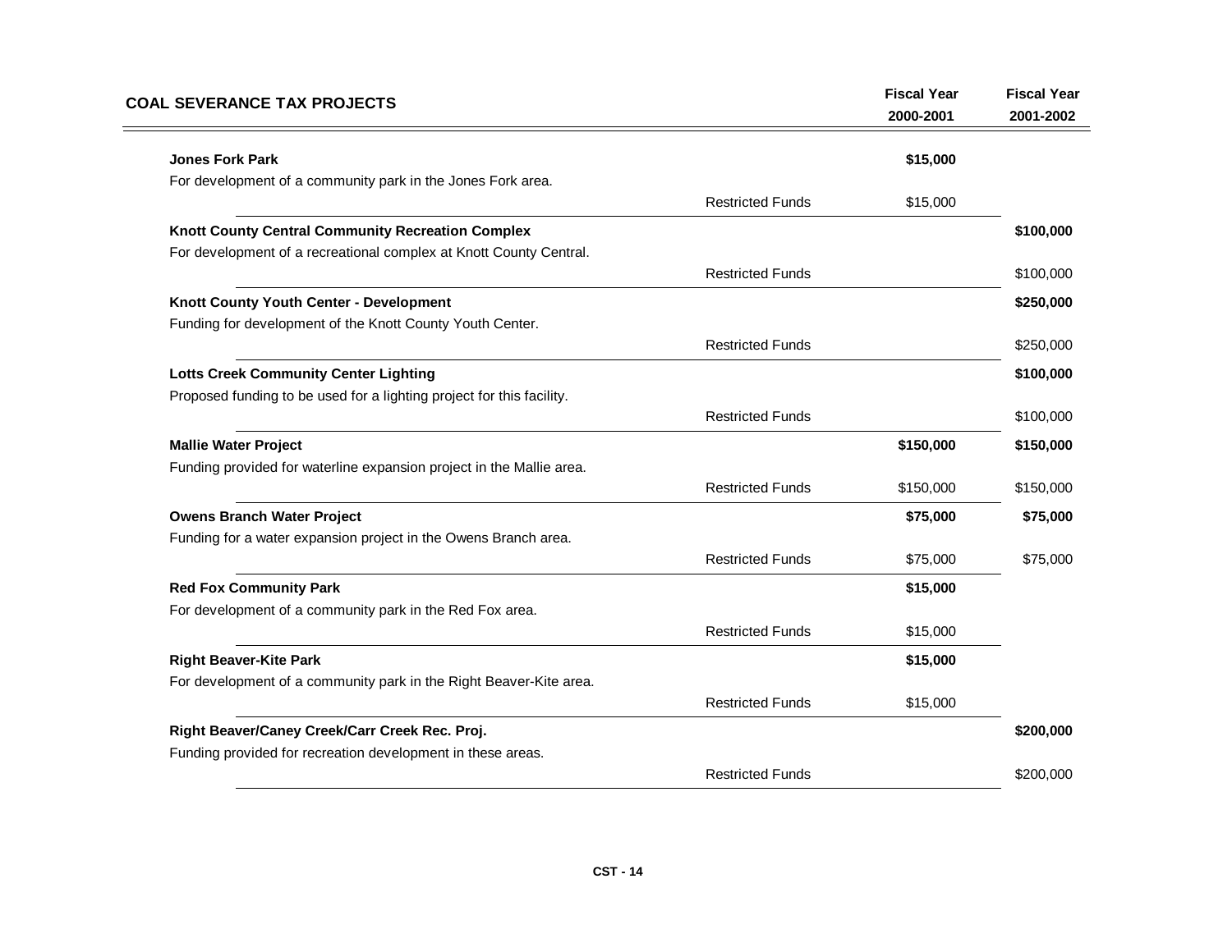## COAL SEVERANCE TAX PROJECTS

| | | Fiscal Year 2000-2001 | Fiscal Year 2001-2002 |
|---|---|---|---|
| **Jones Fork Park** | | **$15,000** | |
| For development of a community park in the Jones Fork area. | | | |
| | Restricted Funds | $15,000 | |
| **Knott County Central Community Recreation Complex** | | | **$100,000** |
| For development of a recreational complex at Knott County Central. | | | |
| | Restricted Funds | | $100,000 |
| **Knott County Youth Center - Development** | | | **$250,000** |
| Funding for development of the Knott County Youth Center. | | | |
| | Restricted Funds | | $250,000 |
| **Lotts Creek Community Center Lighting** | | | **$100,000** |
| Proposed funding to be used for a lighting project for this facility. | | | |
| | Restricted Funds | | $100,000 |
| **Mallie Water Project** | | **$150,000** | **$150,000** |
| Funding provided for waterline expansion project in the Mallie area. | | | |
| | Restricted Funds | $150,000 | $150,000 |
| **Owens Branch Water Project** | | **$75,000** | **$75,000** |
| Funding for a water expansion project in the Owens Branch area. | | | |
| | Restricted Funds | $75,000 | $75,000 |
| **Red Fox Community Park** | | **$15,000** | |
| For development of a community park in the Red Fox area. | | | |
| | Restricted Funds | $15,000 | |
| **Right Beaver-Kite Park** | | **$15,000** | |
| For development of a community park in the Right Beaver-Kite area. | | | |
| | Restricted Funds | $15,000 | |
| **Right Beaver/Caney Creek/Carr Creek Rec. Proj.** | | | **$200,000** |
| Funding provided for recreation development in these areas. | | | |
| | Restricted Funds | | $200,000 |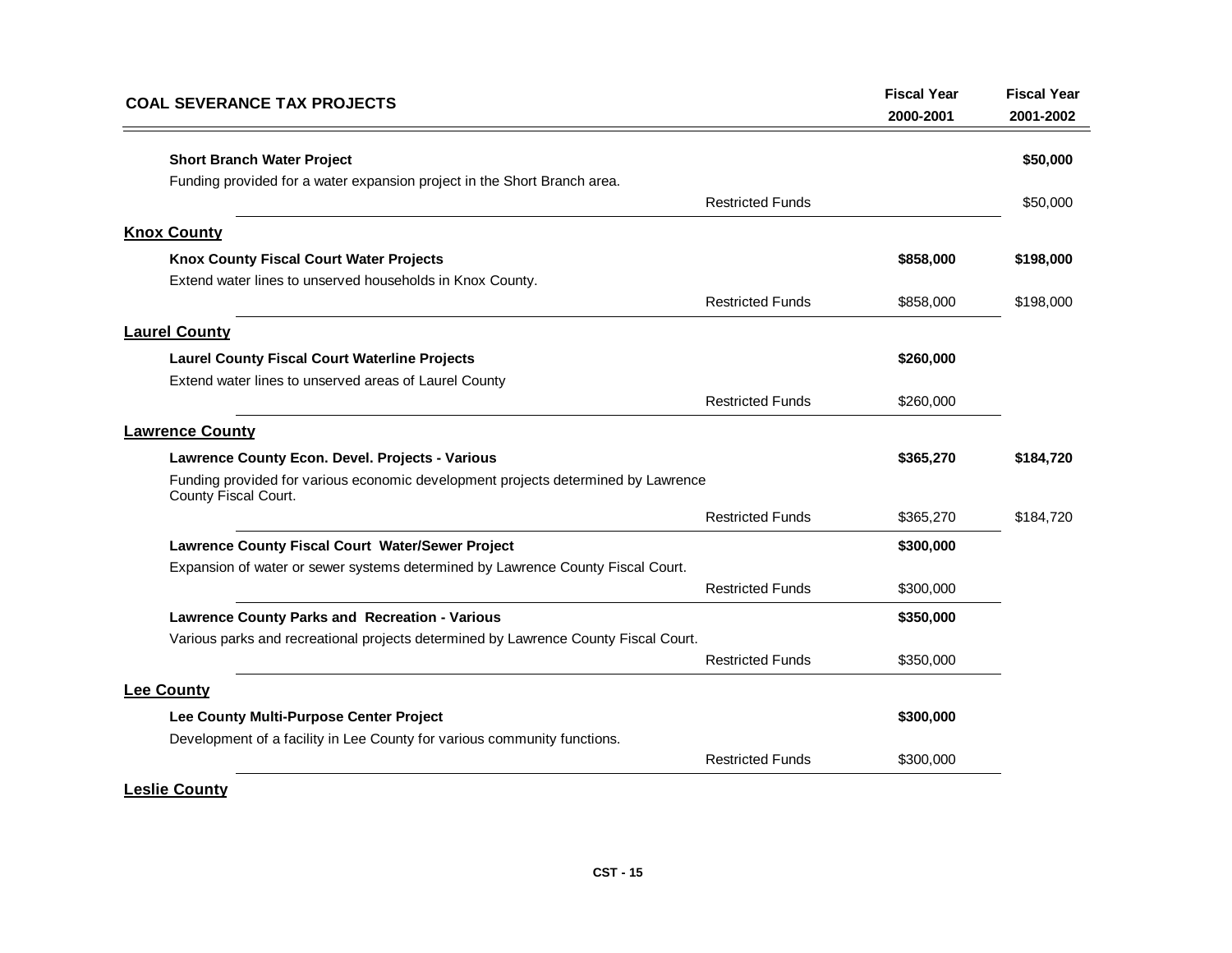## COAL SEVERANCE TAX PROJECTS

| | | Fiscal Year 2000-2001 | Fiscal Year 2001-2002 |
|---|---|---|---|
| **Short Branch Water Project** | | | **$50,000** |
| Funding provided for a water expansion project in the Short Branch area. | | | |
| | Restricted Funds | | $50,000 |

### Knox County

| | | Fiscal Year 2000-2001 | Fiscal Year 2001-2002 |
|---|---|---|---|
| **Knox County Fiscal Court Water Projects** | | **$858,000** | **$198,000** |
| Extend water lines to unserved households in Knox County. | | | |
| | Restricted Funds | $858,000 | $198,000 |

### Laurel County

| | | Fiscal Year 2000-2001 | Fiscal Year 2001-2002 |
|---|---|---|---|
| **Laurel County Fiscal Court Waterline Projects** | | **$260,000** | |
| Extend water lines to unserved areas of Laurel County | | | |
| | Restricted Funds | $260,000 | |

### Lawrence County

| | | Fiscal Year 2000-2001 | Fiscal Year 2001-2002 |
|---|---|---|---|
| **Lawrence County Econ. Devel. Projects - Various** | | **$365,270** | **$184,720** |
| Funding provided for various economic development projects determined by Lawrence County Fiscal Court. | | | |
| | Restricted Funds | $365,270 | $184,720 |
| **Lawrence County Fiscal Court Water/Sewer Project** | | **$300,000** | |
| Expansion of water or sewer systems determined by Lawrence County Fiscal Court. | | | |
| | Restricted Funds | $300,000 | |
| **Lawrence County Parks and Recreation - Various** | | **$350,000** | |
| Various parks and recreational projects determined by Lawrence County Fiscal Court. | | | |
| | Restricted Funds | $350,000 | |

### Lee County

| | | Fiscal Year 2000-2001 | Fiscal Year 2001-2002 |
|---|---|---|---|
| **Lee County Multi-Purpose Center Project** | | **$300,000** | |
| Development of a facility in Lee County for various community functions. | | | |
| | Restricted Funds | $300,000 | |

### Leslie County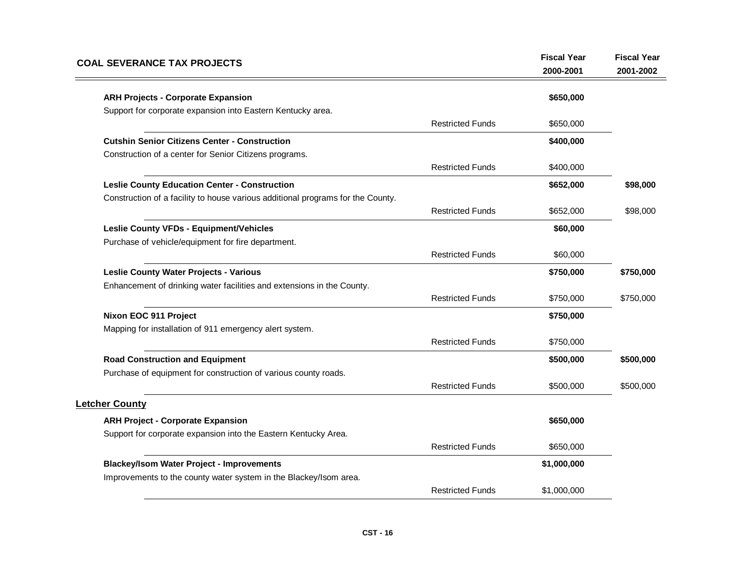| COAL SEVERANCE TAX PROJECTS | | Fiscal Year 2000-2001 | Fiscal Year 2001-2002 |
|---|---|---|---|
| **ARH Projects - Corporate Expansion** | | **$650,000** | |
| Support for corporate expansion into Eastern Kentucky area. | | | |
| | Restricted Funds | $650,000 | |
| **Cutshin Senior Citizens Center - Construction** | | **$400,000** | |
| Construction of a center for Senior Citizens programs. | | | |
| | Restricted Funds | $400,000 | |
| **Leslie County Education Center - Construction** | | **$652,000** | **$98,000** |
| Construction of a facility to house various additional programs for the County. | | | |
| | Restricted Funds | $652,000 | $98,000 |
| **Leslie County VFDs - Equipment/Vehicles** | | **$60,000** | |
| Purchase of vehicle/equipment for fire department. | | | |
| | Restricted Funds | $60,000 | |
| **Leslie County Water Projects - Various** | | **$750,000** | **$750,000** |
| Enhancement of drinking water facilities and extensions in the County. | | | |
| | Restricted Funds | $750,000 | $750,000 |
| **Nixon EOC 911 Project** | | **$750,000** | |
| Mapping for installation of 911 emergency alert system. | | | |
| | Restricted Funds | $750,000 | |
| **Road Construction and Equipment** | | **$500,000** | **$500,000** |
| Purchase of equipment for construction of various county roads. | | | |
| | Restricted Funds | $500,000 | $500,000 |
| **Letcher County** | | | |
| **ARH Project - Corporate Expansion** | | **$650,000** | |
| Support for corporate expansion into the Eastern Kentucky Area. | | | |
| | Restricted Funds | $650,000 | |
| **Blackey/Isom Water Project - Improvements** | | **$1,000,000** | |
| Improvements to the county water system in the Blackey/Isom area. | | | |
| | Restricted Funds | $1,000,000 | |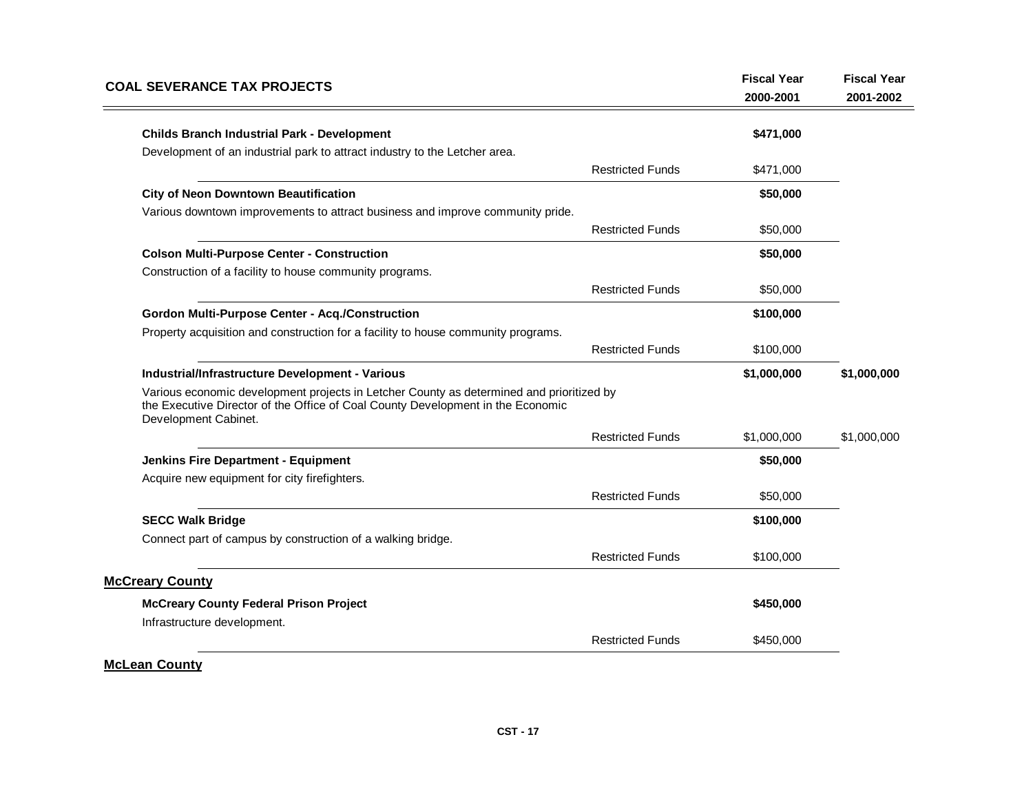## COAL SEVERANCE TAX PROJECTS

| | | Fiscal Year 2000-2001 | Fiscal Year 2001-2002 |
|---|---|---|---|
| **Childs Branch Industrial Park - Development** | | **$471,000** | |
| Development of an industrial park to attract industry to the Letcher area. | | | |
| | Restricted Funds | $471,000 | |
| **City of Neon Downtown Beautification** | | **$50,000** | |
| Various downtown improvements to attract business and improve community pride. | | | |
| | Restricted Funds | $50,000 | |
| **Colson Multi-Purpose Center - Construction** | | **$50,000** | |
| Construction of a facility to house community programs. | | | |
| | Restricted Funds | $50,000 | |
| **Gordon Multi-Purpose Center - Acq./Construction** | | **$100,000** | |
| Property acquisition and construction for a facility to house community programs. | | | |
| | Restricted Funds | $100,000 | |
| **Industrial/Infrastructure Development - Various** | | **$1,000,000** | **$1,000,000** |
| Various economic development projects in Letcher County as determined and prioritized by the Executive Director of the Office of Coal County Development in the Economic Development Cabinet. | | | |
| | Restricted Funds | $1,000,000 | $1,000,000 |
| **Jenkins Fire Department - Equipment** | | **$50,000** | |
| Acquire new equipment for city firefighters. | | | |
| | Restricted Funds | $50,000 | |
| **SECC Walk Bridge** | | **$100,000** | |
| Connect part of campus by construction of a walking bridge. | | | |
| | Restricted Funds | $100,000 | |

### McCreary County

| | | Fiscal Year 2000-2001 | Fiscal Year 2001-2002 |
|---|---|---|---|
| **McCreary County Federal Prison Project** | | **$450,000** | |
| Infrastructure development. | | | |
| | Restricted Funds | $450,000 | |

### McLean County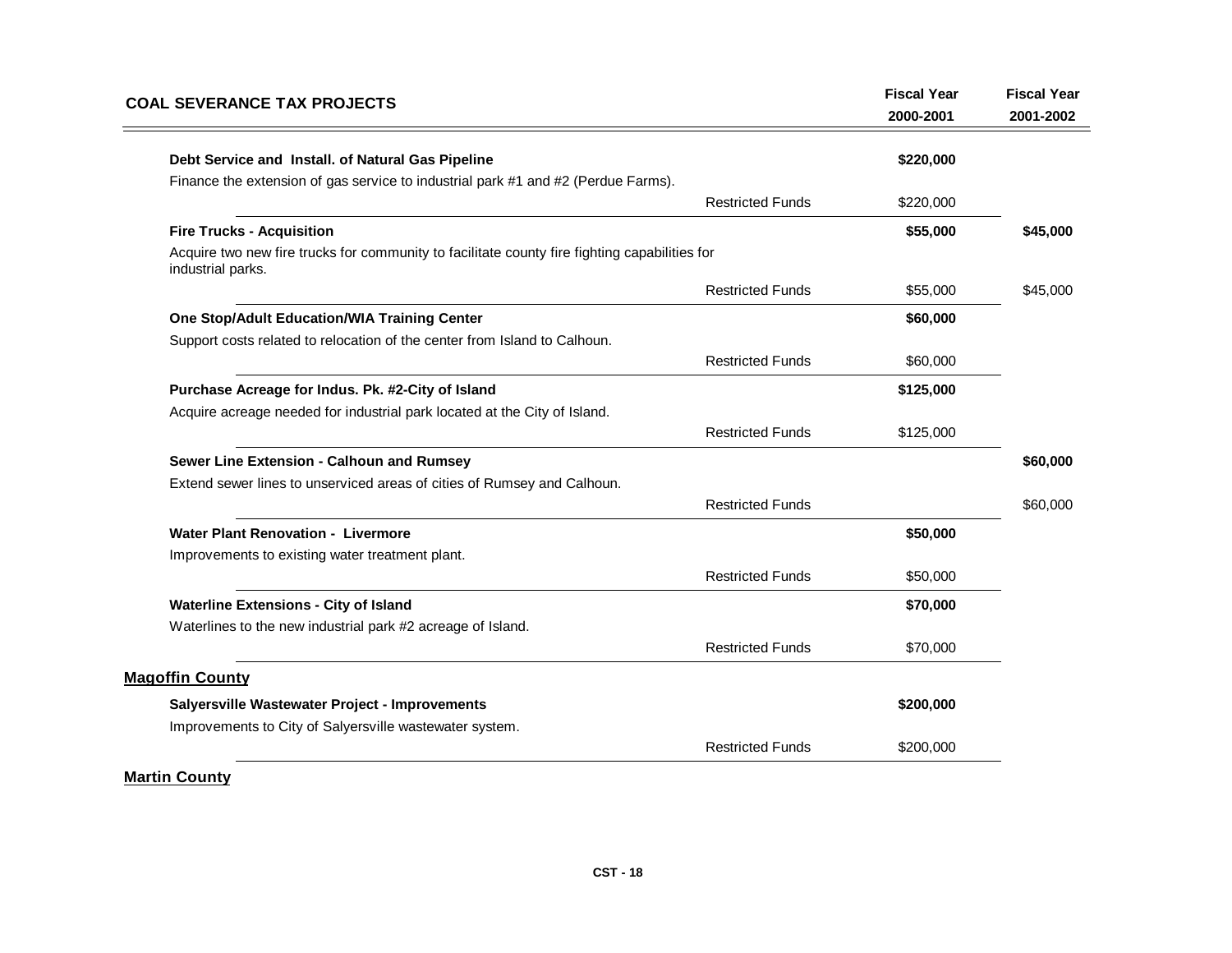## COAL SEVERANCE TAX PROJECTS

| | | Fiscal Year 2000-2001 | Fiscal Year 2001-2002 |
|---|---|---|---|
| **Debt Service and Install. of Natural Gas Pipeline** | | **$220,000** | |
| Finance the extension of gas service to industrial park #1 and #2 (Perdue Farms). | | | |
| | Restricted Funds | $220,000 | |
| **Fire Trucks - Acquisition** | | **$55,000** | **$45,000** |
| Acquire two new fire trucks for community to facilitate county fire fighting capabilities for industrial parks. | | | |
| | Restricted Funds | $55,000 | $45,000 |
| **One Stop/Adult Education/WIA Training Center** | | **$60,000** | |
| Support costs related to relocation of the center from Island to Calhoun. | | | |
| | Restricted Funds | $60,000 | |
| **Purchase Acreage for Indus. Pk. #2-City of Island** | | **$125,000** | |
| Acquire acreage needed for industrial park located at the City of Island. | | | |
| | Restricted Funds | $125,000 | |
| **Sewer Line Extension - Calhoun and Rumsey** | | | **$60,000** |
| Extend sewer lines to unserviced areas of cities of Rumsey and Calhoun. | | | |
| | Restricted Funds | | $60,000 |
| **Water Plant Renovation - Livermore** | | **$50,000** | |
| Improvements to existing water treatment plant. | | | |
| | Restricted Funds | $50,000 | |
| **Waterline Extensions - City of Island** | | **$70,000** | |
| Waterlines to the new industrial park #2 acreage of Island. | | | |
| | Restricted Funds | $70,000 | |

### Magoffin County

| | | Fiscal Year 2000-2001 | Fiscal Year 2001-2002 |
|---|---|---|---|
| **Salyersville Wastewater Project - Improvements** | | **$200,000** | |
| Improvements to City of Salyersville wastewater system. | | | |
| | Restricted Funds | $200,000 | |

### Martin County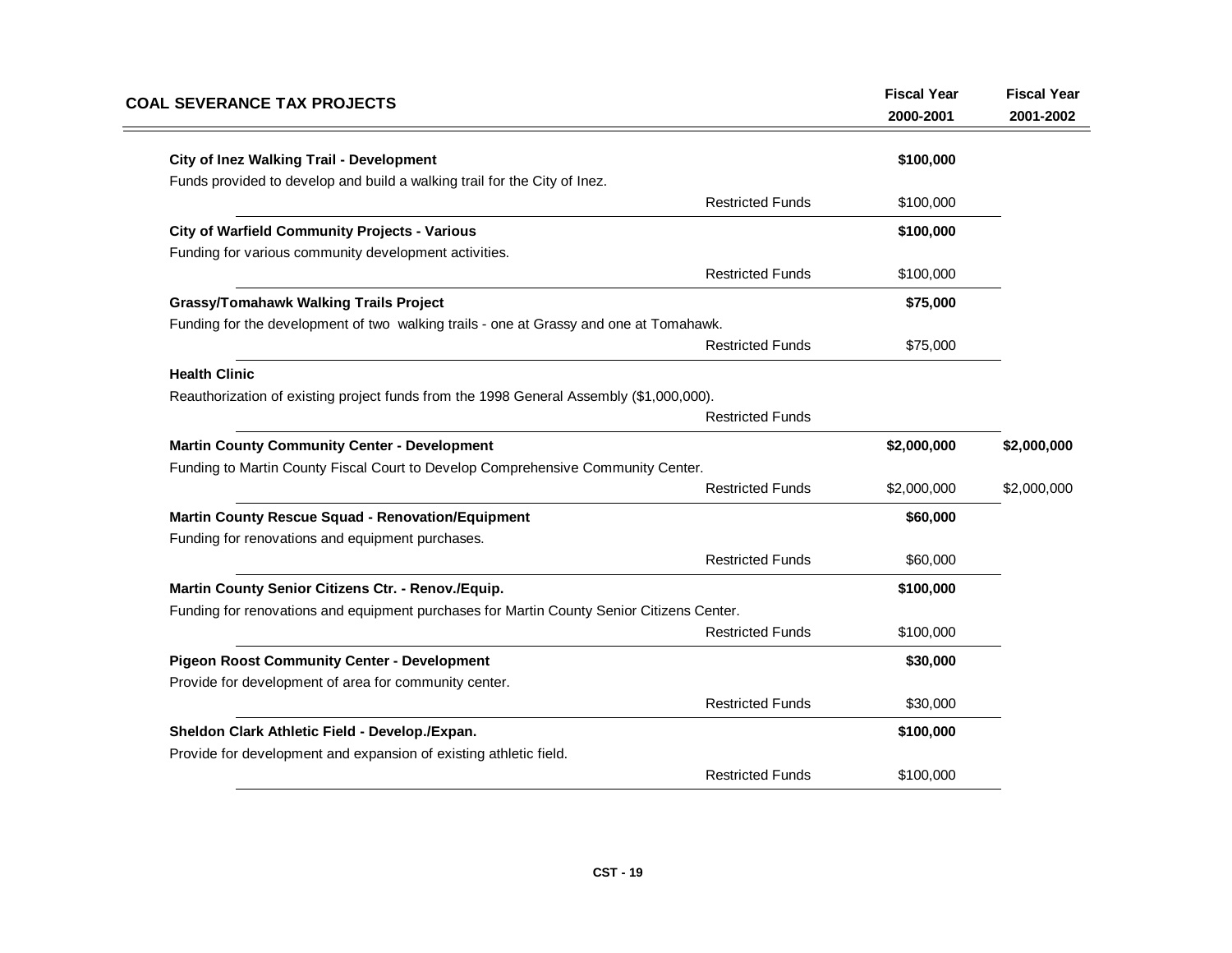## COAL SEVERANCE TAX PROJECTS

| | | Fiscal Year 2000-2001 | Fiscal Year 2001-2002 |
|---|---|---|---|
| **City of Inez Walking Trail - Development** | | **$100,000** | |
| Funds provided to develop and build a walking trail for the City of Inez. | | | |
| | Restricted Funds | $100,000 | |
| **City of Warfield Community Projects - Various** | | **$100,000** | |
| Funding for various community development activities. | | | |
| | Restricted Funds | $100,000 | |
| **Grassy/Tomahawk Walking Trails Project** | | **$75,000** | |
| Funding for the development of two walking trails - one at Grassy and one at Tomahawk. | | | |
| | Restricted Funds | $75,000 | |
| **Health Clinic** | | | |
| Reauthorization of existing project funds from the 1998 General Assembly ($1,000,000). | | | |
| | Restricted Funds | | |
| **Martin County Community Center - Development** | | **$2,000,000** | **$2,000,000** |
| Funding to Martin County Fiscal Court to Develop Comprehensive Community Center. | | | |
| | Restricted Funds | $2,000,000 | $2,000,000 |
| **Martin County Rescue Squad - Renovation/Equipment** | | **$60,000** | |
| Funding for renovations and equipment purchases. | | | |
| | Restricted Funds | $60,000 | |
| **Martin County Senior Citizens Ctr. - Renov./Equip.** | | **$100,000** | |
| Funding for renovations and equipment purchases for Martin County Senior Citizens Center. | | | |
| | Restricted Funds | $100,000 | |
| **Pigeon Roost Community Center - Development** | | **$30,000** | |
| Provide for development of area for community center. | | | |
| | Restricted Funds | $30,000 | |
| **Sheldon Clark Athletic Field - Develop./Expan.** | | **$100,000** | |
| Provide for development and expansion of existing athletic field. | | | |
| | Restricted Funds | $100,000 | |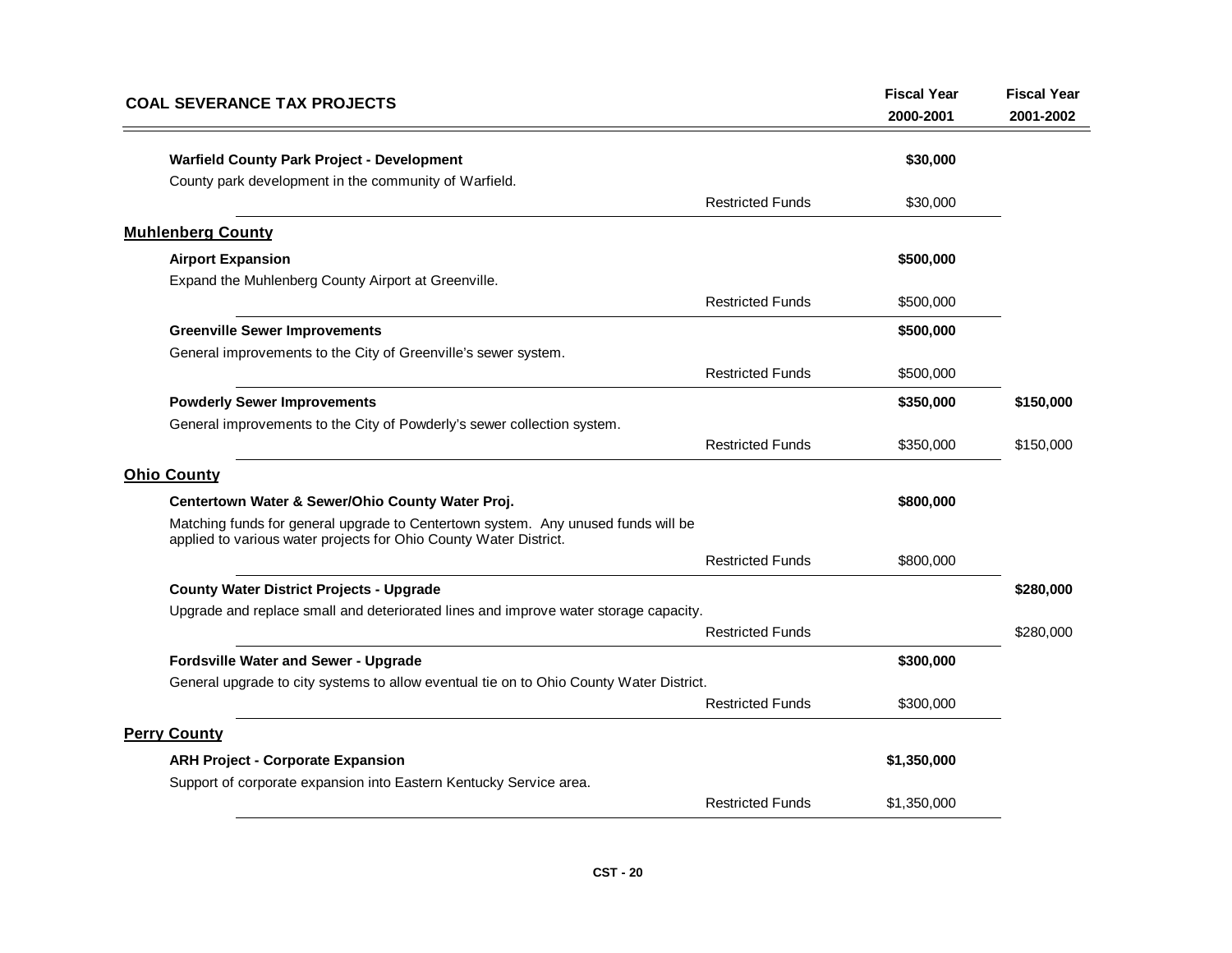| COAL SEVERANCE TAX PROJECTS | | Fiscal Year 2000-2001 | Fiscal Year 2001-2002 |
|---|---|---|---|
| **Warfield County Park Project - Development** | | **$30,000** | |
| County park development in the community of Warfield. | | | |
| | Restricted Funds | $30,000 | |
| **Muhlenberg County** | | | |
| **Airport Expansion** | | **$500,000** | |
| Expand the Muhlenberg County Airport at Greenville. | | | |
| | Restricted Funds | $500,000 | |
| **Greenville Sewer Improvements** | | **$500,000** | |
| General improvements to the City of Greenville's sewer system. | | | |
| | Restricted Funds | $500,000 | |
| **Powderly Sewer Improvements** | | **$350,000** | **$150,000** |
| General improvements to the City of Powderly's sewer collection system. | | | |
| | Restricted Funds | $350,000 | $150,000 |
| **Ohio County** | | | |
| **Centertown Water & Sewer/Ohio County Water Proj.** | | **$800,000** | |
| Matching funds for general upgrade to Centertown system. Any unused funds will be applied to various water projects for Ohio County Water District. | | | |
| | Restricted Funds | $800,000 | |
| **County Water District Projects - Upgrade** | | | **$280,000** |
| Upgrade and replace small and deteriorated lines and improve water storage capacity. | | | |
| | Restricted Funds | | $280,000 |
| **Fordsville Water and Sewer - Upgrade** | | **$300,000** | |
| General upgrade to city systems to allow eventual tie on to Ohio County Water District. | | | |
| | Restricted Funds | $300,000 | |
| **Perry County** | | | |
| **ARH Project - Corporate Expansion** | | **$1,350,000** | |
| Support of corporate expansion into Eastern Kentucky Service area. | | | |
| | Restricted Funds | $1,350,000 | |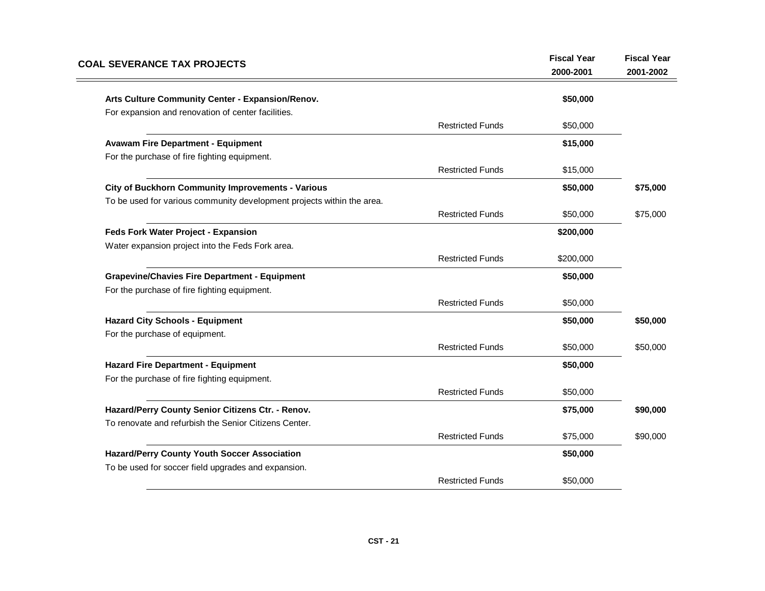| COAL SEVERANCE TAX PROJECTS | | Fiscal Year 2000-2001 | Fiscal Year 2001-2002 |
|---|---|---|---|
| **Arts Culture Community Center - Expansion/Renov.** | | **$50,000** | |
| For expansion and renovation of center facilities. | | | |
| | Restricted Funds | $50,000 | |
| **Avawam Fire Department - Equipment** | | **$15,000** | |
| For the purchase of fire fighting equipment. | | | |
| | Restricted Funds | $15,000 | |
| **City of Buckhorn Community Improvements - Various** | | **$50,000** | **$75,000** |
| To be used for various community development projects within the area. | | | |
| | Restricted Funds | $50,000 | $75,000 |
| **Feds Fork Water Project - Expansion** | | **$200,000** | |
| Water expansion project into the Feds Fork area. | | | |
| | Restricted Funds | $200,000 | |
| **Grapevine/Chavies Fire Department - Equipment** | | **$50,000** | |
| For the purchase of fire fighting equipment. | | | |
| | Restricted Funds | $50,000 | |
| **Hazard City Schools - Equipment** | | **$50,000** | **$50,000** |
| For the purchase of equipment. | | | |
| | Restricted Funds | $50,000 | $50,000 |
| **Hazard Fire Department - Equipment** | | **$50,000** | |
| For the purchase of fire fighting equipment. | | | |
| | Restricted Funds | $50,000 | |
| **Hazard/Perry County Senior Citizens Ctr. - Renov.** | | **$75,000** | **$90,000** |
| To renovate and refurbish the Senior Citizens Center. | | | |
| | Restricted Funds | $75,000 | $90,000 |
| **Hazard/Perry County Youth Soccer Association** | | **$50,000** | |
| To be used for soccer field upgrades and expansion. | | | |
| | Restricted Funds | $50,000 | |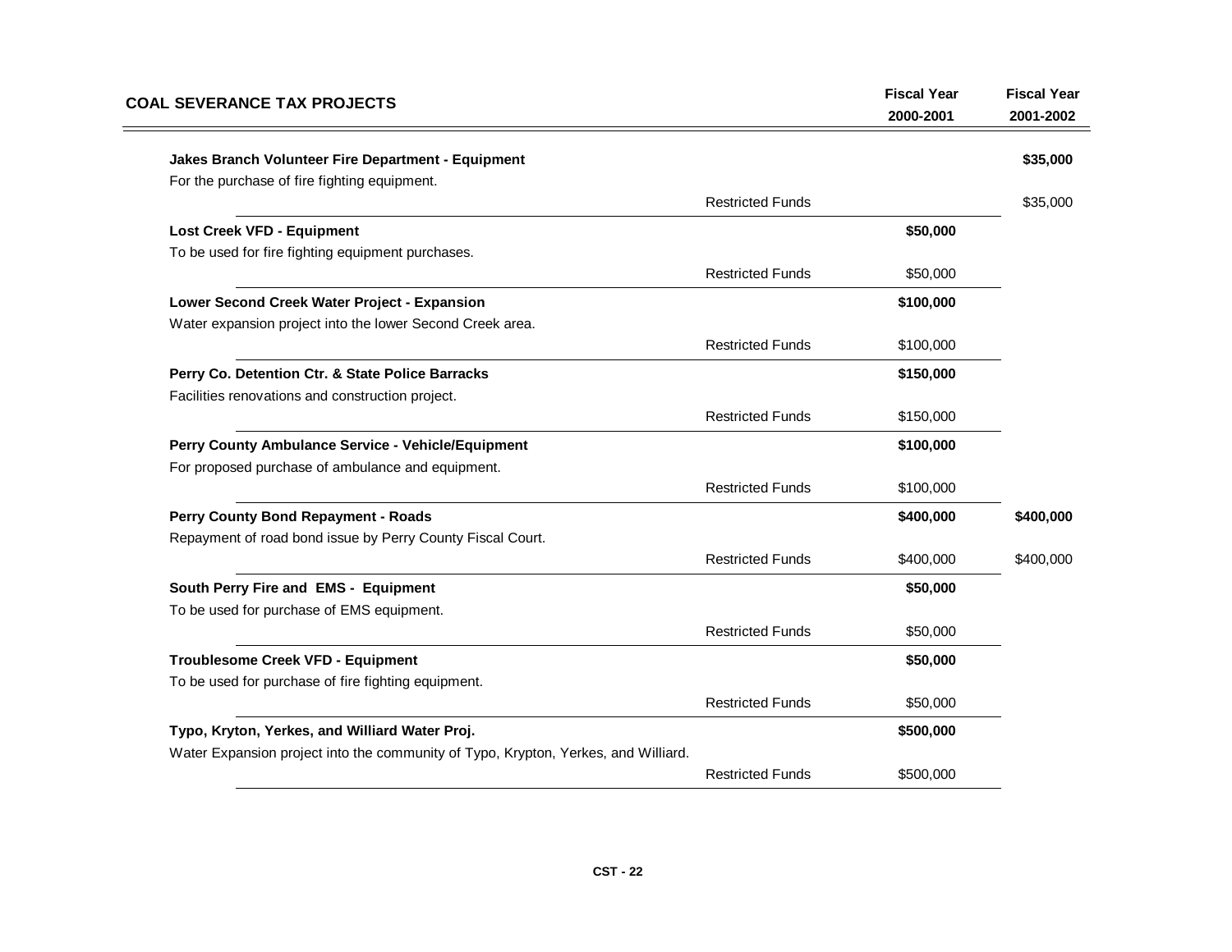# COAL SEVERANCE TAX PROJECTS

| | | Fiscal Year 2000-2001 | Fiscal Year 2001-2002 |
|---|---|---|---|
| **Jakes Branch Volunteer Fire Department - Equipment** | | | **$35,000** |
| For the purchase of fire fighting equipment. | | | |
| | Restricted Funds | | $35,000 |
| **Lost Creek VFD - Equipment** | | **$50,000** | |
| To be used for fire fighting equipment purchases. | | | |
| | Restricted Funds | $50,000 | |
| **Lower Second Creek Water Project - Expansion** | | **$100,000** | |
| Water expansion project into the lower Second Creek area. | | | |
| | Restricted Funds | $100,000 | |
| **Perry Co. Detention Ctr. & State Police Barracks** | | **$150,000** | |
| Facilities renovations and construction project. | | | |
| | Restricted Funds | $150,000 | |
| **Perry County Ambulance Service - Vehicle/Equipment** | | **$100,000** | |
| For proposed purchase of ambulance and equipment. | | | |
| | Restricted Funds | $100,000 | |
| **Perry County Bond Repayment - Roads** | | **$400,000** | **$400,000** |
| Repayment of road bond issue by Perry County Fiscal Court. | | | |
| | Restricted Funds | $400,000 | $400,000 |
| **South Perry Fire and EMS - Equipment** | | **$50,000** | |
| To be used for purchase of EMS equipment. | | | |
| | Restricted Funds | $50,000 | |
| **Troublesome Creek VFD - Equipment** | | **$50,000** | |
| To be used for purchase of fire fighting equipment. | | | |
| | Restricted Funds | $50,000 | |
| **Typo, Kryton, Yerkes, and Williard Water Proj.** | | **$500,000** | |
| Water Expansion project into the community of Typo, Krypton, Yerkes, and Williard. | | | |
| | Restricted Funds | $500,000 | |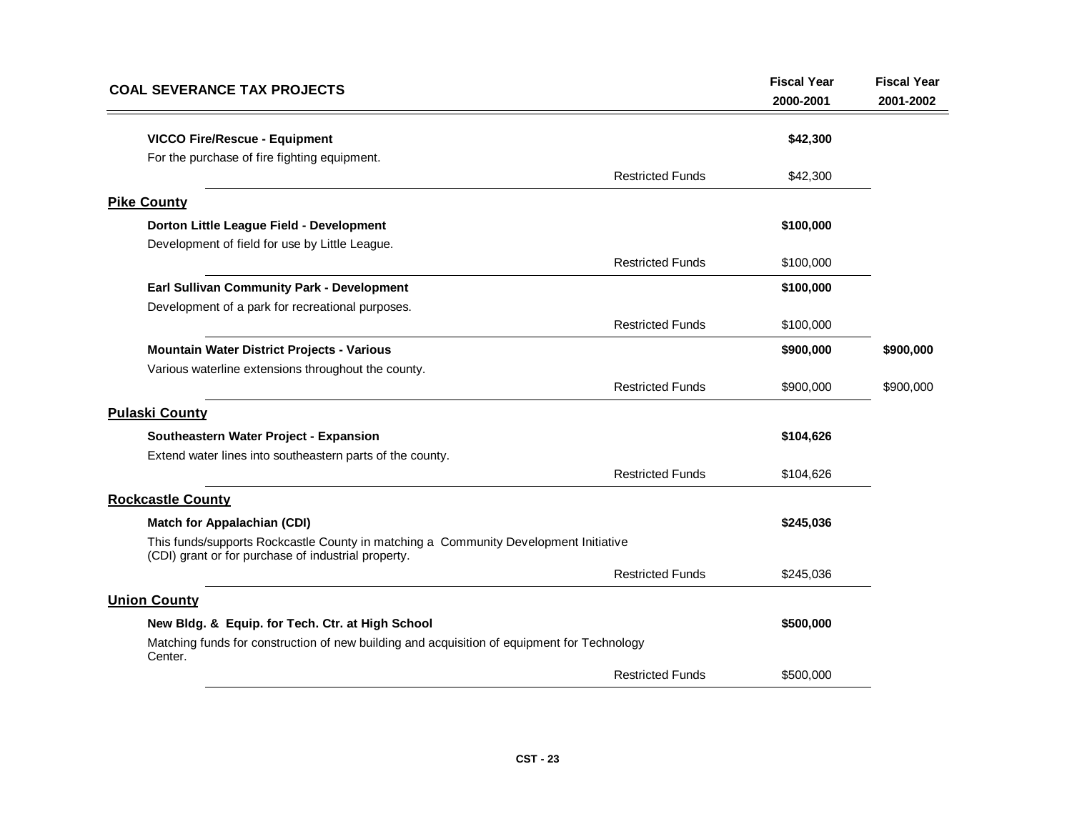| COAL SEVERANCE TAX PROJECTS | | Fiscal Year 2000-2001 | Fiscal Year 2001-2002 |
|---|---|---|---|
| **VICCO Fire/Rescue - Equipment** | | **$42,300** | |
| For the purchase of fire fighting equipment. | | | |
| | Restricted Funds | $42,300 | |
| **Pike County** | | | |
| **Dorton Little League Field - Development** | | **$100,000** | |
| Development of field for use by Little League. | | | |
| | Restricted Funds | $100,000 | |
| **Earl Sullivan Community Park - Development** | | **$100,000** | |
| Development of a park for recreational purposes. | | | |
| | Restricted Funds | $100,000 | |
| **Mountain Water District Projects - Various** | | **$900,000** | **$900,000** |
| Various waterline extensions throughout the county. | | | |
| | Restricted Funds | $900,000 | $900,000 |
| **Pulaski County** | | | |
| **Southeastern Water Project - Expansion** | | **$104,626** | |
| Extend water lines into southeastern parts of the county. | | | |
| | Restricted Funds | $104,626 | |
| **Rockcastle County** | | | |
| **Match for Appalachian (CDI)** | | **$245,036** | |
| This funds/supports Rockcastle County in matching a Community Development Initiative (CDI) grant or for purchase of industrial property. | | | |
| | Restricted Funds | $245,036 | |
| **Union County** | | | |
| **New Bldg. & Equip. for Tech. Ctr. at High School** | | **$500,000** | |
| Matching funds for construction of new building and acquisition of equipment for Technology Center. | | | |
| | Restricted Funds | $500,000 | |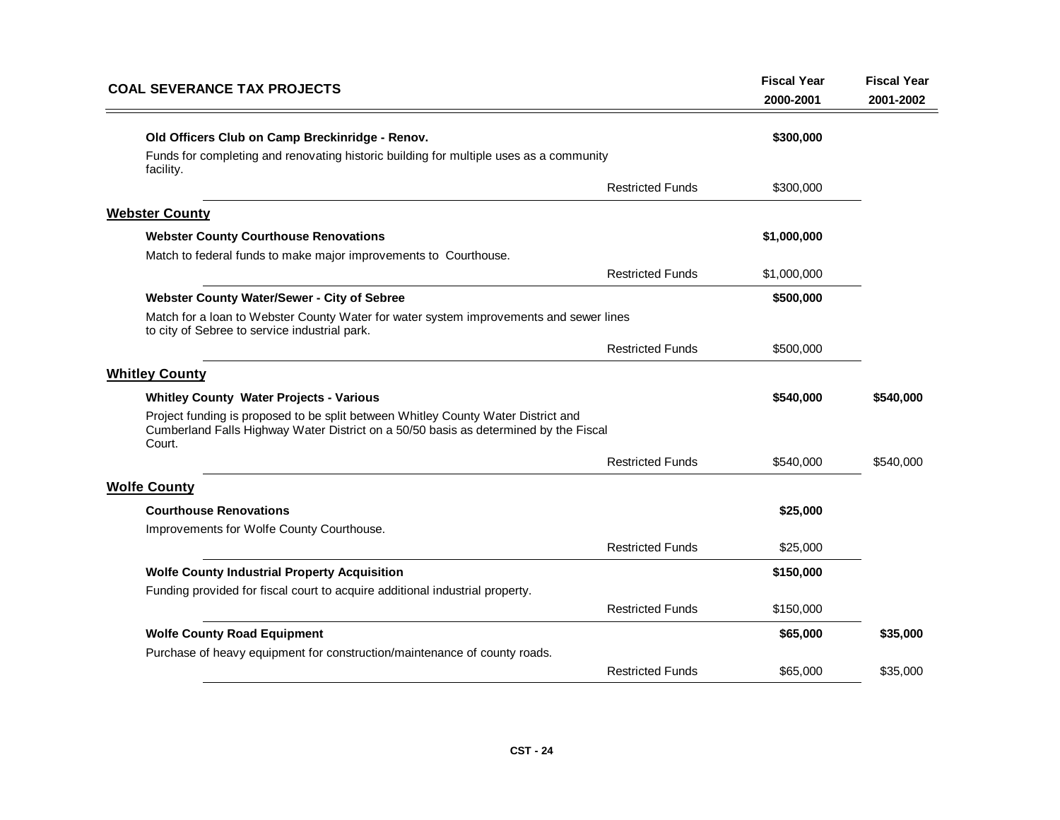| COAL SEVERANCE TAX PROJECTS | | Fiscal Year 2000-2001 | Fiscal Year 2001-2002 |
|---|---|---|---|
| **Old Officers Club on Camp Breckinridge - Renov.** | | **$300,000** | |
| Funds for completing and renovating historic building for multiple uses as a community facility. | | | |
| | Restricted Funds | $300,000 | |
| **Webster County** | | | |
| **Webster County Courthouse Renovations** | | **$1,000,000** | |
| Match to federal funds to make major improvements to Courthouse. | | | |
| | Restricted Funds | $1,000,000 | |
| **Webster County Water/Sewer - City of Sebree** | | **$500,000** | |
| Match for a loan to Webster County Water for water system improvements and sewer lines to city of Sebree to service industrial park. | | | |
| | Restricted Funds | $500,000 | |
| **Whitley County** | | | |
| **Whitley County Water Projects - Various** | | **$540,000** | **$540,000** |
| Project funding is proposed to be split between Whitley County Water District and Cumberland Falls Highway Water District on a 50/50 basis as determined by the Fiscal Court. | | | |
| | Restricted Funds | $540,000 | $540,000 |
| **Wolfe County** | | | |
| **Courthouse Renovations** | | **$25,000** | |
| Improvements for Wolfe County Courthouse. | | | |
| | Restricted Funds | $25,000 | |
| **Wolfe County Industrial Property Acquisition** | | **$150,000** | |
| Funding provided for fiscal court to acquire additional industrial property. | | | |
| | Restricted Funds | $150,000 | |
| **Wolfe County Road Equipment** | | **$65,000** | **$35,000** |
| Purchase of heavy equipment for construction/maintenance of county roads. | | | |
| | Restricted Funds | $65,000 | $35,000 |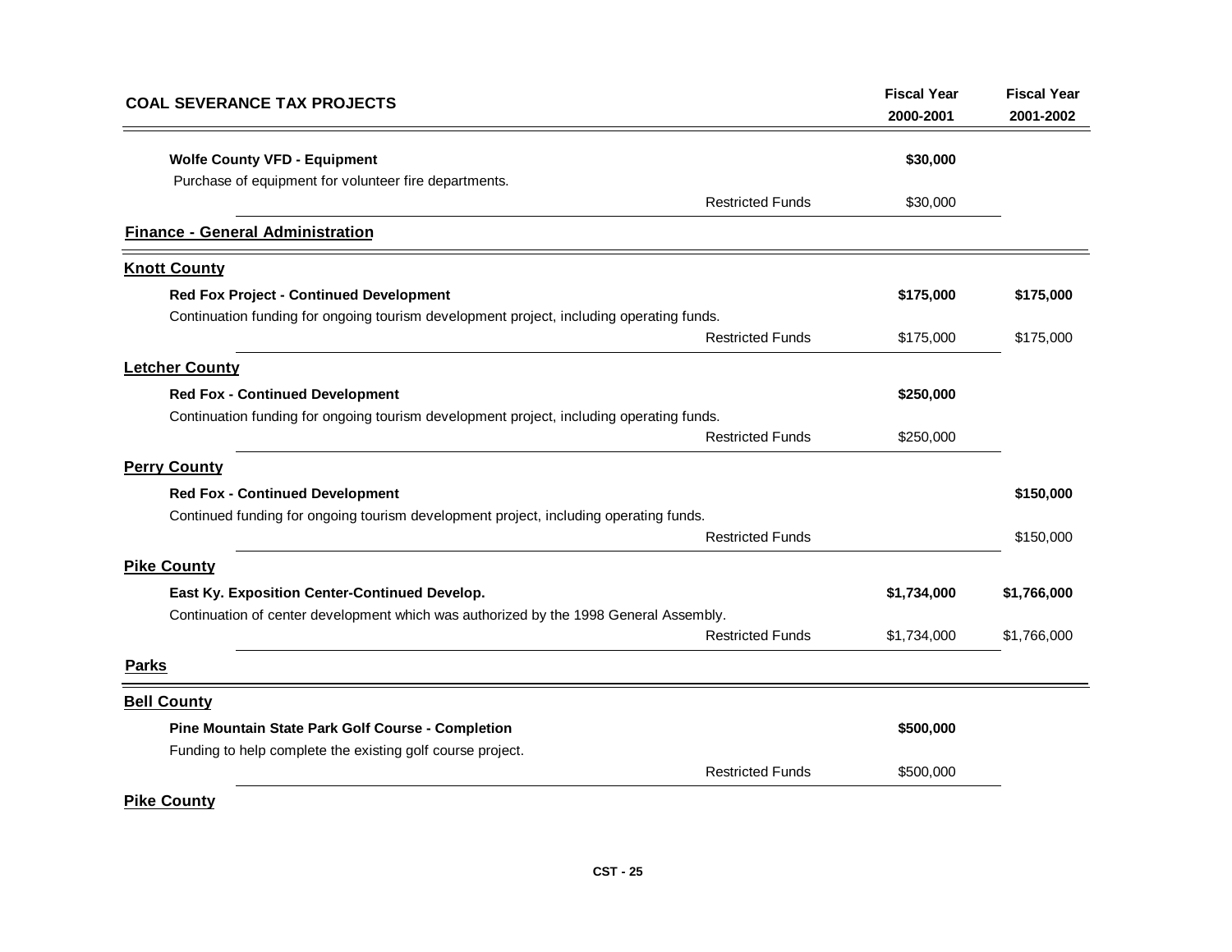| COAL SEVERANCE TAX PROJECTS | | Fiscal Year 2000-2001 | Fiscal Year 2001-2002 |
|---|---|---|---|
| **Wolfe County VFD - Equipment** | | **$30,000** | |
| Purchase of equipment for volunteer fire departments. | | | |
| | Restricted Funds | $30,000 | |
| **Finance - General Administration** | | | |
| **Knott County** | | | |
| **Red Fox Project - Continued Development** | | **$175,000** | **$175,000** |
| Continuation funding for ongoing tourism development project, including operating funds. | | | |
| | Restricted Funds | $175,000 | $175,000 |
| **Letcher County** | | | |
| **Red Fox - Continued Development** | | **$250,000** | |
| Continuation funding for ongoing tourism development project, including operating funds. | | | |
| | Restricted Funds | $250,000 | |
| **Perry County** | | | |
| **Red Fox - Continued Development** | | | **$150,000** |
| Continued funding for ongoing tourism development project, including operating funds. | | | |
| | Restricted Funds | | $150,000 |
| **Pike County** | | | |
| **East Ky. Exposition Center-Continued Develop.** | | **$1,734,000** | **$1,766,000** |
| Continuation of center development which was authorized by the 1998 General Assembly. | | | |
| | Restricted Funds | $1,734,000 | $1,766,000 |
| **Parks** | | | |
| **Bell County** | | | |
| **Pine Mountain State Park Golf Course - Completion** | | **$500,000** | |
| Funding to help complete the existing golf course project. | | | |
| | Restricted Funds | $500,000 | |
| **Pike County** | | | |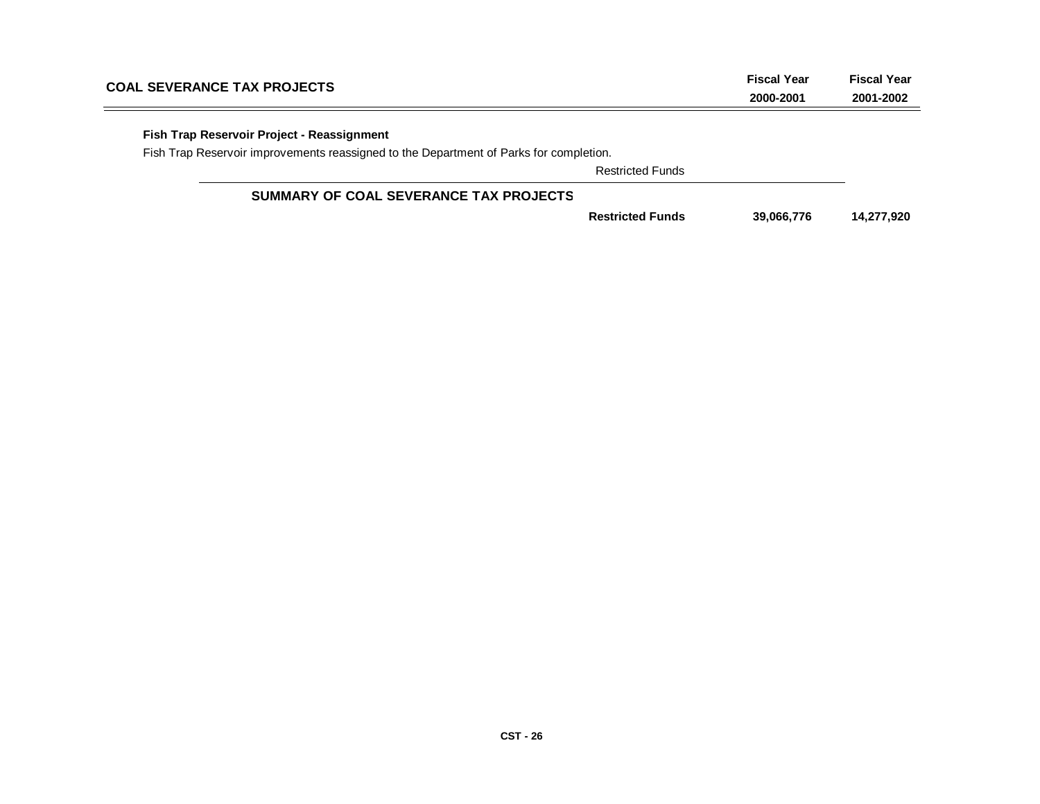## COAL SEVERANCE TAX PROJECTS

| | | Fiscal Year 2000-2001 | Fiscal Year 2001-2002 |
|---|---|---|---|
| **Fish Trap Reservoir Project - Reassignment** | | | |
| Fish Trap Reservoir improvements reassigned to the Department of Parks for completion. | | | |
| | Restricted Funds | | |
| **SUMMARY OF COAL SEVERANCE TAX PROJECTS** | | | |
| | **Restricted Funds** | **39,066,776** | **14,277,920** |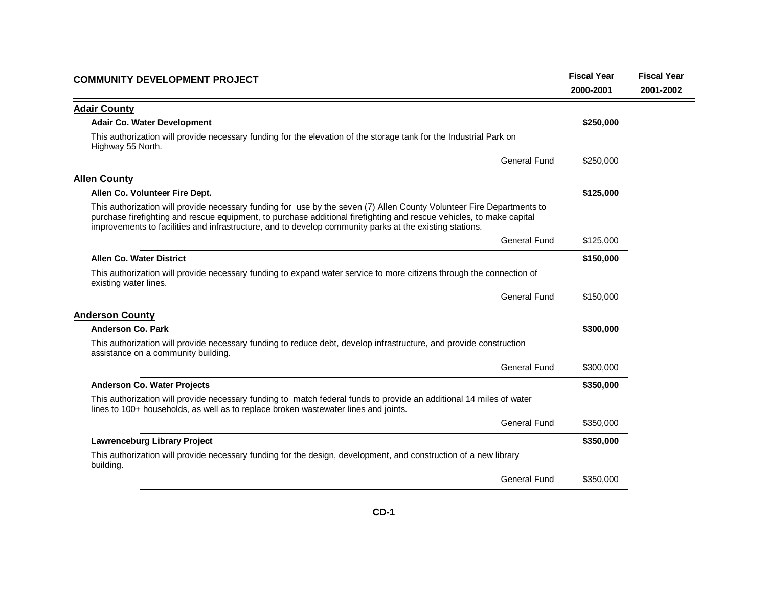| COMMUNITY DEVELOPMENT PROJECT | | Fiscal Year 2000-2001 | Fiscal Year 2001-2002 |
|---|---|---|---|

## Adair County

**Adair Co. Water Development** — **$250,000**

This authorization will provide necessary funding for the elevation of the storage tank for the Industrial Park on Highway 55 North.

| | General Fund | $250,000 | |
|---|---|---|---|

## Allen County

**Allen Co. Volunteer Fire Dept.** — **$125,000**

This authorization will provide necessary funding for use by the seven (7) Allen County Volunteer Fire Departments to purchase firefighting and rescue equipment, to purchase additional firefighting and rescue vehicles, to make capital improvements to facilities and infrastructure, and to develop community parks at the existing stations.

| | General Fund | $125,000 | |
|---|---|---|---|

**Allen Co. Water District** — **$150,000**

This authorization will provide necessary funding to expand water service to more citizens through the connection of existing water lines.

| | General Fund | $150,000 | |
|---|---|---|---|

## Anderson County

**Anderson Co. Park** — **$300,000**

This authorization will provide necessary funding to reduce debt, develop infrastructure, and provide construction assistance on a community building.

| | General Fund | $300,000 | |
|---|---|---|---|

**Anderson Co. Water Projects** — **$350,000**

This authorization will provide necessary funding to match federal funds to provide an additional 14 miles of water lines to 100+ households, as well as to replace broken wastewater lines and joints.

| | General Fund | $350,000 | |
|---|---|---|---|

**Lawrenceburg Library Project** — **$350,000**

This authorization will provide necessary funding for the design, development, and construction of a new library building.

| | General Fund | $350,000 | |
|---|---|---|---|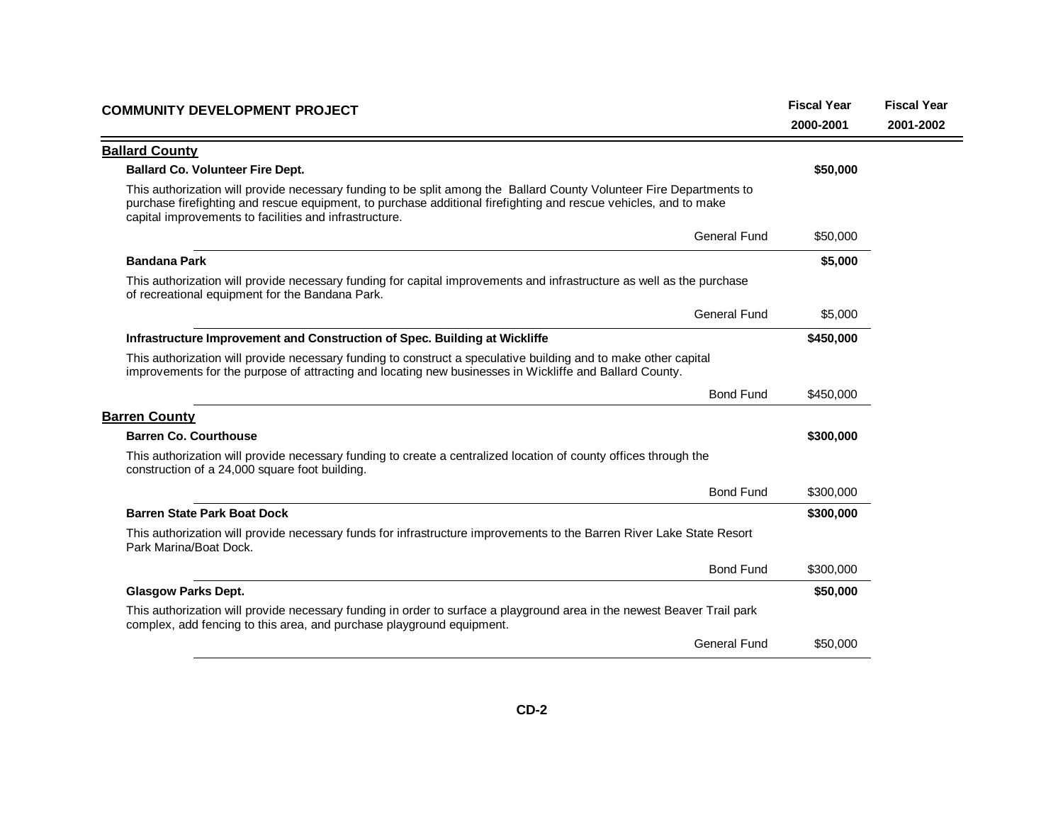| COMMUNITY DEVELOPMENT PROJECT | | Fiscal Year 2000-2001 | Fiscal Year 2001-2002 |
|---|---|---|---|
| **Ballard County** | | | |
| **Ballard Co. Volunteer Fire Dept.** | | **$50,000** | |
| This authorization will provide necessary funding to be split among the Ballard County Volunteer Fire Departments to purchase firefighting and rescue equipment, to purchase additional firefighting and rescue vehicles, and to make capital improvements to facilities and infrastructure. | | | |
| | General Fund | $50,000 | |
| **Bandana Park** | | **$5,000** | |
| This authorization will provide necessary funding for capital improvements and infrastructure as well as the purchase of recreational equipment for the Bandana Park. | | | |
| | General Fund | $5,000 | |
| **Infrastructure Improvement and Construction of Spec. Building at Wickliffe** | | **$450,000** | |
| This authorization will provide necessary funding to construct a speculative building and to make other capital improvements for the purpose of attracting and locating new businesses in Wickliffe and Ballard County. | | | |
| | Bond Fund | $450,000 | |
| **Barren County** | | | |
| **Barren Co. Courthouse** | | **$300,000** | |
| This authorization will provide necessary funding to create a centralized location of county offices through the construction of a 24,000 square foot building. | | | |
| | Bond Fund | $300,000 | |
| **Barren State Park Boat Dock** | | **$300,000** | |
| This authorization will provide necessary funds for infrastructure improvements to the Barren River Lake State Resort Park Marina/Boat Dock. | | | |
| | Bond Fund | $300,000 | |
| **Glasgow Parks Dept.** | | **$50,000** | |
| This authorization will provide necessary funding in order to surface a playground area in the newest Beaver Trail park complex, add fencing to this area, and purchase playground equipment. | | | |
| | General Fund | $50,000 | |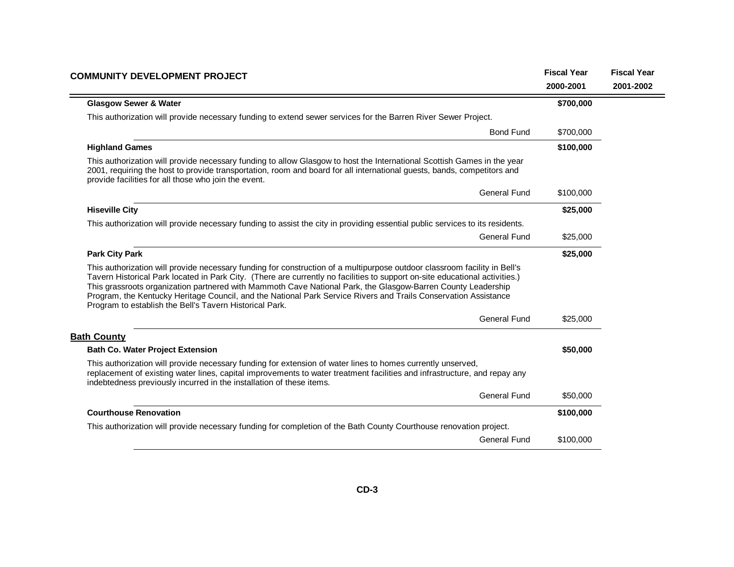| COMMUNITY DEVELOPMENT PROJECT | Fiscal Year 2000-2001 | Fiscal Year 2001-2002 |
|---|---|---|

**Glasgow Sewer & Water** — **$700,000**

This authorization will provide necessary funding to extend sewer services for the Barren River Sewer Project.

| | Fiscal Year 2000-2001 | Fiscal Year 2001-2002 |
|---|---|---|
| Bond Fund | $700,000 | |

**Highland Games** — **$100,000**

This authorization will provide necessary funding to allow Glasgow to host the International Scottish Games in the year 2001, requiring the host to provide transportation, room and board for all international guests, bands, competitors and provide facilities for all those who join the event.

| | Fiscal Year 2000-2001 | Fiscal Year 2001-2002 |
|---|---|---|
| General Fund | $100,000 | |

**Hiseville City** — **$25,000**

This authorization will provide necessary funding to assist the city in providing essential public services to its residents.

| | Fiscal Year 2000-2001 | Fiscal Year 2001-2002 |
|---|---|---|
| General Fund | $25,000 | |

**Park City Park** — **$25,000**

This authorization will provide necessary funding for construction of a multipurpose outdoor classroom facility in Bell's Tavern Historical Park located in Park City. (There are currently no facilities to support on-site educational activities.) This grassroots organization partnered with Mammoth Cave National Park, the Glasgow-Barren County Leadership Program, the Kentucky Heritage Council, and the National Park Service Rivers and Trails Conservation Assistance Program to establish the Bell's Tavern Historical Park.

| | Fiscal Year 2000-2001 | Fiscal Year 2001-2002 |
|---|---|---|
| General Fund | $25,000 | |

## Bath County

**Bath Co. Water Project Extension** — **$50,000**

This authorization will provide necessary funding for extension of water lines to homes currently unserved, replacement of existing water lines, capital improvements to water treatment facilities and infrastructure, and repay any indebtedness previously incurred in the installation of these items.

| | Fiscal Year 2000-2001 | Fiscal Year 2001-2002 |
|---|---|---|
| General Fund | $50,000 | |

**Courthouse Renovation** — **$100,000**

This authorization will provide necessary funding for completion of the Bath County Courthouse renovation project.

| | Fiscal Year 2000-2001 | Fiscal Year 2001-2002 |
|---|---|---|
| General Fund | $100,000 | |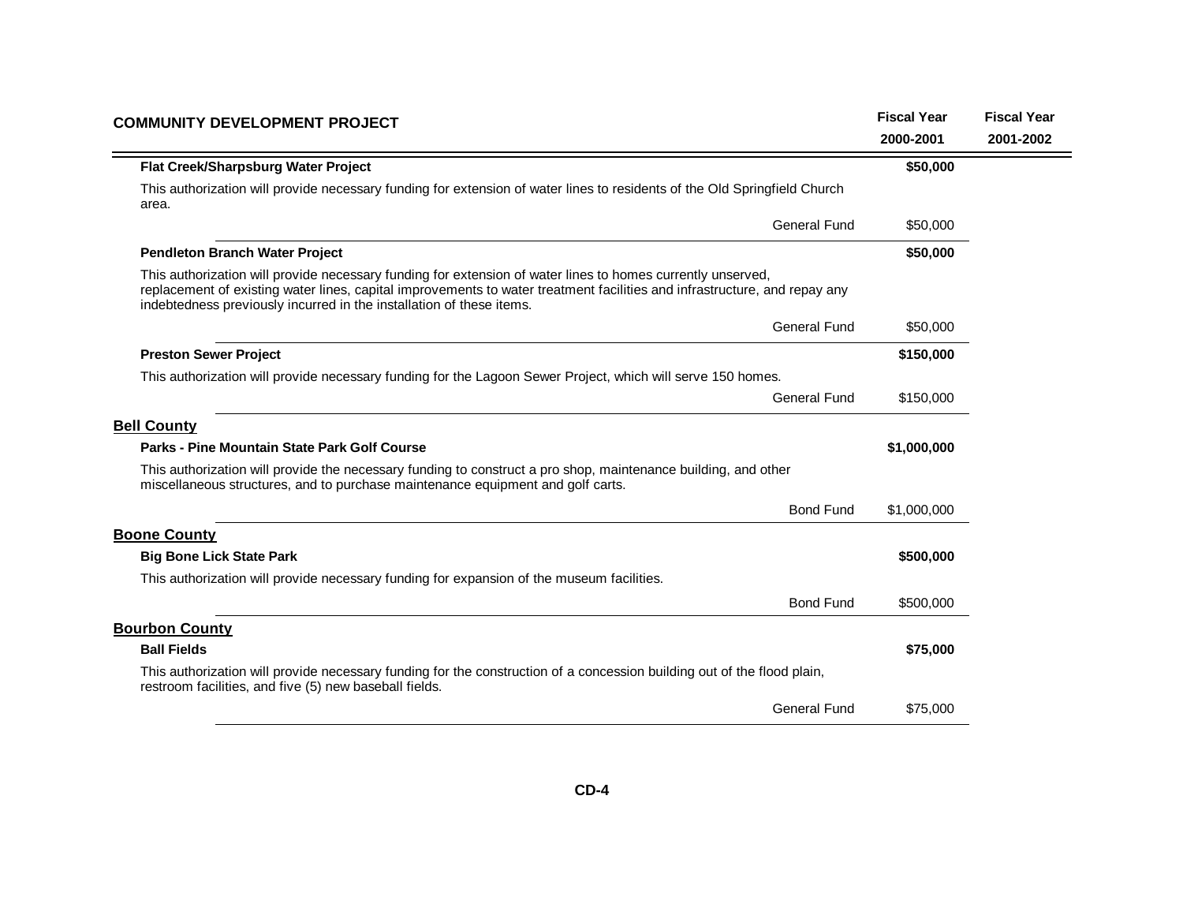| COMMUNITY DEVELOPMENT PROJECT | Fiscal Year 2000-2001 | Fiscal Year 2001-2002 |
|---|---|---|
| **Flat Creek/Sharpsburg Water Project** | **$50,000** | |
| This authorization will provide necessary funding for extension of water lines to residents of the Old Springfield Church area. | | |
| General Fund | $50,000 | |
| **Pendleton Branch Water Project** | **$50,000** | |
| This authorization will provide necessary funding for extension of water lines to homes currently unserved, replacement of existing water lines, capital improvements to water treatment facilities and infrastructure, and repay any indebtedness previously incurred in the installation of these items. | | |
| General Fund | $50,000 | |
| **Preston Sewer Project** | **$150,000** | |
| This authorization will provide necessary funding for the Lagoon Sewer Project, which will serve 150 homes. | | |
| General Fund | $150,000 | |
| **Bell County** | | |
| **Parks - Pine Mountain State Park Golf Course** | **$1,000,000** | |
| This authorization will provide the necessary funding to construct a pro shop, maintenance building, and other miscellaneous structures, and to purchase maintenance equipment and golf carts. | | |
| Bond Fund | $1,000,000 | |
| **Boone County** | | |
| **Big Bone Lick State Park** | **$500,000** | |
| This authorization will provide necessary funding for expansion of the museum facilities. | | |
| Bond Fund | $500,000 | |
| **Bourbon County** | | |
| **Ball Fields** | **$75,000** | |
| This authorization will provide necessary funding for the construction of a concession building out of the flood plain, restroom facilities, and five (5) new baseball fields. | | |
| General Fund | $75,000 | |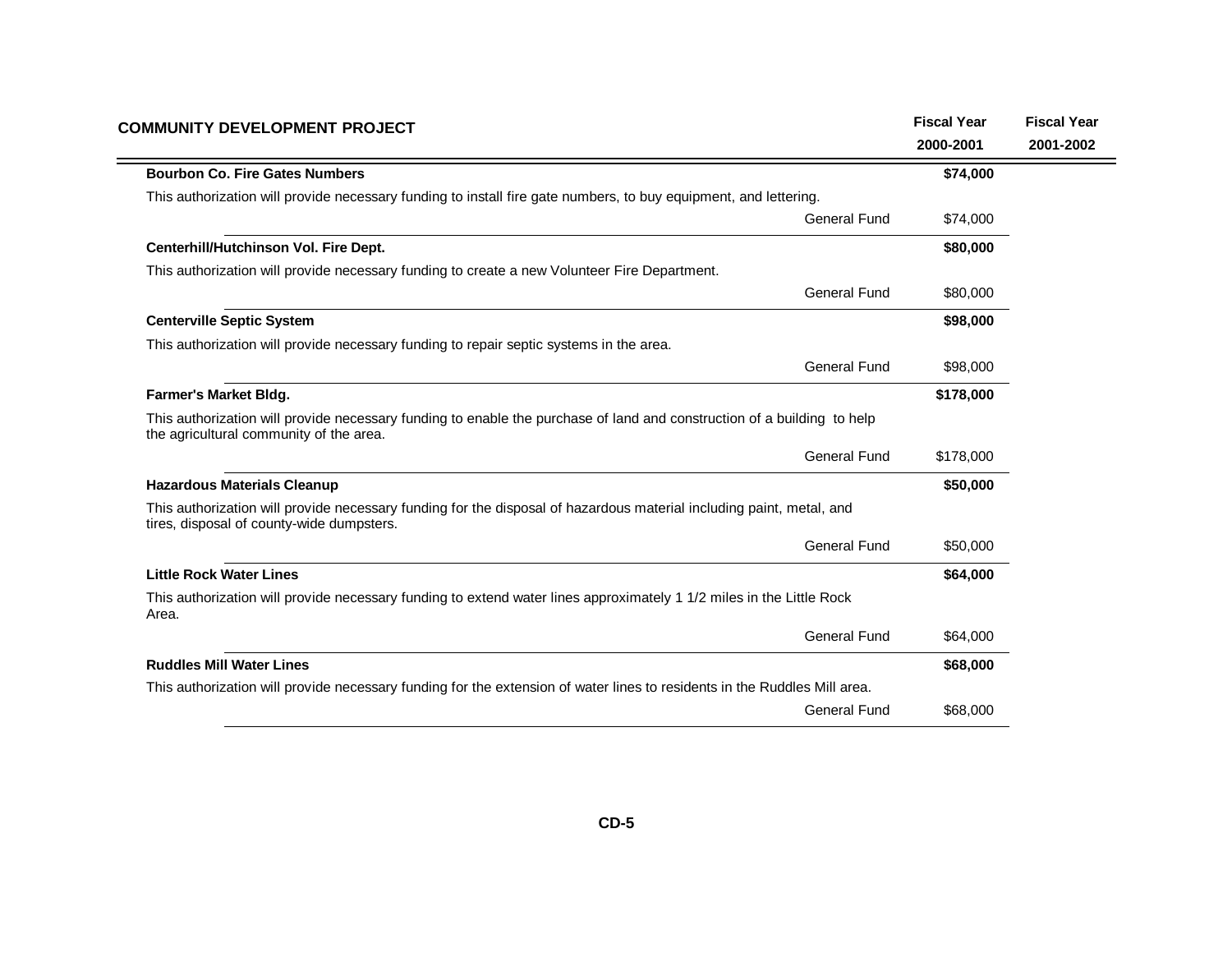| COMMUNITY DEVELOPMENT PROJECT | | Fiscal Year 2000-2001 | Fiscal Year 2001-2002 |
|---|---|---|---|
| **Bourbon Co. Fire Gates Numbers** | | **$74,000** | |
| This authorization will provide necessary funding to install fire gate numbers, to buy equipment, and lettering. | | | |
| | General Fund | $74,000 | |
| **Centerhill/Hutchinson Vol. Fire Dept.** | | **$80,000** | |
| This authorization will provide necessary funding to create a new Volunteer Fire Department. | | | |
| | General Fund | $80,000 | |
| **Centerville Septic System** | | **$98,000** | |
| This authorization will provide necessary funding to repair septic systems in the area. | | | |
| | General Fund | $98,000 | |
| **Farmer's Market Bldg.** | | **$178,000** | |
| This authorization will provide necessary funding to enable the purchase of land and construction of a building to help the agricultural community of the area. | | | |
| | General Fund | $178,000 | |
| **Hazardous Materials Cleanup** | | **$50,000** | |
| This authorization will provide necessary funding for the disposal of hazardous material including paint, metal, and tires, disposal of county-wide dumpsters. | | | |
| | General Fund | $50,000 | |
| **Little Rock Water Lines** | | **$64,000** | |
| This authorization will provide necessary funding to extend water lines approximately 1 1/2 miles in the Little Rock Area. | | | |
| | General Fund | $64,000 | |
| **Ruddles Mill Water Lines** | | **$68,000** | |
| This authorization will provide necessary funding for the extension of water lines to residents in the Ruddles Mill area. | | | |
| | General Fund | $68,000 | |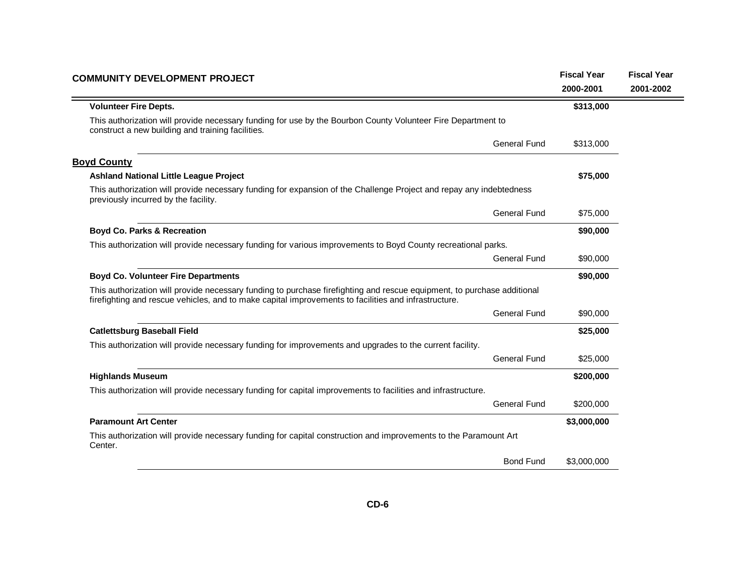| COMMUNITY DEVELOPMENT PROJECT | | Fiscal Year 2000-2001 | Fiscal Year 2001-2002 |
|---|---|---|---|
| **Volunteer Fire Depts.** | | **$313,000** | |
| This authorization will provide necessary funding for use by the Bourbon County Volunteer Fire Department to construct a new building and training facilities. | | | |
| | General Fund | $313,000 | |

## Boyd County

| COMMUNITY DEVELOPMENT PROJECT | | Fiscal Year 2000-2001 | Fiscal Year 2001-2002 |
|---|---|---|---|
| **Ashland National Little League Project** | | **$75,000** | |
| This authorization will provide necessary funding for expansion of the Challenge Project and repay any indebtedness previously incurred by the facility. | | | |
| | General Fund | $75,000 | |
| **Boyd Co. Parks & Recreation** | | **$90,000** | |
| This authorization will provide necessary funding for various improvements to Boyd County recreational parks. | | | |
| | General Fund | $90,000 | |
| **Boyd Co. Volunteer Fire Departments** | | **$90,000** | |
| This authorization will provide necessary funding to purchase firefighting and rescue equipment, to purchase additional firefighting and rescue vehicles, and to make capital improvements to facilities and infrastructure. | | | |
| | General Fund | $90,000 | |
| **Catlettsburg Baseball Field** | | **$25,000** | |
| This authorization will provide necessary funding for improvements and upgrades to the current facility. | | | |
| | General Fund | $25,000 | |
| **Highlands Museum** | | **$200,000** | |
| This authorization will provide necessary funding for capital improvements to facilities and infrastructure. | | | |
| | General Fund | $200,000 | |
| **Paramount Art Center** | | **$3,000,000** | |
| This authorization will provide necessary funding for capital construction and improvements to the Paramount Art Center. | | | |
| | Bond Fund | $3,000,000 | |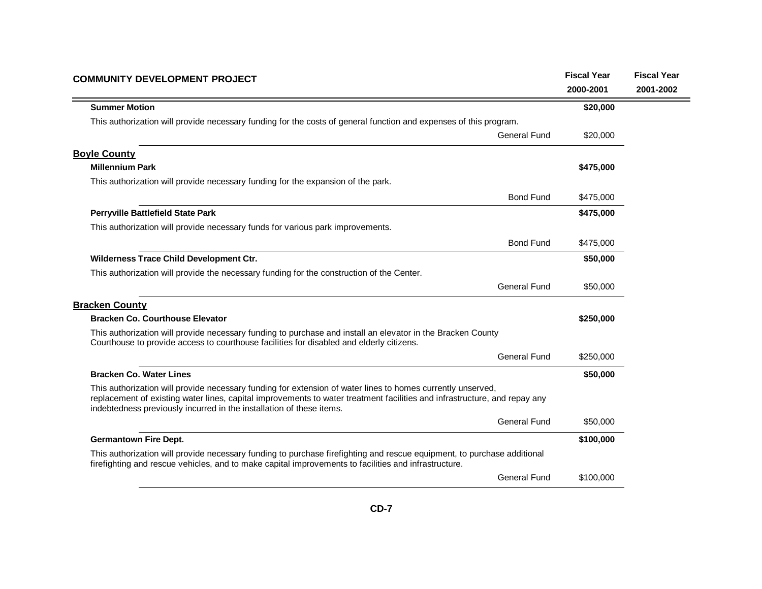| COMMUNITY DEVELOPMENT PROJECT | | Fiscal Year 2000-2001 | Fiscal Year 2001-2002 |
|---|---|---|---|
| **Summer Motion** | | **$20,000** | |
| This authorization will provide necessary funding for the costs of general function and expenses of this program. | | | |
| | General Fund | $20,000 | |

## Boyle County

| | | | |
|---|---|---|---|
| **Millennium Park** | | **$475,000** | |
| This authorization will provide necessary funding for the expansion of the park. | | | |
| | Bond Fund | $475,000 | |
| **Perryville Battlefield State Park** | | **$475,000** | |
| This authorization will provide necessary funds for various park improvements. | | | |
| | Bond Fund | $475,000 | |
| **Wilderness Trace Child Development Ctr.** | | **$50,000** | |
| This authorization will provide the necessary funding for the construction of the Center. | | | |
| | General Fund | $50,000 | |

## Bracken County

| | | | |
|---|---|---|---|
| **Bracken Co. Courthouse Elevator** | | **$250,000** | |
| This authorization will provide necessary funding to purchase and install an elevator in the Bracken County Courthouse to provide access to courthouse facilities for disabled and elderly citizens. | | | |
| | General Fund | $250,000 | |
| **Bracken Co. Water Lines** | | **$50,000** | |
| This authorization will provide necessary funding for extension of water lines to homes currently unserved, replacement of existing water lines, capital improvements to water treatment facilities and infrastructure, and repay any indebtedness previously incurred in the installation of these items. | | | |
| | General Fund | $50,000 | |
| **Germantown Fire Dept.** | | **$100,000** | |
| This authorization will provide necessary funding to purchase firefighting and rescue equipment, to purchase additional firefighting and rescue vehicles, and to make capital improvements to facilities and infrastructure. | | | |
| | General Fund | $100,000 | |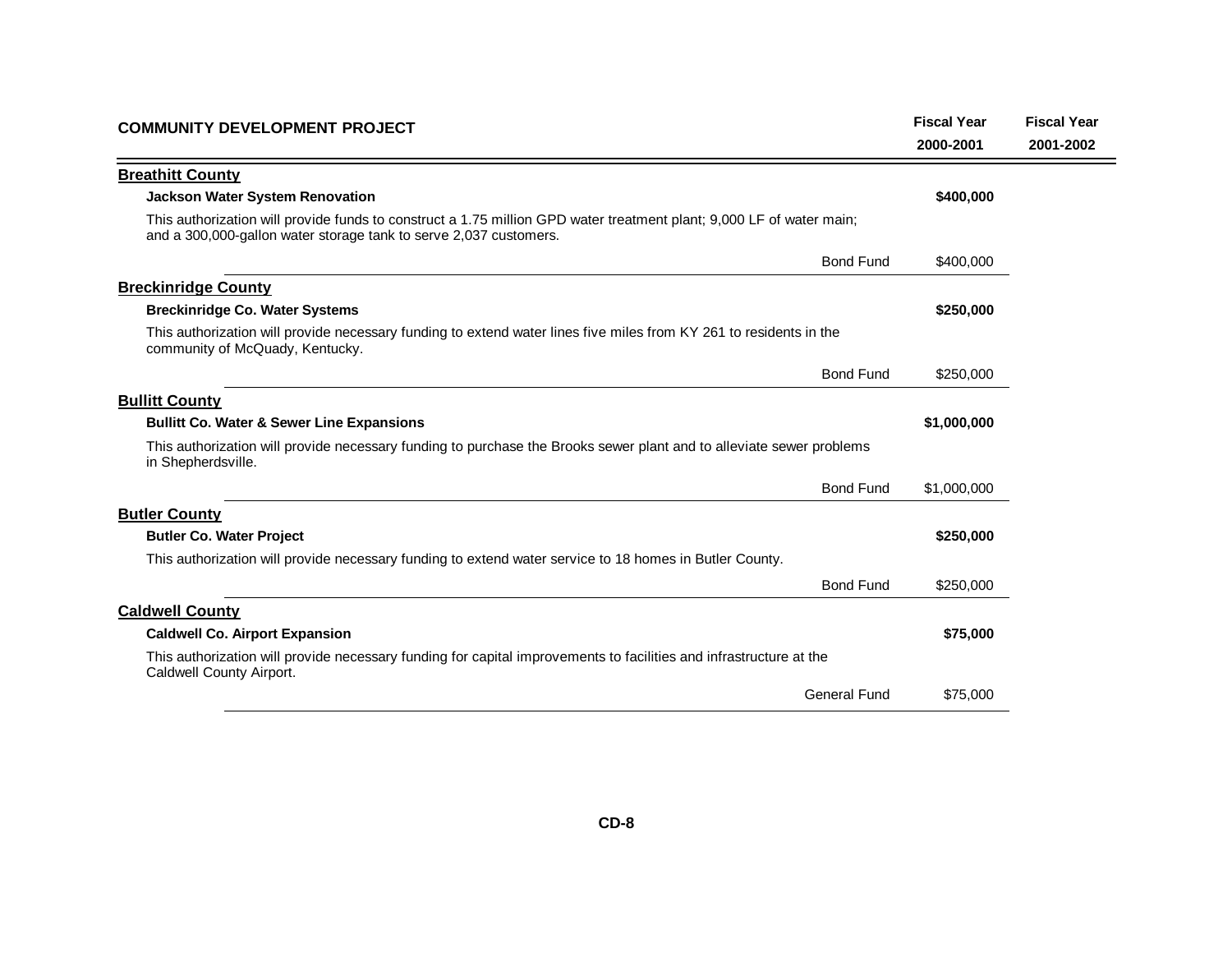| COMMUNITY DEVELOPMENT PROJECT | | Fiscal Year 2000-2001 | Fiscal Year 2001-2002 |
|---|---|---|---|

## Breathitt County

**Jackson Water System Renovation** — **$400,000**

This authorization will provide funds to construct a 1.75 million GPD water treatment plant; 9,000 LF of water main; and a 300,000-gallon water storage tank to serve 2,037 customers.

| | Fiscal Year 2000-2001 | Fiscal Year 2001-2002 |
|---|---|---|
| Bond Fund | $400,000 | |

## Breckinridge County

**Breckinridge Co. Water Systems** — **$250,000**

This authorization will provide necessary funding to extend water lines five miles from KY 261 to residents in the community of McQuady, Kentucky.

| | Fiscal Year 2000-2001 | Fiscal Year 2001-2002 |
|---|---|---|
| Bond Fund | $250,000 | |

## Bullitt County

**Bullitt Co. Water & Sewer Line Expansions** — **$1,000,000**

This authorization will provide necessary funding to purchase the Brooks sewer plant and to alleviate sewer problems in Shepherdsville.

| | Fiscal Year 2000-2001 | Fiscal Year 2001-2002 |
|---|---|---|
| Bond Fund | $1,000,000 | |

## Butler County

**Butler Co. Water Project** — **$250,000**

This authorization will provide necessary funding to extend water service to 18 homes in Butler County.

| | Fiscal Year 2000-2001 | Fiscal Year 2001-2002 |
|---|---|---|
| Bond Fund | $250,000 | |

## Caldwell County

**Caldwell Co. Airport Expansion** — **$75,000**

This authorization will provide necessary funding for capital improvements to facilities and infrastructure at the Caldwell County Airport.

| | Fiscal Year 2000-2001 | Fiscal Year 2001-2002 |
|---|---|---|
| General Fund | $75,000 | |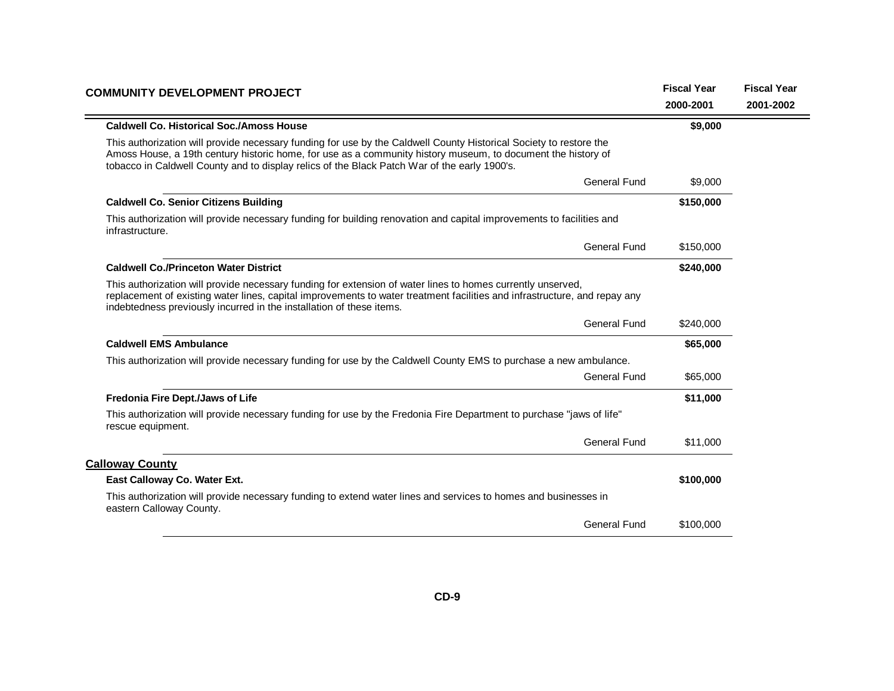| COMMUNITY DEVELOPMENT PROJECT | | Fiscal Year 2000-2001 | Fiscal Year 2001-2002 |
|---|---|---|---|
| **Caldwell Co. Historical Soc./Amoss House** | | **$9,000** | |
| This authorization will provide necessary funding for use by the Caldwell County Historical Society to restore the Amoss House, a 19th century historic home, for use as a community history museum, to document the history of tobacco in Caldwell County and to display relics of the Black Patch War of the early 1900's. | | | |
| | General Fund | $9,000 | |
| **Caldwell Co. Senior Citizens Building** | | **$150,000** | |
| This authorization will provide necessary funding for building renovation and capital improvements to facilities and infrastructure. | | | |
| | General Fund | $150,000 | |
| **Caldwell Co./Princeton Water District** | | **$240,000** | |
| This authorization will provide necessary funding for extension of water lines to homes currently unserved, replacement of existing water lines, capital improvements to water treatment facilities and infrastructure, and repay any indebtedness previously incurred in the installation of these items. | | | |
| | General Fund | $240,000 | |
| **Caldwell EMS Ambulance** | | **$65,000** | |
| This authorization will provide necessary funding for use by the Caldwell County EMS to purchase a new ambulance. | | | |
| | General Fund | $65,000 | |
| **Fredonia Fire Dept./Jaws of Life** | | **$11,000** | |
| This authorization will provide necessary funding for use by the Fredonia Fire Department to purchase "jaws of life" rescue equipment. | | | |
| | General Fund | $11,000 | |
| **Calloway County** | | | |
| **East Calloway Co. Water Ext.** | | **$100,000** | |
| This authorization will provide necessary funding to extend water lines and services to homes and businesses in eastern Calloway County. | | | |
| | General Fund | $100,000 | |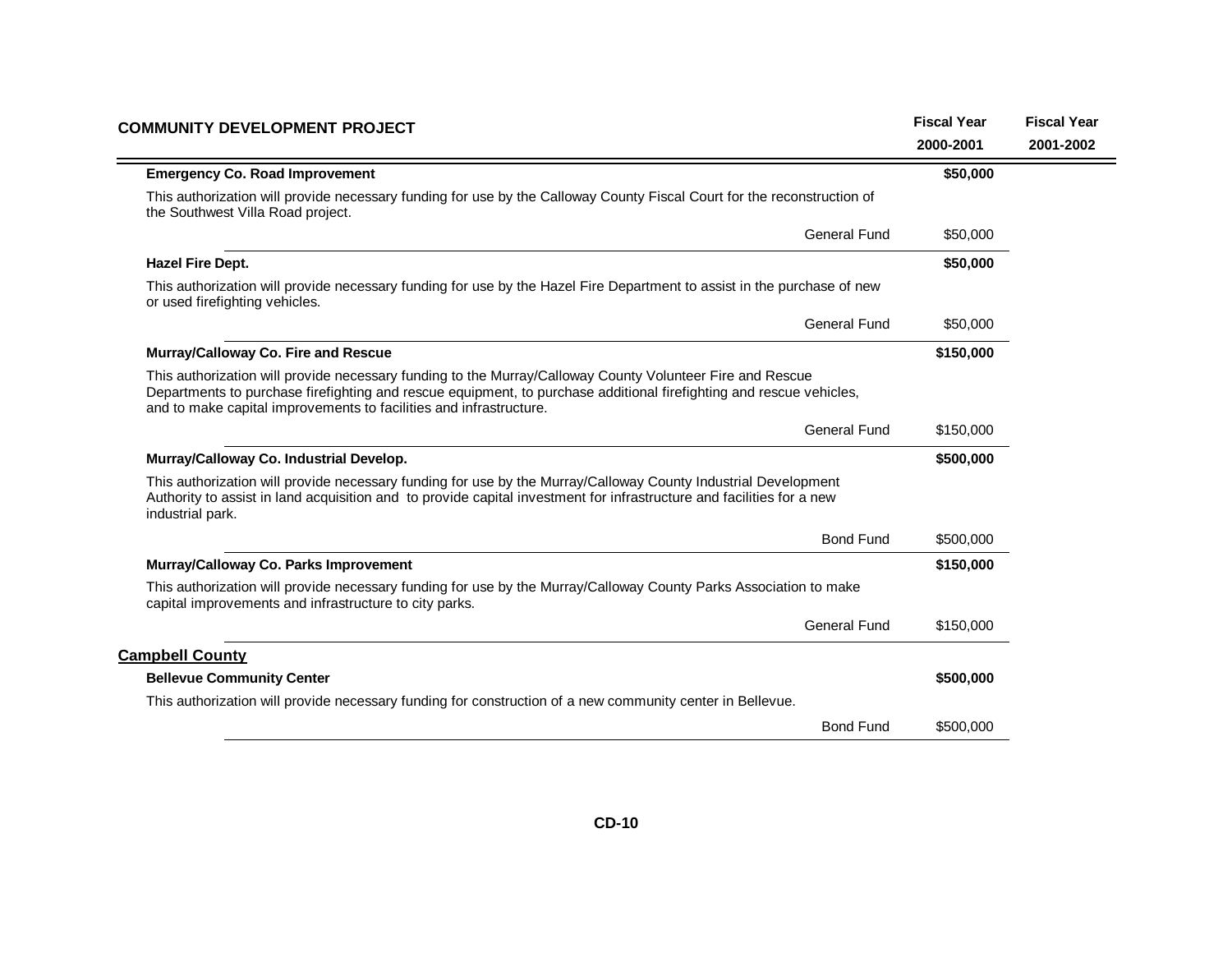| COMMUNITY DEVELOPMENT PROJECT | | Fiscal Year 2000-2001 | Fiscal Year 2001-2002 |
|---|---|---|---|
| **Emergency Co. Road Improvement** | | **$50,000** | |
| This authorization will provide necessary funding for use by the Calloway County Fiscal Court for the reconstruction of the Southwest Villa Road project. | | | |
| | General Fund | $50,000 | |
| **Hazel Fire Dept.** | | **$50,000** | |
| This authorization will provide necessary funding for use by the Hazel Fire Department to assist in the purchase of new or used firefighting vehicles. | | | |
| | General Fund | $50,000 | |
| **Murray/Calloway Co. Fire and Rescue** | | **$150,000** | |
| This authorization will provide necessary funding to the Murray/Calloway County Volunteer Fire and Rescue Departments to purchase firefighting and rescue equipment, to purchase additional firefighting and rescue vehicles, and to make capital improvements to facilities and infrastructure. | | | |
| | General Fund | $150,000 | |
| **Murray/Calloway Co. Industrial Develop.** | | **$500,000** | |
| This authorization will provide necessary funding for use by the Murray/Calloway County Industrial Development Authority to assist in land acquisition and to provide capital investment for infrastructure and facilities for a new industrial park. | | | |
| | Bond Fund | $500,000 | |
| **Murray/Calloway Co. Parks Improvement** | | **$150,000** | |
| This authorization will provide necessary funding for use by the Murray/Calloway County Parks Association to make capital improvements and infrastructure to city parks. | | | |
| | General Fund | $150,000 | |
| **Campbell County** | | | |
| **Bellevue Community Center** | | **$500,000** | |
| This authorization will provide necessary funding for construction of a new community center in Bellevue. | | | |
| | Bond Fund | $500,000 | |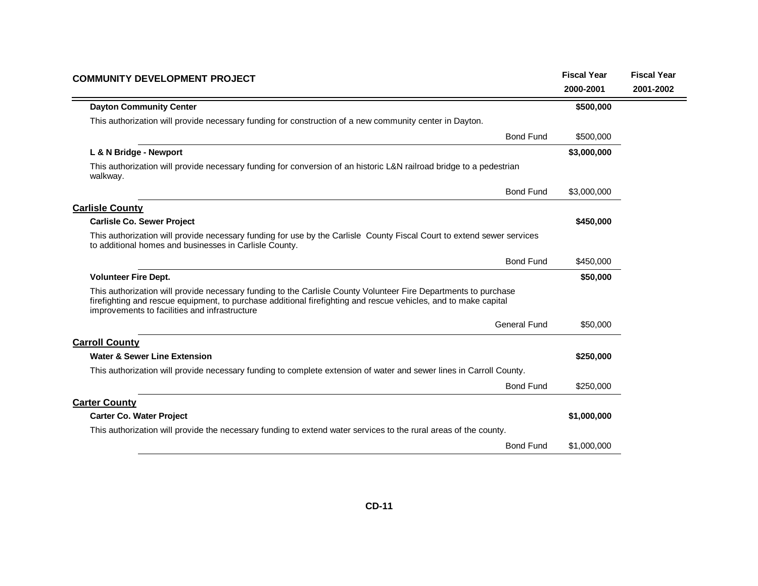| COMMUNITY DEVELOPMENT PROJECT | | Fiscal Year 2000-2001 | Fiscal Year 2001-2002 |
|---|---|---|---|
| **Dayton Community Center** | | **$500,000** | |
| This authorization will provide necessary funding for construction of a new community center in Dayton. | | | |
| | Bond Fund | $500,000 | |
| **L & N Bridge - Newport** | | **$3,000,000** | |
| This authorization will provide necessary funding for conversion of an historic L&N railroad bridge to a pedestrian walkway. | | | |
| | Bond Fund | $3,000,000 | |
| **Carlisle County** | | | |
| **Carlisle Co. Sewer Project** | | **$450,000** | |
| This authorization will provide necessary funding for use by the Carlisle County Fiscal Court to extend sewer services to additional homes and businesses in Carlisle County. | | | |
| | Bond Fund | $450,000 | |
| **Volunteer Fire Dept.** | | **$50,000** | |
| This authorization will provide necessary funding to the Carlisle County Volunteer Fire Departments to purchase firefighting and rescue equipment, to purchase additional firefighting and rescue vehicles, and to make capital improvements to facilities and infrastructure | | | |
| | General Fund | $50,000 | |
| **Carroll County** | | | |
| **Water & Sewer Line Extension** | | **$250,000** | |
| This authorization will provide necessary funding to complete extension of water and sewer lines in Carroll County. | | | |
| | Bond Fund | $250,000 | |
| **Carter County** | | | |
| **Carter Co. Water Project** | | **$1,000,000** | |
| This authorization will provide the necessary funding to extend water services to the rural areas of the county. | | | |
| | Bond Fund | $1,000,000 | |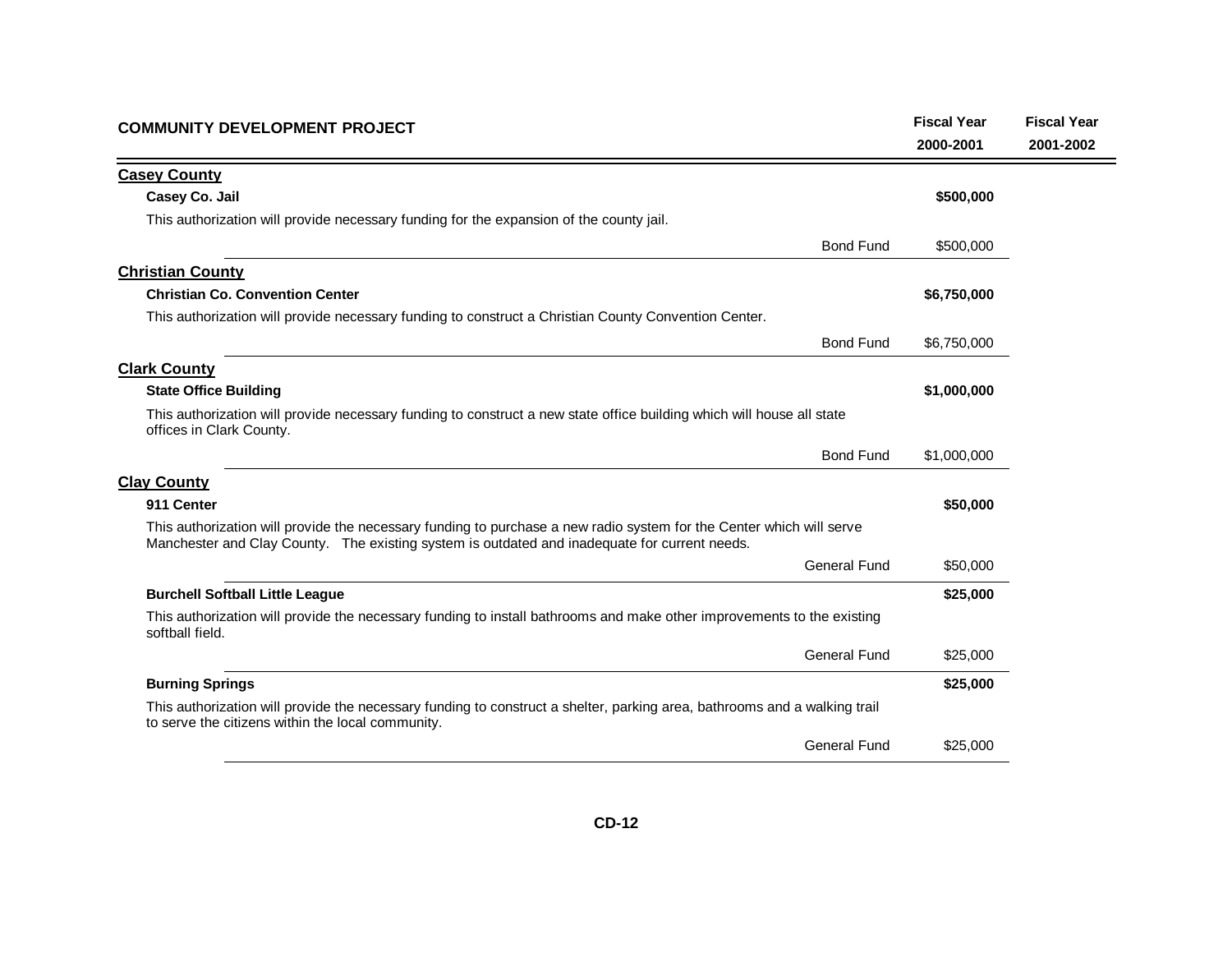| COMMUNITY DEVELOPMENT PROJECT | | Fiscal Year 2000-2001 | Fiscal Year 2001-2002 |
|---|---|---|---|
| **Casey County** | | | |
| **Casey Co. Jail** | | **$500,000** | |
| This authorization will provide necessary funding for the expansion of the county jail. | | | |
| | Bond Fund | $500,000 | |
| **Christian County** | | | |
| **Christian Co. Convention Center** | | **$6,750,000** | |
| This authorization will provide necessary funding to construct a Christian County Convention Center. | | | |
| | Bond Fund | $6,750,000 | |
| **Clark County** | | | |
| **State Office Building** | | **$1,000,000** | |
| This authorization will provide necessary funding to construct a new state office building which will house all state offices in Clark County. | | | |
| | Bond Fund | $1,000,000 | |
| **Clay County** | | | |
| **911 Center** | | **$50,000** | |
| This authorization will provide the necessary funding to purchase a new radio system for the Center which will serve Manchester and Clay County. The existing system is outdated and inadequate for current needs. | | | |
| | General Fund | $50,000 | |
| **Burchell Softball Little League** | | **$25,000** | |
| This authorization will provide the necessary funding to install bathrooms and make other improvements to the existing softball field. | | | |
| | General Fund | $25,000 | |
| **Burning Springs** | | **$25,000** | |
| This authorization will provide the necessary funding to construct a shelter, parking area, bathrooms and a walking trail to serve the citizens within the local community. | | | |
| | General Fund | $25,000 | |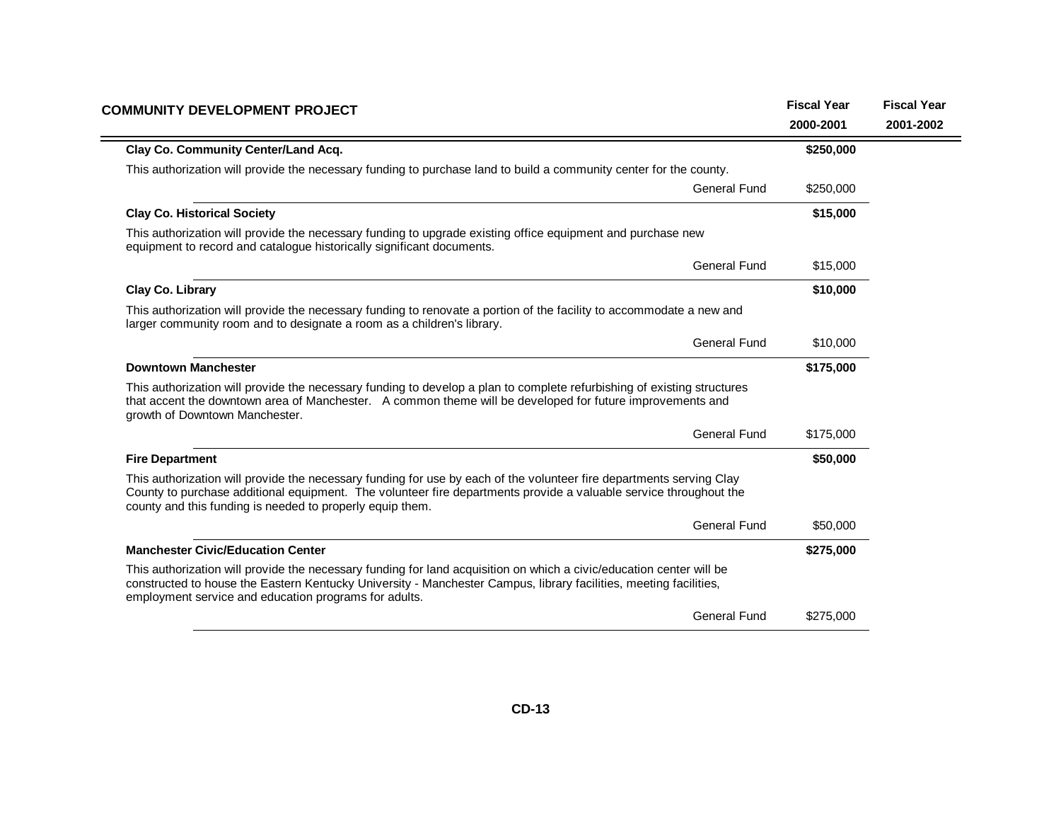| COMMUNITY DEVELOPMENT PROJECT | | Fiscal Year 2000-2001 | Fiscal Year 2001-2002 |
|---|---|---|---|
| **Clay Co. Community Center/Land Acq.** | | **$250,000** | |
| This authorization will provide the necessary funding to purchase land to build a community center for the county. | | | |
| | General Fund | $250,000 | |
| **Clay Co. Historical Society** | | **$15,000** | |
| This authorization will provide the necessary funding to upgrade existing office equipment and purchase new equipment to record and catalogue historically significant documents. | | | |
| | General Fund | $15,000 | |
| **Clay Co. Library** | | **$10,000** | |
| This authorization will provide the necessary funding to renovate a portion of the facility to accommodate a new and larger community room and to designate a room as a children's library. | | | |
| | General Fund | $10,000 | |
| **Downtown Manchester** | | **$175,000** | |
| This authorization will provide the necessary funding to develop a plan to complete refurbishing of existing structures that accent the downtown area of Manchester. A common theme will be developed for future improvements and growth of Downtown Manchester. | | | |
| | General Fund | $175,000 | |
| **Fire Department** | | **$50,000** | |
| This authorization will provide the necessary funding for use by each of the volunteer fire departments serving Clay County to purchase additional equipment. The volunteer fire departments provide a valuable service throughout the county and this funding is needed to properly equip them. | | | |
| | General Fund | $50,000 | |
| **Manchester Civic/Education Center** | | **$275,000** | |
| This authorization will provide the necessary funding for land acquisition on which a civic/education center will be constructed to house the Eastern Kentucky University - Manchester Campus, library facilities, meeting facilities, employment service and education programs for adults. | | | |
| | General Fund | $275,000 | |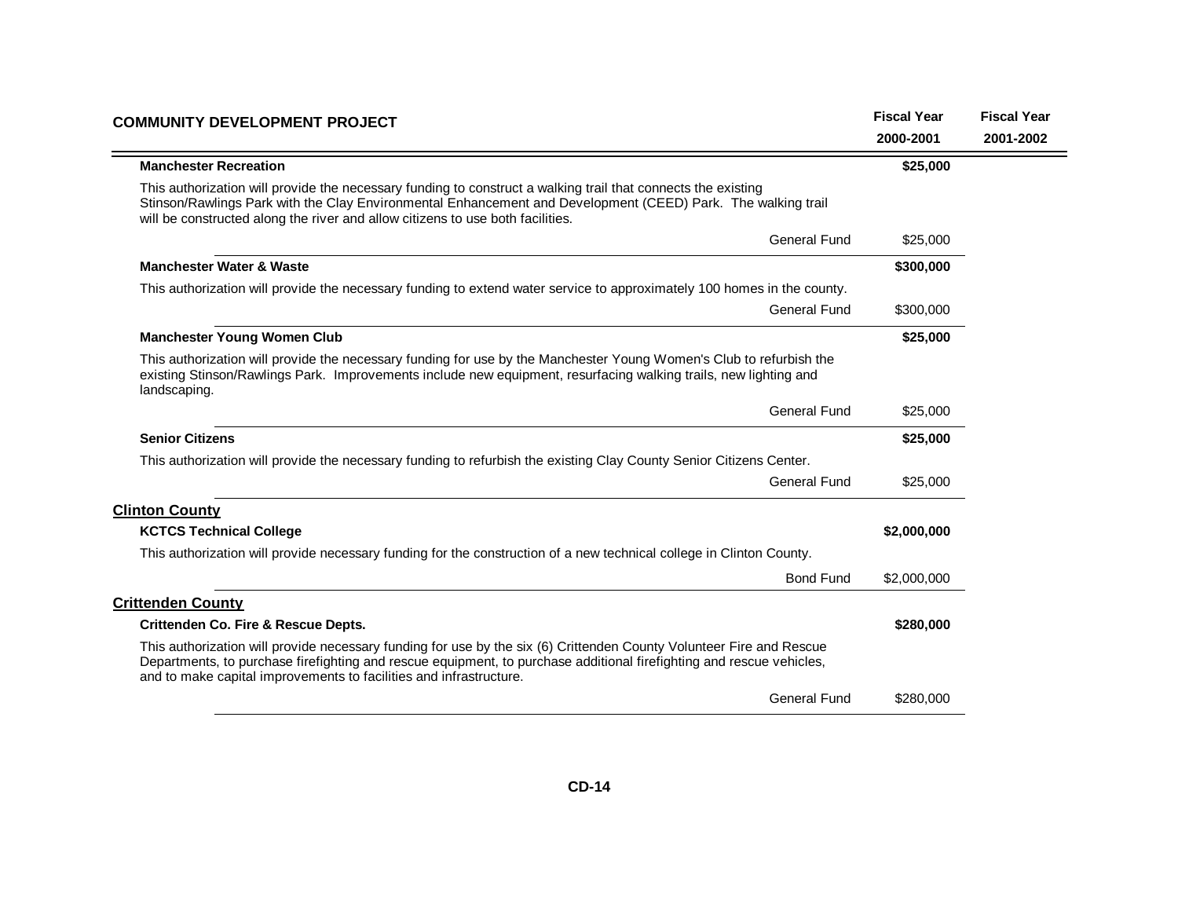| COMMUNITY DEVELOPMENT PROJECT | | Fiscal Year 2000-2001 | Fiscal Year 2001-2002 |
|---|---|---|---|
| **Manchester Recreation** | | **$25,000** | |
| This authorization will provide the necessary funding to construct a walking trail that connects the existing Stinson/Rawlings Park with the Clay Environmental Enhancement and Development (CEED) Park. The walking trail will be constructed along the river and allow citizens to use both facilities. | | | |
| | General Fund | $25,000 | |
| **Manchester Water & Waste** | | **$300,000** | |
| This authorization will provide the necessary funding to extend water service to approximately 100 homes in the county. | | | |
| | General Fund | $300,000 | |
| **Manchester Young Women Club** | | **$25,000** | |
| This authorization will provide the necessary funding for use by the Manchester Young Women's Club to refurbish the existing Stinson/Rawlings Park. Improvements include new equipment, resurfacing walking trails, new lighting and landscaping. | | | |
| | General Fund | $25,000 | |
| **Senior Citizens** | | **$25,000** | |
| This authorization will provide the necessary funding to refurbish the existing Clay County Senior Citizens Center. | | | |
| | General Fund | $25,000 | |

## Clinton County

| | | | |
|---|---|---|---|
| **KCTCS Technical College** | | **$2,000,000** | |
| This authorization will provide necessary funding for the construction of a new technical college in Clinton County. | | | |
| | Bond Fund | $2,000,000 | |

## Crittenden County

| | | | |
|---|---|---|---|
| **Crittenden Co. Fire & Rescue Depts.** | | **$280,000** | |
| This authorization will provide necessary funding for use by the six (6) Crittenden County Volunteer Fire and Rescue Departments, to purchase firefighting and rescue equipment, to purchase additional firefighting and rescue vehicles, and to make capital improvements to facilities and infrastructure. | | | |
| | General Fund | $280,000 | |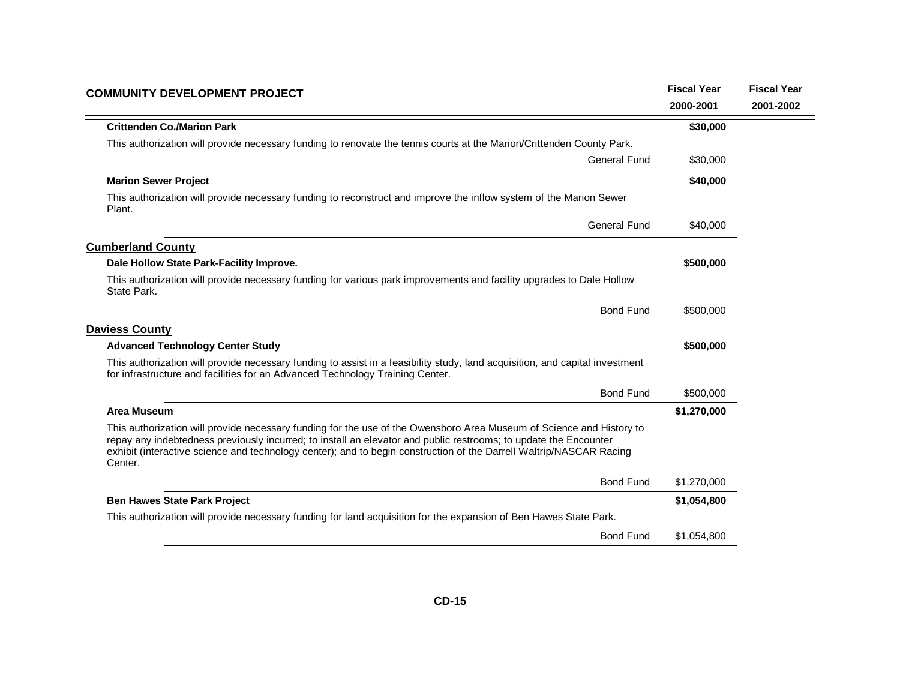| COMMUNITY DEVELOPMENT PROJECT | | Fiscal Year 2000-2001 | Fiscal Year 2001-2002 |
|---|---|---|---|
| **Crittenden Co./Marion Park** | | **$30,000** | |
| This authorization will provide necessary funding to renovate the tennis courts at the Marion/Crittenden County Park. | | | |
| | General Fund | $30,000 | |
| **Marion Sewer Project** | | **$40,000** | |
| This authorization will provide necessary funding to reconstruct and improve the inflow system of the Marion Sewer Plant. | | | |
| | General Fund | $40,000 | |
| **Cumberland County** | | | |
| **Dale Hollow State Park-Facility Improve.** | | **$500,000** | |
| This authorization will provide necessary funding for various park improvements and facility upgrades to Dale Hollow State Park. | | | |
| | Bond Fund | $500,000 | |
| **Daviess County** | | | |
| **Advanced Technology Center Study** | | **$500,000** | |
| This authorization will provide necessary funding to assist in a feasibility study, land acquisition, and capital investment for infrastructure and facilities for an Advanced Technology Training Center. | | | |
| | Bond Fund | $500,000 | |
| **Area Museum** | | **$1,270,000** | |
| This authorization will provide necessary funding for the use of the Owensboro Area Museum of Science and History to repay any indebtedness previously incurred; to install an elevator and public restrooms; to update the Encounter exhibit (interactive science and technology center); and to begin construction of the Darrell Waltrip/NASCAR Racing Center. | | | |
| | Bond Fund | $1,270,000 | |
| **Ben Hawes State Park Project** | | **$1,054,800** | |
| This authorization will provide necessary funding for land acquisition for the expansion of Ben Hawes State Park. | | | |
| | Bond Fund | $1,054,800 | |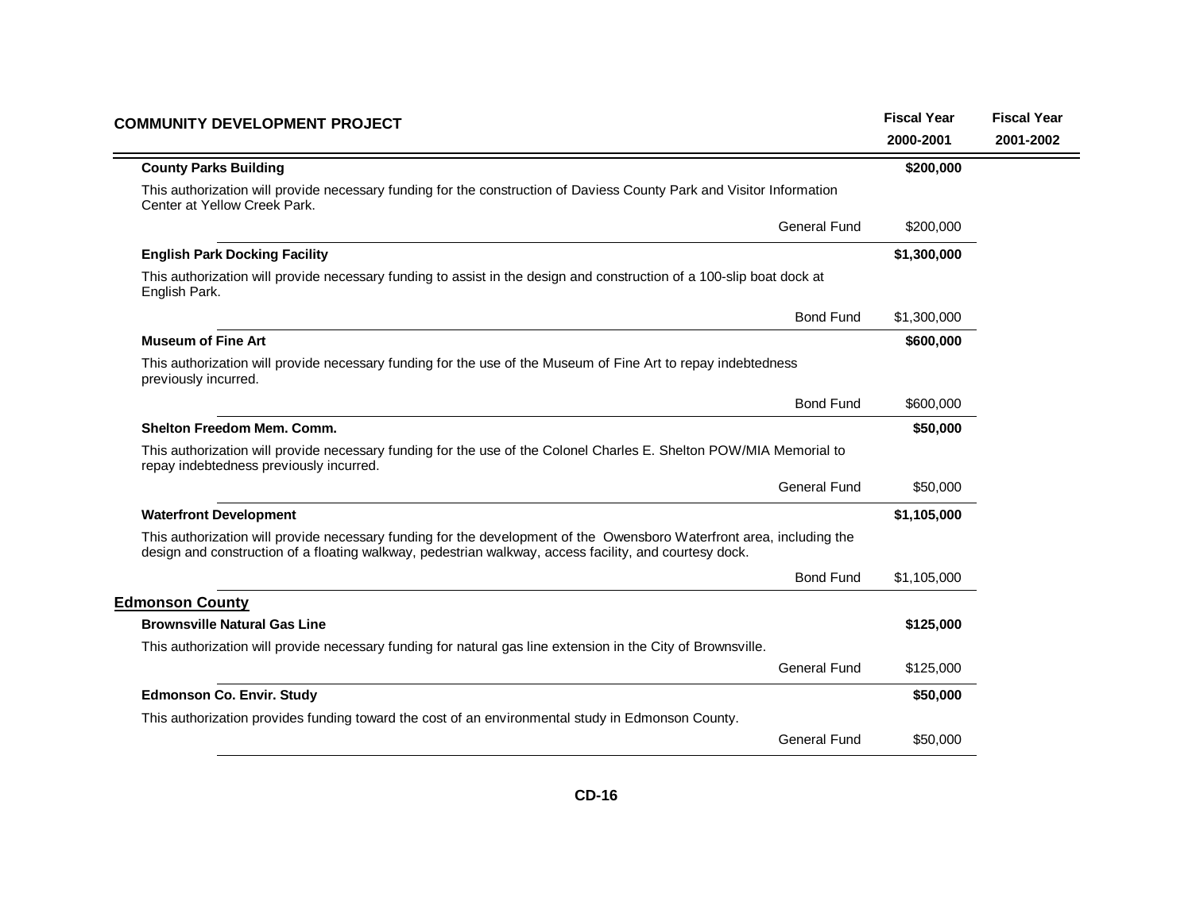| COMMUNITY DEVELOPMENT PROJECT | | Fiscal Year 2000-2001 | Fiscal Year 2001-2002 |
|---|---|---|---|
| **County Parks Building** | | **$200,000** | |
| This authorization will provide necessary funding for the construction of Daviess County Park and Visitor Information Center at Yellow Creek Park. | | | |
| | General Fund | $200,000 | |
| **English Park Docking Facility** | | **$1,300,000** | |
| This authorization will provide necessary funding to assist in the design and construction of a 100-slip boat dock at English Park. | | | |
| | Bond Fund | $1,300,000 | |
| **Museum of Fine Art** | | **$600,000** | |
| This authorization will provide necessary funding for the use of the Museum of Fine Art to repay indebtedness previously incurred. | | | |
| | Bond Fund | $600,000 | |
| **Shelton Freedom Mem. Comm.** | | **$50,000** | |
| This authorization will provide necessary funding for the use of the Colonel Charles E. Shelton POW/MIA Memorial to repay indebtedness previously incurred. | | | |
| | General Fund | $50,000 | |
| **Waterfront Development** | | **$1,105,000** | |
| This authorization will provide necessary funding for the development of the Owensboro Waterfront area, including the design and construction of a floating walkway, pedestrian walkway, access facility, and courtesy dock. | | | |
| | Bond Fund | $1,105,000 | |
| **Edmonson County** | | | |
| **Brownsville Natural Gas Line** | | **$125,000** | |
| This authorization will provide necessary funding for natural gas line extension in the City of Brownsville. | | | |
| | General Fund | $125,000 | |
| **Edmonson Co. Envir. Study** | | **$50,000** | |
| This authorization provides funding toward the cost of an environmental study in Edmonson County. | | | |
| | General Fund | $50,000 | |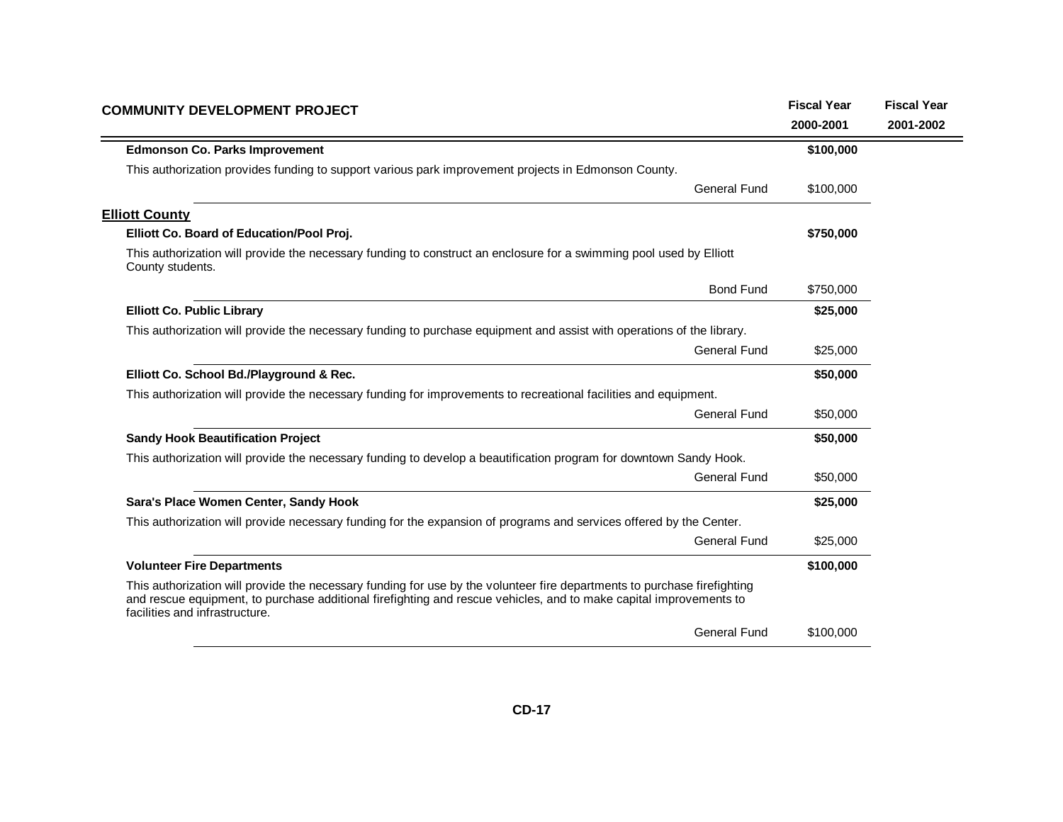| COMMUNITY DEVELOPMENT PROJECT | | Fiscal Year 2000-2001 | Fiscal Year 2001-2002 |
|---|---|---|---|
| **Edmonson Co. Parks Improvement** | | **$100,000** | |
| This authorization provides funding to support various park improvement projects in Edmonson County. | | | |
| | General Fund | $100,000 | |
| **Elliott County** | | | |
| **Elliott Co. Board of Education/Pool Proj.** | | **$750,000** | |
| This authorization will provide the necessary funding to construct an enclosure for a swimming pool used by Elliott County students. | | | |
| | Bond Fund | $750,000 | |
| **Elliott Co. Public Library** | | **$25,000** | |
| This authorization will provide the necessary funding to purchase equipment and assist with operations of the library. | | | |
| | General Fund | $25,000 | |
| **Elliott Co. School Bd./Playground & Rec.** | | **$50,000** | |
| This authorization will provide the necessary funding for improvements to recreational facilities and equipment. | | | |
| | General Fund | $50,000 | |
| **Sandy Hook Beautification Project** | | **$50,000** | |
| This authorization will provide the necessary funding to develop a beautification program for downtown Sandy Hook. | | | |
| | General Fund | $50,000 | |
| **Sara's Place Women Center, Sandy Hook** | | **$25,000** | |
| This authorization will provide necessary funding for the expansion of programs and services offered by the Center. | | | |
| | General Fund | $25,000 | |
| **Volunteer Fire Departments** | | **$100,000** | |
| This authorization will provide the necessary funding for use by the volunteer fire departments to purchase firefighting and rescue equipment, to purchase additional firefighting and rescue vehicles, and to make capital improvements to facilities and infrastructure. | | | |
| | General Fund | $100,000 | |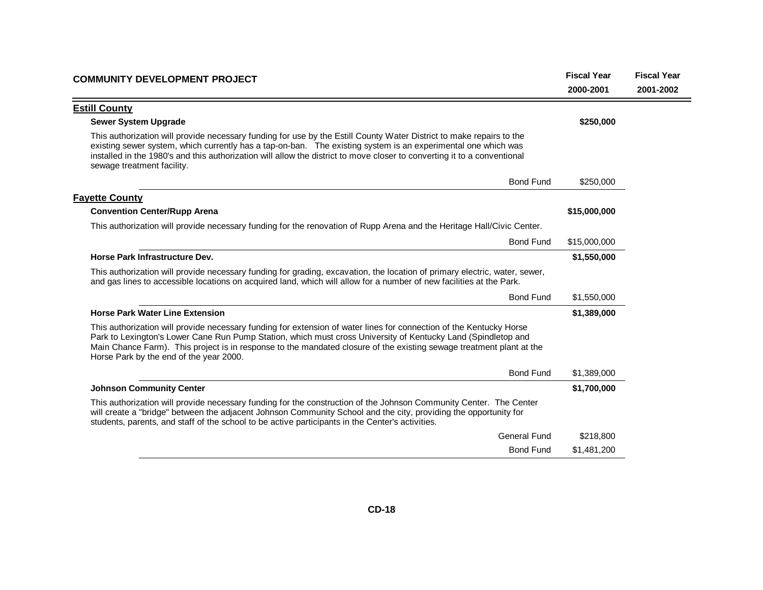| COMMUNITY DEVELOPMENT PROJECT | | Fiscal Year 2000-2001 | Fiscal Year 2001-2002 |
|---|---|---|---|
| **Estill County** | | | |
| **Sewer System Upgrade** | | **$250,000** | |
| This authorization will provide necessary funding for use by the Estill County Water District to make repairs to the existing sewer system, which currently has a tap-on-ban. The existing system is an experimental one which was installed in the 1980's and this authorization will allow the district to move closer to converting it to a conventional sewage treatment facility. | | | |
| | Bond Fund | $250,000 | |
| **Fayette County** | | | |
| **Convention Center/Rupp Arena** | | **$15,000,000** | |
| This authorization will provide necessary funding for the renovation of Rupp Arena and the Heritage Hall/Civic Center. | | | |
| | Bond Fund | $15,000,000 | |
| **Horse Park Infrastructure Dev.** | | **$1,550,000** | |
| This authorization will provide necessary funding for grading, excavation, the location of primary electric, water, sewer, and gas lines to accessible locations on acquired land, which will allow for a number of new facilities at the Park. | | | |
| | Bond Fund | $1,550,000 | |
| **Horse Park Water Line Extension** | | **$1,389,000** | |
| This authorization will provide necessary funding for extension of water lines for connection of the Kentucky Horse Park to Lexington's Lower Cane Run Pump Station, which must cross University of Kentucky Land (Spindletop and Main Chance Farm). This project is in response to the mandated closure of the existing sewage treatment plant at the Horse Park by the end of the year 2000. | | | |
| | Bond Fund | $1,389,000 | |
| **Johnson Community Center** | | **$1,700,000** | |
| This authorization will provide necessary funding for the construction of the Johnson Community Center. The Center will create a "bridge" between the adjacent Johnson Community School and the city, providing the opportunity for students, parents, and staff of the school to be active participants in the Center's activities. | | | |
| | General Fund | $218,800 | |
| | Bond Fund | $1,481,200 | |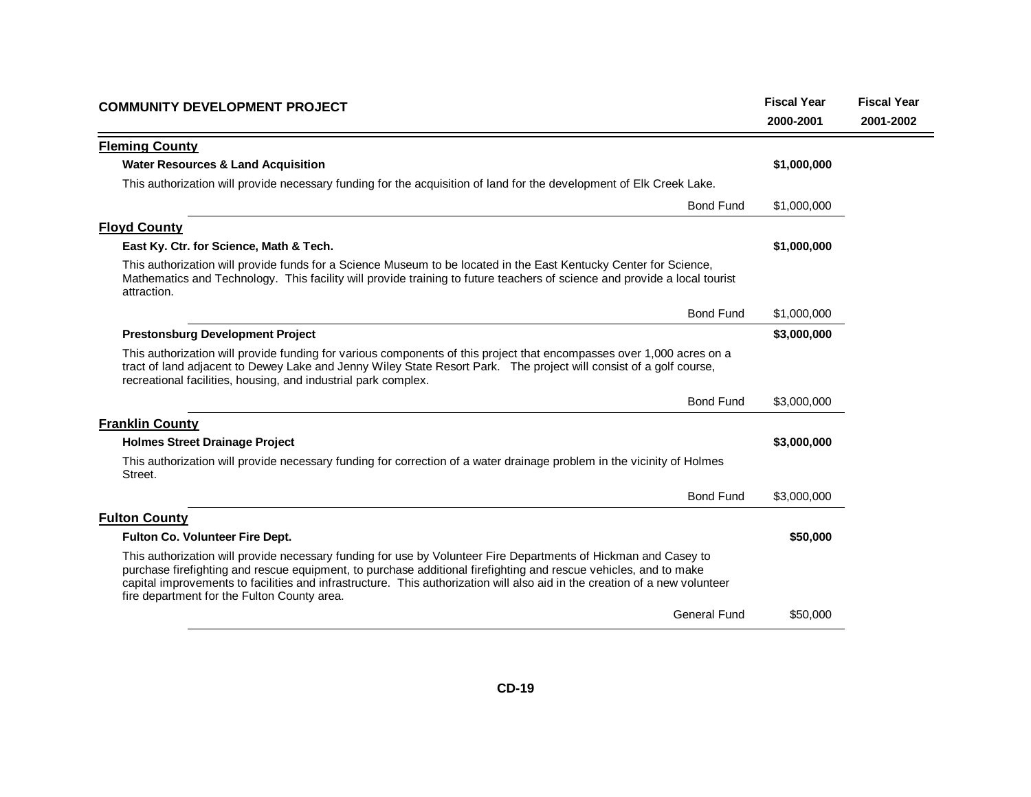| COMMUNITY DEVELOPMENT PROJECT | | Fiscal Year 2000-2001 | Fiscal Year 2001-2002 |
|---|---|---|---|
| **Fleming County** | | | |
| **Water Resources & Land Acquisition** | | **$1,000,000** | |
| This authorization will provide necessary funding for the acquisition of land for the development of Elk Creek Lake. | | | |
| | Bond Fund | $1,000,000 | |
| **Floyd County** | | | |
| **East Ky. Ctr. for Science, Math & Tech.** | | **$1,000,000** | |
| This authorization will provide funds for a Science Museum to be located in the East Kentucky Center for Science, Mathematics and Technology. This facility will provide training to future teachers of science and provide a local tourist attraction. | | | |
| | Bond Fund | $1,000,000 | |
| **Prestonsburg Development Project** | | **$3,000,000** | |
| This authorization will provide funding for various components of this project that encompasses over 1,000 acres on a tract of land adjacent to Dewey Lake and Jenny Wiley State Resort Park. The project will consist of a golf course, recreational facilities, housing, and industrial park complex. | | | |
| | Bond Fund | $3,000,000 | |
| **Franklin County** | | | |
| **Holmes Street Drainage Project** | | **$3,000,000** | |
| This authorization will provide necessary funding for correction of a water drainage problem in the vicinity of Holmes Street. | | | |
| | Bond Fund | $3,000,000 | |
| **Fulton County** | | | |
| **Fulton Co. Volunteer Fire Dept.** | | **$50,000** | |
| This authorization will provide necessary funding for use by Volunteer Fire Departments of Hickman and Casey to purchase firefighting and rescue equipment, to purchase additional firefighting and rescue vehicles, and to make capital improvements to facilities and infrastructure. This authorization will also aid in the creation of a new volunteer fire department for the Fulton County area. | | | |
| | General Fund | $50,000 | |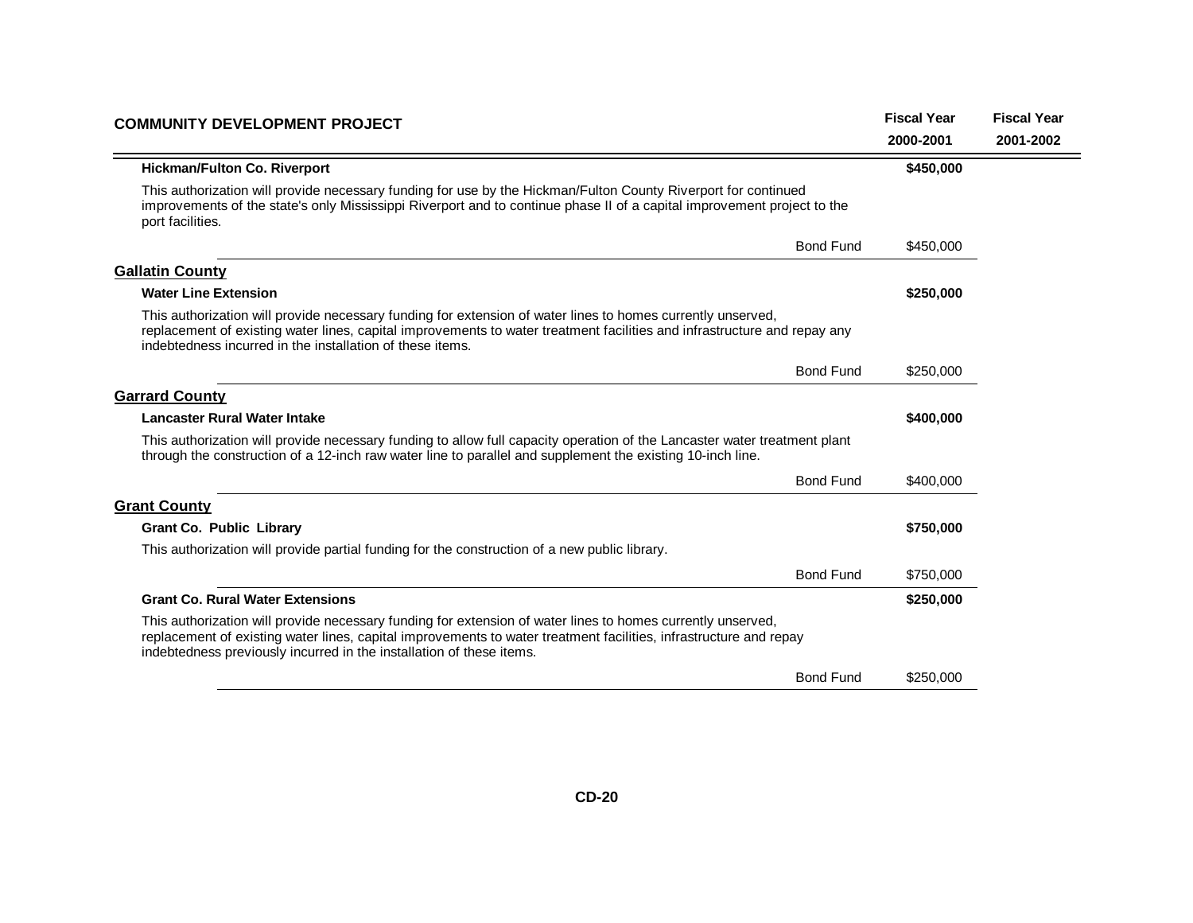| COMMUNITY DEVELOPMENT PROJECT | | Fiscal Year 2000-2001 | Fiscal Year 2001-2002 |
|---|---|---|---|
| **Hickman/Fulton Co. Riverport** | | **\$450,000** | |
| This authorization will provide necessary funding for use by the Hickman/Fulton County Riverport for continued improvements of the state's only Mississippi Riverport and to continue phase II of a capital improvement project to the port facilities. | | | |
| | Bond Fund | \$450,000 | |

## Gallatin County

| | | | |
|---|---|---|---|
| **Water Line Extension** | | **\$250,000** | |
| This authorization will provide necessary funding for extension of water lines to homes currently unserved, replacement of existing water lines, capital improvements to water treatment facilities and infrastructure and repay any indebtedness incurred in the installation of these items. | | | |
| | Bond Fund | \$250,000 | |

## Garrard County

| | | | |
|---|---|---|---|
| **Lancaster Rural Water Intake** | | **\$400,000** | |
| This authorization will provide necessary funding to allow full capacity operation of the Lancaster water treatment plant through the construction of a 12-inch raw water line to parallel and supplement the existing 10-inch line. | | | |
| | Bond Fund | \$400,000 | |

## Grant County

| | | | |
|---|---|---|---|
| **Grant Co. Public Library** | | **\$750,000** | |
| This authorization will provide partial funding for the construction of a new public library. | | | |
| | Bond Fund | \$750,000 | |
| **Grant Co. Rural Water Extensions** | | **\$250,000** | |
| This authorization will provide necessary funding for extension of water lines to homes currently unserved, replacement of existing water lines, capital improvements to water treatment facilities, infrastructure and repay indebtedness previously incurred in the installation of these items. | | | |
| | Bond Fund | \$250,000 | |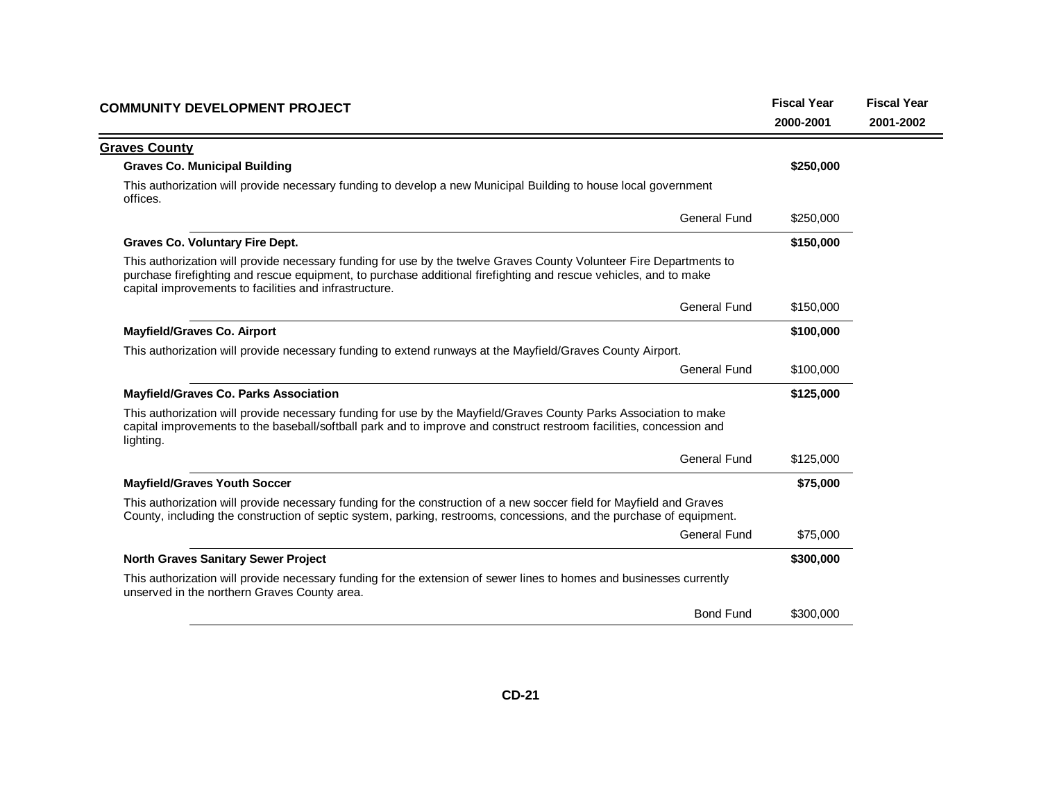| COMMUNITY DEVELOPMENT PROJECT | | Fiscal Year 2000-2001 | Fiscal Year 2001-2002 |
|---|---|---|---|

## Graves County

**Graves Co. Municipal Building** — **$250,000**

This authorization will provide necessary funding to develop a new Municipal Building to house local government offices.

| | Fiscal Year 2000-2001 | Fiscal Year 2001-2002 |
|---|---|---|
| General Fund | $250,000 | |

**Graves Co. Voluntary Fire Dept.** — **$150,000**

This authorization will provide necessary funding for use by the twelve Graves County Volunteer Fire Departments to purchase firefighting and rescue equipment, to purchase additional firefighting and rescue vehicles, and to make capital improvements to facilities and infrastructure.

| | Fiscal Year 2000-2001 | Fiscal Year 2001-2002 |
|---|---|---|
| General Fund | $150,000 | |

**Mayfield/Graves Co. Airport** — **$100,000**

This authorization will provide necessary funding to extend runways at the Mayfield/Graves County Airport.

| | Fiscal Year 2000-2001 | Fiscal Year 2001-2002 |
|---|---|---|
| General Fund | $100,000 | |

**Mayfield/Graves Co. Parks Association** — **$125,000**

This authorization will provide necessary funding for use by the Mayfield/Graves County Parks Association to make capital improvements to the baseball/softball park and to improve and construct restroom facilities, concession and lighting.

| | Fiscal Year 2000-2001 | Fiscal Year 2001-2002 |
|---|---|---|
| General Fund | $125,000 | |

**Mayfield/Graves Youth Soccer** — **$75,000**

This authorization will provide necessary funding for the construction of a new soccer field for Mayfield and Graves County, including the construction of septic system, parking, restrooms, concessions, and the purchase of equipment.

| | Fiscal Year 2000-2001 | Fiscal Year 2001-2002 |
|---|---|---|
| General Fund | $75,000 | |

**North Graves Sanitary Sewer Project** — **$300,000**

This authorization will provide necessary funding for the extension of sewer lines to homes and businesses currently unserved in the northern Graves County area.

| | Fiscal Year 2000-2001 | Fiscal Year 2001-2002 |
|---|---|---|
| Bond Fund | $300,000 | |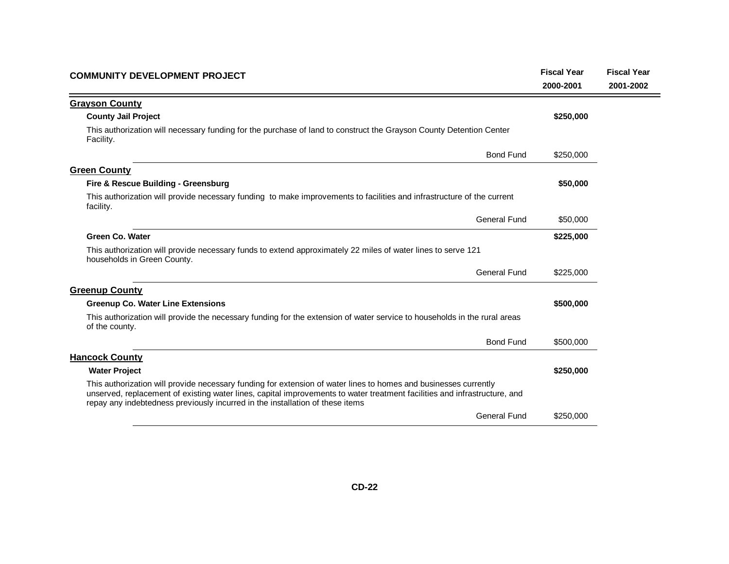| COMMUNITY DEVELOPMENT PROJECT | | Fiscal Year 2000-2001 | Fiscal Year 2001-2002 |
|---|---|---|---|

## Grayson County

**County Jail Project** — **$250,000**

This authorization will necessary funding for the purchase of land to construct the Grayson County Detention Center Facility.

| | Bond Fund | $250,000 | |
|---|---|---|---|

## Green County

**Fire & Rescue Building - Greensburg** — **$50,000**

This authorization will provide necessary funding to make improvements to facilities and infrastructure of the current facility.

| | General Fund | $50,000 | |
|---|---|---|---|

**Green Co. Water** — **$225,000**

This authorization will provide necessary funds to extend approximately 22 miles of water lines to serve 121 households in Green County.

| | General Fund | $225,000 | |
|---|---|---|---|

## Greenup County

**Greenup Co. Water Line Extensions** — **$500,000**

This authorization will provide the necessary funding for the extension of water service to households in the rural areas of the county.

| | Bond Fund | $500,000 | |
|---|---|---|---|

## Hancock County

**Water Project** — **$250,000**

This authorization will provide necessary funding for extension of water lines to homes and businesses currently unserved, replacement of existing water lines, capital improvements to water treatment facilities and infrastructure, and repay any indebtedness previously incurred in the installation of these items

| | General Fund | $250,000 | |
|---|---|---|---|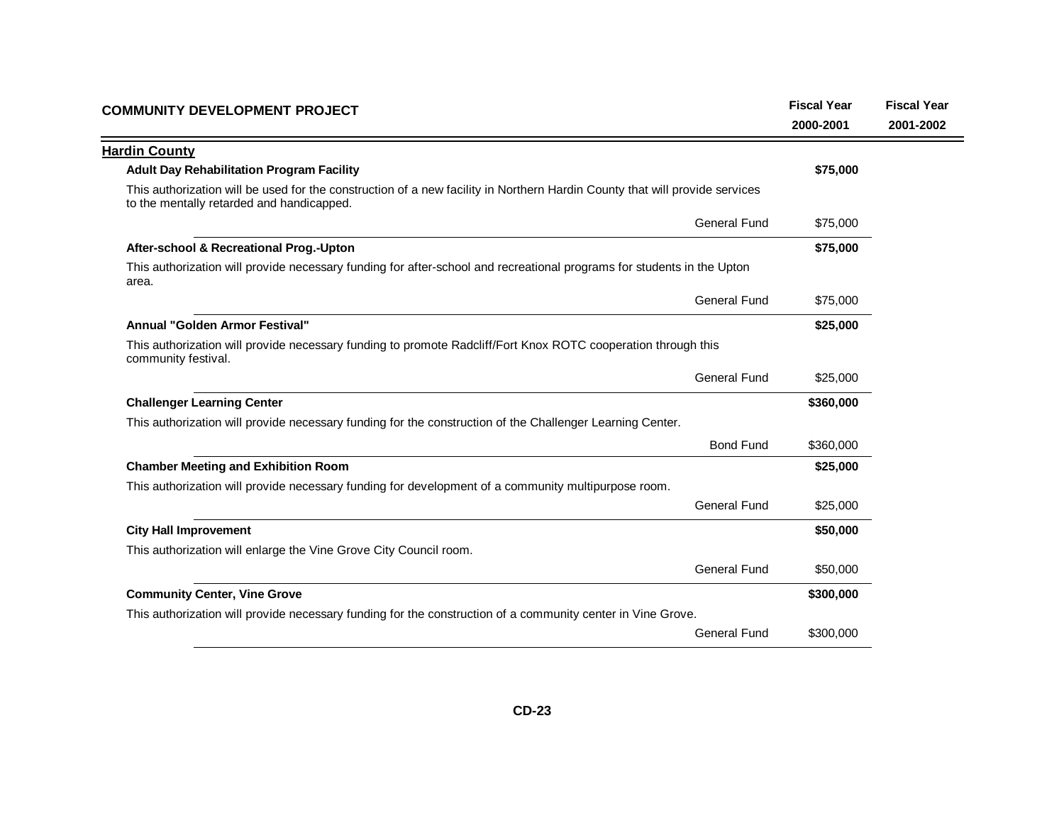| COMMUNITY DEVELOPMENT PROJECT | | Fiscal Year 2000-2001 | Fiscal Year 2001-2002 |
|---|---|---|---|
| **Hardin County** | | | |
| **Adult Day Rehabilitation Program Facility** | | **$75,000** | |
| This authorization will be used for the construction of a new facility in Northern Hardin County that will provide services to the mentally retarded and handicapped. | | | |
| | General Fund | $75,000 | |
| **After-school & Recreational Prog.-Upton** | | **$75,000** | |
| This authorization will provide necessary funding for after-school and recreational programs for students in the Upton area. | | | |
| | General Fund | $75,000 | |
| **Annual "Golden Armor Festival"** | | **$25,000** | |
| This authorization will provide necessary funding to promote Radcliff/Fort Knox ROTC cooperation through this community festival. | | | |
| | General Fund | $25,000 | |
| **Challenger Learning Center** | | **$360,000** | |
| This authorization will provide necessary funding for the construction of the Challenger Learning Center. | | | |
| | Bond Fund | $360,000 | |
| **Chamber Meeting and Exhibition Room** | | **$25,000** | |
| This authorization will provide necessary funding for development of a community multipurpose room. | | | |
| | General Fund | $25,000 | |
| **City Hall Improvement** | | **$50,000** | |
| This authorization will enlarge the Vine Grove City Council room. | | | |
| | General Fund | $50,000 | |
| **Community Center, Vine Grove** | | **$300,000** | |
| This authorization will provide necessary funding for the construction of a community center in Vine Grove. | | | |
| | General Fund | $300,000 | |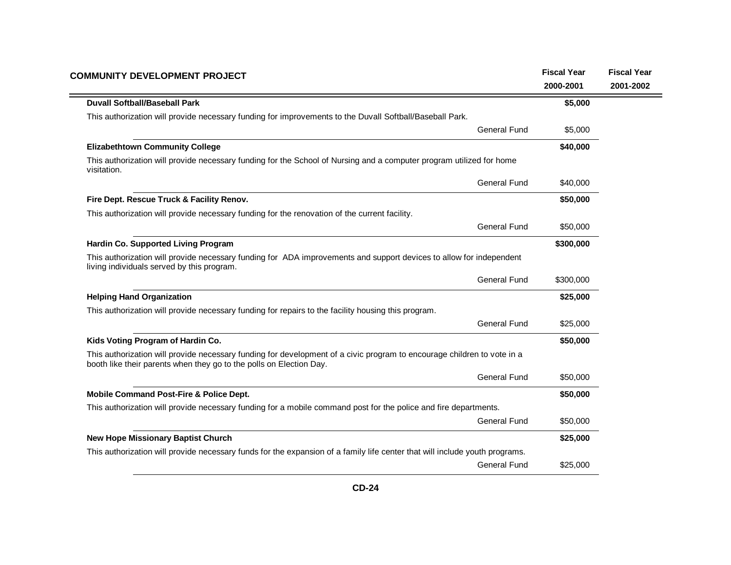| COMMUNITY DEVELOPMENT PROJECT | | Fiscal Year 2000-2001 | Fiscal Year 2001-2002 |
|---|---|---|---|
| **Duvall Softball/Baseball Park** | | **$5,000** | |
| This authorization will provide necessary funding for improvements to the Duvall Softball/Baseball Park. | | | |
| | General Fund | $5,000 | |
| **Elizabethtown Community College** | | **$40,000** | |
| This authorization will provide necessary funding for the School of Nursing and a computer program utilized for home visitation. | | | |
| | General Fund | $40,000 | |
| **Fire Dept. Rescue Truck & Facility Renov.** | | **$50,000** | |
| This authorization will provide necessary funding for the renovation of the current facility. | | | |
| | General Fund | $50,000 | |
| **Hardin Co. Supported Living Program** | | **$300,000** | |
| This authorization will provide necessary funding for ADA improvements and support devices to allow for independent living individuals served by this program. | | | |
| | General Fund | $300,000 | |
| **Helping Hand Organization** | | **$25,000** | |
| This authorization will provide necessary funding for repairs to the facility housing this program. | | | |
| | General Fund | $25,000 | |
| **Kids Voting Program of Hardin Co.** | | **$50,000** | |
| This authorization will provide necessary funding for development of a civic program to encourage children to vote in a booth like their parents when they go to the polls on Election Day. | | | |
| | General Fund | $50,000 | |
| **Mobile Command Post-Fire & Police Dept.** | | **$50,000** | |
| This authorization will provide necessary funding for a mobile command post for the police and fire departments. | | | |
| | General Fund | $50,000 | |
| **New Hope Missionary Baptist Church** | | **$25,000** | |
| This authorization will provide necessary funds for the expansion of a family life center that will include youth programs. | | | |
| | General Fund | $25,000 | |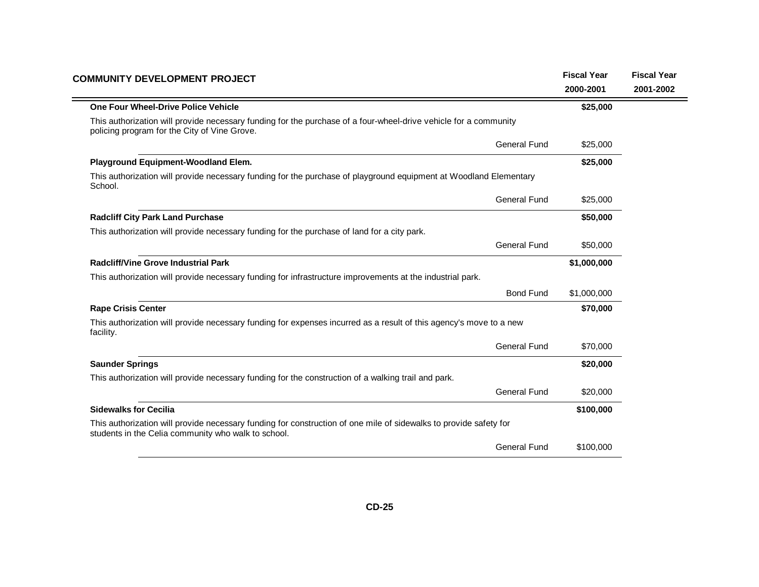| COMMUNITY DEVELOPMENT PROJECT | | Fiscal Year 2000-2001 | Fiscal Year 2001-2002 |
|---|---|---|---|
| **One Four Wheel-Drive Police Vehicle** | | **$25,000** | |
| This authorization will provide necessary funding for the purchase of a four-wheel-drive vehicle for a community policing program for the City of Vine Grove. | | | |
| | General Fund | $25,000 | |
| **Playground Equipment-Woodland Elem.** | | **$25,000** | |
| This authorization will provide necessary funding for the purchase of playground equipment at Woodland Elementary School. | | | |
| | General Fund | $25,000 | |
| **Radcliff City Park Land Purchase** | | **$50,000** | |
| This authorization will provide necessary funding for the purchase of land for a city park. | | | |
| | General Fund | $50,000 | |
| **Radcliff/Vine Grove Industrial Park** | | **$1,000,000** | |
| This authorization will provide necessary funding for infrastructure improvements at the industrial park. | | | |
| | Bond Fund | $1,000,000 | |
| **Rape Crisis Center** | | **$70,000** | |
| This authorization will provide necessary funding for expenses incurred as a result of this agency's move to a new facility. | | | |
| | General Fund | $70,000 | |
| **Saunder Springs** | | **$20,000** | |
| This authorization will provide necessary funding for the construction of a walking trail and park. | | | |
| | General Fund | $20,000 | |
| **Sidewalks for Cecilia** | | **$100,000** | |
| This authorization will provide necessary funding for construction of one mile of sidewalks to provide safety for students in the Celia community who walk to school. | | | |
| | General Fund | $100,000 | |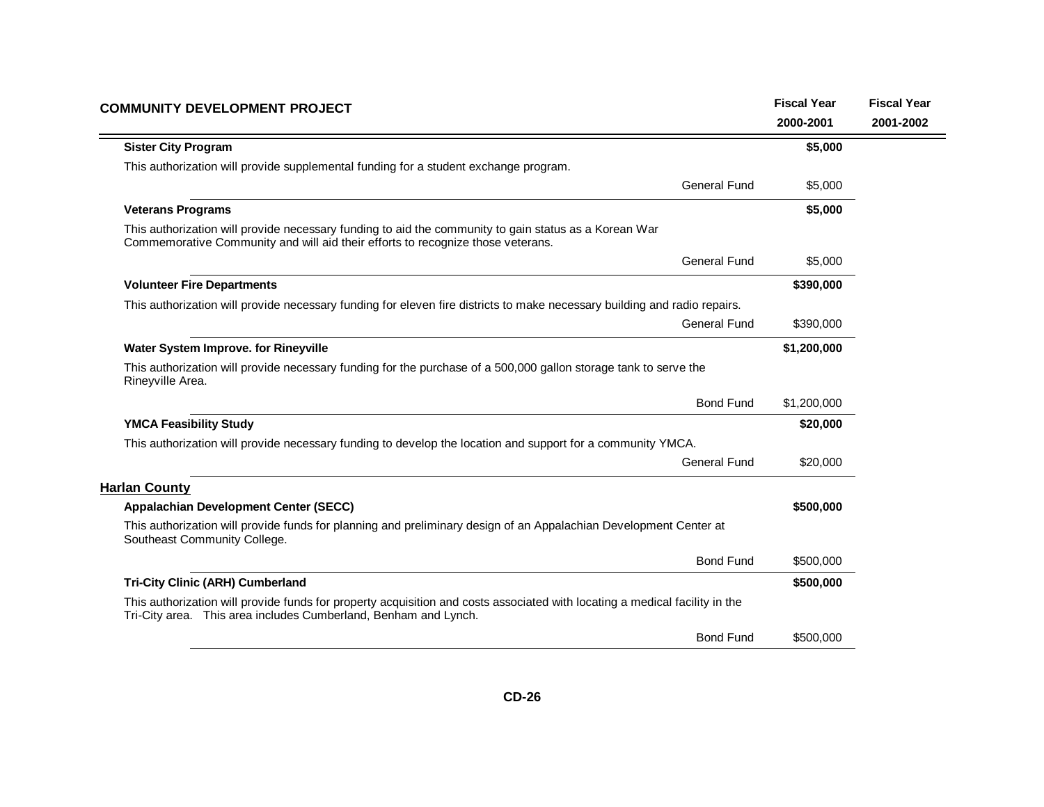| COMMUNITY DEVELOPMENT PROJECT | | Fiscal Year 2000-2001 | Fiscal Year 2001-2002 |
|---|---|---|---|
| **Sister City Program** | | **$5,000** | |
| This authorization will provide supplemental funding for a student exchange program. | | | |
| | General Fund | $5,000 | |
| **Veterans Programs** | | **$5,000** | |
| This authorization will provide necessary funding to aid the community to gain status as a Korean War Commemorative Community and will aid their efforts to recognize those veterans. | | | |
| | General Fund | $5,000 | |
| **Volunteer Fire Departments** | | **$390,000** | |
| This authorization will provide necessary funding for eleven fire districts to make necessary building and radio repairs. | | | |
| | General Fund | $390,000 | |
| **Water System Improve. for Rineyville** | | **$1,200,000** | |
| This authorization will provide necessary funding for the purchase of a 500,000 gallon storage tank to serve the Rineyville Area. | | | |
| | Bond Fund | $1,200,000 | |
| **YMCA Feasibility Study** | | **$20,000** | |
| This authorization will provide necessary funding to develop the location and support for a community YMCA. | | | |
| | General Fund | $20,000 | |
| **Harlan County** | | | |
| **Appalachian Development Center (SECC)** | | **$500,000** | |
| This authorization will provide funds for planning and preliminary design of an Appalachian Development Center at Southeast Community College. | | | |
| | Bond Fund | $500,000 | |
| **Tri-City Clinic (ARH) Cumberland** | | **$500,000** | |
| This authorization will provide funds for property acquisition and costs associated with locating a medical facility in the Tri-City area. This area includes Cumberland, Benham and Lynch. | | | |
| | Bond Fund | $500,000 | |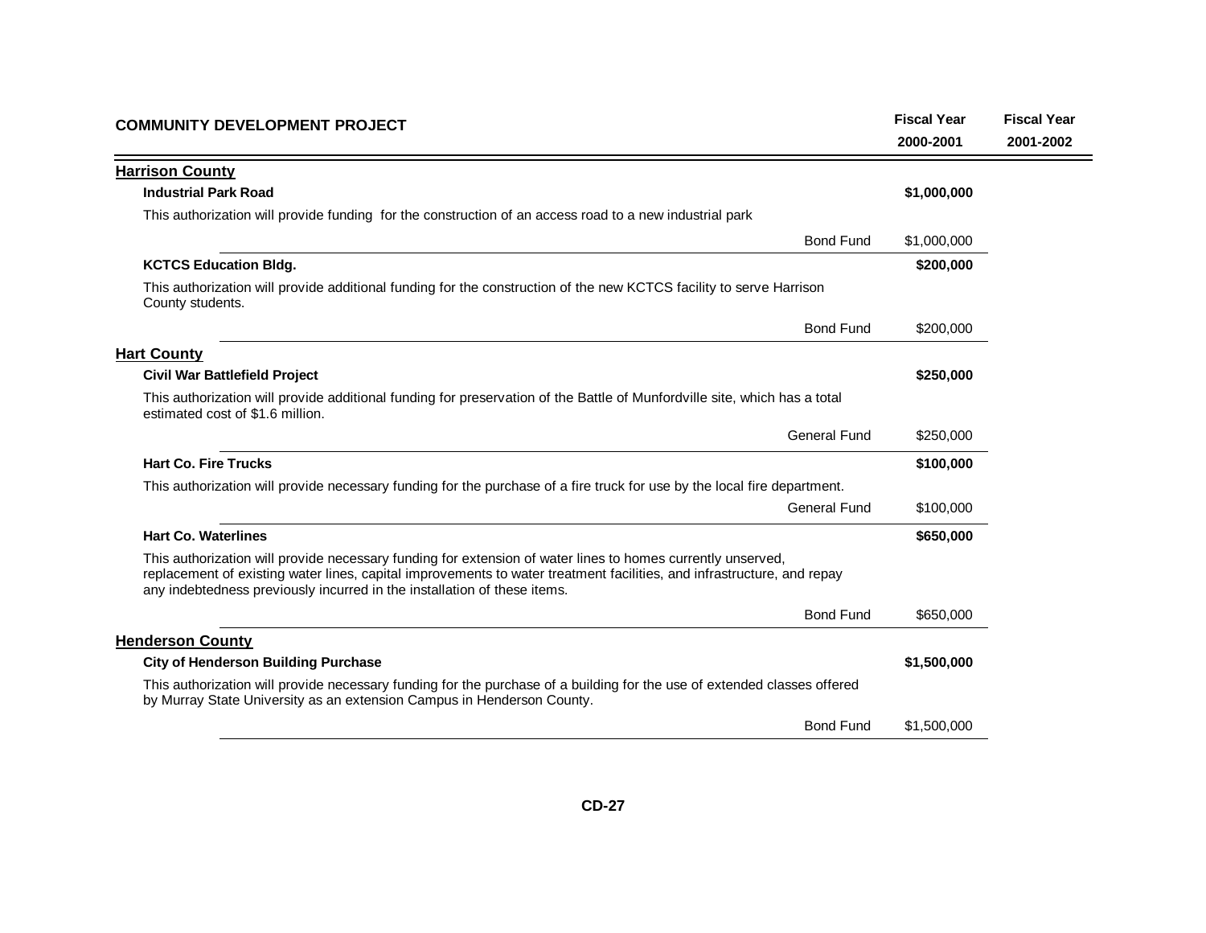| COMMUNITY DEVELOPMENT PROJECT | | Fiscal Year 2000-2001 | Fiscal Year 2001-2002 |
|---|---|---|---|
| **Harrison County** | | | |
| **Industrial Park Road** | | **$1,000,000** | |
| This authorization will provide funding for the construction of an access road to a new industrial park | | | |
| | Bond Fund | $1,000,000 | |
| **KCTCS Education Bldg.** | | **$200,000** | |
| This authorization will provide additional funding for the construction of the new KCTCS facility to serve Harrison County students. | | | |
| | Bond Fund | $200,000 | |
| **Hart County** | | | |
| **Civil War Battlefield Project** | | **$250,000** | |
| This authorization will provide additional funding for preservation of the Battle of Munfordville site, which has a total estimated cost of $1.6 million. | | | |
| | General Fund | $250,000 | |
| **Hart Co. Fire Trucks** | | **$100,000** | |
| This authorization will provide necessary funding for the purchase of a fire truck for use by the local fire department. | | | |
| | General Fund | $100,000 | |
| **Hart Co. Waterlines** | | **$650,000** | |
| This authorization will provide necessary funding for extension of water lines to homes currently unserved, replacement of existing water lines, capital improvements to water treatment facilities, and infrastructure, and repay any indebtedness previously incurred in the installation of these items. | | | |
| | Bond Fund | $650,000 | |
| **Henderson County** | | | |
| **City of Henderson Building Purchase** | | **$1,500,000** | |
| This authorization will provide necessary funding for the purchase of a building for the use of extended classes offered by Murray State University as an extension Campus in Henderson County. | | | |
| | Bond Fund | $1,500,000 | |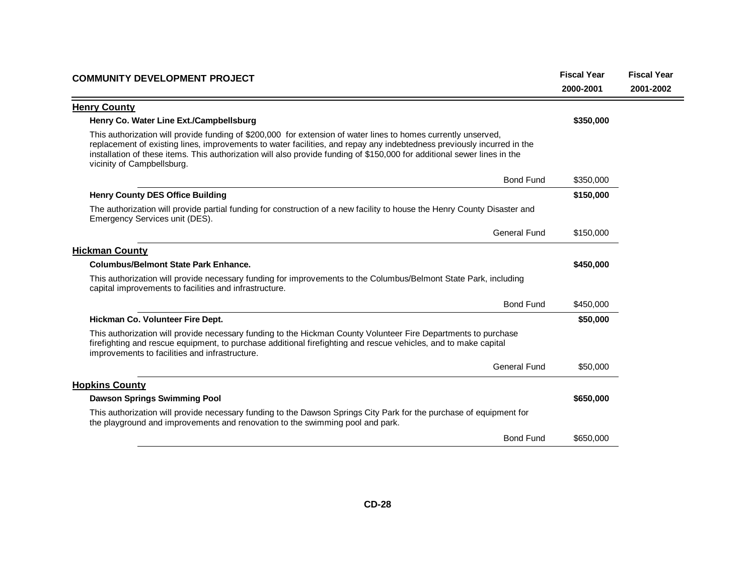| COMMUNITY DEVELOPMENT PROJECT | | Fiscal Year 2000-2001 | Fiscal Year 2001-2002 |
|---|---|---|---|

## Henry County

**Henry Co. Water Line Ext./Campbellsburg** — **$350,000**

This authorization will provide funding of $200,000 for extension of water lines to homes currently unserved, replacement of existing lines, improvements to water facilities, and repay any indebtedness previously incurred in the installation of these items. This authorization will also provide funding of $150,000 for additional sewer lines in the vicinity of Campbellsburg.

| | Fiscal Year 2000-2001 | Fiscal Year 2001-2002 |
|---|---|---|
| Bond Fund | $350,000 | |

**Henry County DES Office Building** — **$150,000**

The authorization will provide partial funding for construction of a new facility to house the Henry County Disaster and Emergency Services unit (DES).

| | Fiscal Year 2000-2001 | Fiscal Year 2001-2002 |
|---|---|---|
| General Fund | $150,000 | |

## Hickman County

**Columbus/Belmont State Park Enhance.** — **$450,000**

This authorization will provide necessary funding for improvements to the Columbus/Belmont State Park, including capital improvements to facilities and infrastructure.

| | Fiscal Year 2000-2001 | Fiscal Year 2001-2002 |
|---|---|---|
| Bond Fund | $450,000 | |

**Hickman Co. Volunteer Fire Dept.** — **$50,000**

This authorization will provide necessary funding to the Hickman County Volunteer Fire Departments to purchase firefighting and rescue equipment, to purchase additional firefighting and rescue vehicles, and to make capital improvements to facilities and infrastructure.

| | Fiscal Year 2000-2001 | Fiscal Year 2001-2002 |
|---|---|---|
| General Fund | $50,000 | |

## Hopkins County

**Dawson Springs Swimming Pool** — **$650,000**

This authorization will provide necessary funding to the Dawson Springs City Park for the purchase of equipment for the playground and improvements and renovation to the swimming pool and park.

| | Fiscal Year 2000-2001 | Fiscal Year 2001-2002 |
|---|---|---|
| Bond Fund | $650,000 | |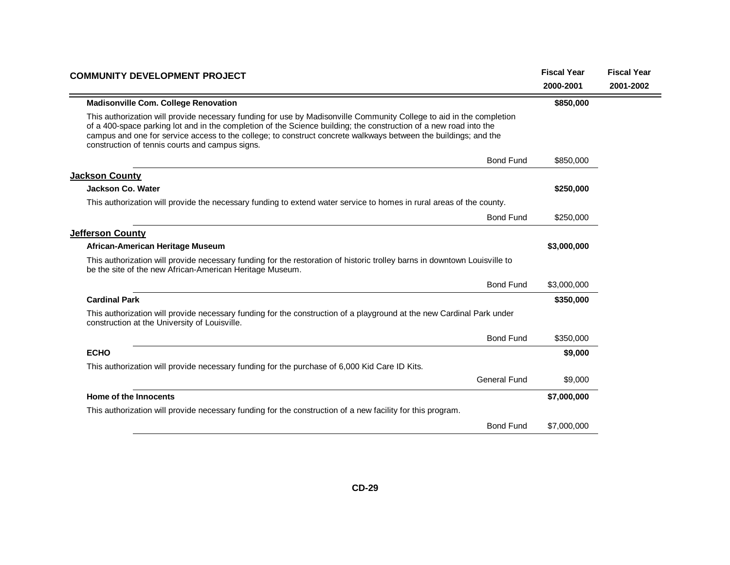| COMMUNITY DEVELOPMENT PROJECT | | Fiscal Year 2000-2001 | Fiscal Year 2001-2002 |
|---|---|---|---|
| **Madisonville Com. College Renovation** | | **$850,000** | |
| This authorization will provide necessary funding for use by Madisonville Community College to aid in the completion of a 400-space parking lot and in the completion of the Science building; the construction of a new road into the campus and one for service access to the college; to construct concrete walkways between the buildings; and the construction of tennis courts and campus signs. | | | |
| | Bond Fund | $850,000 | |
| **Jackson County** | | | |
| **Jackson Co. Water** | | **$250,000** | |
| This authorization will provide the necessary funding to extend water service to homes in rural areas of the county. | | | |
| | Bond Fund | $250,000 | |
| **Jefferson County** | | | |
| **African-American Heritage Museum** | | **$3,000,000** | |
| This authorization will provide necessary funding for the restoration of historic trolley barns in downtown Louisville to be the site of the new African-American Heritage Museum. | | | |
| | Bond Fund | $3,000,000 | |
| **Cardinal Park** | | **$350,000** | |
| This authorization will provide necessary funding for the construction of a playground at the new Cardinal Park under construction at the University of Louisville. | | | |
| | Bond Fund | $350,000 | |
| **ECHO** | | **$9,000** | |
| This authorization will provide necessary funding for the purchase of 6,000 Kid Care ID Kits. | | | |
| | General Fund | $9,000 | |
| **Home of the Innocents** | | **$7,000,000** | |
| This authorization will provide necessary funding for the construction of a new facility for this program. | | | |
| | Bond Fund | $7,000,000 | |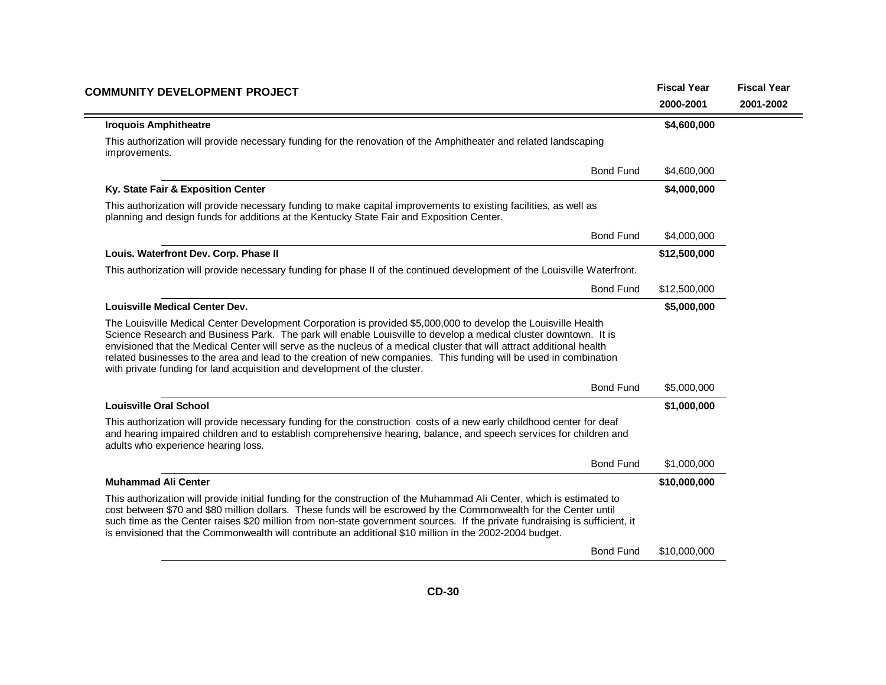| COMMUNITY DEVELOPMENT PROJECT | | Fiscal Year 2000-2001 | Fiscal Year 2001-2002 |
|---|---|---|---|
| **Iroquois Amphitheatre** | | **$4,600,000** | |
| This authorization will provide necessary funding for the renovation of the Amphitheater and related landscaping improvements. | | | |
| | Bond Fund | $4,600,000 | |
| **Ky. State Fair & Exposition Center** | | **$4,000,000** | |
| This authorization will provide necessary funding to make capital improvements to existing facilities, as well as planning and design funds for additions at the Kentucky State Fair and Exposition Center. | | | |
| | Bond Fund | $4,000,000 | |
| **Louis. Waterfront Dev. Corp. Phase II** | | **$12,500,000** | |
| This authorization will provide necessary funding for phase II of the continued development of the Louisville Waterfront. | | | |
| | Bond Fund | $12,500,000 | |
| **Louisville Medical Center Dev.** | | **$5,000,000** | |
| The Louisville Medical Center Development Corporation is provided $5,000,000 to develop the Louisville Health Science Research and Business Park. The park will enable Louisville to develop a medical cluster downtown. It is envisioned that the Medical Center will serve as the nucleus of a medical cluster that will attract additional health related businesses to the area and lead to the creation of new companies. This funding will be used in combination with private funding for land acquisition and development of the cluster. | | | |
| | Bond Fund | $5,000,000 | |
| **Louisville Oral School** | | **$1,000,000** | |
| This authorization will provide necessary funding for the construction costs of a new early childhood center for deaf and hearing impaired children and to establish comprehensive hearing, balance, and speech services for children and adults who experience hearing loss. | | | |
| | Bond Fund | $1,000,000 | |
| **Muhammad Ali Center** | | **$10,000,000** | |
| This authorization will provide initial funding for the construction of the Muhammad Ali Center, which is estimated to cost between $70 and $80 million dollars. These funds will be escrowed by the Commonwealth for the Center until such time as the Center raises $20 million from non-state government sources. If the private fundraising is sufficient, it is envisioned that the Commonwealth will contribute an additional $10 million in the 2002-2004 budget. | | | |
| | Bond Fund | $10,000,000 | |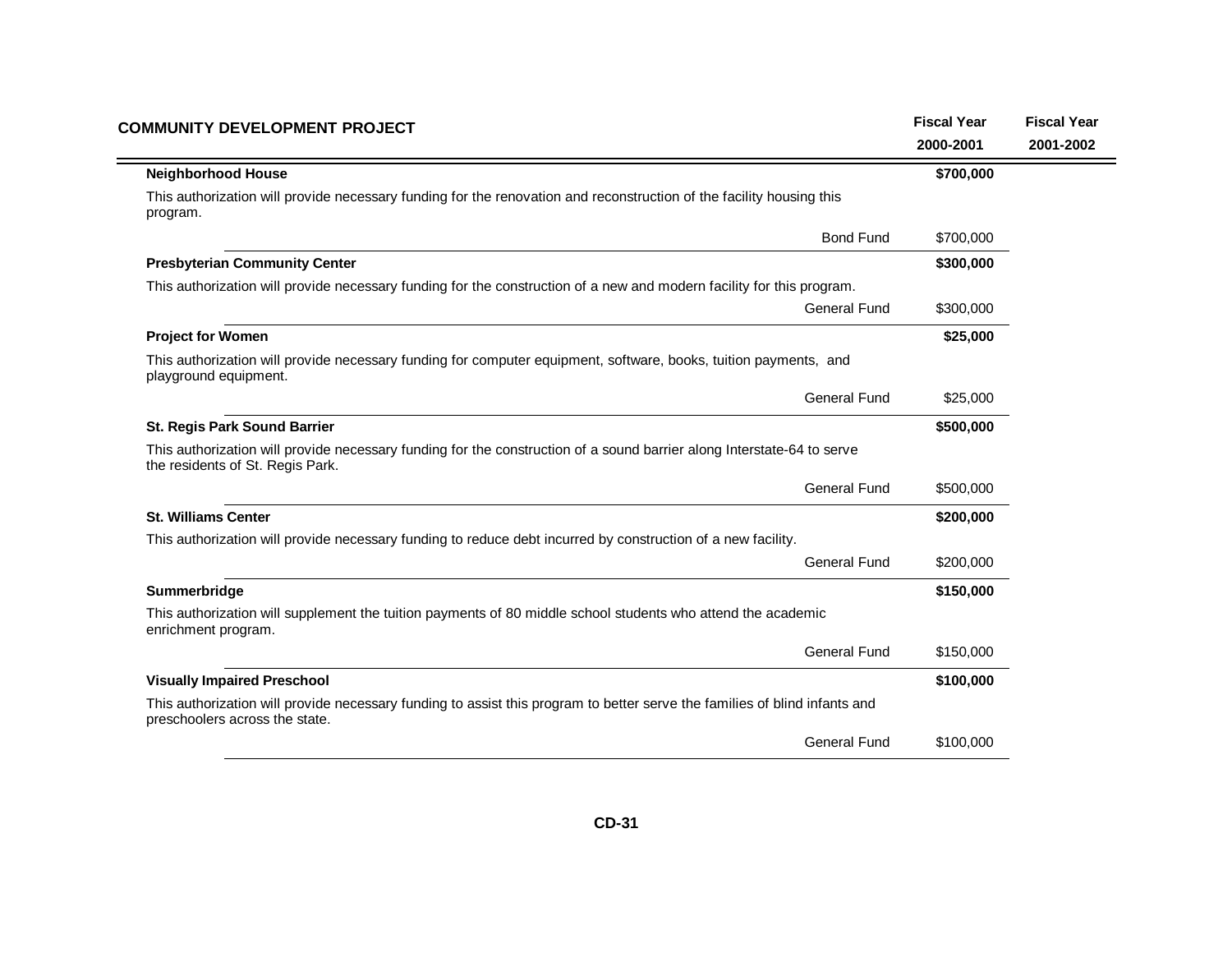| COMMUNITY DEVELOPMENT PROJECT | | Fiscal Year 2000-2001 | Fiscal Year 2001-2002 |
|---|---|---|---|
| **Neighborhood House** | | **$700,000** | |
| This authorization will provide necessary funding for the renovation and reconstruction of the facility housing this program. | | | |
| | Bond Fund | $700,000 | |
| **Presbyterian Community Center** | | **$300,000** | |
| This authorization will provide necessary funding for the construction of a new and modern facility for this program. | | | |
| | General Fund | $300,000 | |
| **Project for Women** | | **$25,000** | |
| This authorization will provide necessary funding for computer equipment, software, books, tuition payments, and playground equipment. | | | |
| | General Fund | $25,000 | |
| **St. Regis Park Sound Barrier** | | **$500,000** | |
| This authorization will provide necessary funding for the construction of a sound barrier along Interstate-64 to serve the residents of St. Regis Park. | | | |
| | General Fund | $500,000 | |
| **St. Williams Center** | | **$200,000** | |
| This authorization will provide necessary funding to reduce debt incurred by construction of a new facility. | | | |
| | General Fund | $200,000 | |
| **Summerbridge** | | **$150,000** | |
| This authorization will supplement the tuition payments of 80 middle school students who attend the academic enrichment program. | | | |
| | General Fund | $150,000 | |
| **Visually Impaired Preschool** | | **$100,000** | |
| This authorization will provide necessary funding to assist this program to better serve the families of blind infants and preschoolers across the state. | | | |
| | General Fund | $100,000 | |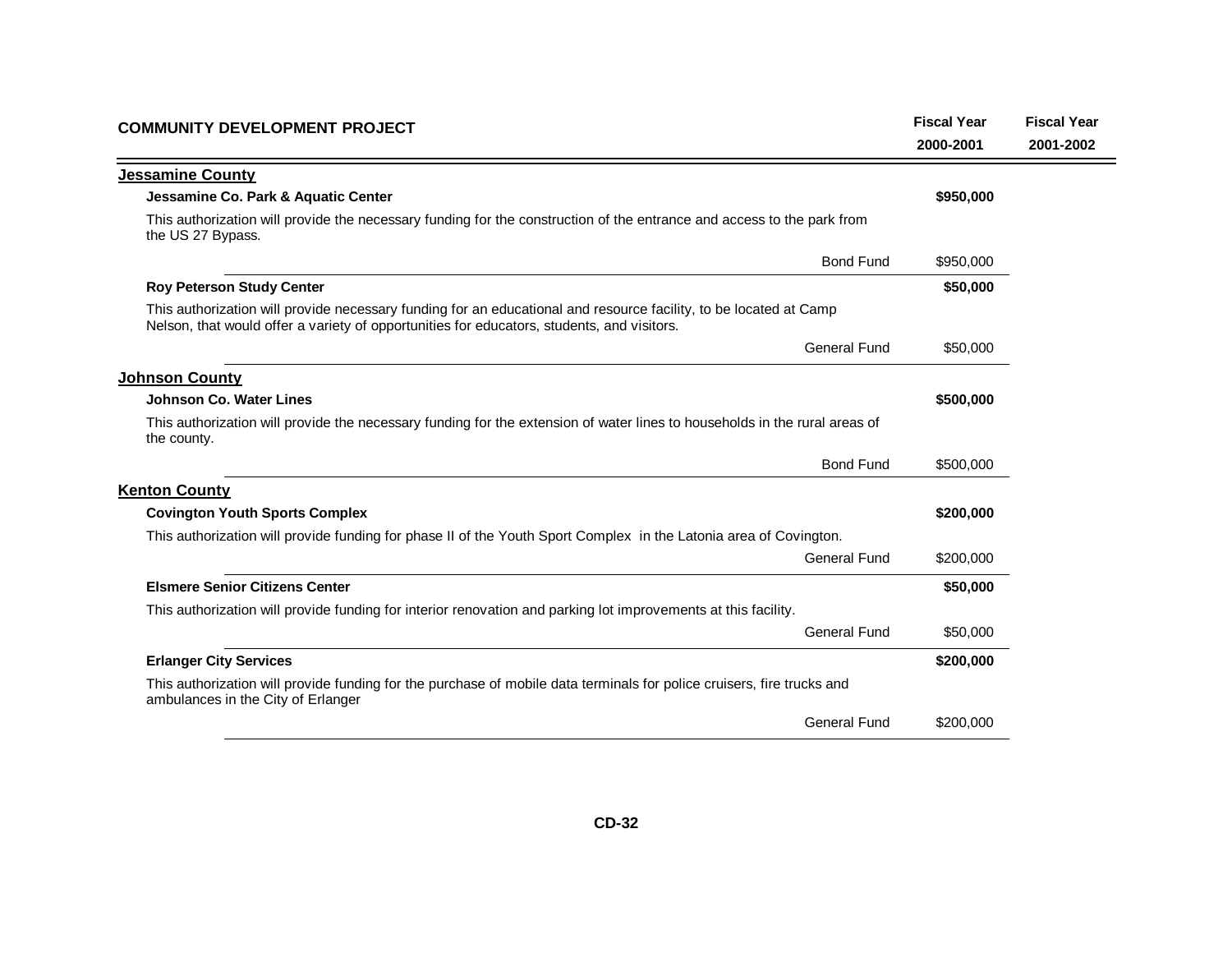| COMMUNITY DEVELOPMENT PROJECT | Fiscal Year 2000-2001 | Fiscal Year 2001-2002 |
|---|---|---|

## Jessamine County

**Jessamine Co. Park & Aquatic Center** — **$950,000**

This authorization will provide the necessary funding for the construction of the entrance and access to the park from the US 27 Bypass.

| | Fiscal Year 2000-2001 | Fiscal Year 2001-2002 |
|---|---|---|
| Bond Fund | $950,000 | |

**Roy Peterson Study Center** — **$50,000**

This authorization will provide necessary funding for an educational and resource facility, to be located at Camp Nelson, that would offer a variety of opportunities for educators, students, and visitors.

| | Fiscal Year 2000-2001 | Fiscal Year 2001-2002 |
|---|---|---|
| General Fund | $50,000 | |

## Johnson County

**Johnson Co. Water Lines** — **$500,000**

This authorization will provide the necessary funding for the extension of water lines to households in the rural areas of the county.

| | Fiscal Year 2000-2001 | Fiscal Year 2001-2002 |
|---|---|---|
| Bond Fund | $500,000 | |

## Kenton County

**Covington Youth Sports Complex** — **$200,000**

This authorization will provide funding for phase II of the Youth Sport Complex in the Latonia area of Covington.

| | Fiscal Year 2000-2001 | Fiscal Year 2001-2002 |
|---|---|---|
| General Fund | $200,000 | |

**Elsmere Senior Citizens Center** — **$50,000**

This authorization will provide funding for interior renovation and parking lot improvements at this facility.

| | Fiscal Year 2000-2001 | Fiscal Year 2001-2002 |
|---|---|---|
| General Fund | $50,000 | |

**Erlanger City Services** — **$200,000**

This authorization will provide funding for the purchase of mobile data terminals for police cruisers, fire trucks and ambulances in the City of Erlanger

| | Fiscal Year 2000-2001 | Fiscal Year 2001-2002 |
|---|---|---|
| General Fund | $200,000 | |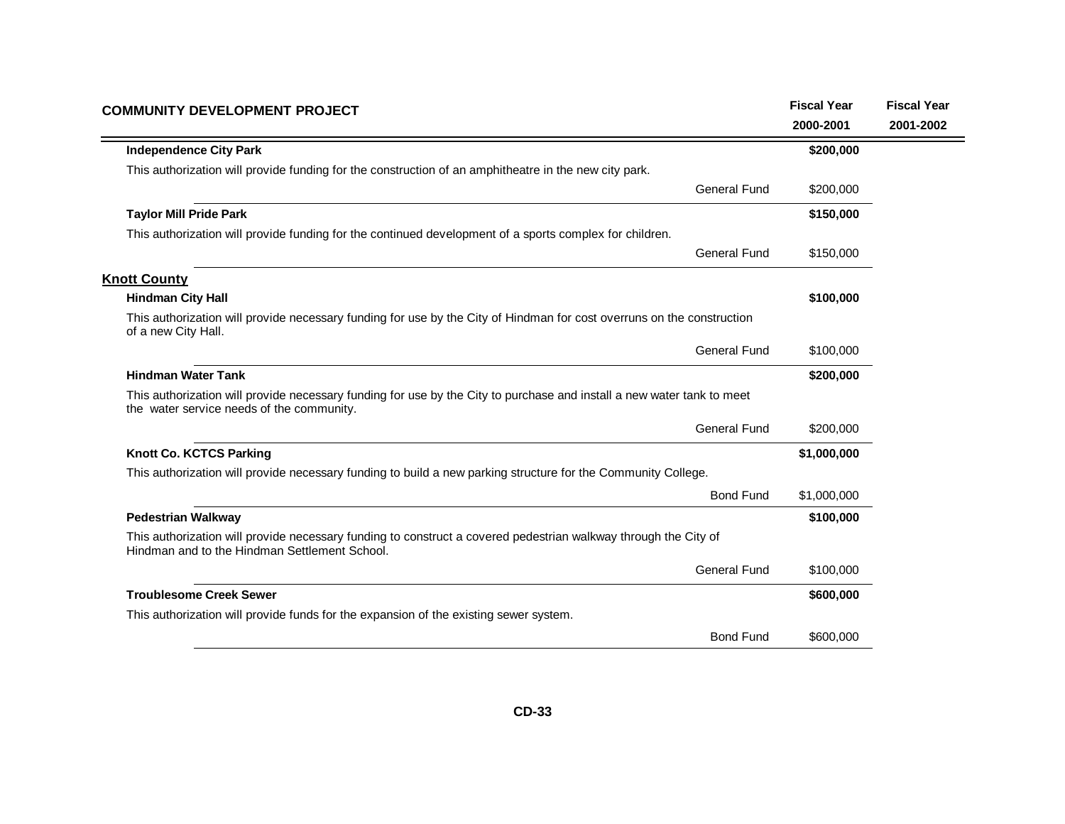| COMMUNITY DEVELOPMENT PROJECT | | Fiscal Year 2000-2001 | Fiscal Year 2001-2002 |
|---|---|---|---|
| **Independence City Park** | | **$200,000** | |
| This authorization will provide funding for the construction of an amphitheatre in the new city park. | | | |
| | General Fund | $200,000 | |
| **Taylor Mill Pride Park** | | **$150,000** | |
| This authorization will provide funding for the continued development of a sports complex for children. | | | |
| | General Fund | $150,000 | |
| **<u>Knott County</u>** | | | |
| **Hindman City Hall** | | **$100,000** | |
| This authorization will provide necessary funding for use by the City of Hindman for cost overruns on the construction of a new City Hall. | | | |
| | General Fund | $100,000 | |
| **Hindman Water Tank** | | **$200,000** | |
| This authorization will provide necessary funding for use by the City to purchase and install a new water tank to meet the water service needs of the community. | | | |
| | General Fund | $200,000 | |
| **Knott Co. KCTCS Parking** | | **$1,000,000** | |
| This authorization will provide necessary funding to build a new parking structure for the Community College. | | | |
| | Bond Fund | $1,000,000 | |
| **Pedestrian Walkway** | | **$100,000** | |
| This authorization will provide necessary funding to construct a covered pedestrian walkway through the City of Hindman and to the Hindman Settlement School. | | | |
| | General Fund | $100,000 | |
| **Troublesome Creek Sewer** | | **$600,000** | |
| This authorization will provide funds for the expansion of the existing sewer system. | | | |
| | Bond Fund | $600,000 | |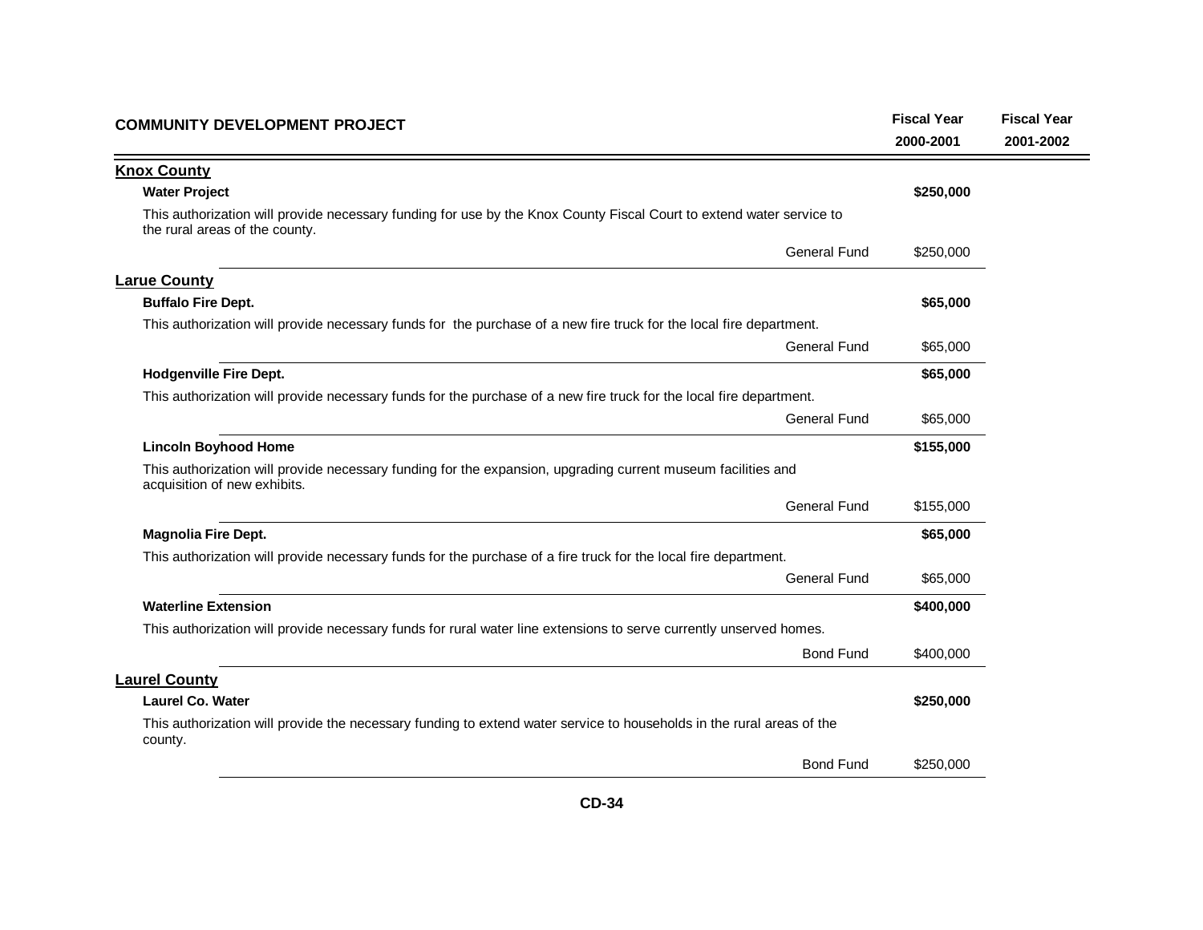| COMMUNITY DEVELOPMENT PROJECT | | Fiscal Year 2000-2001 | Fiscal Year 2001-2002 |
|---|---|---|---|
| **Knox County** | | | |
| **Water Project** | | **$250,000** | |
| This authorization will provide necessary funding for use by the Knox County Fiscal Court to extend water service to the rural areas of the county. | | | |
| | General Fund | $250,000 | |
| **Larue County** | | | |
| **Buffalo Fire Dept.** | | **$65,000** | |
| This authorization will provide necessary funds for the purchase of a new fire truck for the local fire department. | | | |
| | General Fund | $65,000 | |
| **Hodgenville Fire Dept.** | | **$65,000** | |
| This authorization will provide necessary funds for the purchase of a new fire truck for the local fire department. | | | |
| | General Fund | $65,000 | |
| **Lincoln Boyhood Home** | | **$155,000** | |
| This authorization will provide necessary funding for the expansion, upgrading current museum facilities and acquisition of new exhibits. | | | |
| | General Fund | $155,000 | |
| **Magnolia Fire Dept.** | | **$65,000** | |
| This authorization will provide necessary funds for the purchase of a fire truck for the local fire department. | | | |
| | General Fund | $65,000 | |
| **Waterline Extension** | | **$400,000** | |
| This authorization will provide necessary funds for rural water line extensions to serve currently unserved homes. | | | |
| | Bond Fund | $400,000 | |
| **Laurel County** | | | |
| **Laurel Co. Water** | | **$250,000** | |
| This authorization will provide the necessary funding to extend water service to households in the rural areas of the county. | | | |
| | Bond Fund | $250,000 | |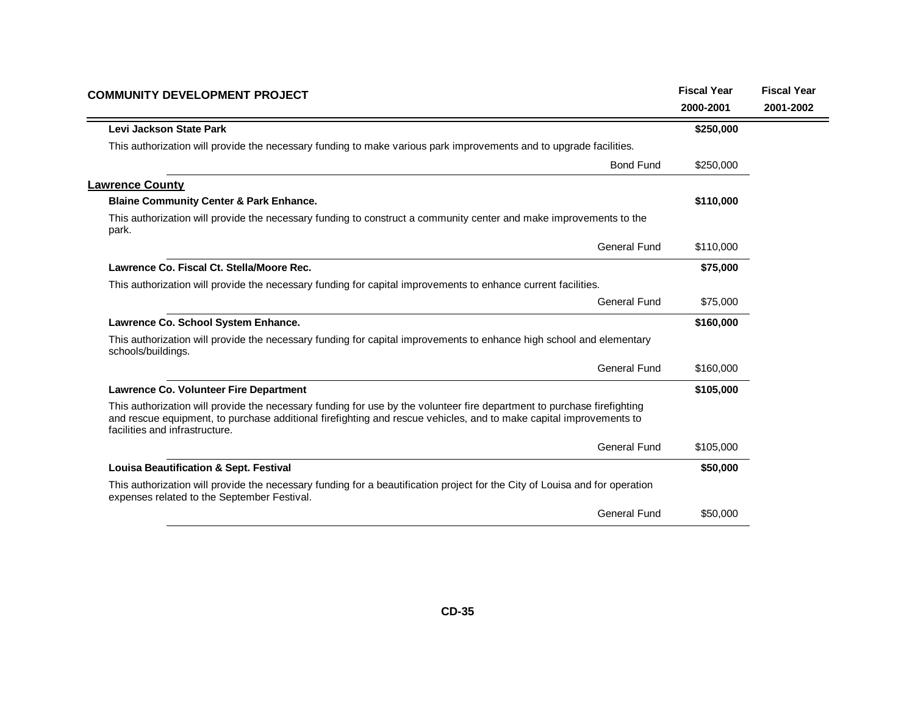| COMMUNITY DEVELOPMENT PROJECT | | Fiscal Year 2000-2001 | Fiscal Year 2001-2002 |
|---|---|---|---|
| **Levi Jackson State Park** | | **$250,000** | |
| This authorization will provide the necessary funding to make various park improvements and to upgrade facilities. | | | |
| | Bond Fund | $250,000 | |
| **Lawrence County** | | | |
| **Blaine Community Center & Park Enhance.** | | **$110,000** | |
| This authorization will provide the necessary funding to construct a community center and make improvements to the park. | | | |
| | General Fund | $110,000 | |
| **Lawrence Co. Fiscal Ct. Stella/Moore Rec.** | | **$75,000** | |
| This authorization will provide the necessary funding for capital improvements to enhance current facilities. | | | |
| | General Fund | $75,000 | |
| **Lawrence Co. School System Enhance.** | | **$160,000** | |
| This authorization will provide the necessary funding for capital improvements to enhance high school and elementary schools/buildings. | | | |
| | General Fund | $160,000 | |
| **Lawrence Co. Volunteer Fire Department** | | **$105,000** | |
| This authorization will provide the necessary funding for use by the volunteer fire department to purchase firefighting and rescue equipment, to purchase additional firefighting and rescue vehicles, and to make capital improvements to facilities and infrastructure. | | | |
| | General Fund | $105,000 | |
| **Louisa Beautification & Sept. Festival** | | **$50,000** | |
| This authorization will provide the necessary funding for a beautification project for the City of Louisa and for operation expenses related to the September Festival. | | | |
| | General Fund | $50,000 | |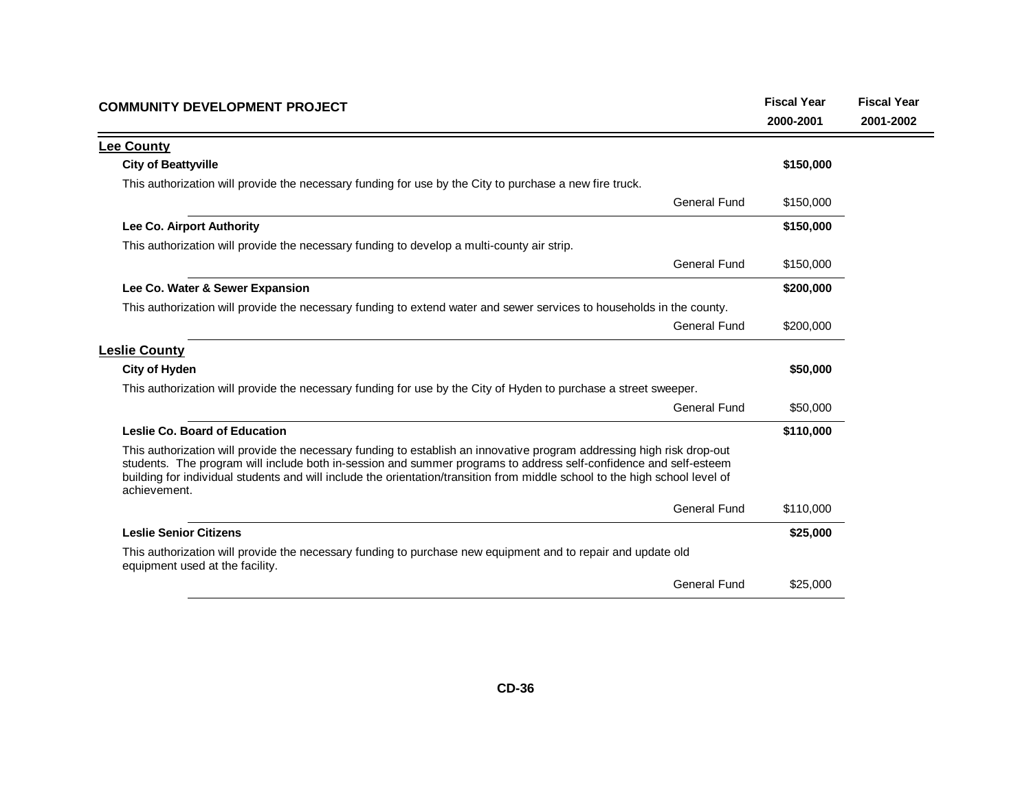| COMMUNITY DEVELOPMENT PROJECT | | Fiscal Year 2000-2001 | Fiscal Year 2001-2002 |
|---|---|---|---|
| **Lee County** | | | |
| **City of Beattyville** | | **$150,000** | |
| This authorization will provide the necessary funding for use by the City to purchase a new fire truck. | | | |
| | General Fund | $150,000 | |
| **Lee Co. Airport Authority** | | **$150,000** | |
| This authorization will provide the necessary funding to develop a multi-county air strip. | | | |
| | General Fund | $150,000 | |
| **Lee Co. Water & Sewer Expansion** | | **$200,000** | |
| This authorization will provide the necessary funding to extend water and sewer services to households in the county. | | | |
| | General Fund | $200,000 | |
| **Leslie County** | | | |
| **City of Hyden** | | **$50,000** | |
| This authorization will provide the necessary funding for use by the City of Hyden to purchase a street sweeper. | | | |
| | General Fund | $50,000 | |
| **Leslie Co. Board of Education** | | **$110,000** | |
| This authorization will provide the necessary funding to establish an innovative program addressing high risk drop-out students. The program will include both in-session and summer programs to address self-confidence and self-esteem building for individual students and will include the orientation/transition from middle school to the high school level of achievement. | | | |
| | General Fund | $110,000 | |
| **Leslie Senior Citizens** | | **$25,000** | |
| This authorization will provide the necessary funding to purchase new equipment and to repair and update old equipment used at the facility. | | | |
| | General Fund | $25,000 | |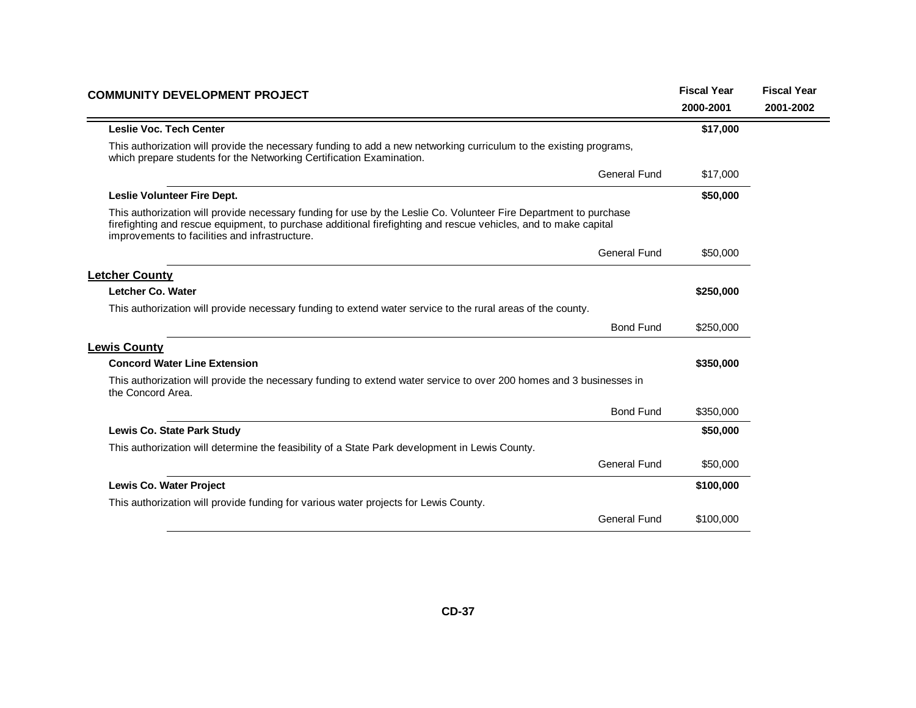| COMMUNITY DEVELOPMENT PROJECT | | Fiscal Year 2000-2001 | Fiscal Year 2001-2002 |
|---|---|---|---|
| **Leslie Voc. Tech Center** | | **$17,000** | |
| This authorization will provide the necessary funding to add a new networking curriculum to the existing programs, which prepare students for the Networking Certification Examination. | | | |
| | General Fund | $17,000 | |
| **Leslie Volunteer Fire Dept.** | | **$50,000** | |
| This authorization will provide necessary funding for use by the Leslie Co. Volunteer Fire Department to purchase firefighting and rescue equipment, to purchase additional firefighting and rescue vehicles, and to make capital improvements to facilities and infrastructure. | | | |
| | General Fund | $50,000 | |
| **Letcher County** | | | |
| **Letcher Co. Water** | | **$250,000** | |
| This authorization will provide necessary funding to extend water service to the rural areas of the county. | | | |
| | Bond Fund | $250,000 | |
| **Lewis County** | | | |
| **Concord Water Line Extension** | | **$350,000** | |
| This authorization will provide the necessary funding to extend water service to over 200 homes and 3 businesses in the Concord Area. | | | |
| | Bond Fund | $350,000 | |
| **Lewis Co. State Park Study** | | **$50,000** | |
| This authorization will determine the feasibility of a State Park development in Lewis County. | | | |
| | General Fund | $50,000 | |
| **Lewis Co. Water Project** | | **$100,000** | |
| This authorization will provide funding for various water projects for Lewis County. | | | |
| | General Fund | $100,000 | |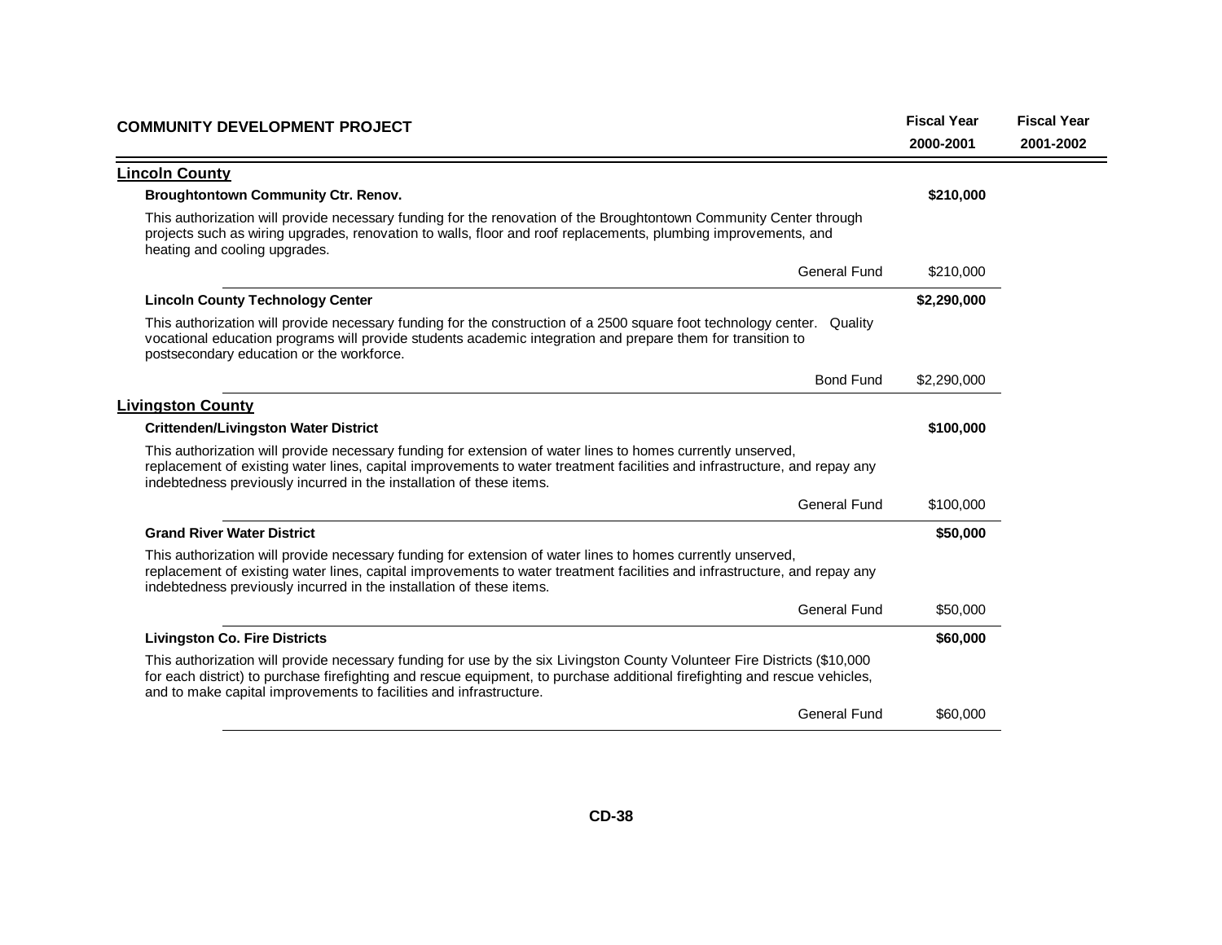| COMMUNITY DEVELOPMENT PROJECT | | Fiscal Year 2000-2001 | Fiscal Year 2001-2002 |
|---|---|---|---|

## Lincoln County

**Broughtontown Community Ctr. Renov.** — **$210,000**

This authorization will provide necessary funding for the renovation of the Broughtontown Community Center through projects such as wiring upgrades, renovation to walls, floor and roof replacements, plumbing improvements, and heating and cooling upgrades.

| | Fiscal Year 2000-2001 | Fiscal Year 2001-2002 |
|---|---|---|
| General Fund | $210,000 | |

**Lincoln County Technology Center** — **$2,290,000**

This authorization will provide necessary funding for the construction of a 2500 square foot technology center. Quality vocational education programs will provide students academic integration and prepare them for transition to postsecondary education or the workforce.

| | Fiscal Year 2000-2001 | Fiscal Year 2001-2002 |
|---|---|---|
| Bond Fund | $2,290,000 | |

## Livingston County

**Crittenden/Livingston Water District** — **$100,000**

This authorization will provide necessary funding for extension of water lines to homes currently unserved, replacement of existing water lines, capital improvements to water treatment facilities and infrastructure, and repay any indebtedness previously incurred in the installation of these items.

| | Fiscal Year 2000-2001 | Fiscal Year 2001-2002 |
|---|---|---|
| General Fund | $100,000 | |

**Grand River Water District** — **$50,000**

This authorization will provide necessary funding for extension of water lines to homes currently unserved, replacement of existing water lines, capital improvements to water treatment facilities and infrastructure, and repay any indebtedness previously incurred in the installation of these items.

| | Fiscal Year 2000-2001 | Fiscal Year 2001-2002 |
|---|---|---|
| General Fund | $50,000 | |

**Livingston Co. Fire Districts** — **$60,000**

This authorization will provide necessary funding for use by the six Livingston County Volunteer Fire Districts ($10,000 for each district) to purchase firefighting and rescue equipment, to purchase additional firefighting and rescue vehicles, and to make capital improvements to facilities and infrastructure.

| | Fiscal Year 2000-2001 | Fiscal Year 2001-2002 |
|---|---|---|
| General Fund | $60,000 | |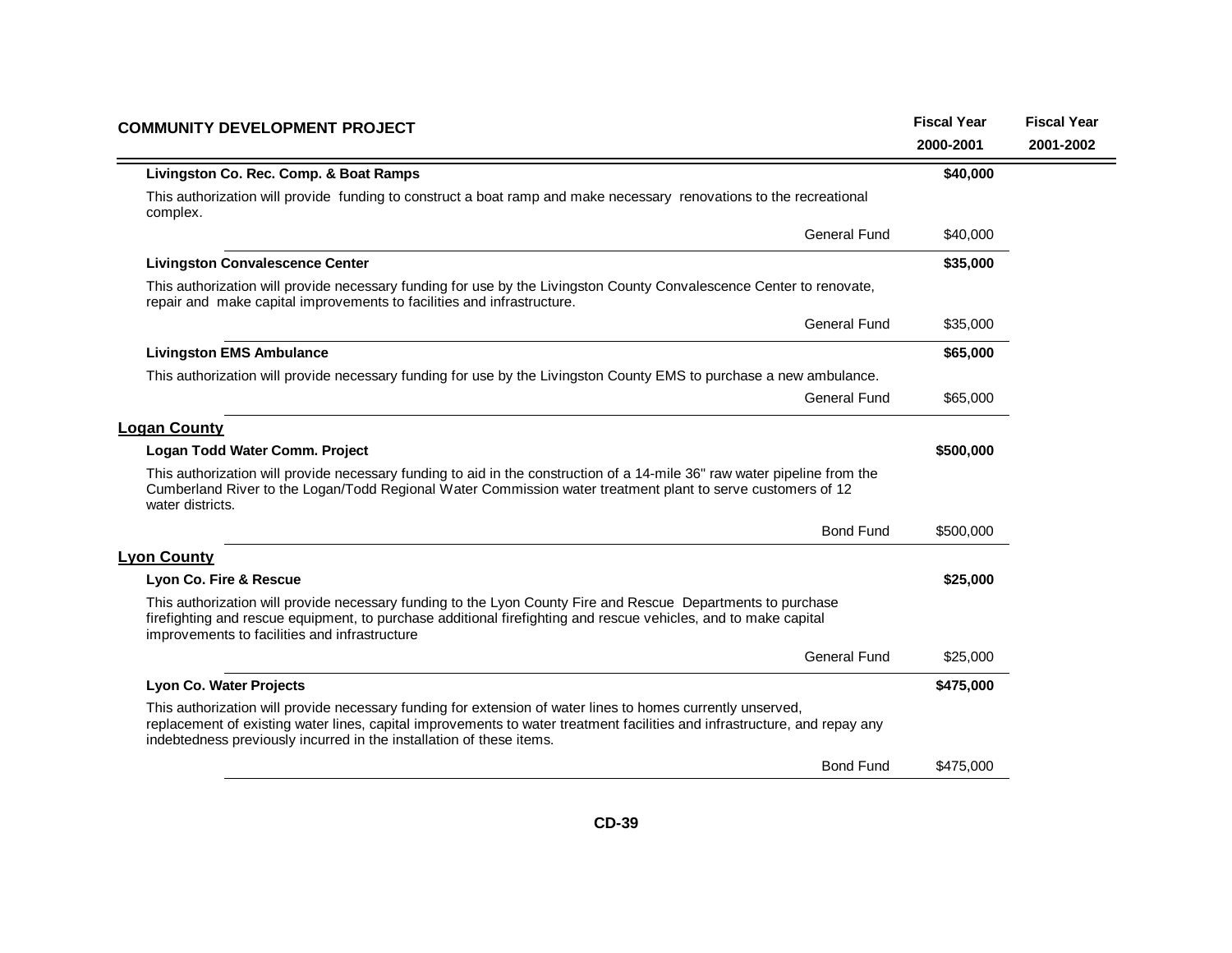| COMMUNITY DEVELOPMENT PROJECT | | Fiscal Year 2000-2001 | Fiscal Year 2001-2002 |
|---|---|---|---|
| **Livingston Co. Rec. Comp. & Boat Ramps** | | **$40,000** | |
| This authorization will provide funding to construct a boat ramp and make necessary renovations to the recreational complex. | | | |
| | General Fund | $40,000 | |
| **Livingston Convalescence Center** | | **$35,000** | |
| This authorization will provide necessary funding for use by the Livingston County Convalescence Center to renovate, repair and make capital improvements to facilities and infrastructure. | | | |
| | General Fund | $35,000 | |
| **Livingston EMS Ambulance** | | **$65,000** | |
| This authorization will provide necessary funding for use by the Livingston County EMS to purchase a new ambulance. | | | |
| | General Fund | $65,000 | |
| **<u>Logan County</u>** | | | |
| **Logan Todd Water Comm. Project** | | **$500,000** | |
| This authorization will provide necessary funding to aid in the construction of a 14-mile 36" raw water pipeline from the Cumberland River to the Logan/Todd Regional Water Commission water treatment plant to serve customers of 12 water districts. | | | |
| | Bond Fund | $500,000 | |
| **<u>Lyon County</u>** | | | |
| **Lyon Co. Fire & Rescue** | | **$25,000** | |
| This authorization will provide necessary funding to the Lyon County Fire and Rescue Departments to purchase firefighting and rescue equipment, to purchase additional firefighting and rescue vehicles, and to make capital improvements to facilities and infrastructure | | | |
| | General Fund | $25,000 | |
| **Lyon Co. Water Projects** | | **$475,000** | |
| This authorization will provide necessary funding for extension of water lines to homes currently unserved, replacement of existing water lines, capital improvements to water treatment facilities and infrastructure, and repay any indebtedness previously incurred in the installation of these items. | | | |
| | Bond Fund | $475,000 | |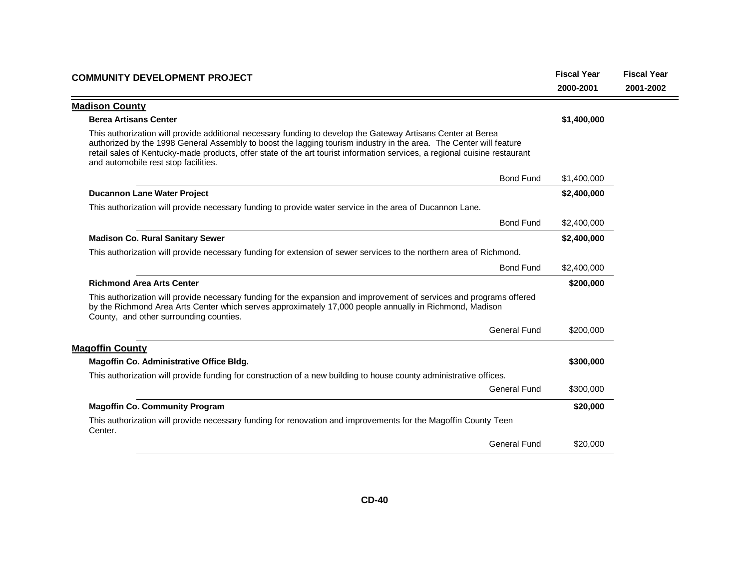| COMMUNITY DEVELOPMENT PROJECT | | Fiscal Year 2000-2001 | Fiscal Year 2001-2002 |
|---|---|---|---|

## Madison County

**Berea Artisans Center** — **$1,400,000**

This authorization will provide additional necessary funding to develop the Gateway Artisans Center at Berea authorized by the 1998 General Assembly to boost the lagging tourism industry in the area. The Center will feature retail sales of Kentucky-made products, offer state of the art tourist information services, a regional cuisine restaurant and automobile rest stop facilities.

| | Fiscal Year 2000-2001 | Fiscal Year 2001-2002 |
|---|---|---|
| Bond Fund | $1,400,000 | |

**Ducannon Lane Water Project** — **$2,400,000**

This authorization will provide necessary funding to provide water service in the area of Ducannon Lane.

| | Fiscal Year 2000-2001 | Fiscal Year 2001-2002 |
|---|---|---|
| Bond Fund | $2,400,000 | |

**Madison Co. Rural Sanitary Sewer** — **$2,400,000**

This authorization will provide necessary funding for extension of sewer services to the northern area of Richmond.

| | Fiscal Year 2000-2001 | Fiscal Year 2001-2002 |
|---|---|---|
| Bond Fund | $2,400,000 | |

**Richmond Area Arts Center** — **$200,000**

This authorization will provide necessary funding for the expansion and improvement of services and programs offered by the Richmond Area Arts Center which serves approximately 17,000 people annually in Richmond, Madison County, and other surrounding counties.

| | Fiscal Year 2000-2001 | Fiscal Year 2001-2002 |
|---|---|---|
| General Fund | $200,000 | |

## Magoffin County

**Magoffin Co. Administrative Office Bldg.** — **$300,000**

This authorization will provide funding for construction of a new building to house county administrative offices.

| | Fiscal Year 2000-2001 | Fiscal Year 2001-2002 |
|---|---|---|
| General Fund | $300,000 | |

**Magoffin Co. Community Program** — **$20,000**

This authorization will provide necessary funding for renovation and improvements for the Magoffin County Teen Center.

| | Fiscal Year 2000-2001 | Fiscal Year 2001-2002 |
|---|---|---|
| General Fund | $20,000 | |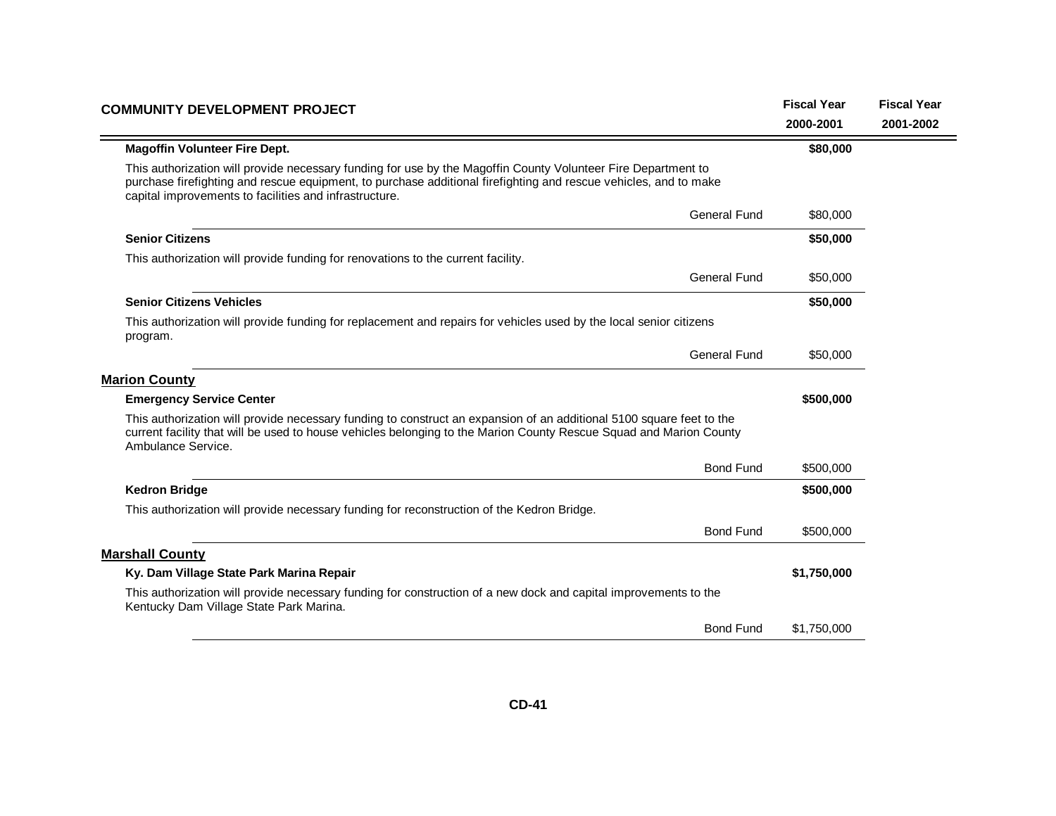| COMMUNITY DEVELOPMENT PROJECT | | Fiscal Year 2000-2001 | Fiscal Year 2001-2002 |
|---|---|---|---|
| **Magoffin Volunteer Fire Dept.** | | **$80,000** | |
| This authorization will provide necessary funding for use by the Magoffin County Volunteer Fire Department to purchase firefighting and rescue equipment, to purchase additional firefighting and rescue vehicles, and to make capital improvements to facilities and infrastructure. | | | |
| | General Fund | $80,000 | |
| **Senior Citizens** | | **$50,000** | |
| This authorization will provide funding for renovations to the current facility. | | | |
| | General Fund | $50,000 | |
| **Senior Citizens Vehicles** | | **$50,000** | |
| This authorization will provide funding for replacement and repairs for vehicles used by the local senior citizens program. | | | |
| | General Fund | $50,000 | |
| **Marion County** | | | |
| **Emergency Service Center** | | **$500,000** | |
| This authorization will provide necessary funding to construct an expansion of an additional 5100 square feet to the current facility that will be used to house vehicles belonging to the Marion County Rescue Squad and Marion County Ambulance Service. | | | |
| | Bond Fund | $500,000 | |
| **Kedron Bridge** | | **$500,000** | |
| This authorization will provide necessary funding for reconstruction of the Kedron Bridge. | | | |
| | Bond Fund | $500,000 | |
| **Marshall County** | | | |
| **Ky. Dam Village State Park Marina Repair** | | **$1,750,000** | |
| This authorization will provide necessary funding for construction of a new dock and capital improvements to the Kentucky Dam Village State Park Marina. | | | |
| | Bond Fund | $1,750,000 | |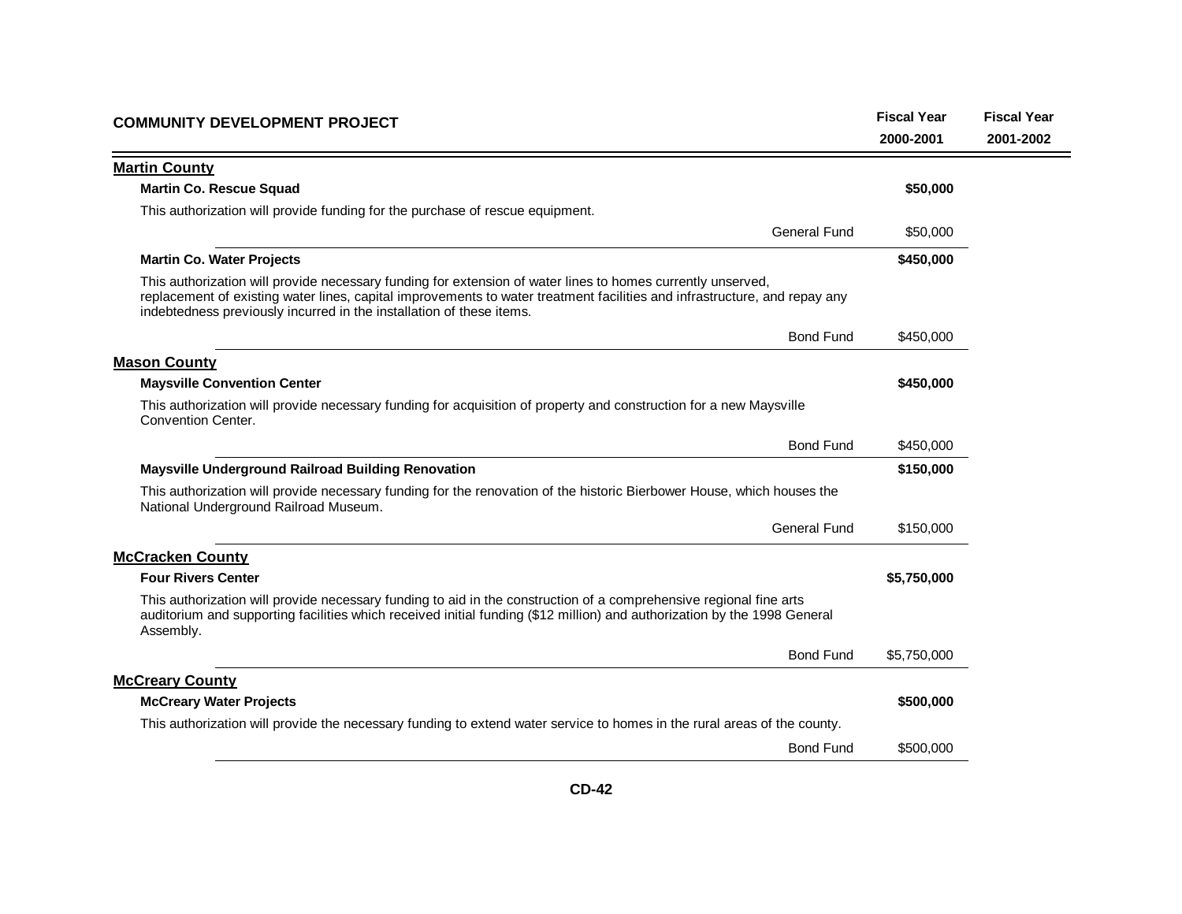| COMMUNITY DEVELOPMENT PROJECT | | Fiscal Year 2000-2001 | Fiscal Year 2001-2002 |
|---|---|---|---|

## Martin County

**Martin Co. Rescue Squad** — **$50,000**

This authorization will provide funding for the purchase of rescue equipment.

| | | | |
|---|---|---|---|
| | General Fund | $50,000 | |

**Martin Co. Water Projects** — **$450,000**

This authorization will provide necessary funding for extension of water lines to homes currently unserved, replacement of existing water lines, capital improvements to water treatment facilities and infrastructure, and repay any indebtedness previously incurred in the installation of these items.

| | | | |
|---|---|---|---|
| | Bond Fund | $450,000 | |

## Mason County

**Maysville Convention Center** — **$450,000**

This authorization will provide necessary funding for acquisition of property and construction for a new Maysville Convention Center.

| | | | |
|---|---|---|---|
| | Bond Fund | $450,000 | |

**Maysville Underground Railroad Building Renovation** — **$150,000**

This authorization will provide necessary funding for the renovation of the historic Bierbower House, which houses the National Underground Railroad Museum.

| | | | |
|---|---|---|---|
| | General Fund | $150,000 | |

## McCracken County

**Four Rivers Center** — **$5,750,000**

This authorization will provide necessary funding to aid in the construction of a comprehensive regional fine arts auditorium and supporting facilities which received initial funding ($12 million) and authorization by the 1998 General Assembly.

| | | | |
|---|---|---|---|
| | Bond Fund | $5,750,000 | |

## McCreary County

**McCreary Water Projects** — **$500,000**

This authorization will provide the necessary funding to extend water service to homes in the rural areas of the county.

| | | | |
|---|---|---|---|
| | Bond Fund | $500,000 | |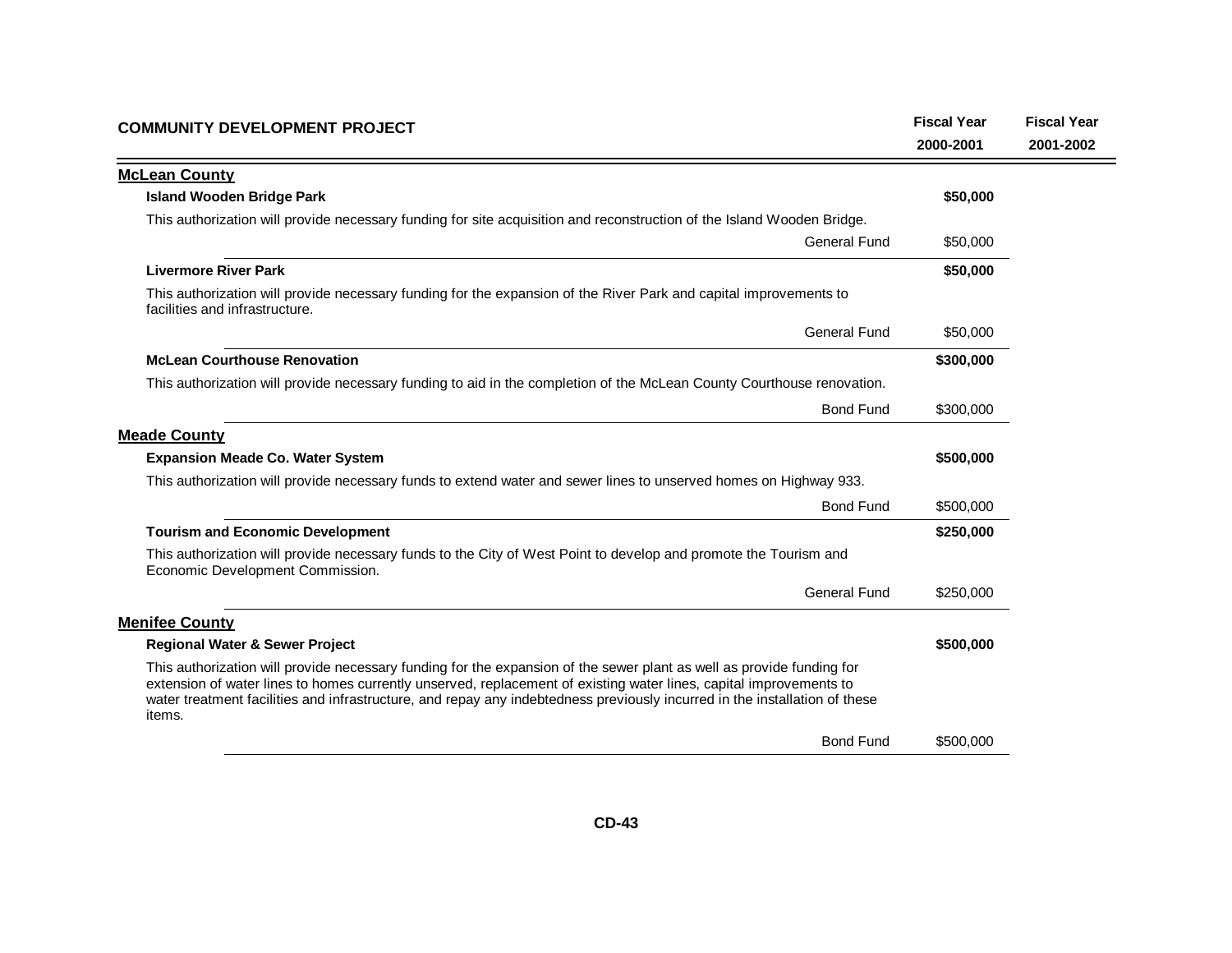| COMMUNITY DEVELOPMENT PROJECT | Fiscal Year 2000-2001 | Fiscal Year 2001-2002 |
|---|---|---|
| **McLean County** | | |
| **Island Wooden Bridge Park** | **$50,000** | |
| This authorization will provide necessary funding for site acquisition and reconstruction of the Island Wooden Bridge. | | |
| General Fund | $50,000 | |
| **Livermore River Park** | **$50,000** | |
| This authorization will provide necessary funding for the expansion of the River Park and capital improvements to facilities and infrastructure. | | |
| General Fund | $50,000 | |
| **McLean Courthouse Renovation** | **$300,000** | |
| This authorization will provide necessary funding to aid in the completion of the McLean County Courthouse renovation. | | |
| Bond Fund | $300,000 | |
| **Meade County** | | |
| **Expansion Meade Co. Water System** | **$500,000** | |
| This authorization will provide necessary funds to extend water and sewer lines to unserved homes on Highway 933. | | |
| Bond Fund | $500,000 | |
| **Tourism and Economic Development** | **$250,000** | |
| This authorization will provide necessary funds to the City of West Point to develop and promote the Tourism and Economic Development Commission. | | |
| General Fund | $250,000 | |
| **Menifee County** | | |
| **Regional Water & Sewer Project** | **$500,000** | |
| This authorization will provide necessary funding for the expansion of the sewer plant as well as provide funding for extension of water lines to homes currently unserved, replacement of existing water lines, capital improvements to water treatment facilities and infrastructure, and repay any indebtedness previously incurred in the installation of these items. | | |
| Bond Fund | $500,000 | |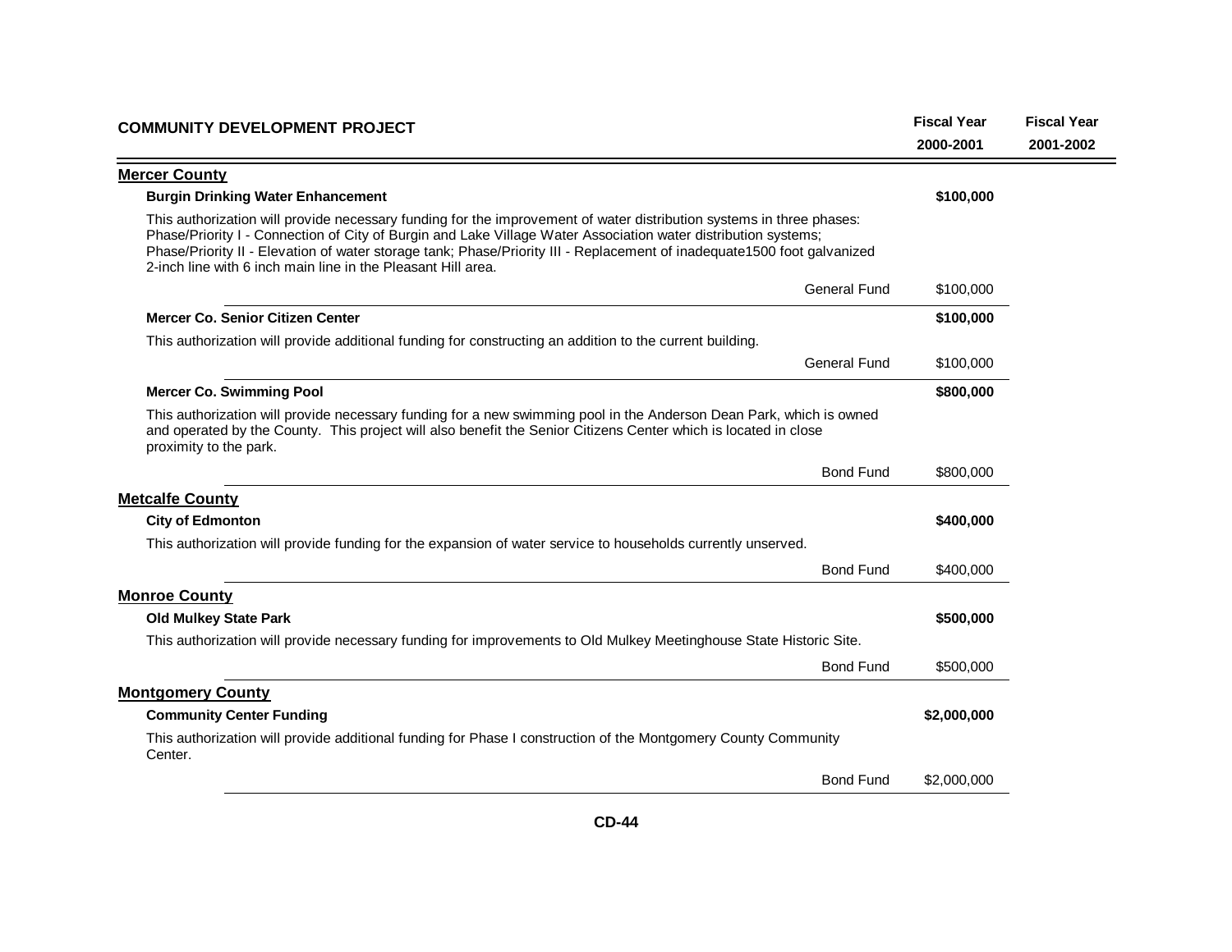| COMMUNITY DEVELOPMENT PROJECT | Fiscal Year 2000-2001 | Fiscal Year 2001-2002 |
|---|---|---|

## Mercer County

**Burgin Drinking Water Enhancement** — **$100,000**

This authorization will provide necessary funding for the improvement of water distribution systems in three phases: Phase/Priority I - Connection of City of Burgin and Lake Village Water Association water distribution systems; Phase/Priority II - Elevation of water storage tank; Phase/Priority III - Replacement of inadequate1500 foot galvanized 2-inch line with 6 inch main line in the Pleasant Hill area.

| | | |
|---|---|---|
| General Fund | $100,000 | |

**Mercer Co. Senior Citizen Center** — **$100,000**

This authorization will provide additional funding for constructing an addition to the current building.

| | | |
|---|---|---|
| General Fund | $100,000 | |

**Mercer Co. Swimming Pool** — **$800,000**

This authorization will provide necessary funding for a new swimming pool in the Anderson Dean Park, which is owned and operated by the County. This project will also benefit the Senior Citizens Center which is located in close proximity to the park.

| | | |
|---|---|---|
| Bond Fund | $800,000 | |

## Metcalfe County

**City of Edmonton** — **$400,000**

This authorization will provide funding for the expansion of water service to households currently unserved.

| | | |
|---|---|---|
| Bond Fund | $400,000 | |

## Monroe County

**Old Mulkey State Park** — **$500,000**

This authorization will provide necessary funding for improvements to Old Mulkey Meetinghouse State Historic Site.

| | | |
|---|---|---|
| Bond Fund | $500,000 | |

## Montgomery County

**Community Center Funding** — **$2,000,000**

This authorization will provide additional funding for Phase I construction of the Montgomery County Community Center.

| | | |
|---|---|---|
| Bond Fund | $2,000,000 | |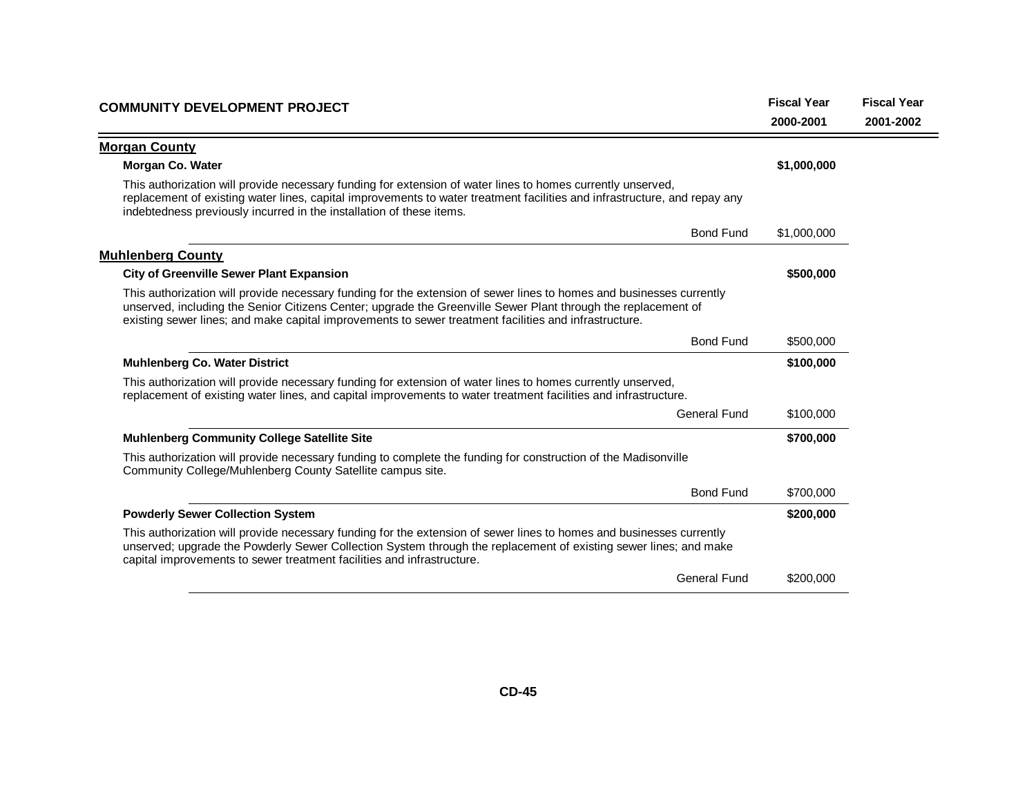| COMMUNITY DEVELOPMENT PROJECT | | Fiscal Year 2000-2001 | Fiscal Year 2001-2002 |
|---|---|---|---|

## Morgan County

**Morgan Co. Water** — **$1,000,000**

This authorization will provide necessary funding for extension of water lines to homes currently unserved, replacement of existing water lines, capital improvements to water treatment facilities and infrastructure, and repay any indebtedness previously incurred in the installation of these items.

| | Fiscal Year 2000-2001 | Fiscal Year 2001-2002 |
|---|---|---|
| Bond Fund | $1,000,000 | |

## Muhlenberg County

**City of Greenville Sewer Plant Expansion** — **$500,000**

This authorization will provide necessary funding for the extension of sewer lines to homes and businesses currently unserved, including the Senior Citizens Center; upgrade the Greenville Sewer Plant through the replacement of existing sewer lines; and make capital improvements to sewer treatment facilities and infrastructure.

| | Fiscal Year 2000-2001 | Fiscal Year 2001-2002 |
|---|---|---|
| Bond Fund | $500,000 | |

**Muhlenberg Co. Water District** — **$100,000**

This authorization will provide necessary funding for extension of water lines to homes currently unserved, replacement of existing water lines, and capital improvements to water treatment facilities and infrastructure.

| | Fiscal Year 2000-2001 | Fiscal Year 2001-2002 |
|---|---|---|
| General Fund | $100,000 | |

**Muhlenberg Community College Satellite Site** — **$700,000**

This authorization will provide necessary funding to complete the funding for construction of the Madisonville Community College/Muhlenberg County Satellite campus site.

| | Fiscal Year 2000-2001 | Fiscal Year 2001-2002 |
|---|---|---|
| Bond Fund | $700,000 | |

**Powderly Sewer Collection System** — **$200,000**

This authorization will provide necessary funding for the extension of sewer lines to homes and businesses currently unserved; upgrade the Powderly Sewer Collection System through the replacement of existing sewer lines; and make capital improvements to sewer treatment facilities and infrastructure.

| | Fiscal Year 2000-2001 | Fiscal Year 2001-2002 |
|---|---|---|
| General Fund | $200,000 | |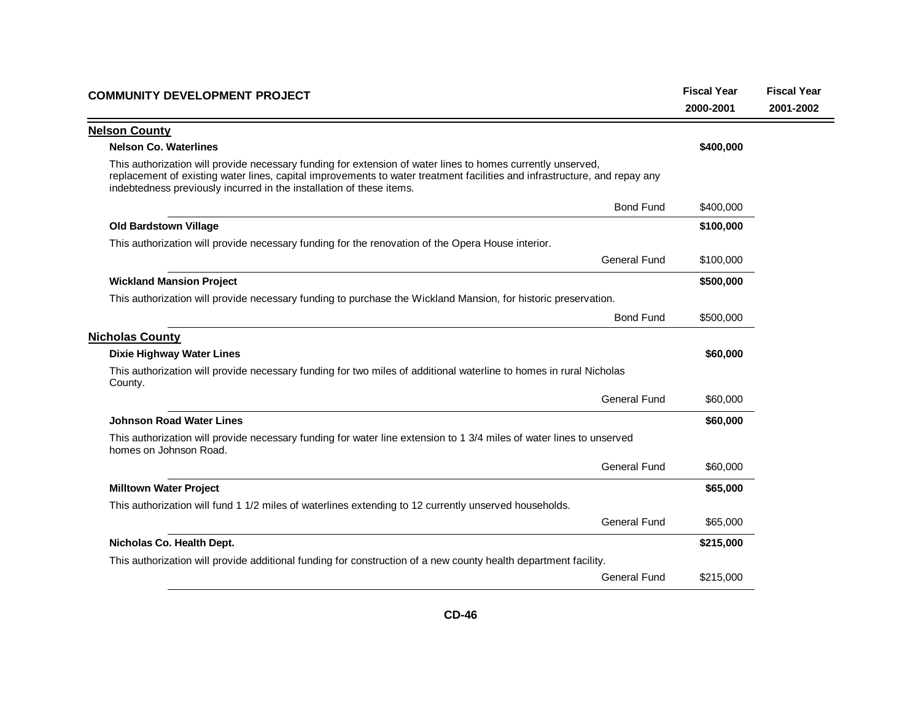| COMMUNITY DEVELOPMENT PROJECT | | Fiscal Year 2000-2001 | Fiscal Year 2001-2002 |
|---|---|---|---|

## Nelson County

**Nelson Co. Waterlines** — **$400,000**

This authorization will provide necessary funding for extension of water lines to homes currently unserved, replacement of existing water lines, capital improvements to water treatment facilities and infrastructure, and repay any indebtedness previously incurred in the installation of these items.

| | Fund | Fiscal Year 2000-2001 | Fiscal Year 2001-2002 |
|---|---|---|---|
| | Bond Fund | $400,000 | |

**Old Bardstown Village** — **$100,000**

This authorization will provide necessary funding for the renovation of the Opera House interior.

| | Fund | Fiscal Year 2000-2001 | Fiscal Year 2001-2002 |
|---|---|---|---|
| | General Fund | $100,000 | |

**Wickland Mansion Project** — **$500,000**

This authorization will provide necessary funding to purchase the Wickland Mansion, for historic preservation.

| | Fund | Fiscal Year 2000-2001 | Fiscal Year 2001-2002 |
|---|---|---|---|
| | Bond Fund | $500,000 | |

## Nicholas County

**Dixie Highway Water Lines** — **$60,000**

This authorization will provide necessary funding for two miles of additional waterline to homes in rural Nicholas County.

| | Fund | Fiscal Year 2000-2001 | Fiscal Year 2001-2002 |
|---|---|---|---|
| | General Fund | $60,000 | |

**Johnson Road Water Lines** — **$60,000**

This authorization will provide necessary funding for water line extension to 1 3/4 miles of water lines to unserved homes on Johnson Road.

| | Fund | Fiscal Year 2000-2001 | Fiscal Year 2001-2002 |
|---|---|---|---|
| | General Fund | $60,000 | |

**Milltown Water Project** — **$65,000**

This authorization will fund 1 1/2 miles of waterlines extending to 12 currently unserved households.

| | Fund | Fiscal Year 2000-2001 | Fiscal Year 2001-2002 |
|---|---|---|---|
| | General Fund | $65,000 | |

**Nicholas Co. Health Dept.** — **$215,000**

This authorization will provide additional funding for construction of a new county health department facility.

| | Fund | Fiscal Year 2000-2001 | Fiscal Year 2001-2002 |
|---|---|---|---|
| | General Fund | $215,000 | |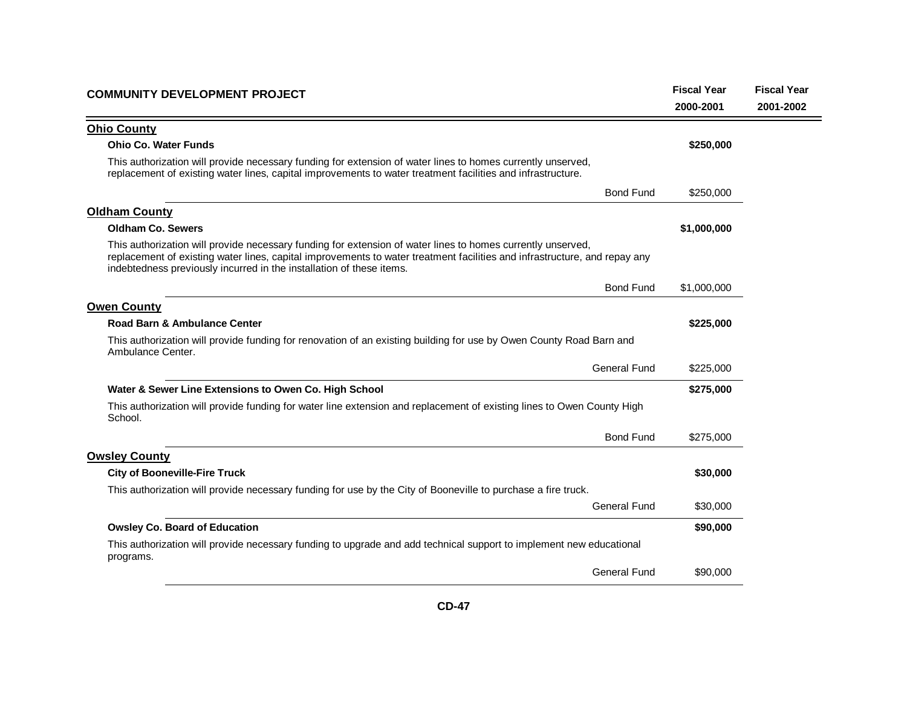| COMMUNITY DEVELOPMENT PROJECT | | Fiscal Year 2000-2001 | Fiscal Year 2001-2002 |
|---|---|---|---|

## Ohio County

**Ohio Co. Water Funds** — **$250,000**

This authorization will provide necessary funding for extension of water lines to homes currently unserved, replacement of existing water lines, capital improvements to water treatment facilities and infrastructure.

| | Bond Fund | $250,000 | |
|---|---|---|---|

## Oldham County

**Oldham Co. Sewers** — **$1,000,000**

This authorization will provide necessary funding for extension of water lines to homes currently unserved, replacement of existing water lines, capital improvements to water treatment facilities and infrastructure, and repay any indebtedness previously incurred in the installation of these items.

| | Bond Fund | $1,000,000 | |
|---|---|---|---|

## Owen County

**Road Barn & Ambulance Center** — **$225,000**

This authorization will provide funding for renovation of an existing building for use by Owen County Road Barn and Ambulance Center.

| | General Fund | $225,000 | |
|---|---|---|---|

**Water & Sewer Line Extensions to Owen Co. High School** — **$275,000**

This authorization will provide funding for water line extension and replacement of existing lines to Owen County High School.

| | Bond Fund | $275,000 | |
|---|---|---|---|

## Owsley County

**City of Booneville-Fire Truck** — **$30,000**

This authorization will provide necessary funding for use by the City of Booneville to purchase a fire truck.

| | General Fund | $30,000 | |
|---|---|---|---|

**Owsley Co. Board of Education** — **$90,000**

This authorization will provide necessary funding to upgrade and add technical support to implement new educational programs.

| | General Fund | $90,000 | |
|---|---|---|---|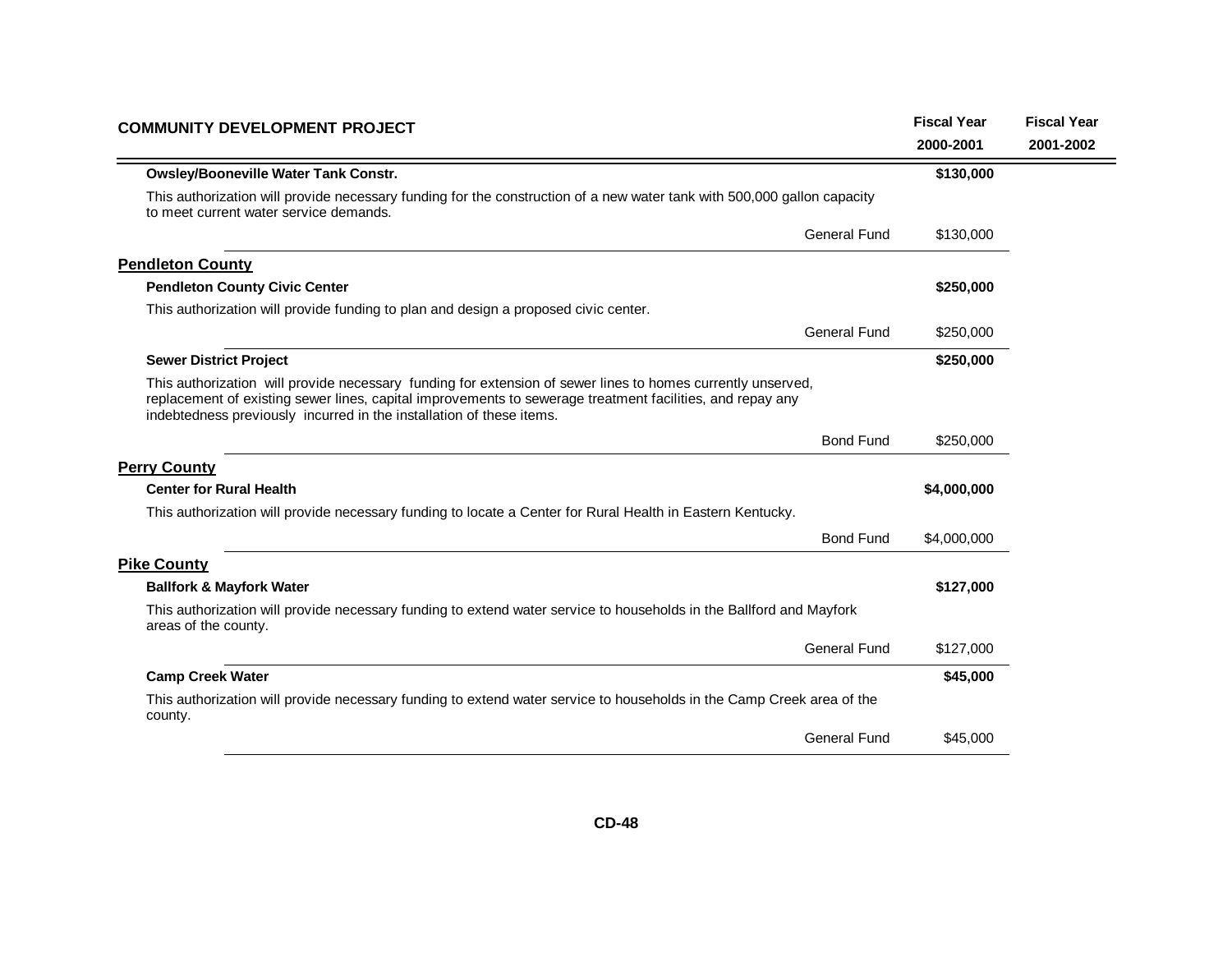| COMMUNITY DEVELOPMENT PROJECT | | Fiscal Year 2000-2001 | Fiscal Year 2001-2002 |
|---|---|---|---|
| **Owsley/Booneville Water Tank Constr.** | | **$130,000** | |
| This authorization will provide necessary funding for the construction of a new water tank with 500,000 gallon capacity to meet current water service demands. | | | |
| | General Fund | $130,000 | |
| **Pendleton County** | | | |
| **Pendleton County Civic Center** | | **$250,000** | |
| This authorization will provide funding to plan and design a proposed civic center. | | | |
| | General Fund | $250,000 | |
| **Sewer District Project** | | **$250,000** | |
| This authorization will provide necessary funding for extension of sewer lines to homes currently unserved, replacement of existing sewer lines, capital improvements to sewerage treatment facilities, and repay any indebtedness previously incurred in the installation of these items. | | | |
| | Bond Fund | $250,000 | |
| **Perry County** | | | |
| **Center for Rural Health** | | **$4,000,000** | |
| This authorization will provide necessary funding to locate a Center for Rural Health in Eastern Kentucky. | | | |
| | Bond Fund | $4,000,000 | |
| **Pike County** | | | |
| **Ballfork & Mayfork Water** | | **$127,000** | |
| This authorization will provide necessary funding to extend water service to households in the Ballford and Mayfork areas of the county. | | | |
| | General Fund | $127,000 | |
| **Camp Creek Water** | | **$45,000** | |
| This authorization will provide necessary funding to extend water service to households in the Camp Creek area of the county. | | | |
| | General Fund | $45,000 | |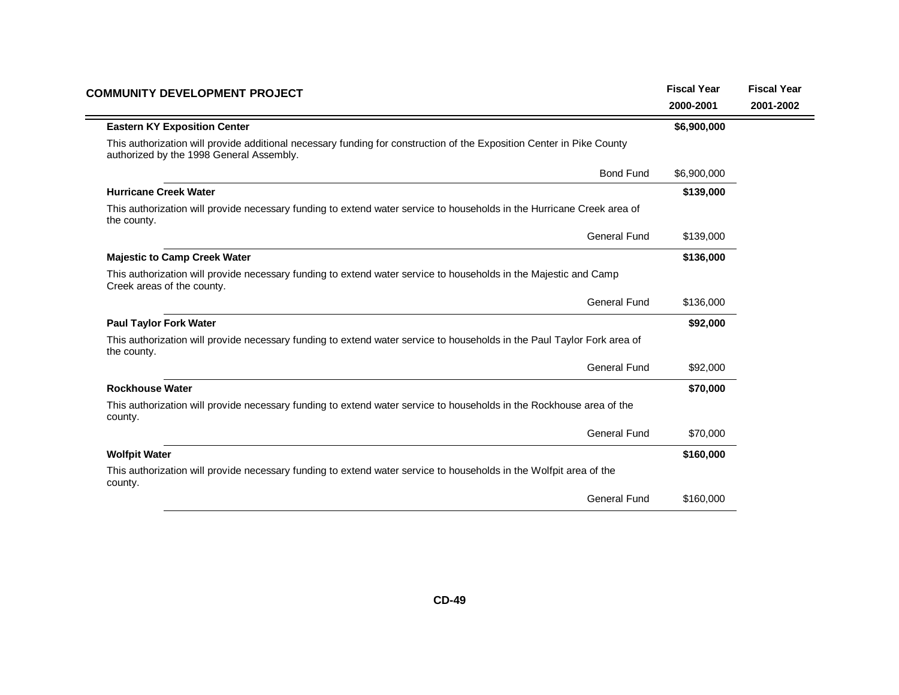| COMMUNITY DEVELOPMENT PROJECT | | Fiscal Year 2000-2001 | Fiscal Year 2001-2002 |
|---|---|---|---|
| **Eastern KY Exposition Center** | | **$6,900,000** | |
| This authorization will provide additional necessary funding for construction of the Exposition Center in Pike County authorized by the 1998 General Assembly. | | | |
| | Bond Fund | $6,900,000 | |
| **Hurricane Creek Water** | | **$139,000** | |
| This authorization will provide necessary funding to extend water service to households in the Hurricane Creek area of the county. | | | |
| | General Fund | $139,000 | |
| **Majestic to Camp Creek Water** | | **$136,000** | |
| This authorization will provide necessary funding to extend water service to households in the Majestic and Camp Creek areas of the county. | | | |
| | General Fund | $136,000 | |
| **Paul Taylor Fork Water** | | **$92,000** | |
| This authorization will provide necessary funding to extend water service to households in the Paul Taylor Fork area of the county. | | | |
| | General Fund | $92,000 | |
| **Rockhouse Water** | | **$70,000** | |
| This authorization will provide necessary funding to extend water service to households in the Rockhouse area of the county. | | | |
| | General Fund | $70,000 | |
| **Wolfpit Water** | | **$160,000** | |
| This authorization will provide necessary funding to extend water service to households in the Wolfpit area of the county. | | | |
| | General Fund | $160,000 | |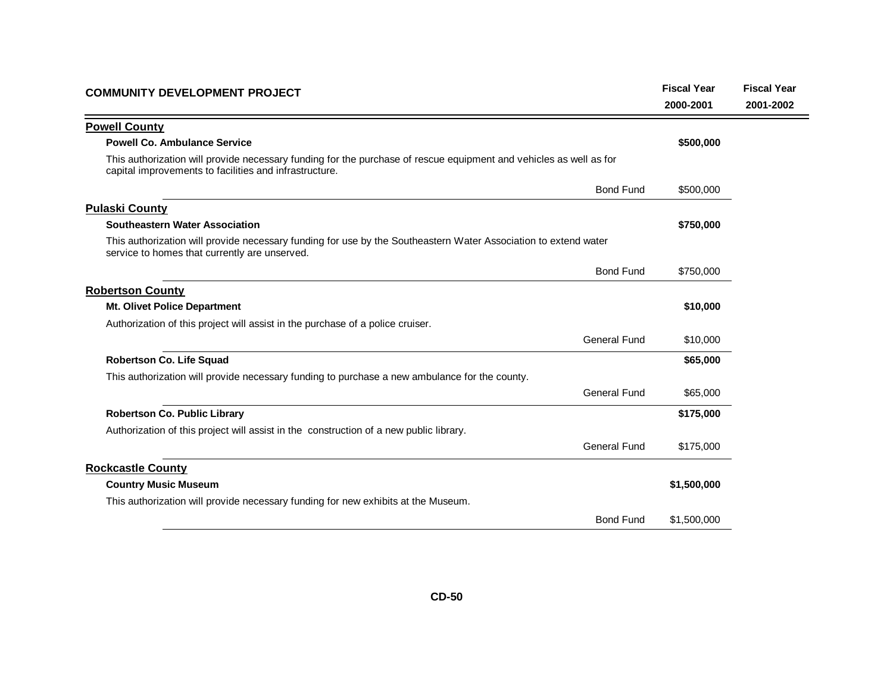| COMMUNITY DEVELOPMENT PROJECT | | Fiscal Year 2000-2001 | Fiscal Year 2001-2002 |
|---|---|---|---|
| **Powell County** | | | |
| **Powell Co. Ambulance Service** | | **$500,000** | |
| This authorization will provide necessary funding for the purchase of rescue equipment and vehicles as well as for capital improvements to facilities and infrastructure. | | | |
| | Bond Fund | $500,000 | |
| **Pulaski County** | | | |
| **Southeastern Water Association** | | **$750,000** | |
| This authorization will provide necessary funding for use by the Southeastern Water Association to extend water service to homes that currently are unserved. | | | |
| | Bond Fund | $750,000 | |
| **Robertson County** | | | |
| **Mt. Olivet Police Department** | | **$10,000** | |
| Authorization of this project will assist in the purchase of a police cruiser. | | | |
| | General Fund | $10,000 | |
| **Robertson Co. Life Squad** | | **$65,000** | |
| This authorization will provide necessary funding to purchase a new ambulance for the county. | | | |
| | General Fund | $65,000 | |
| **Robertson Co. Public Library** | | **$175,000** | |
| Authorization of this project will assist in the construction of a new public library. | | | |
| | General Fund | $175,000 | |
| **Rockcastle County** | | | |
| **Country Music Museum** | | **$1,500,000** | |
| This authorization will provide necessary funding for new exhibits at the Museum. | | | |
| | Bond Fund | $1,500,000 | |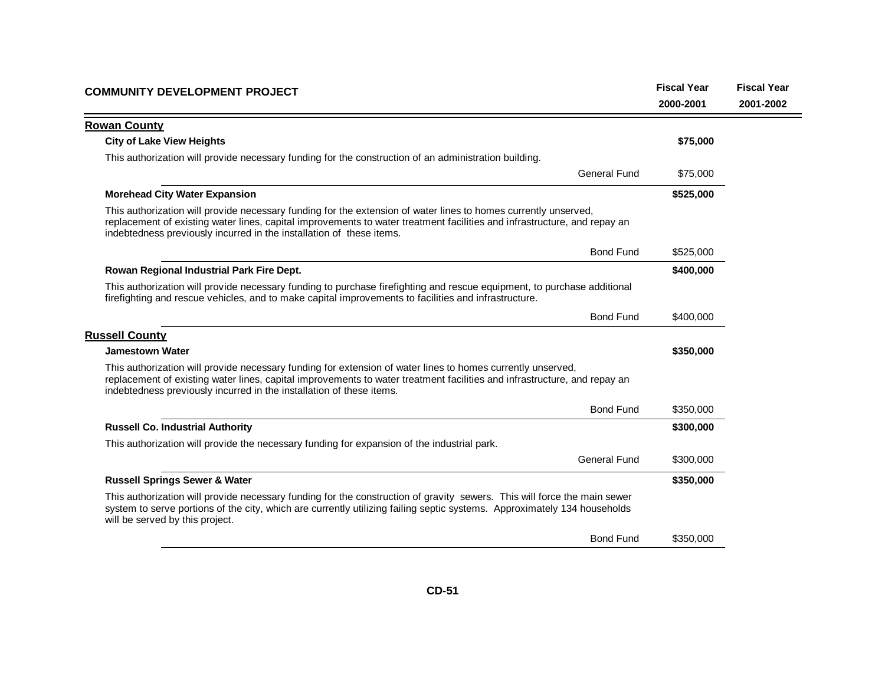| COMMUNITY DEVELOPMENT PROJECT | Fiscal Year 2000-2001 | Fiscal Year 2001-2002 |
|---|---|---|

## Rowan County

**City of Lake View Heights** — **$75,000**

This authorization will provide necessary funding for the construction of an administration building.

| | Fiscal Year 2000-2001 | Fiscal Year 2001-2002 |
|---|---|---|
| General Fund | $75,000 | |

**Morehead City Water Expansion** — **$525,000**

This authorization will provide necessary funding for the extension of water lines to homes currently unserved, replacement of existing water lines, capital improvements to water treatment facilities and infrastructure, and repay an indebtedness previously incurred in the installation of these items.

| | Fiscal Year 2000-2001 | Fiscal Year 2001-2002 |
|---|---|---|
| Bond Fund | $525,000 | |

**Rowan Regional Industrial Park Fire Dept.** — **$400,000**

This authorization will provide necessary funding to purchase firefighting and rescue equipment, to purchase additional firefighting and rescue vehicles, and to make capital improvements to facilities and infrastructure.

| | Fiscal Year 2000-2001 | Fiscal Year 2001-2002 |
|---|---|---|
| Bond Fund | $400,000 | |

## Russell County

**Jamestown Water** — **$350,000**

This authorization will provide necessary funding for extension of water lines to homes currently unserved, replacement of existing water lines, capital improvements to water treatment facilities and infrastructure, and repay an indebtedness previously incurred in the installation of these items.

| | Fiscal Year 2000-2001 | Fiscal Year 2001-2002 |
|---|---|---|
| Bond Fund | $350,000 | |

**Russell Co. Industrial Authority** — **$300,000**

This authorization will provide the necessary funding for expansion of the industrial park.

| | Fiscal Year 2000-2001 | Fiscal Year 2001-2002 |
|---|---|---|
| General Fund | $300,000 | |

**Russell Springs Sewer & Water** — **$350,000**

This authorization will provide necessary funding for the construction of gravity sewers. This will force the main sewer system to serve portions of the city, which are currently utilizing failing septic systems. Approximately 134 households will be served by this project.

| | Fiscal Year 2000-2001 | Fiscal Year 2001-2002 |
|---|---|---|
| Bond Fund | $350,000 | |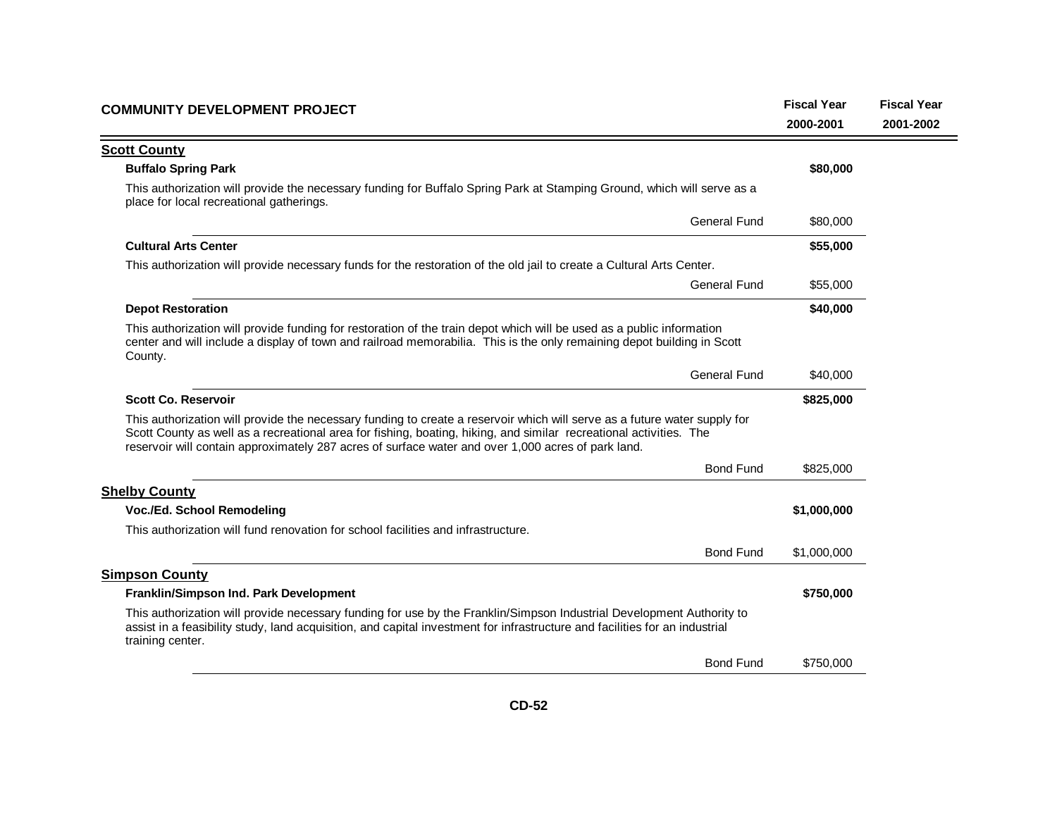| COMMUNITY DEVELOPMENT PROJECT | | Fiscal Year 2000-2001 | Fiscal Year 2001-2002 |
|---|---|---|---|

## Scott County

**Buffalo Spring Park** — **$80,000**

This authorization will provide the necessary funding for Buffalo Spring Park at Stamping Ground, which will serve as a place for local recreational gatherings.

| | Fiscal Year 2000-2001 | Fiscal Year 2001-2002 |
|---|---|---|
| General Fund | $80,000 | |

**Cultural Arts Center** — **$55,000**

This authorization will provide necessary funds for the restoration of the old jail to create a Cultural Arts Center.

| | Fiscal Year 2000-2001 | Fiscal Year 2001-2002 |
|---|---|---|
| General Fund | $55,000 | |

**Depot Restoration** — **$40,000**

This authorization will provide funding for restoration of the train depot which will be used as a public information center and will include a display of town and railroad memorabilia. This is the only remaining depot building in Scott County.

| | Fiscal Year 2000-2001 | Fiscal Year 2001-2002 |
|---|---|---|
| General Fund | $40,000 | |

**Scott Co. Reservoir** — **$825,000**

This authorization will provide the necessary funding to create a reservoir which will serve as a future water supply for Scott County as well as a recreational area for fishing, boating, hiking, and similar recreational activities. The reservoir will contain approximately 287 acres of surface water and over 1,000 acres of park land.

| | Fiscal Year 2000-2001 | Fiscal Year 2001-2002 |
|---|---|---|
| Bond Fund | $825,000 | |

## Shelby County

**Voc./Ed. School Remodeling** — **$1,000,000**

This authorization will fund renovation for school facilities and infrastructure.

| | Fiscal Year 2000-2001 | Fiscal Year 2001-2002 |
|---|---|---|
| Bond Fund | $1,000,000 | |

## Simpson County

**Franklin/Simpson Ind. Park Development** — **$750,000**

This authorization will provide necessary funding for use by the Franklin/Simpson Industrial Development Authority to assist in a feasibility study, land acquisition, and capital investment for infrastructure and facilities for an industrial training center.

| | Fiscal Year 2000-2001 | Fiscal Year 2001-2002 |
|---|---|---|
| Bond Fund | $750,000 | |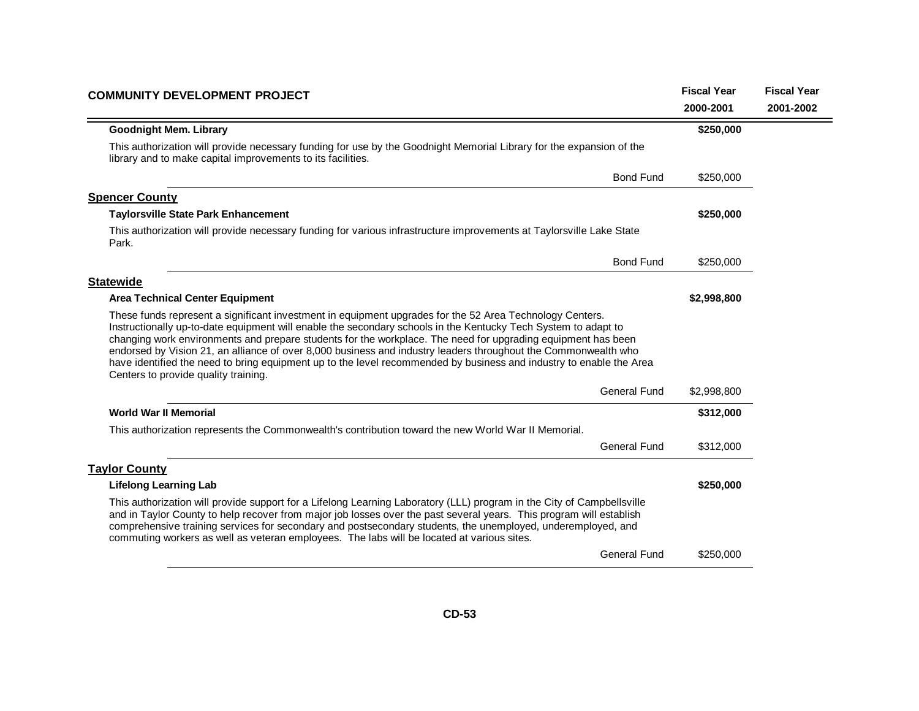| COMMUNITY DEVELOPMENT PROJECT | | Fiscal Year 2000-2001 | Fiscal Year 2001-2002 |
|---|---|---|---|
| **Goodnight Mem. Library** | | **$250,000** | |
| This authorization will provide necessary funding for use by the Goodnight Memorial Library for the expansion of the library and to make capital improvements to its facilities. | | | |
| | Bond Fund | $250,000 | |
| **Spencer County** | | | |
| **Taylorsville State Park Enhancement** | | **$250,000** | |
| This authorization will provide necessary funding for various infrastructure improvements at Taylorsville Lake State Park. | | | |
| | Bond Fund | $250,000 | |
| **Statewide** | | | |
| **Area Technical Center Equipment** | | **$2,998,800** | |
| These funds represent a significant investment in equipment upgrades for the 52 Area Technology Centers. Instructionally up-to-date equipment will enable the secondary schools in the Kentucky Tech System to adapt to changing work environments and prepare students for the workplace. The need for upgrading equipment has been endorsed by Vision 21, an alliance of over 8,000 business and industry leaders throughout the Commonwealth who have identified the need to bring equipment up to the level recommended by business and industry to enable the Area Centers to provide quality training. | | | |
| | General Fund | $2,998,800 | |
| **World War II Memorial** | | **$312,000** | |
| This authorization represents the Commonwealth's contribution toward the new World War II Memorial. | | | |
| | General Fund | $312,000 | |
| **Taylor County** | | | |
| **Lifelong Learning Lab** | | **$250,000** | |
| This authorization will provide support for a Lifelong Learning Laboratory (LLL) program in the City of Campbellsville and in Taylor County to help recover from major job losses over the past several years. This program will establish comprehensive training services for secondary and postsecondary students, the unemployed, underemployed, and commuting workers as well as veteran employees. The labs will be located at various sites. | | | |
| | General Fund | $250,000 | |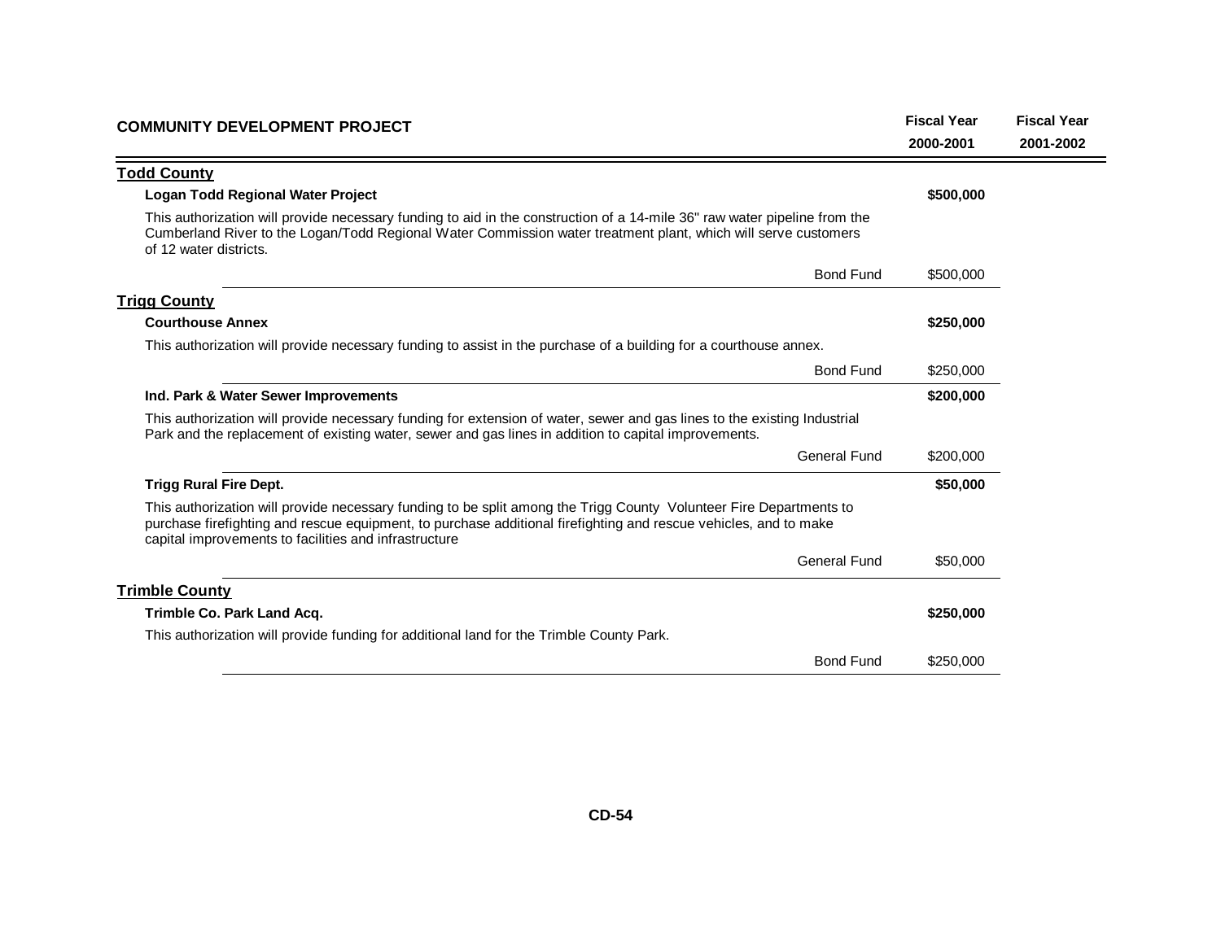| COMMUNITY DEVELOPMENT PROJECT | | Fiscal Year 2000-2001 | Fiscal Year 2001-2002 |
|---|---|---|---|
| **Todd County** | | | |
| **Logan Todd Regional Water Project** | | **$500,000** | |
| This authorization will provide necessary funding to aid in the construction of a 14-mile 36" raw water pipeline from the Cumberland River to the Logan/Todd Regional Water Commission water treatment plant, which will serve customers of 12 water districts. | | | |
| | Bond Fund | $500,000 | |
| **Trigg County** | | | |
| **Courthouse Annex** | | **$250,000** | |
| This authorization will provide necessary funding to assist in the purchase of a building for a courthouse annex. | | | |
| | Bond Fund | $250,000 | |
| **Ind. Park & Water Sewer Improvements** | | **$200,000** | |
| This authorization will provide necessary funding for extension of water, sewer and gas lines to the existing Industrial Park and the replacement of existing water, sewer and gas lines in addition to capital improvements. | | | |
| | General Fund | $200,000 | |
| **Trigg Rural Fire Dept.** | | **$50,000** | |
| This authorization will provide necessary funding to be split among the Trigg County Volunteer Fire Departments to purchase firefighting and rescue equipment, to purchase additional firefighting and rescue vehicles, and to make capital improvements to facilities and infrastructure | | | |
| | General Fund | $50,000 | |
| **Trimble County** | | | |
| **Trimble Co. Park Land Acq.** | | **$250,000** | |
| This authorization will provide funding for additional land for the Trimble County Park. | | | |
| | Bond Fund | $250,000 | |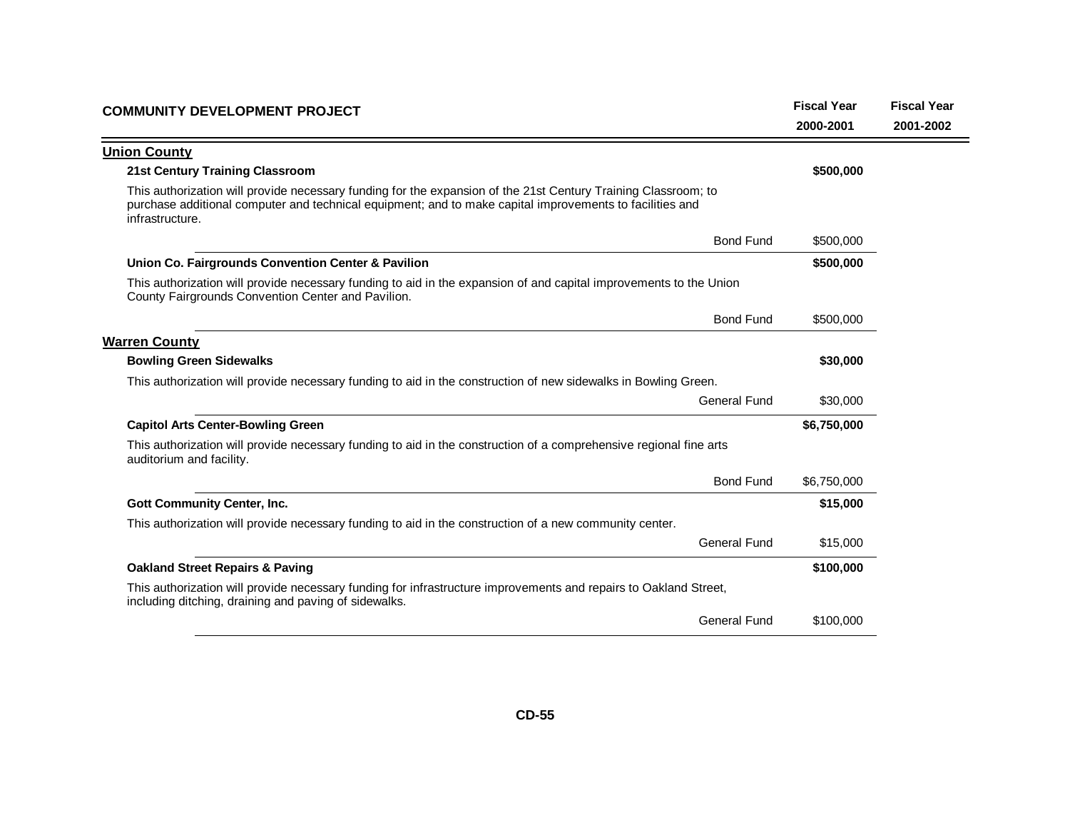| COMMUNITY DEVELOPMENT PROJECT | | Fiscal Year 2000-2001 | Fiscal Year 2001-2002 |
|---|---|---|---|

## Union County

**21st Century Training Classroom** — **$500,000**

This authorization will provide necessary funding for the expansion of the 21st Century Training Classroom; to purchase additional computer and technical equipment; and to make capital improvements to facilities and infrastructure.

| | Fiscal Year 2000-2001 | Fiscal Year 2001-2002 |
|---|---|---|
| Bond Fund | $500,000 | |

**Union Co. Fairgrounds Convention Center & Pavilion** — **$500,000**

This authorization will provide necessary funding to aid in the expansion of and capital improvements to the Union County Fairgrounds Convention Center and Pavilion.

| | Fiscal Year 2000-2001 | Fiscal Year 2001-2002 |
|---|---|---|
| Bond Fund | $500,000 | |

## Warren County

**Bowling Green Sidewalks** — **$30,000**

This authorization will provide necessary funding to aid in the construction of new sidewalks in Bowling Green.

| | Fiscal Year 2000-2001 | Fiscal Year 2001-2002 |
|---|---|---|
| General Fund | $30,000 | |

**Capitol Arts Center-Bowling Green** — **$6,750,000**

This authorization will provide necessary funding to aid in the construction of a comprehensive regional fine arts auditorium and facility.

| | Fiscal Year 2000-2001 | Fiscal Year 2001-2002 |
|---|---|---|
| Bond Fund | $6,750,000 | |

**Gott Community Center, Inc.** — **$15,000**

This authorization will provide necessary funding to aid in the construction of a new community center.

| | Fiscal Year 2000-2001 | Fiscal Year 2001-2002 |
|---|---|---|
| General Fund | $15,000 | |

**Oakland Street Repairs & Paving** — **$100,000**

This authorization will provide necessary funding for infrastructure improvements and repairs to Oakland Street, including ditching, draining and paving of sidewalks.

| | Fiscal Year 2000-2001 | Fiscal Year 2001-2002 |
|---|---|---|
| General Fund | $100,000 | |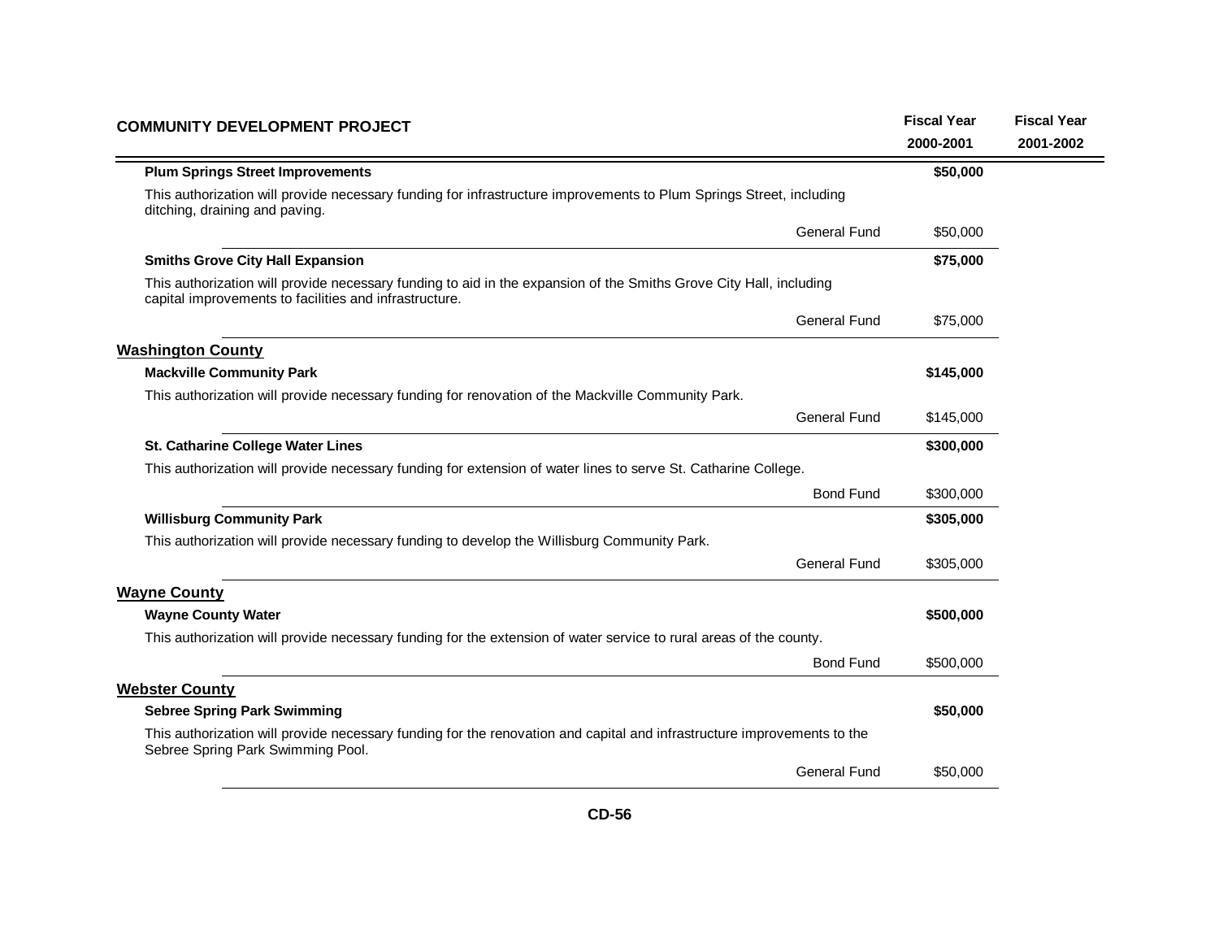| COMMUNITY DEVELOPMENT PROJECT | | Fiscal Year 2000-2001 | Fiscal Year 2001-2002 |
|---|---|---|---|
| **Plum Springs Street Improvements** | | **$50,000** | |
| This authorization will provide necessary funding for infrastructure improvements to Plum Springs Street, including ditching, draining and paving. | | | |
| | General Fund | $50,000 | |
| **Smiths Grove City Hall Expansion** | | **$75,000** | |
| This authorization will provide necessary funding to aid in the expansion of the Smiths Grove City Hall, including capital improvements to facilities and infrastructure. | | | |
| | General Fund | $75,000 | |
| **Washington County** | | | |
| **Mackville Community Park** | | **$145,000** | |
| This authorization will provide necessary funding for renovation of the Mackville Community Park. | | | |
| | General Fund | $145,000 | |
| **St. Catharine College Water Lines** | | **$300,000** | |
| This authorization will provide necessary funding for extension of water lines to serve St. Catharine College. | | | |
| | Bond Fund | $300,000 | |
| **Willisburg Community Park** | | **$305,000** | |
| This authorization will provide necessary funding to develop the Willisburg Community Park. | | | |
| | General Fund | $305,000 | |
| **Wayne County** | | | |
| **Wayne County Water** | | **$500,000** | |
| This authorization will provide necessary funding for the extension of water service to rural areas of the county. | | | |
| | Bond Fund | $500,000 | |
| **Webster County** | | | |
| **Sebree Spring Park Swimming** | | **$50,000** | |
| This authorization will provide necessary funding for the renovation and capital and infrastructure improvements to the Sebree Spring Park Swimming Pool. | | | |
| | General Fund | $50,000 | |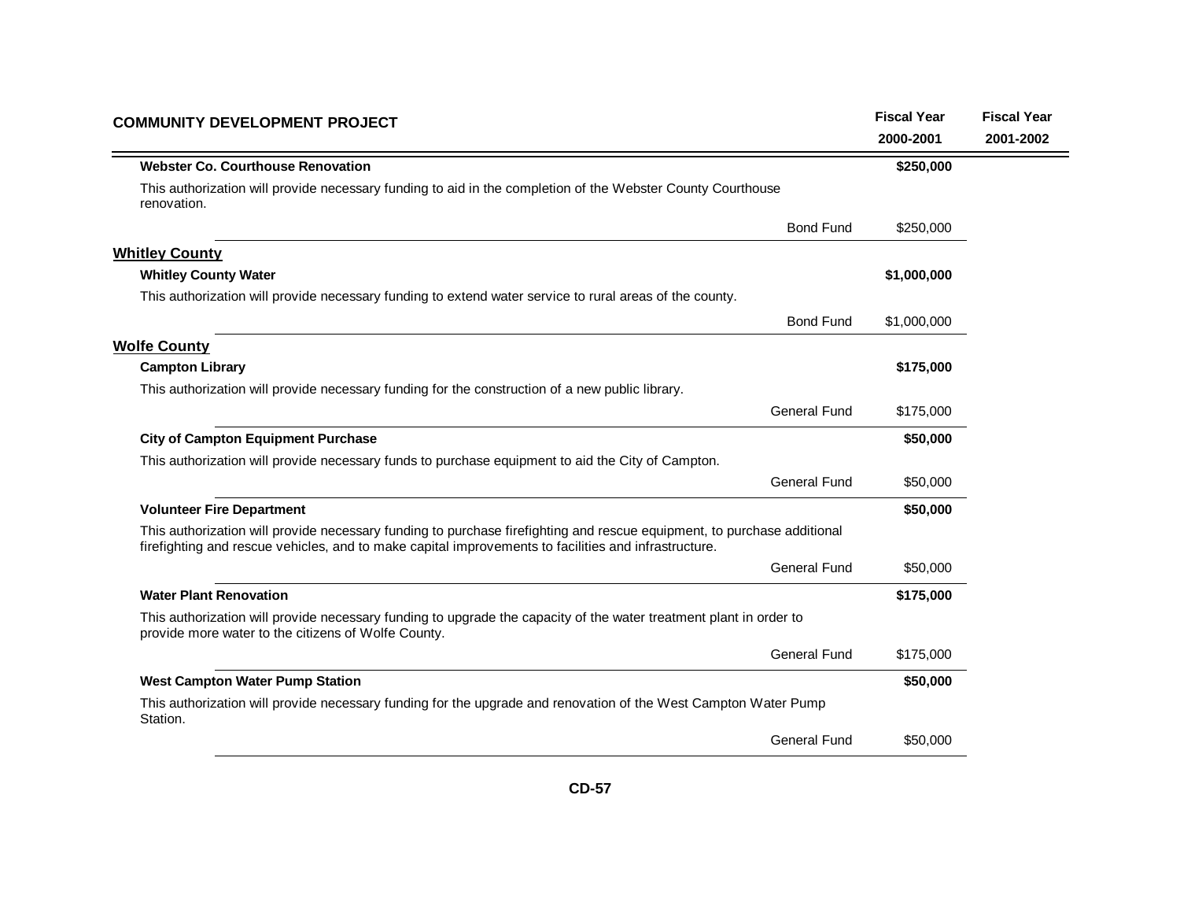| COMMUNITY DEVELOPMENT PROJECT | | Fiscal Year 2000-2001 | Fiscal Year 2001-2002 |
|---|---|---|---|
| **Webster Co. Courthouse Renovation** | | **$250,000** | |
| This authorization will provide necessary funding to aid in the completion of the Webster County Courthouse renovation. | | | |
| | Bond Fund | $250,000 | |
| **Whitley County** | | | |
| **Whitley County Water** | | **$1,000,000** | |
| This authorization will provide necessary funding to extend water service to rural areas of the county. | | | |
| | Bond Fund | $1,000,000 | |
| **Wolfe County** | | | |
| **Campton Library** | | **$175,000** | |
| This authorization will provide necessary funding for the construction of a new public library. | | | |
| | General Fund | $175,000 | |
| **City of Campton Equipment Purchase** | | **$50,000** | |
| This authorization will provide necessary funds to purchase equipment to aid the City of Campton. | | | |
| | General Fund | $50,000 | |
| **Volunteer Fire Department** | | **$50,000** | |
| This authorization will provide necessary funding to purchase firefighting and rescue equipment, to purchase additional firefighting and rescue vehicles, and to make capital improvements to facilities and infrastructure. | | | |
| | General Fund | $50,000 | |
| **Water Plant Renovation** | | **$175,000** | |
| This authorization will provide necessary funding to upgrade the capacity of the water treatment plant in order to provide more water to the citizens of Wolfe County. | | | |
| | General Fund | $175,000 | |
| **West Campton Water Pump Station** | | **$50,000** | |
| This authorization will provide necessary funding for the upgrade and renovation of the West Campton Water Pump Station. | | | |
| | General Fund | $50,000 | |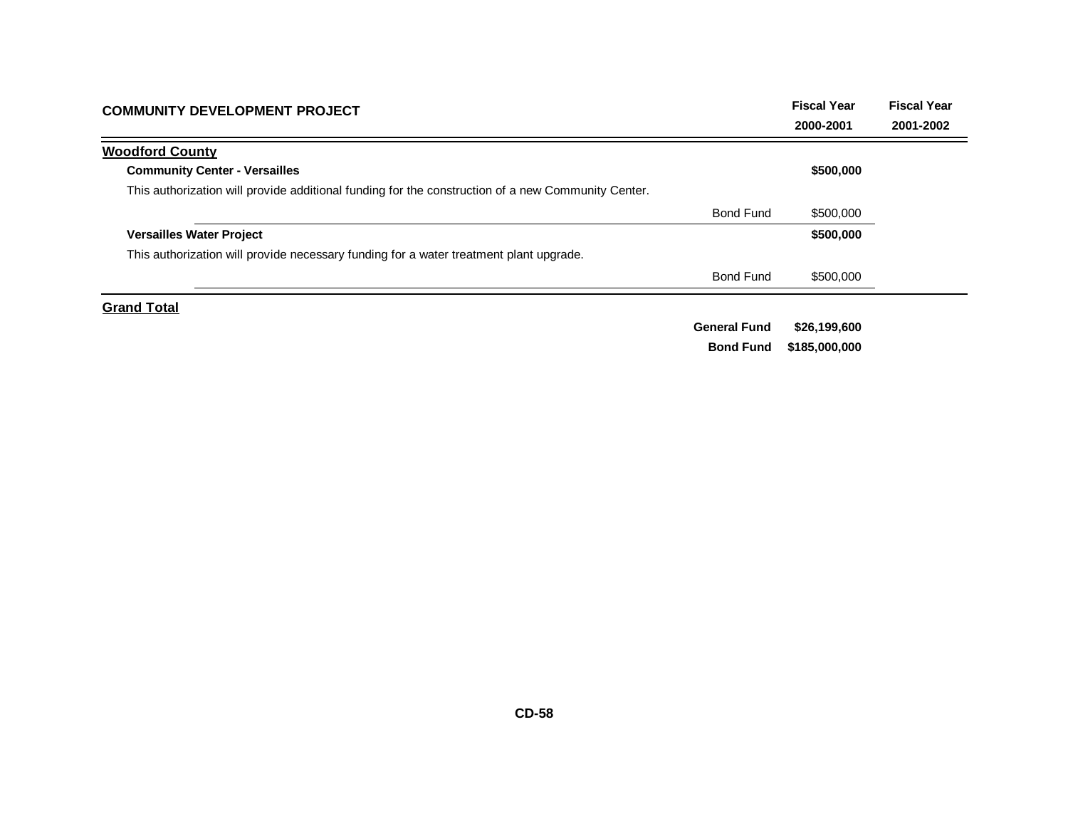| COMMUNITY DEVELOPMENT PROJECT | | Fiscal Year 2000-2001 | Fiscal Year 2001-2002 |
|---|---|---|---|
| **Woodford County** | | | |
| **Community Center - Versailles** | | **$500,000** | |
| This authorization will provide additional funding for the construction of a new Community Center. | | | |
| | Bond Fund | $500,000 | |
| **Versailles Water Project** | | **$500,000** | |
| This authorization will provide necessary funding for a water treatment plant upgrade. | | | |
| | Bond Fund | $500,000 | |
| **Grand Total** | | | |
| | **General Fund** | **$26,199,600** | |
| | **Bond Fund** | **$185,000,000** | |

**CD-58**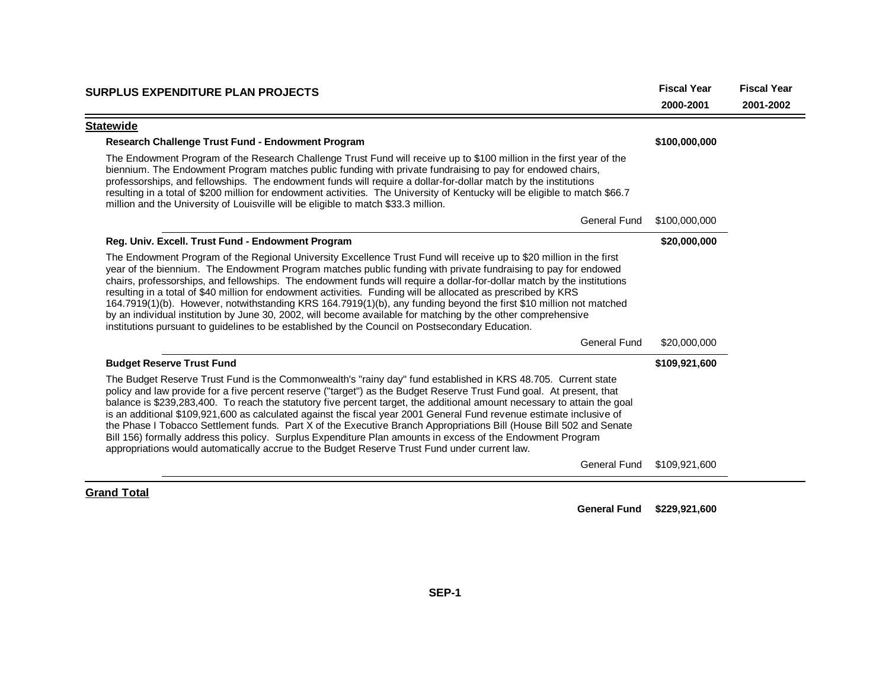| SURPLUS EXPENDITURE PLAN PROJECTS | | Fiscal Year 2000-2001 | Fiscal Year 2001-2002 |
|---|---|---|---|
| **Statewide** | | | |
| **Research Challenge Trust Fund - Endowment Program** | | **$100,000,000** | |
| The Endowment Program of the Research Challenge Trust Fund will receive up to $100 million in the first year of the biennium. The Endowment Program matches public funding with private fundraising to pay for endowed chairs, professorships, and fellowships. The endowment funds will require a dollar-for-dollar match by the institutions resulting in a total of $200 million for endowment activities. The University of Kentucky will be eligible to match $66.7 million and the University of Louisville will be eligible to match $33.3 million. | | | |
| | General Fund | $100,000,000 | |
| **Reg. Univ. Excell. Trust Fund - Endowment Program** | | **$20,000,000** | |
| The Endowment Program of the Regional University Excellence Trust Fund will receive up to $20 million in the first year of the biennium. The Endowment Program matches public funding with private fundraising to pay for endowed chairs, professorships, and fellowships. The endowment funds will require a dollar-for-dollar match by the institutions resulting in a total of $40 million for endowment activities. Funding will be allocated as prescribed by KRS 164.7919(1)(b). However, notwithstanding KRS 164.7919(1)(b), any funding beyond the first $10 million not matched by an individual institution by June 30, 2002, will become available for matching by the other comprehensive institutions pursuant to guidelines to be established by the Council on Postsecondary Education. | | | |
| | General Fund | $20,000,000 | |
| **Budget Reserve Trust Fund** | | **$109,921,600** | |
| The Budget Reserve Trust Fund is the Commonwealth's "rainy day" fund established in KRS 48.705. Current state policy and law provide for a five percent reserve ("target") as the Budget Reserve Trust Fund goal. At present, that balance is $239,283,400. To reach the statutory five percent target, the additional amount necessary to attain the goal is an additional $109,921,600 as calculated against the fiscal year 2001 General Fund revenue estimate inclusive of the Phase I Tobacco Settlement funds. Part X of the Executive Branch Appropriations Bill (House Bill 502 and Senate Bill 156) formally address this policy. Surplus Expenditure Plan amounts in excess of the Endowment Program appropriations would automatically accrue to the Budget Reserve Trust Fund under current law. | | | |
| | General Fund | $109,921,600 | |
| **Grand Total** | | | |
| | **General Fund** | **$229,921,600** | |

**SEP-1**